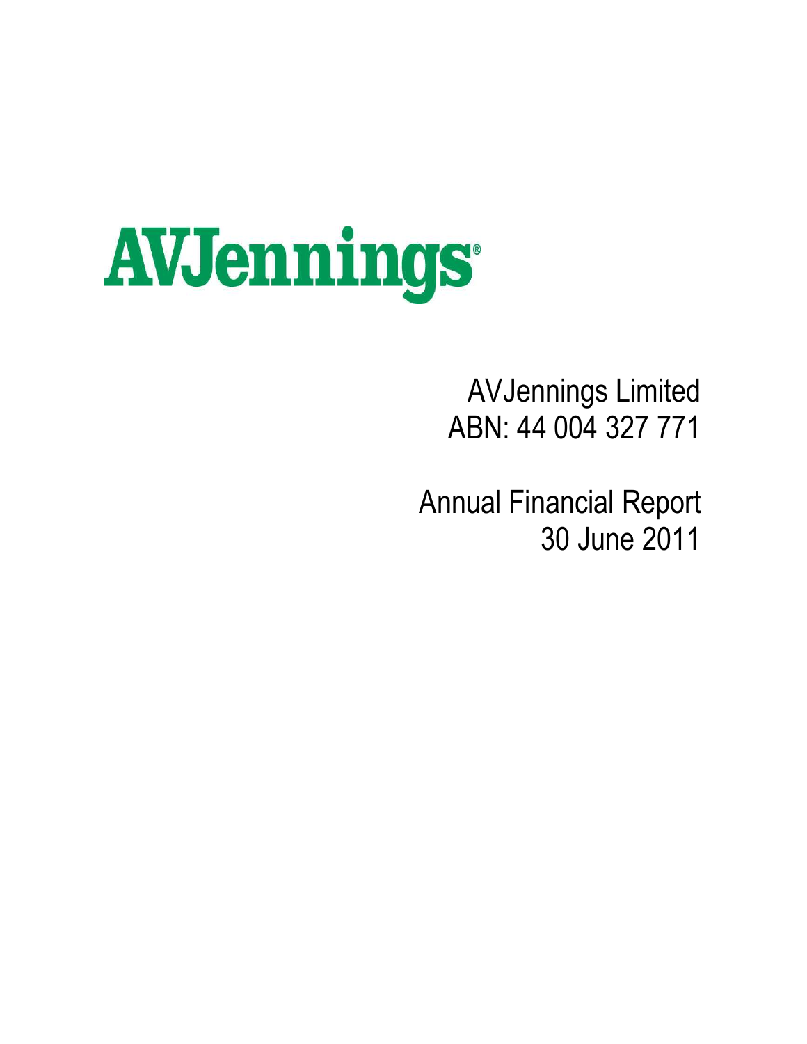# AVJennings®

AVJennings Limited
ABN: 44 004 327 771

Annual Financial Report
30 June 2011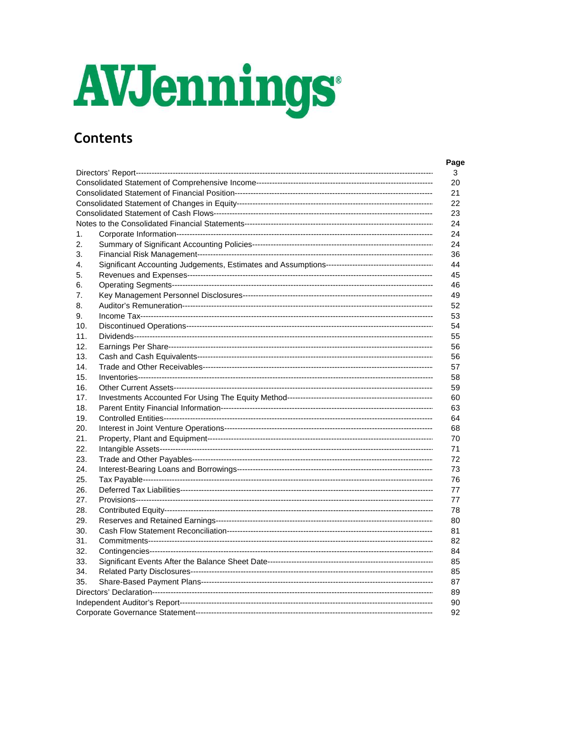# AVJennings

## Contents

| | | Page |
|---|---|---|
| Directors' Report | | 3 |
| Consolidated Statement of Comprehensive Income | | 20 |
| Consolidated Statement of Financial Position | | 21 |
| Consolidated Statement of Changes in Equity | | 22 |
| Consolidated Statement of Cash Flows | | 23 |
| Notes to the Consolidated Financial Statements | | 24 |
| 1. | Corporate Information | 24 |
| 2. | Summary of Significant Accounting Policies | 24 |
| 3. | Financial Risk Management | 36 |
| 4. | Significant Accounting Judgements, Estimates and Assumptions | 44 |
| 5. | Revenues and Expenses | 45 |
| 6. | Operating Segments | 46 |
| 7. | Key Management Personnel Disclosures | 49 |
| 8. | Auditor's Remuneration | 52 |
| 9. | Income Tax | 53 |
| 10. | Discontinued Operations | 54 |
| 11. | Dividends | 55 |
| 12. | Earnings Per Share | 56 |
| 13. | Cash and Cash Equivalents | 56 |
| 14. | Trade and Other Receivables | 57 |
| 15. | Inventories | 58 |
| 16. | Other Current Assets | 59 |
| 17. | Investments Accounted For Using The Equity Method | 60 |
| 18. | Parent Entity Financial Information | 63 |
| 19. | Controlled Entities | 64 |
| 20. | Interest in Joint Venture Operations | 68 |
| 21. | Property, Plant and Equipment | 70 |
| 22. | Intangible Assets | 71 |
| 23. | Trade and Other Payables | 72 |
| 24. | Interest-Bearing Loans and Borrowings | 73 |
| 25. | Tax Payable | 76 |
| 26. | Deferred Tax Liabilities | 77 |
| 27. | Provisions | 77 |
| 28. | Contributed Equity | 78 |
| 29. | Reserves and Retained Earnings | 80 |
| 30. | Cash Flow Statement Reconciliation | 81 |
| 31. | Commitments | 82 |
| 32. | Contingencies | 84 |
| 33. | Significant Events After the Balance Sheet Date | 85 |
| 34. | Related Party Disclosures | 85 |
| 35. | Share-Based Payment Plans | 87 |
| Directors' Declaration | | 89 |
| Independent Auditor's Report | | 90 |
| Corporate Governance Statement | | 92 |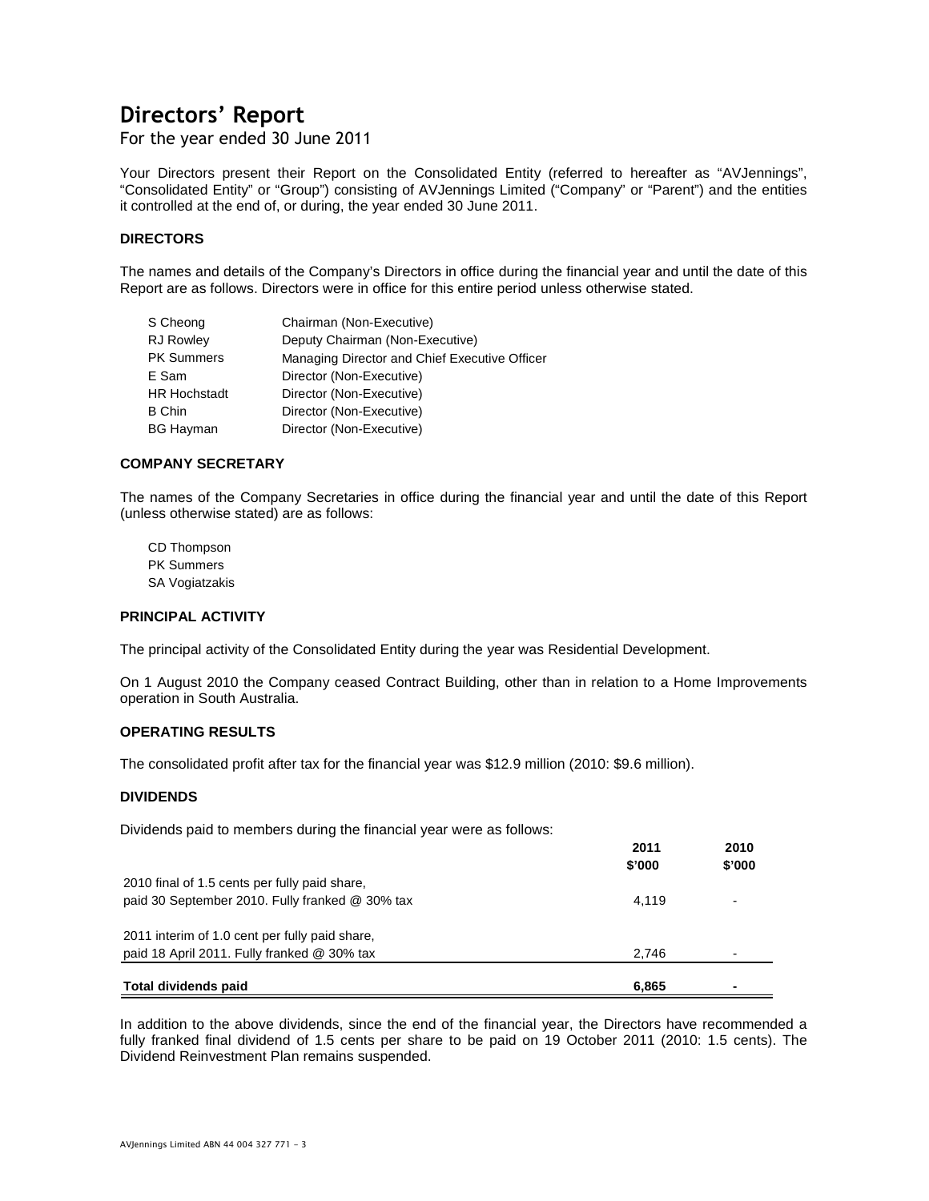# Directors' Report

For the year ended 30 June 2011

Your Directors present their Report on the Consolidated Entity (referred to hereafter as "AVJennings", "Consolidated Entity" or "Group") consisting of AVJennings Limited ("Company" or "Parent") and the entities it controlled at the end of, or during, the year ended 30 June 2011.

### DIRECTORS

The names and details of the Company's Directors in office during the financial year and until the date of this Report are as follows. Directors were in office for this entire period unless otherwise stated.

| | |
|---|---|
| S Cheong | Chairman (Non-Executive) |
| RJ Rowley | Deputy Chairman (Non-Executive) |
| PK Summers | Managing Director and Chief Executive Officer |
| E Sam | Director (Non-Executive) |
| HR Hochstadt | Director (Non-Executive) |
| B Chin | Director (Non-Executive) |
| BG Hayman | Director (Non-Executive) |

### COMPANY SECRETARY

The names of the Company Secretaries in office during the financial year and until the date of this Report (unless otherwise stated) are as follows:

CD Thompson
PK Summers
SA Vogiatzakis

### PRINCIPAL ACTIVITY

The principal activity of the Consolidated Entity during the year was Residential Development.

On 1 August 2010 the Company ceased Contract Building, other than in relation to a Home Improvements operation in South Australia.

### OPERATING RESULTS

The consolidated profit after tax for the financial year was $12.9 million (2010: $9.6 million).

### DIVIDENDS

Dividends paid to members during the financial year were as follows:

| | 2011 $'000 | 2010 $'000 |
|---|---|---|
| 2010 final of 1.5 cents per fully paid share, paid 30 September 2010. Fully franked @ 30% tax | 4,119 | - |
| 2011 interim of 1.0 cent per fully paid share, paid 18 April 2011. Fully franked @ 30% tax | 2,746 | - |
| **Total dividends paid** | **6,865** | **-** |

In addition to the above dividends, since the end of the financial year, the Directors have recommended a fully franked final dividend of 1.5 cents per share to be paid on 19 October 2011 (2010: 1.5 cents). The Dividend Reinvestment Plan remains suspended.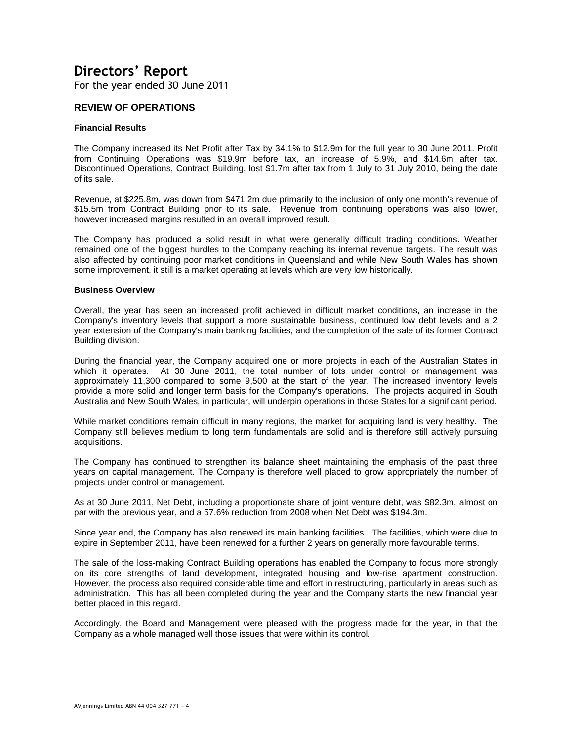# Directors' Report

For the year ended 30 June 2011

## REVIEW OF OPERATIONS

### Financial Results

The Company increased its Net Profit after Tax by 34.1% to $12.9m for the full year to 30 June 2011. Profit from Continuing Operations was $19.9m before tax, an increase of 5.9%, and $14.6m after tax. Discontinued Operations, Contract Building, lost $1.7m after tax from 1 July to 31 July 2010, being the date of its sale.

Revenue, at $225.8m, was down from $471.2m due primarily to the inclusion of only one month's revenue of $15.5m from Contract Building prior to its sale. Revenue from continuing operations was also lower, however increased margins resulted in an overall improved result.

The Company has produced a solid result in what were generally difficult trading conditions. Weather remained one of the biggest hurdles to the Company reaching its internal revenue targets. The result was also affected by continuing poor market conditions in Queensland and while New South Wales has shown some improvement, it still is a market operating at levels which are very low historically.

### Business Overview

Overall, the year has seen an increased profit achieved in difficult market conditions, an increase in the Company's inventory levels that support a more sustainable business, continued low debt levels and a 2 year extension of the Company's main banking facilities, and the completion of the sale of its former Contract Building division.

During the financial year, the Company acquired one or more projects in each of the Australian States in which it operates. At 30 June 2011, the total number of lots under control or management was approximately 11,300 compared to some 9,500 at the start of the year. The increased inventory levels provide a more solid and longer term basis for the Company's operations. The projects acquired in South Australia and New South Wales, in particular, will underpin operations in those States for a significant period.

While market conditions remain difficult in many regions, the market for acquiring land is very healthy. The Company still believes medium to long term fundamentals are solid and is therefore still actively pursuing acquisitions.

The Company has continued to strengthen its balance sheet maintaining the emphasis of the past three years on capital management. The Company is therefore well placed to grow appropriately the number of projects under control or management.

As at 30 June 2011, Net Debt, including a proportionate share of joint venture debt, was $82.3m, almost on par with the previous year, and a 57.6% reduction from 2008 when Net Debt was $194.3m.

Since year end, the Company has also renewed its main banking facilities. The facilities, which were due to expire in September 2011, have been renewed for a further 2 years on generally more favourable terms.

The sale of the loss-making Contract Building operations has enabled the Company to focus more strongly on its core strengths of land development, integrated housing and low-rise apartment construction. However, the process also required considerable time and effort in restructuring, particularly in areas such as administration. This has all been completed during the year and the Company starts the new financial year better placed in this regard.

Accordingly, the Board and Management were pleased with the progress made for the year, in that the Company as a whole managed well those issues that were within its control.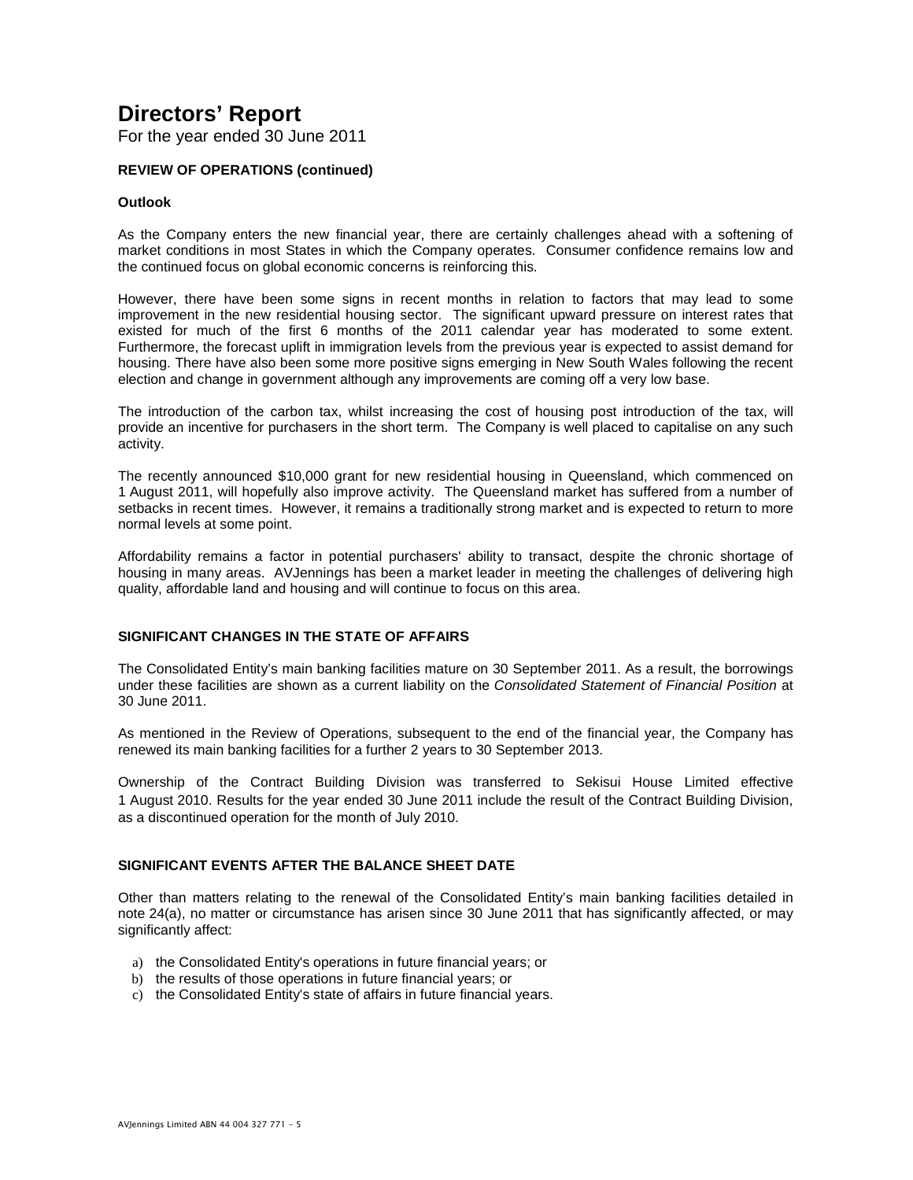# Directors' Report

For the year ended 30 June 2011

### REVIEW OF OPERATIONS (continued)

#### Outlook

As the Company enters the new financial year, there are certainly challenges ahead with a softening of market conditions in most States in which the Company operates. Consumer confidence remains low and the continued focus on global economic concerns is reinforcing this.

However, there have been some signs in recent months in relation to factors that may lead to some improvement in the new residential housing sector. The significant upward pressure on interest rates that existed for much of the first 6 months of the 2011 calendar year has moderated to some extent. Furthermore, the forecast uplift in immigration levels from the previous year is expected to assist demand for housing. There have also been some more positive signs emerging in New South Wales following the recent election and change in government although any improvements are coming off a very low base.

The introduction of the carbon tax, whilst increasing the cost of housing post introduction of the tax, will provide an incentive for purchasers in the short term. The Company is well placed to capitalise on any such activity.

The recently announced $10,000 grant for new residential housing in Queensland, which commenced on 1 August 2011, will hopefully also improve activity. The Queensland market has suffered from a number of setbacks in recent times. However, it remains a traditionally strong market and is expected to return to more normal levels at some point.

Affordability remains a factor in potential purchasers' ability to transact, despite the chronic shortage of housing in many areas. AVJennings has been a market leader in meeting the challenges of delivering high quality, affordable land and housing and will continue to focus on this area.

### SIGNIFICANT CHANGES IN THE STATE OF AFFAIRS

The Consolidated Entity's main banking facilities mature on 30 September 2011. As a result, the borrowings under these facilities are shown as a current liability on the *Consolidated Statement of Financial Position* at 30 June 2011.

As mentioned in the Review of Operations, subsequent to the end of the financial year, the Company has renewed its main banking facilities for a further 2 years to 30 September 2013.

Ownership of the Contract Building Division was transferred to Sekisui House Limited effective 1 August 2010. Results for the year ended 30 June 2011 include the result of the Contract Building Division, as a discontinued operation for the month of July 2010.

### SIGNIFICANT EVENTS AFTER THE BALANCE SHEET DATE

Other than matters relating to the renewal of the Consolidated Entity's main banking facilities detailed in note 24(a), no matter or circumstance has arisen since 30 June 2011 that has significantly affected, or may significantly affect:

a) the Consolidated Entity's operations in future financial years; or
b) the results of those operations in future financial years; or
c) the Consolidated Entity's state of affairs in future financial years.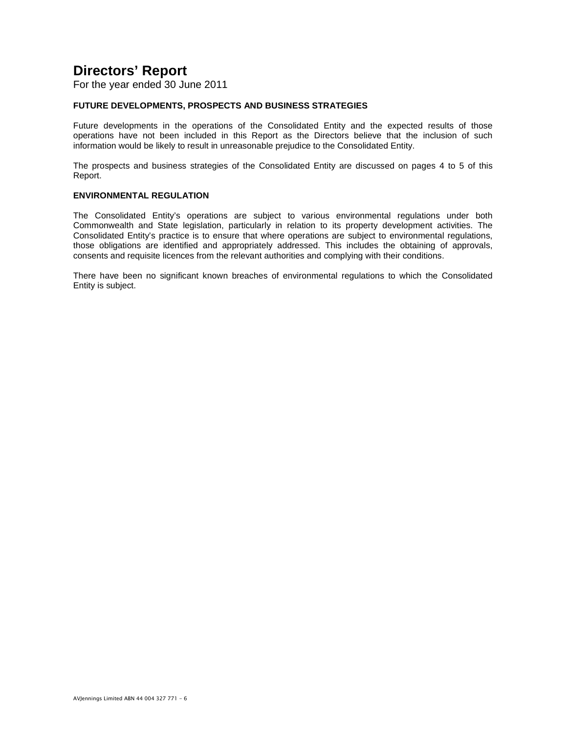# Directors' Report

For the year ended 30 June 2011

### FUTURE DEVELOPMENTS, PROSPECTS AND BUSINESS STRATEGIES

Future developments in the operations of the Consolidated Entity and the expected results of those operations have not been included in this Report as the Directors believe that the inclusion of such information would be likely to result in unreasonable prejudice to the Consolidated Entity.

The prospects and business strategies of the Consolidated Entity are discussed on pages 4 to 5 of this Report.

### ENVIRONMENTAL REGULATION

The Consolidated Entity's operations are subject to various environmental regulations under both Commonwealth and State legislation, particularly in relation to its property development activities. The Consolidated Entity's practice is to ensure that where operations are subject to environmental regulations, those obligations are identified and appropriately addressed. This includes the obtaining of approvals, consents and requisite licences from the relevant authorities and complying with their conditions.

There have been no significant known breaches of environmental regulations to which the Consolidated Entity is subject.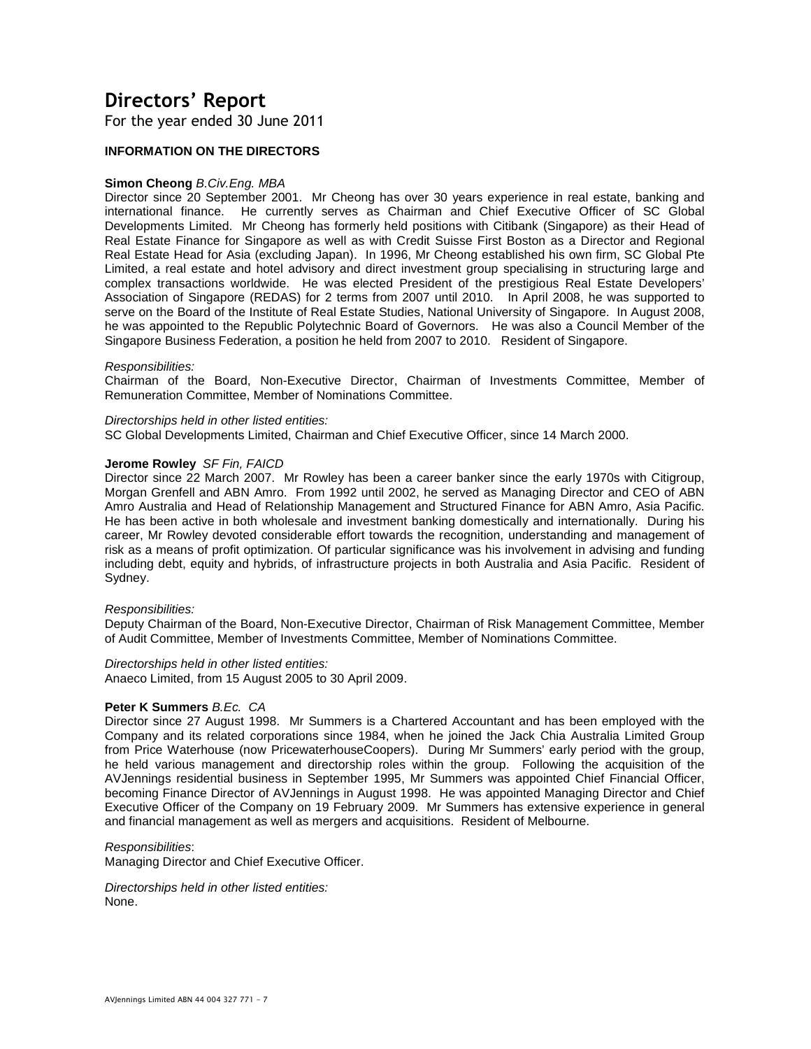# Directors' Report

For the year ended 30 June 2011

## INFORMATION ON THE DIRECTORS

**Simon Cheong** *B.Civ.Eng. MBA*
Director since 20 September 2001. Mr Cheong has over 30 years experience in real estate, banking and international finance. He currently serves as Chairman and Chief Executive Officer of SC Global Developments Limited. Mr Cheong has formerly held positions with Citibank (Singapore) as their Head of Real Estate Finance for Singapore as well as with Credit Suisse First Boston as a Director and Regional Real Estate Head for Asia (excluding Japan). In 1996, Mr Cheong established his own firm, SC Global Pte Limited, a real estate and hotel advisory and direct investment group specialising in structuring large and complex transactions worldwide. He was elected President of the prestigious Real Estate Developers' Association of Singapore (REDAS) for 2 terms from 2007 until 2010. In April 2008, he was supported to serve on the Board of the Institute of Real Estate Studies, National University of Singapore. In August 2008, he was appointed to the Republic Polytechnic Board of Governors. He was also a Council Member of the Singapore Business Federation, a position he held from 2007 to 2010. Resident of Singapore.

*Responsibilities:*
Chairman of the Board, Non-Executive Director, Chairman of Investments Committee, Member of Remuneration Committee, Member of Nominations Committee.

*Directorships held in other listed entities:*
SC Global Developments Limited, Chairman and Chief Executive Officer, since 14 March 2000.

**Jerome Rowley** *SF Fin, FAICD*
Director since 22 March 2007. Mr Rowley has been a career banker since the early 1970s with Citigroup, Morgan Grenfell and ABN Amro. From 1992 until 2002, he served as Managing Director and CEO of ABN Amro Australia and Head of Relationship Management and Structured Finance for ABN Amro, Asia Pacific. He has been active in both wholesale and investment banking domestically and internationally. During his career, Mr Rowley devoted considerable effort towards the recognition, understanding and management of risk as a means of profit optimization. Of particular significance was his involvement in advising and funding including debt, equity and hybrids, of infrastructure projects in both Australia and Asia Pacific. Resident of Sydney.

*Responsibilities:*
Deputy Chairman of the Board, Non-Executive Director, Chairman of Risk Management Committee, Member of Audit Committee, Member of Investments Committee, Member of Nominations Committee.

*Directorships held in other listed entities:*
Anaeco Limited, from 15 August 2005 to 30 April 2009.

**Peter K Summers** *B.Ec. CA*
Director since 27 August 1998. Mr Summers is a Chartered Accountant and has been employed with the Company and its related corporations since 1984, when he joined the Jack Chia Australia Limited Group from Price Waterhouse (now PricewaterhouseCoopers). During Mr Summers' early period with the group, he held various management and directorship roles within the group. Following the acquisition of the AVJennings residential business in September 1995, Mr Summers was appointed Chief Financial Officer, becoming Finance Director of AVJennings in August 1998. He was appointed Managing Director and Chief Executive Officer of the Company on 19 February 2009. Mr Summers has extensive experience in general and financial management as well as mergers and acquisitions. Resident of Melbourne.

*Responsibilities*:
Managing Director and Chief Executive Officer.

*Directorships held in other listed entities:*
None.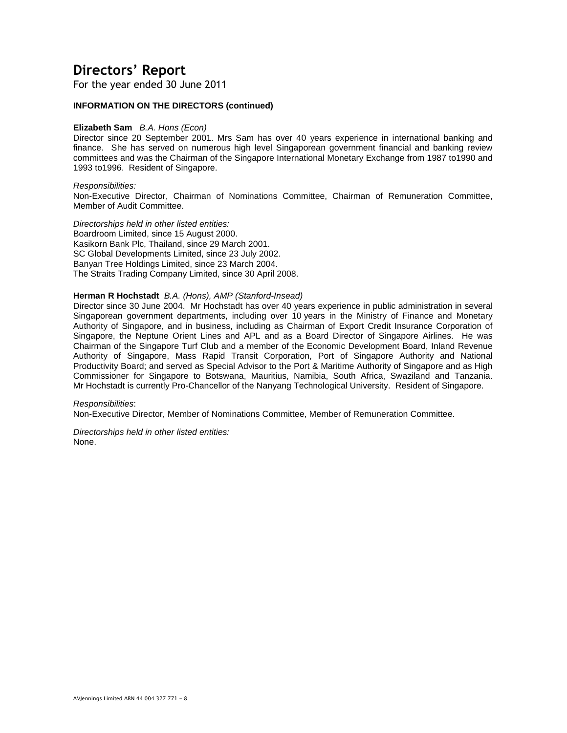# Directors' Report

For the year ended 30 June 2011

### INFORMATION ON THE DIRECTORS (continued)

**Elizabeth Sam** *B.A. Hons (Econ)*
Director since 20 September 2001. Mrs Sam has over 40 years experience in international banking and finance. She has served on numerous high level Singaporean government financial and banking review committees and was the Chairman of the Singapore International Monetary Exchange from 1987 to1990 and 1993 to1996. Resident of Singapore.

*Responsibilities:*
Non-Executive Director, Chairman of Nominations Committee, Chairman of Remuneration Committee, Member of Audit Committee.

*Directorships held in other listed entities:*
Boardroom Limited, since 15 August 2000.
Kasikorn Bank Plc, Thailand, since 29 March 2001.
SC Global Developments Limited, since 23 July 2002.
Banyan Tree Holdings Limited, since 23 March 2004.
The Straits Trading Company Limited, since 30 April 2008.

**Herman R Hochstadt** *B.A. (Hons), AMP (Stanford-Insead)*
Director since 30 June 2004. Mr Hochstadt has over 40 years experience in public administration in several Singaporean government departments, including over 10 years in the Ministry of Finance and Monetary Authority of Singapore, and in business, including as Chairman of Export Credit Insurance Corporation of Singapore, the Neptune Orient Lines and APL and as a Board Director of Singapore Airlines. He was Chairman of the Singapore Turf Club and a member of the Economic Development Board, Inland Revenue Authority of Singapore, Mass Rapid Transit Corporation, Port of Singapore Authority and National Productivity Board; and served as Special Advisor to the Port & Maritime Authority of Singapore and as High Commissioner for Singapore to Botswana, Mauritius, Namibia, South Africa, Swaziland and Tanzania. Mr Hochstadt is currently Pro-Chancellor of the Nanyang Technological University. Resident of Singapore.

*Responsibilities*:
Non-Executive Director, Member of Nominations Committee, Member of Remuneration Committee.

*Directorships held in other listed entities:*
None.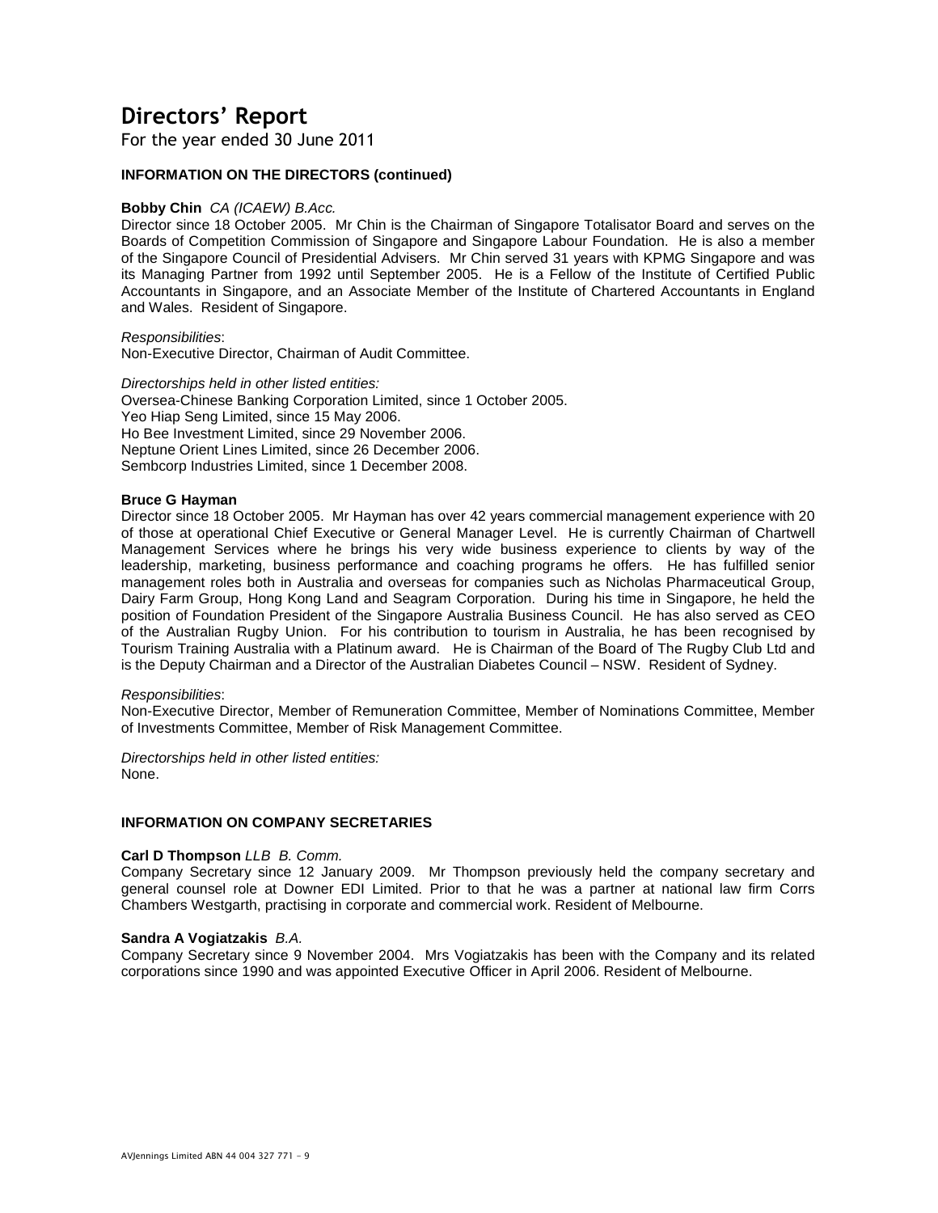# Directors' Report

For the year ended 30 June 2011

### INFORMATION ON THE DIRECTORS (continued)

**Bobby Chin** *CA (ICAEW) B.Acc.*

Director since 18 October 2005. Mr Chin is the Chairman of Singapore Totalisator Board and serves on the Boards of Competition Commission of Singapore and Singapore Labour Foundation. He is also a member of the Singapore Council of Presidential Advisers. Mr Chin served 31 years with KPMG Singapore and was its Managing Partner from 1992 until September 2005. He is a Fellow of the Institute of Certified Public Accountants in Singapore, and an Associate Member of the Institute of Chartered Accountants in England and Wales. Resident of Singapore.

*Responsibilities*:
Non-Executive Director, Chairman of Audit Committee.

*Directorships held in other listed entities:*
Oversea-Chinese Banking Corporation Limited, since 1 October 2005.
Yeo Hiap Seng Limited, since 15 May 2006.
Ho Bee Investment Limited, since 29 November 2006.
Neptune Orient Lines Limited, since 26 December 2006.
Sembcorp Industries Limited, since 1 December 2008.

**Bruce G Hayman**

Director since 18 October 2005. Mr Hayman has over 42 years commercial management experience with 20 of those at operational Chief Executive or General Manager Level. He is currently Chairman of Chartwell Management Services where he brings his very wide business experience to clients by way of the leadership, marketing, business performance and coaching programs he offers. He has fulfilled senior management roles both in Australia and overseas for companies such as Nicholas Pharmaceutical Group, Dairy Farm Group, Hong Kong Land and Seagram Corporation. During his time in Singapore, he held the position of Foundation President of the Singapore Australia Business Council. He has also served as CEO of the Australian Rugby Union. For his contribution to tourism in Australia, he has been recognised by Tourism Training Australia with a Platinum award. He is Chairman of the Board of The Rugby Club Ltd and is the Deputy Chairman and a Director of the Australian Diabetes Council – NSW. Resident of Sydney.

*Responsibilities*:
Non-Executive Director, Member of Remuneration Committee, Member of Nominations Committee, Member of Investments Committee, Member of Risk Management Committee.

*Directorships held in other listed entities:*
None.

### INFORMATION ON COMPANY SECRETARIES

**Carl D Thompson** *LLB B. Comm.*

Company Secretary since 12 January 2009. Mr Thompson previously held the company secretary and general counsel role at Downer EDI Limited. Prior to that he was a partner at national law firm Corrs Chambers Westgarth, practising in corporate and commercial work. Resident of Melbourne.

**Sandra A Vogiatzakis** *B.A.*

Company Secretary since 9 November 2004. Mrs Vogiatzakis has been with the Company and its related corporations since 1990 and was appointed Executive Officer in April 2006. Resident of Melbourne.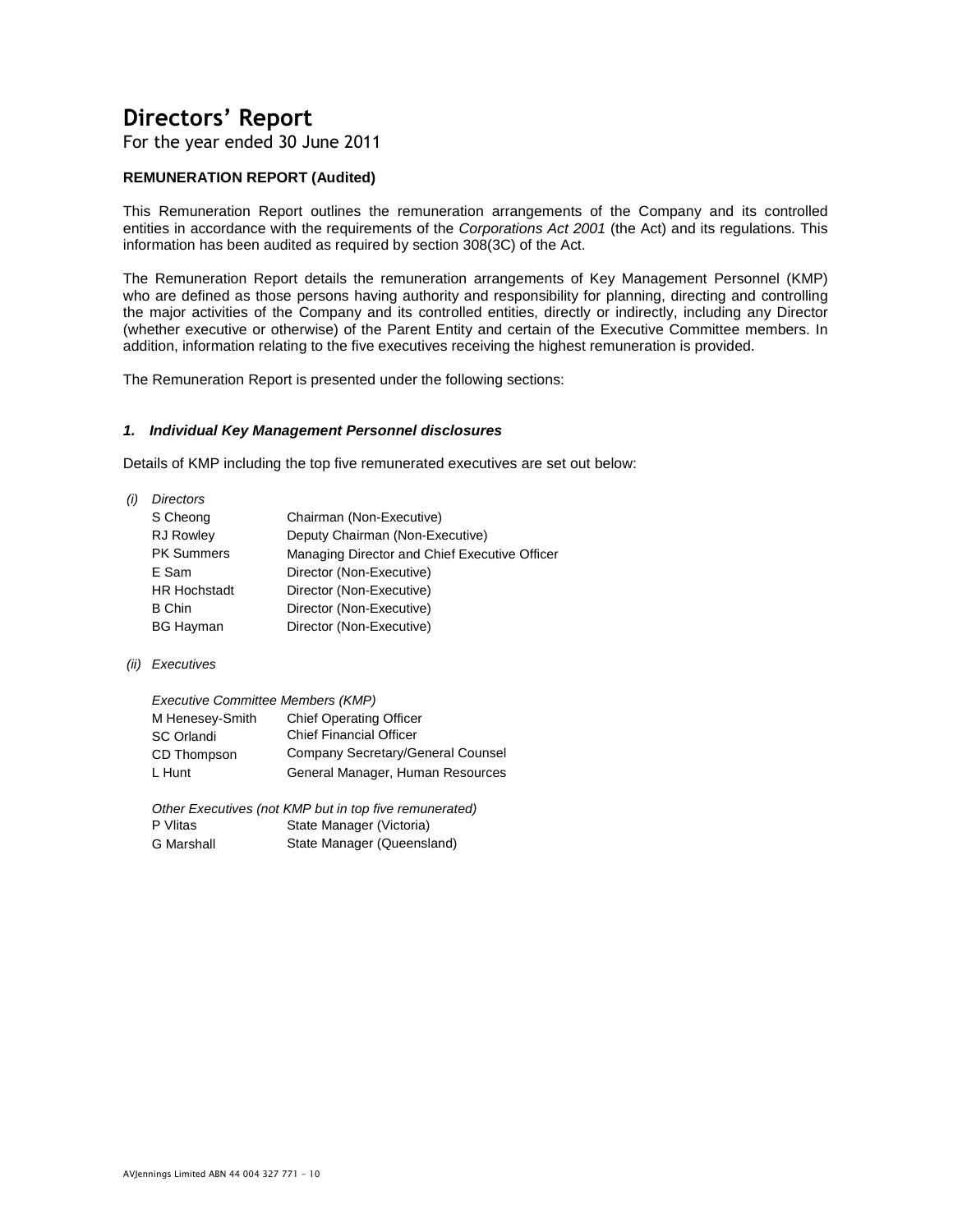# Directors' Report

For the year ended 30 June 2011

**REMUNERATION REPORT (Audited)**

This Remuneration Report outlines the remuneration arrangements of the Company and its controlled entities in accordance with the requirements of the *Corporations Act 2001* (the Act) and its regulations. This information has been audited as required by section 308(3C) of the Act.

The Remuneration Report details the remuneration arrangements of Key Management Personnel (KMP) who are defined as those persons having authority and responsibility for planning, directing and controlling the major activities of the Company and its controlled entities, directly or indirectly, including any Director (whether executive or otherwise) of the Parent Entity and certain of the Executive Committee members. In addition, information relating to the five executives receiving the highest remuneration is provided.

The Remuneration Report is presented under the following sections:

### *1. Individual Key Management Personnel disclosures*

Details of KMP including the top five remunerated executives are set out below:

*(i) Directors*

| | |
|---|---|
| S Cheong | Chairman (Non-Executive) |
| RJ Rowley | Deputy Chairman (Non-Executive) |
| PK Summers | Managing Director and Chief Executive Officer |
| E Sam | Director (Non-Executive) |
| HR Hochstadt | Director (Non-Executive) |
| B Chin | Director (Non-Executive) |
| BG Hayman | Director (Non-Executive) |

*(ii) Executives*

*Executive Committee Members (KMP)*

| | |
|---|---|
| M Henesey-Smith | Chief Operating Officer |
| SC Orlandi | Chief Financial Officer |
| CD Thompson | Company Secretary/General Counsel |
| L Hunt | General Manager, Human Resources |

*Other Executives (not KMP but in top five remunerated)*

| | |
|---|---|
| P Vlitas | State Manager (Victoria) |
| G Marshall | State Manager (Queensland) |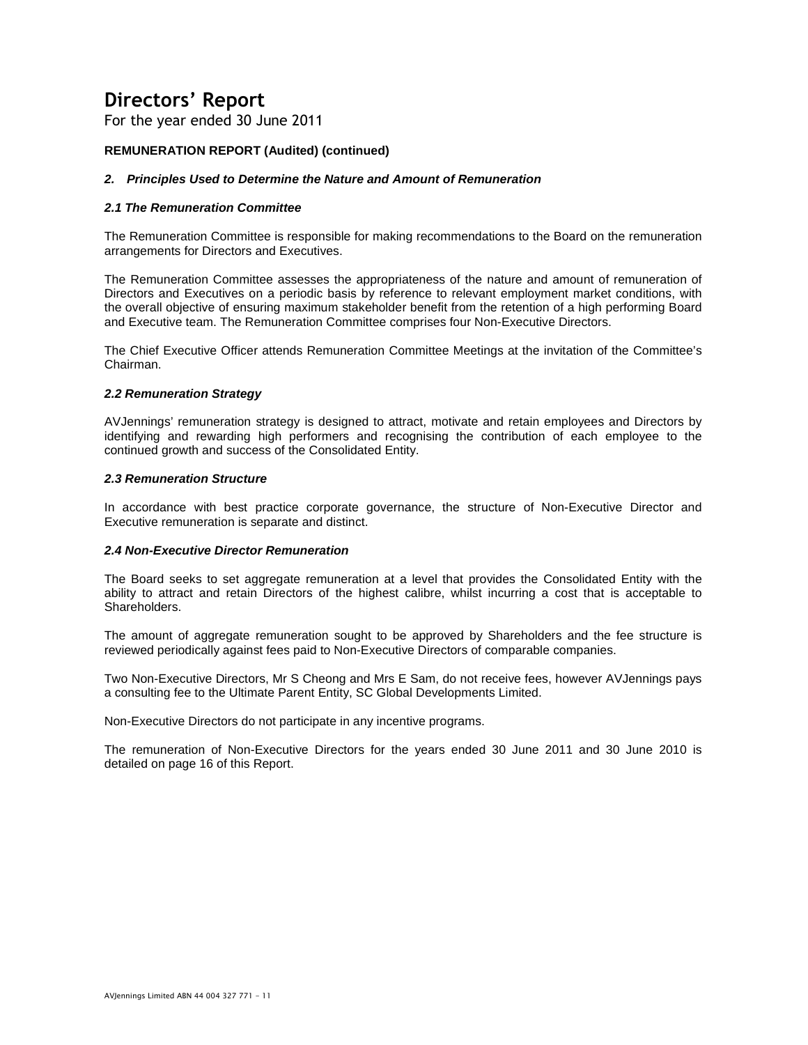# Directors' Report

For the year ended 30 June 2011

**REMUNERATION REPORT (Audited) (continued)**

### *2. Principles Used to Determine the Nature and Amount of Remuneration*

#### *2.1 The Remuneration Committee*

The Remuneration Committee is responsible for making recommendations to the Board on the remuneration arrangements for Directors and Executives.

The Remuneration Committee assesses the appropriateness of the nature and amount of remuneration of Directors and Executives on a periodic basis by reference to relevant employment market conditions, with the overall objective of ensuring maximum stakeholder benefit from the retention of a high performing Board and Executive team. The Remuneration Committee comprises four Non-Executive Directors.

The Chief Executive Officer attends Remuneration Committee Meetings at the invitation of the Committee's Chairman.

#### *2.2 Remuneration Strategy*

AVJennings' remuneration strategy is designed to attract, motivate and retain employees and Directors by identifying and rewarding high performers and recognising the contribution of each employee to the continued growth and success of the Consolidated Entity.

#### *2.3 Remuneration Structure*

In accordance with best practice corporate governance, the structure of Non-Executive Director and Executive remuneration is separate and distinct.

#### *2.4 Non-Executive Director Remuneration*

The Board seeks to set aggregate remuneration at a level that provides the Consolidated Entity with the ability to attract and retain Directors of the highest calibre, whilst incurring a cost that is acceptable to Shareholders.

The amount of aggregate remuneration sought to be approved by Shareholders and the fee structure is reviewed periodically against fees paid to Non-Executive Directors of comparable companies.

Two Non-Executive Directors, Mr S Cheong and Mrs E Sam, do not receive fees, however AVJennings pays a consulting fee to the Ultimate Parent Entity, SC Global Developments Limited.

Non-Executive Directors do not participate in any incentive programs.

The remuneration of Non-Executive Directors for the years ended 30 June 2011 and 30 June 2010 is detailed on page 16 of this Report.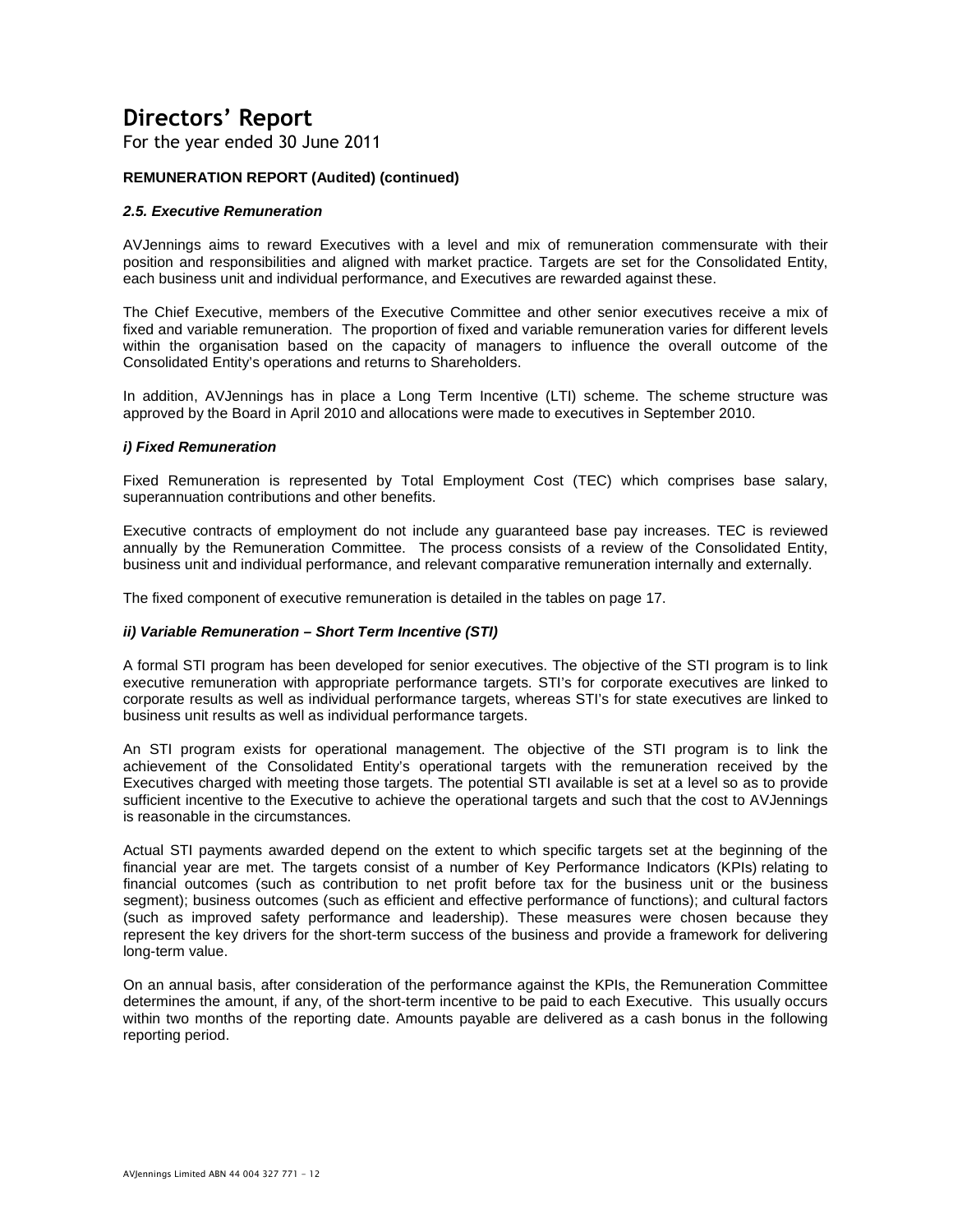# Directors' Report

For the year ended 30 June 2011

**REMUNERATION REPORT (Audited) (continued)**

***2.5. Executive Remuneration***

AVJennings aims to reward Executives with a level and mix of remuneration commensurate with their position and responsibilities and aligned with market practice. Targets are set for the Consolidated Entity, each business unit and individual performance, and Executives are rewarded against these.

The Chief Executive, members of the Executive Committee and other senior executives receive a mix of fixed and variable remuneration. The proportion of fixed and variable remuneration varies for different levels within the organisation based on the capacity of managers to influence the overall outcome of the Consolidated Entity's operations and returns to Shareholders.

In addition, AVJennings has in place a Long Term Incentive (LTI) scheme. The scheme structure was approved by the Board in April 2010 and allocations were made to executives in September 2010.

***i) Fixed Remuneration***

Fixed Remuneration is represented by Total Employment Cost (TEC) which comprises base salary, superannuation contributions and other benefits.

Executive contracts of employment do not include any guaranteed base pay increases. TEC is reviewed annually by the Remuneration Committee. The process consists of a review of the Consolidated Entity, business unit and individual performance, and relevant comparative remuneration internally and externally.

The fixed component of executive remuneration is detailed in the tables on page 17.

***ii) Variable Remuneration – Short Term Incentive (STI)***

A formal STI program has been developed for senior executives. The objective of the STI program is to link executive remuneration with appropriate performance targets. STI's for corporate executives are linked to corporate results as well as individual performance targets, whereas STI's for state executives are linked to business unit results as well as individual performance targets.

An STI program exists for operational management. The objective of the STI program is to link the achievement of the Consolidated Entity's operational targets with the remuneration received by the Executives charged with meeting those targets. The potential STI available is set at a level so as to provide sufficient incentive to the Executive to achieve the operational targets and such that the cost to AVJennings is reasonable in the circumstances.

Actual STI payments awarded depend on the extent to which specific targets set at the beginning of the financial year are met. The targets consist of a number of Key Performance Indicators (KPIs) relating to financial outcomes (such as contribution to net profit before tax for the business unit or the business segment); business outcomes (such as efficient and effective performance of functions); and cultural factors (such as improved safety performance and leadership). These measures were chosen because they represent the key drivers for the short-term success of the business and provide a framework for delivering long-term value.

On an annual basis, after consideration of the performance against the KPIs, the Remuneration Committee determines the amount, if any, of the short-term incentive to be paid to each Executive. This usually occurs within two months of the reporting date. Amounts payable are delivered as a cash bonus in the following reporting period.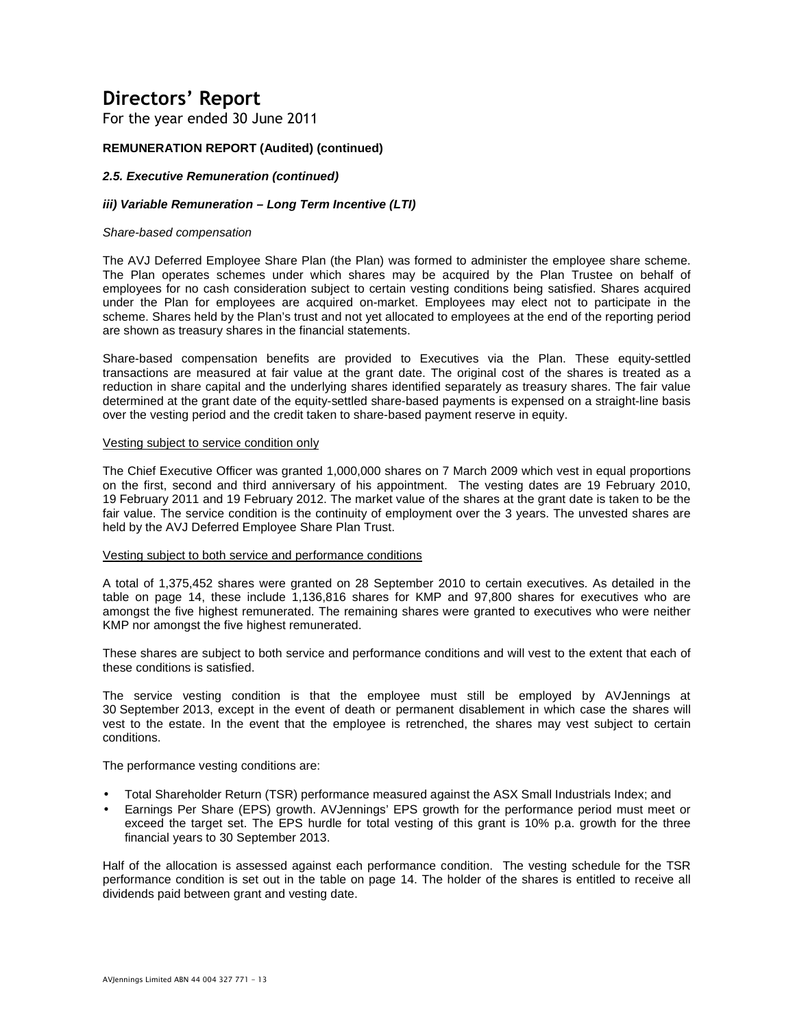# Directors' Report

For the year ended 30 June 2011

**REMUNERATION REPORT (Audited) (continued)**

***2.5. Executive Remuneration (continued)***

***iii) Variable Remuneration – Long Term Incentive (LTI)***

*Share-based compensation*

The AVJ Deferred Employee Share Plan (the Plan) was formed to administer the employee share scheme. The Plan operates schemes under which shares may be acquired by the Plan Trustee on behalf of employees for no cash consideration subject to certain vesting conditions being satisfied. Shares acquired under the Plan for employees are acquired on-market. Employees may elect not to participate in the scheme. Shares held by the Plan's trust and not yet allocated to employees at the end of the reporting period are shown as treasury shares in the financial statements.

Share-based compensation benefits are provided to Executives via the Plan. These equity-settled transactions are measured at fair value at the grant date. The original cost of the shares is treated as a reduction in share capital and the underlying shares identified separately as treasury shares. The fair value determined at the grant date of the equity-settled share-based payments is expensed on a straight-line basis over the vesting period and the credit taken to share-based payment reserve in equity.

Vesting subject to service condition only

The Chief Executive Officer was granted 1,000,000 shares on 7 March 2009 which vest in equal proportions on the first, second and third anniversary of his appointment. The vesting dates are 19 February 2010, 19 February 2011 and 19 February 2012. The market value of the shares at the grant date is taken to be the fair value. The service condition is the continuity of employment over the 3 years. The unvested shares are held by the AVJ Deferred Employee Share Plan Trust.

Vesting subject to both service and performance conditions

A total of 1,375,452 shares were granted on 28 September 2010 to certain executives. As detailed in the table on page 14, these include 1,136,816 shares for KMP and 97,800 shares for executives who are amongst the five highest remunerated. The remaining shares were granted to executives who were neither KMP nor amongst the five highest remunerated.

These shares are subject to both service and performance conditions and will vest to the extent that each of these conditions is satisfied.

The service vesting condition is that the employee must still be employed by AVJennings at 30 September 2013, except in the event of death or permanent disablement in which case the shares will vest to the estate. In the event that the employee is retrenched, the shares may vest subject to certain conditions.

The performance vesting conditions are:

- Total Shareholder Return (TSR) performance measured against the ASX Small Industrials Index; and
- Earnings Per Share (EPS) growth. AVJennings' EPS growth for the performance period must meet or exceed the target set. The EPS hurdle for total vesting of this grant is 10% p.a. growth for the three financial years to 30 September 2013.

Half of the allocation is assessed against each performance condition. The vesting schedule for the TSR performance condition is set out in the table on page 14. The holder of the shares is entitled to receive all dividends paid between grant and vesting date.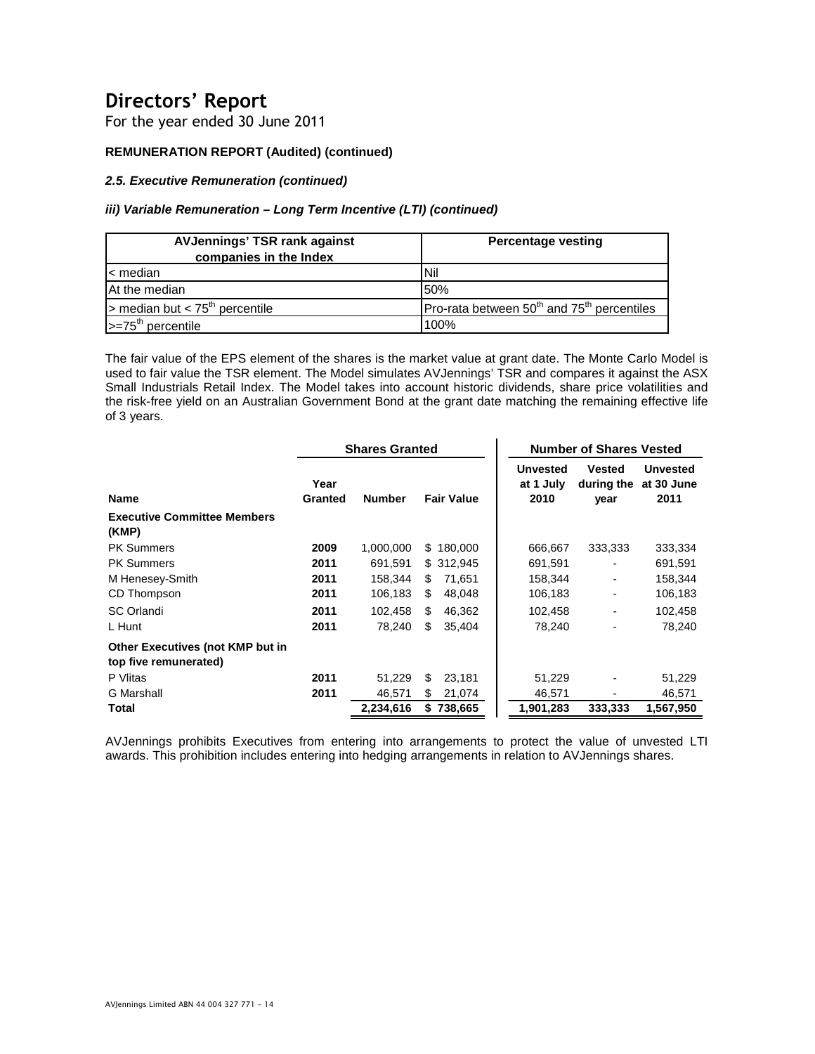# Directors' Report

For the year ended 30 June 2011

**REMUNERATION REPORT (Audited) (continued)**

***2.5. Executive Remuneration (continued)***

***iii) Variable Remuneration – Long Term Incentive (LTI) (continued)***

| AVJennings' TSR rank against companies in the Index | Percentage vesting |
|---|---|
| < median | Nil |
| At the median | 50% |
| > median but < 75th percentile | Pro-rata between 50th and 75th percentiles |
| >=75th percentile | 100% |

The fair value of the EPS element of the shares is the market value at grant date. The Monte Carlo Model is used to fair value the TSR element. The Model simulates AVJennings' TSR and compares it against the ASX Small Industrials Retail Index. The Model takes into account historic dividends, share price volatilities and the risk-free yield on an Australian Government Bond at the grant date matching the remaining effective life of 3 years.

| | Shares Granted | | | Number of Shares Vested | | |
|---|---|---|---|---|---|---|
| **Name** | **Year Granted** | **Number** | **Fair Value** | **Unvested at 1 July 2010** | **Vested during the year** | **Unvested at 30 June 2011** |
| **Executive Committee Members (KMP)** | | | | | | |
| PK Summers | **2009** | 1,000,000 | $ 180,000 | 666,667 | 333,333 | 333,334 |
| PK Summers | **2011** | 691,591 | $ 312,945 | 691,591 | - | 691,591 |
| M Henesey-Smith | **2011** | 158,344 | $ 71,651 | 158,344 | - | 158,344 |
| CD Thompson | **2011** | 106,183 | $ 48,048 | 106,183 | - | 106,183 |
| SC Orlandi | **2011** | 102,458 | $ 46,362 | 102,458 | - | 102,458 |
| L Hunt | **2011** | 78,240 | $ 35,404 | 78,240 | - | 78,240 |
| **Other Executives (not KMP but in top five remunerated)** | | | | | | |
| P Vlitas | **2011** | 51,229 | $ 23,181 | 51,229 | - | 51,229 |
| G Marshall | **2011** | 46,571 | $ 21,074 | 46,571 | - | 46,571 |
| **Total** | | **2,234,616** | **$ 738,665** | **1,901,283** | **333,333** | **1,567,950** |

AVJennings prohibits Executives from entering into arrangements to protect the value of unvested LTI awards. This prohibition includes entering into hedging arrangements in relation to AVJennings shares.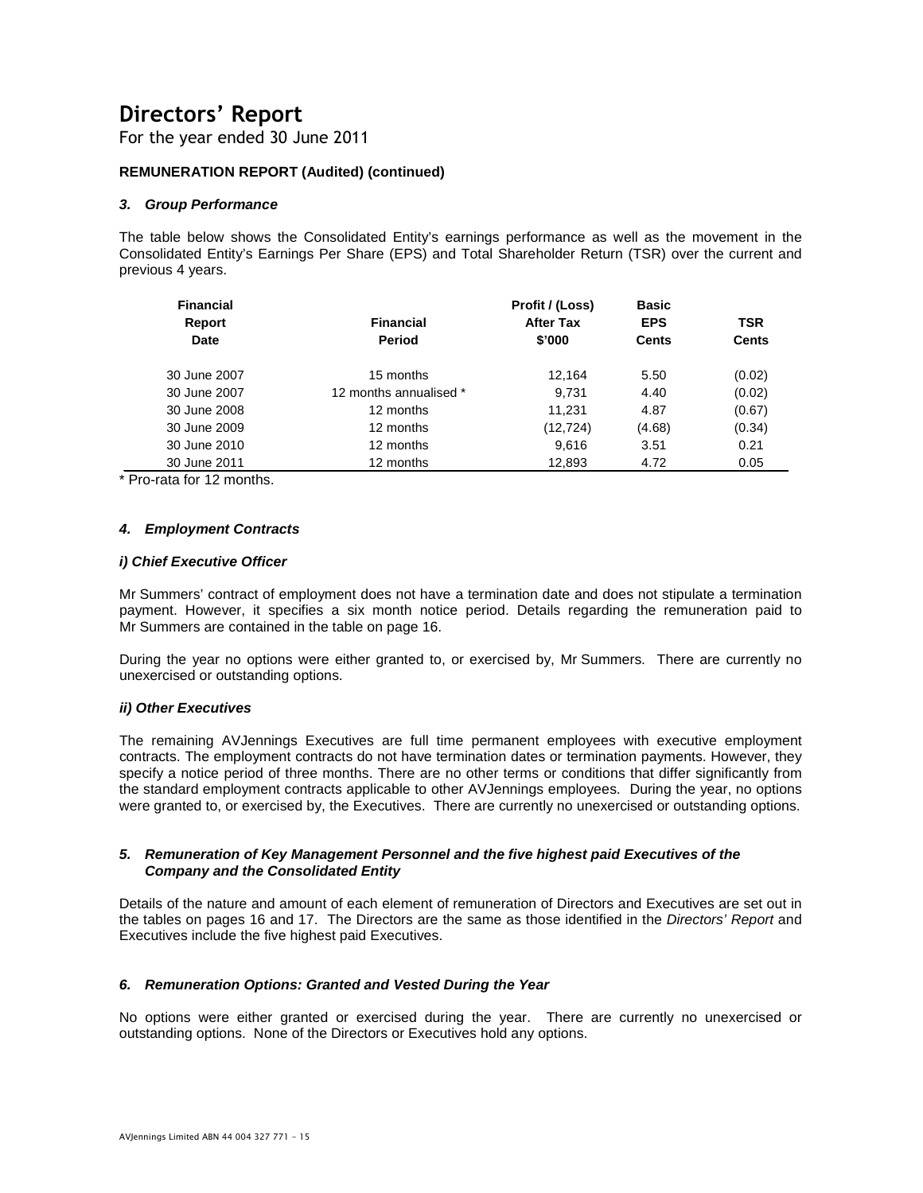# Directors' Report

For the year ended 30 June 2011

**REMUNERATION REPORT (Audited) (continued)**

### *3. Group Performance*

The table below shows the Consolidated Entity's earnings performance as well as the movement in the Consolidated Entity's Earnings Per Share (EPS) and Total Shareholder Return (TSR) over the current and previous 4 years.

| Financial Report Date | Financial Period | Profit / (Loss) After Tax $'000 | Basic EPS Cents | TSR Cents |
|---|---|---|---|---|
| 30 June 2007 | 15 months | 12,164 | 5.50 | (0.02) |
| 30 June 2007 | 12 months annualised * | 9,731 | 4.40 | (0.02) |
| 30 June 2008 | 12 months | 11,231 | 4.87 | (0.67) |
| 30 June 2009 | 12 months | (12,724) | (4.68) | (0.34) |
| 30 June 2010 | 12 months | 9,616 | 3.51 | 0.21 |
| 30 June 2011 | 12 months | 12,893 | 4.72 | 0.05 |

* Pro-rata for 12 months.

### *4. Employment Contracts*

#### *i) Chief Executive Officer*

Mr Summers' contract of employment does not have a termination date and does not stipulate a termination payment. However, it specifies a six month notice period. Details regarding the remuneration paid to Mr Summers are contained in the table on page 16.

During the year no options were either granted to, or exercised by, Mr Summers. There are currently no unexercised or outstanding options.

#### *ii) Other Executives*

The remaining AVJennings Executives are full time permanent employees with executive employment contracts. The employment contracts do not have termination dates or termination payments. However, they specify a notice period of three months. There are no other terms or conditions that differ significantly from the standard employment contracts applicable to other AVJennings employees. During the year, no options were granted to, or exercised by, the Executives. There are currently no unexercised or outstanding options.

### *5. Remuneration of Key Management Personnel and the five highest paid Executives of the Company and the Consolidated Entity*

Details of the nature and amount of each element of remuneration of Directors and Executives are set out in the tables on pages 16 and 17. The Directors are the same as those identified in the *Directors' Report* and Executives include the five highest paid Executives.

### *6. Remuneration Options: Granted and Vested During the Year*

No options were either granted or exercised during the year. There are currently no unexercised or outstanding options. None of the Directors or Executives hold any options.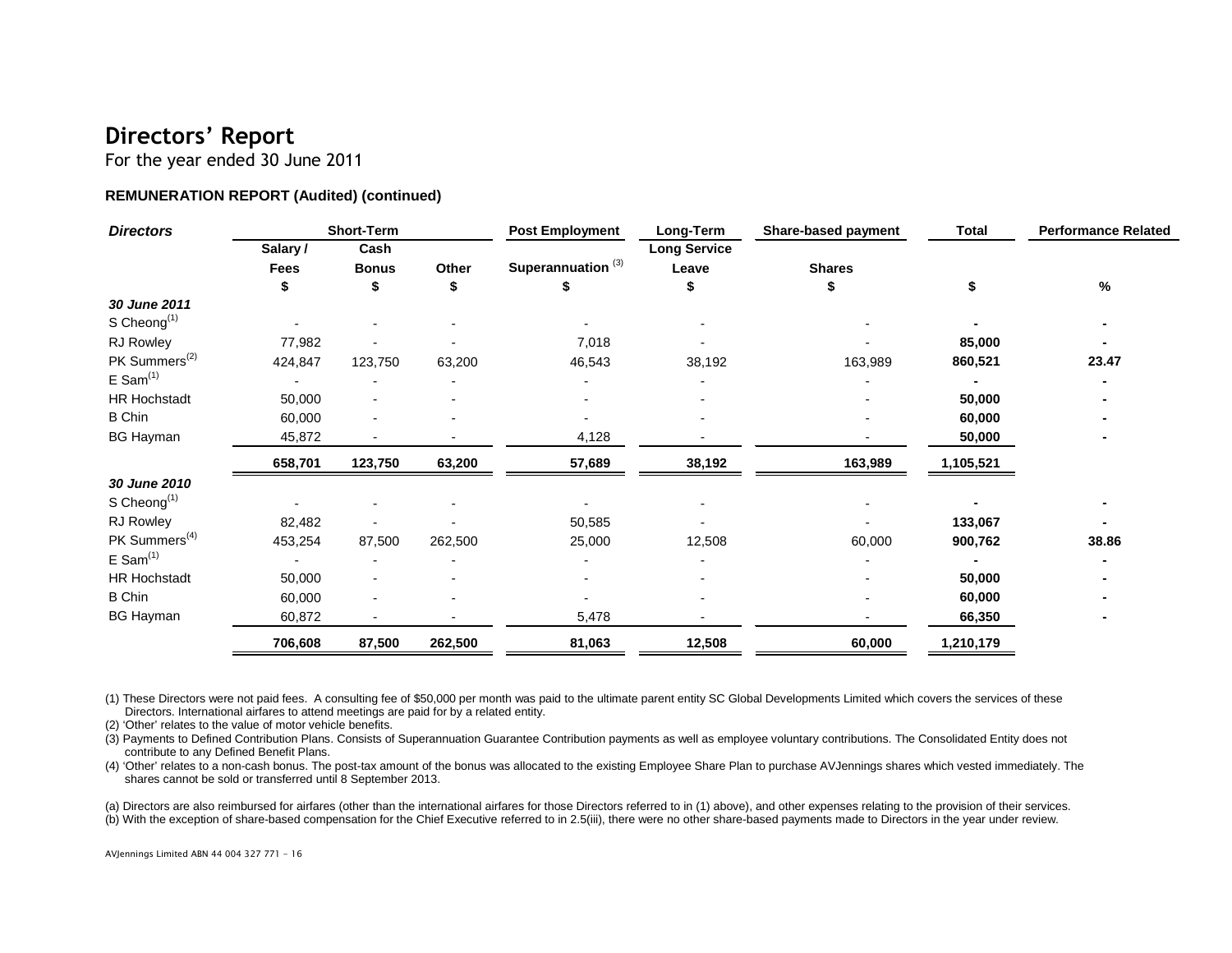# Directors' Report

For the year ended 30 June 2011

**REMUNERATION REPORT (Audited) (continued)**

| ***Directors*** | **Short-Term** | | | **Post Employment** | **Long-Term** | **Share-based payment** | **Total** | **Performance Related** |
|---|---|---|---|---|---|---|---|---|
| | **Salary / Fees** | **Cash Bonus** | **Other** | **Superannuation [3]** | **Long Service Leave** | **Shares** | | |
| | **$** | **$** | **$** | **$** | **$** | **$** | **$** | **%** |
| ***30 June 2011*** | | | | | | | | |
| S Cheong[1] | - | - | - | - | - | - | **-** | **-** |
| RJ Rowley | 77,982 | - | - | 7,018 | - | - | **85,000** | **-** |
| PK Summers[2] | 424,847 | 123,750 | 63,200 | 46,543 | 38,192 | 163,989 | **860,521** | **23.47** |
| E Sam[1] | - | - | - | - | - | - | **-** | **-** |
| HR Hochstadt | 50,000 | - | - | - | - | - | **50,000** | **-** |
| B Chin | 60,000 | - | - | - | - | - | **60,000** | **-** |
| BG Hayman | 45,872 | - | - | 4,128 | - | - | **50,000** | **-** |
| | **658,701** | **123,750** | **63,200** | **57,689** | **38,192** | **163,989** | **1,105,521** | |
| ***30 June 2010*** | | | | | | | | |
| S Cheong[1] | - | - | - | - | - | - | **-** | **-** |
| RJ Rowley | 82,482 | - | - | 50,585 | - | - | **133,067** | **-** |
| PK Summers[4] | 453,254 | 87,500 | 262,500 | 25,000 | 12,508 | 60,000 | **900,762** | **38.86** |
| E Sam[1] | - | - | - | - | - | - | **-** | **-** |
| HR Hochstadt | 50,000 | - | - | - | - | - | **50,000** | **-** |
| B Chin | 60,000 | - | - | - | - | - | **60,000** | **-** |
| BG Hayman | 60,872 | - | - | 5,478 | - | - | **66,350** | **-** |
| | **706,608** | **87,500** | **262,500** | **81,063** | **12,508** | **60,000** | **1,210,179** | |

(1) These Directors were not paid fees. A consulting fee of $50,000 per month was paid to the ultimate parent entity SC Global Developments Limited which covers the services of these Directors. International airfares to attend meetings are paid for by a related entity.

(2) 'Other' relates to the value of motor vehicle benefits.

(3) Payments to Defined Contribution Plans. Consists of Superannuation Guarantee Contribution payments as well as employee voluntary contributions. The Consolidated Entity does not contribute to any Defined Benefit Plans.

(4) 'Other' relates to a non-cash bonus. The post-tax amount of the bonus was allocated to the existing Employee Share Plan to purchase AVJennings shares which vested immediately. The shares cannot be sold or transferred until 8 September 2013.

(a) Directors are also reimbursed for airfares (other than the international airfares for those Directors referred to in (1) above), and other expenses relating to the provision of their services.

(b) With the exception of share-based compensation for the Chief Executive referred to in 2.5(iii), there were no other share-based payments made to Directors in the year under review.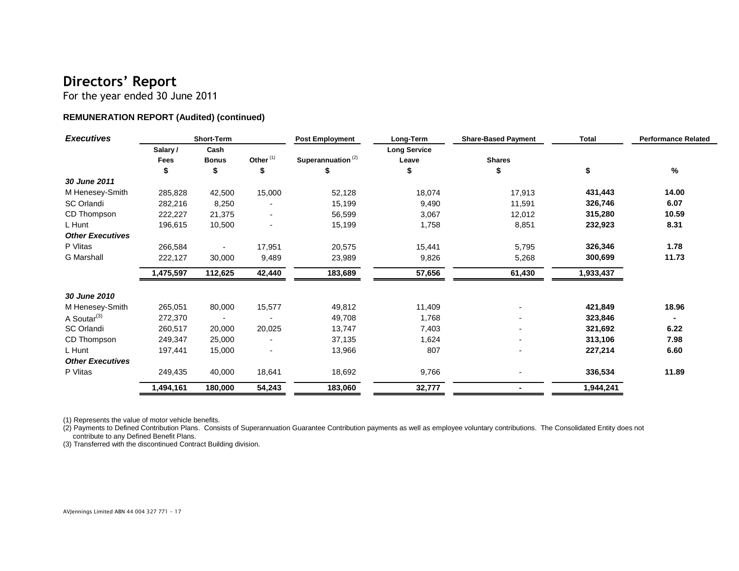# Directors' Report

For the year ended 30 June 2011

**REMUNERATION REPORT (Audited) (continued)**

| ***Executives*** | Short-Term | | | Post Employment | Long-Term | Share-Based Payment | Total | Performance Related |
|---|---|---|---|---|---|---|---|---|
| | Salary / Fees | Cash Bonus | Other [(1)] | Superannuation [(2)] | Long Service Leave | Shares | | |
| | $ | $ | $ | $ | $ | $ | $ | % |
| ***30 June 2011*** | | | | | | | | |
| M Henesey-Smith | 285,828 | 42,500 | 15,000 | 52,128 | 18,074 | 17,913 | **431,443** | **14.00** |
| SC Orlandi | 282,216 | 8,250 | - | 15,199 | 9,490 | 11,591 | **326,746** | **6.07** |
| CD Thompson | 222,227 | 21,375 | - | 56,599 | 3,067 | 12,012 | **315,280** | **10.59** |
| L Hunt | 196,615 | 10,500 | - | 15,199 | 1,758 | 8,851 | **232,923** | **8.31** |
| ***Other Executives*** | | | | | | | | |
| P Vlitas | 266,584 | - | 17,951 | 20,575 | 15,441 | 5,795 | **326,346** | **1.78** |
| G Marshall | 222,127 | 30,000 | 9,489 | 23,989 | 9,826 | 5,268 | **300,699** | **11.73** |
| | **1,475,597** | **112,625** | **42,440** | **183,689** | **57,656** | **61,430** | **1,933,437** | |
| ***30 June 2010*** | | | | | | | | |
| M Henesey-Smith | 265,051 | 80,000 | 15,577 | 49,812 | 11,409 | - | **421,849** | **18.96** |
| A Soutar[(3)] | 272,370 | - | - | 49,708 | 1,768 | - | **323,846** | **-** |
| SC Orlandi | 260,517 | 20,000 | 20,025 | 13,747 | 7,403 | - | **321,692** | **6.22** |
| CD Thompson | 249,347 | 25,000 | - | 37,135 | 1,624 | - | **313,106** | **7.98** |
| L Hunt | 197,441 | 15,000 | - | 13,966 | 807 | - | **227,214** | **6.60** |
| ***Other Executives*** | | | | | | | | |
| P Vlitas | 249,435 | 40,000 | 18,641 | 18,692 | 9,766 | - | **336,534** | **11.89** |
| | **1,494,161** | **180,000** | **54,243** | **183,060** | **32,777** | **-** | **1,944,241** | |

(1) Represents the value of motor vehicle benefits.

(2) Payments to Defined Contribution Plans. Consists of Superannuation Guarantee Contribution payments as well as employee voluntary contributions. The Consolidated Entity does not contribute to any Defined Benefit Plans.

(3) Transferred with the discontinued Contract Building division.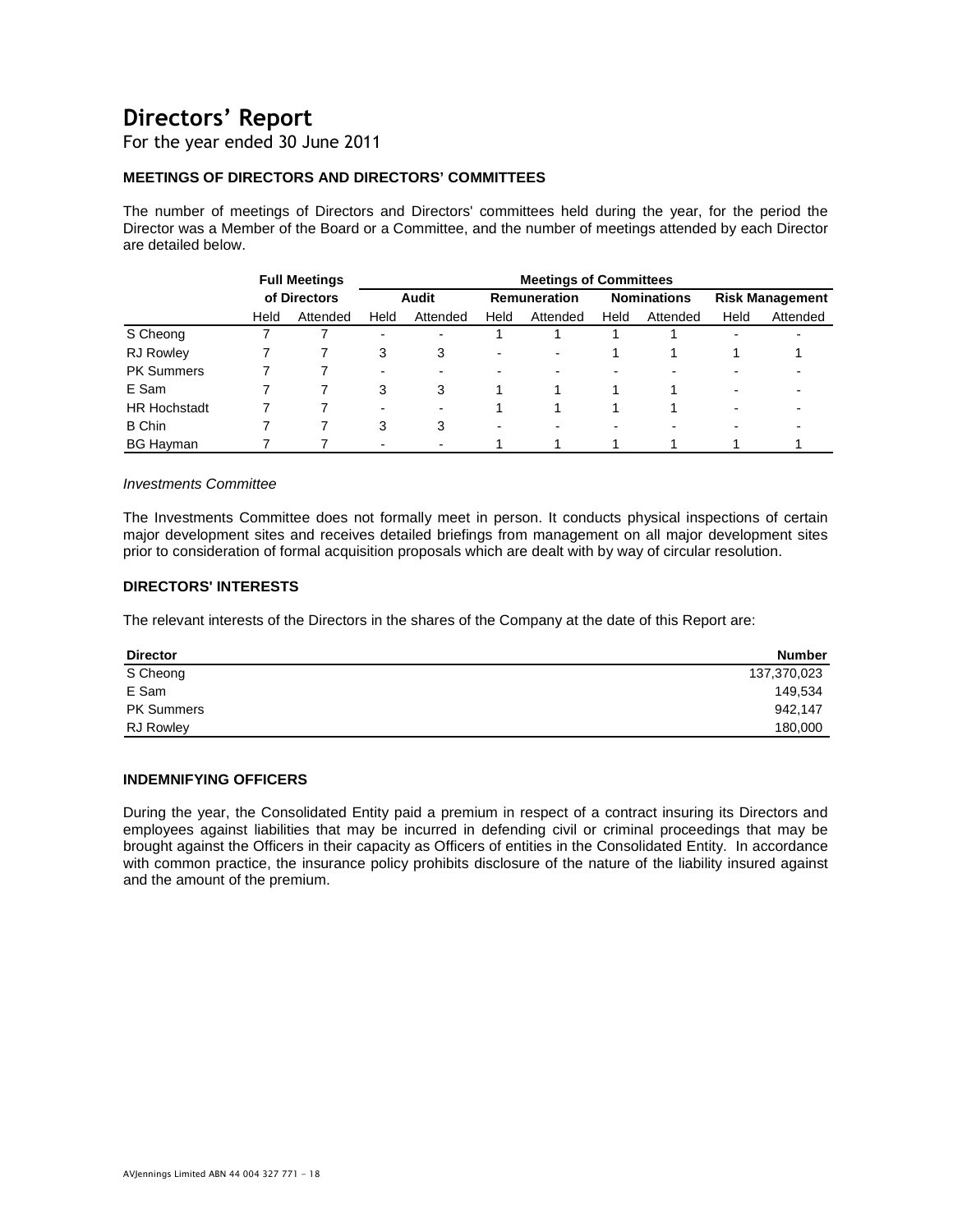# Directors' Report

For the year ended 30 June 2011

### MEETINGS OF DIRECTORS AND DIRECTORS' COMMITTEES

The number of meetings of Directors and Directors' committees held during the year, for the period the Director was a Member of the Board or a Committee, and the number of meetings attended by each Director are detailed below.

| | Full Meetings of Directors | | Meetings of Committees | | | | | | | |
|---|---|---|---|---|---|---|---|---|---|---|
| | | | Audit | | Remuneration | | Nominations | | Risk Management | |
| | Held | Attended | Held | Attended | Held | Attended | Held | Attended | Held | Attended |
| S Cheong | 7 | 7 | - | - | 1 | 1 | 1 | 1 | - | - |
| RJ Rowley | 7 | 7 | 3 | 3 | - | - | 1 | 1 | 1 | 1 |
| PK Summers | 7 | 7 | - | - | - | - | - | - | - | - |
| E Sam | 7 | 7 | 3 | 3 | 1 | 1 | 1 | 1 | - | - |
| HR Hochstadt | 7 | 7 | - | - | 1 | 1 | 1 | 1 | - | - |
| B Chin | 7 | 7 | 3 | 3 | - | - | - | - | - | - |
| BG Hayman | 7 | 7 | - | - | 1 | 1 | 1 | 1 | 1 | 1 |

*Investments Committee*

The Investments Committee does not formally meet in person. It conducts physical inspections of certain major development sites and receives detailed briefings from management on all major development sites prior to consideration of formal acquisition proposals which are dealt with by way of circular resolution.

### DIRECTORS' INTERESTS

The relevant interests of the Directors in the shares of the Company at the date of this Report are:

| Director | Number |
|---|---|
| S Cheong | 137,370,023 |
| E Sam | 149,534 |
| PK Summers | 942,147 |
| RJ Rowley | 180,000 |

### INDEMNIFYING OFFICERS

During the year, the Consolidated Entity paid a premium in respect of a contract insuring its Directors and employees against liabilities that may be incurred in defending civil or criminal proceedings that may be brought against the Officers in their capacity as Officers of entities in the Consolidated Entity. In accordance with common practice, the insurance policy prohibits disclosure of the nature of the liability insured against and the amount of the premium.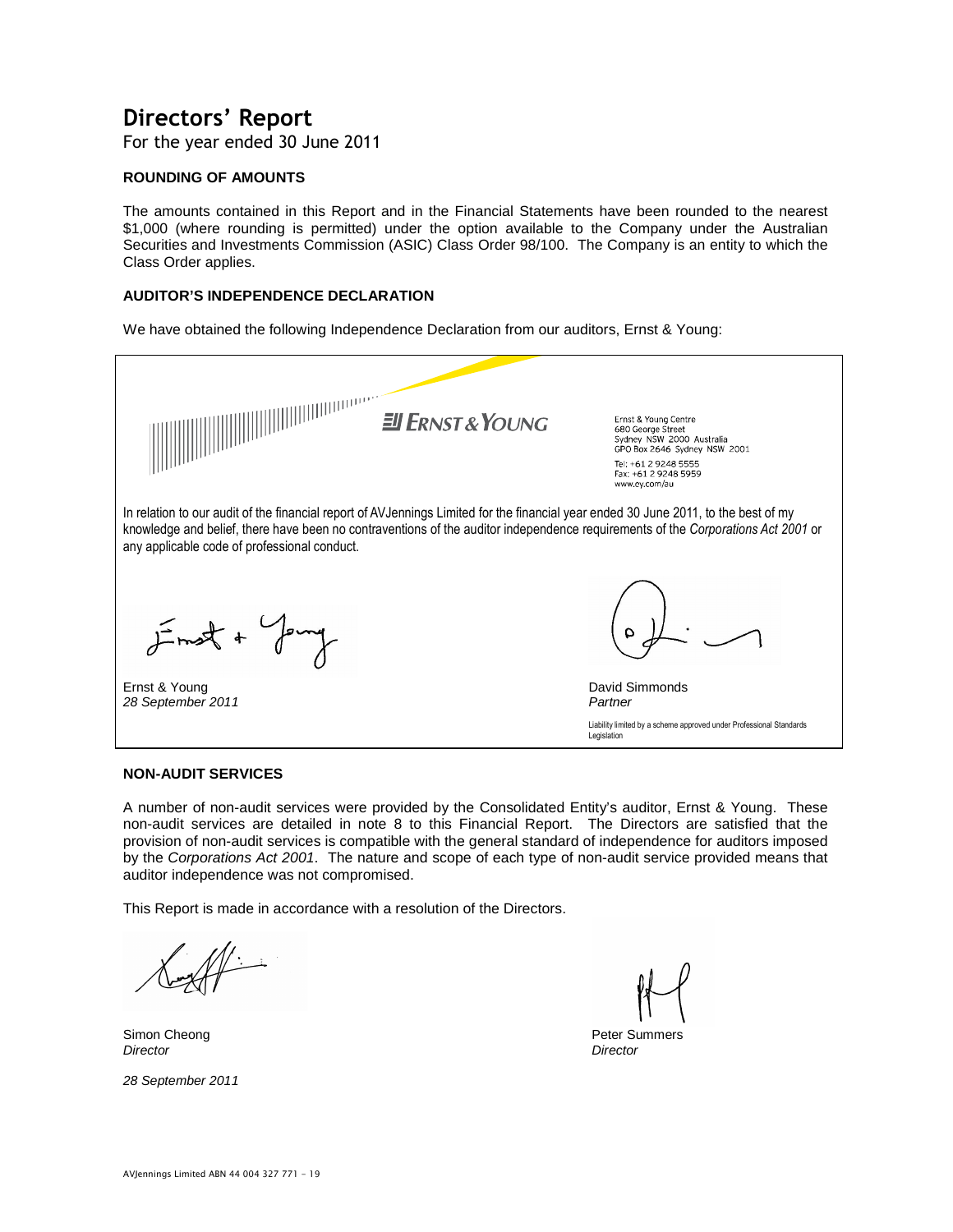# Directors' Report

For the year ended 30 June 2011

### ROUNDING OF AMOUNTS

The amounts contained in this Report and in the Financial Statements have been rounded to the nearest $1,000 (where rounding is permitted) under the option available to the Company under the Australian Securities and Investments Commission (ASIC) Class Order 98/100. The Company is an entity to which the Class Order applies.

### AUDITOR'S INDEPENDENCE DECLARATION

We have obtained the following Independence Declaration from our auditors, Ernst & Young:

ERNST & YOUNG

Ernst & Young Centre
680 George Street
Sydney NSW 2000 Australia
GPO Box 2646 Sydney NSW 2001

Tel: +61 2 9248 5555
Fax: +61 2 9248 5959
www.ey.com/au

In relation to our audit of the financial report of AVJennings Limited for the financial year ended 30 June 2011, to the best of my knowledge and belief, there have been no contraventions of the auditor independence requirements of the *Corporations Act 2001* or any applicable code of professional conduct.

Ernst & Young
*28 September 2011*

David Simmonds
*Partner*

Liability limited by a scheme approved under Professional Standards Legislation

### NON-AUDIT SERVICES

A number of non-audit services were provided by the Consolidated Entity's auditor, Ernst & Young. These non-audit services are detailed in note 8 to this Financial Report. The Directors are satisfied that the provision of non-audit services is compatible with the general standard of independence for auditors imposed by the *Corporations Act 2001*. The nature and scope of each type of non-audit service provided means that auditor independence was not compromised.

This Report is made in accordance with a resolution of the Directors.

Simon Cheong
*Director*

Peter Summers
*Director*

*28 September 2011*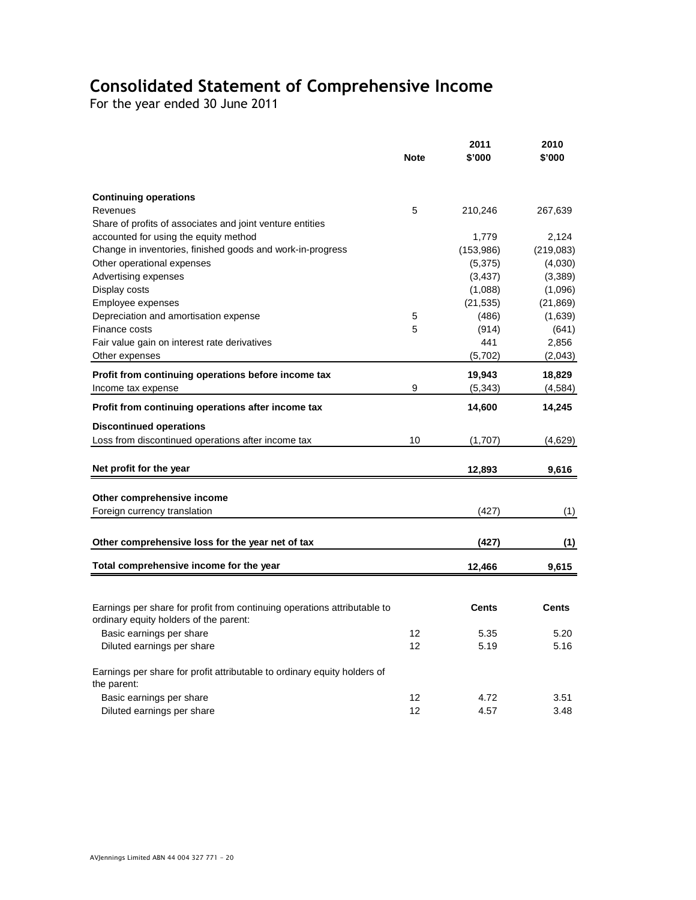# Consolidated Statement of Comprehensive Income

For the year ended 30 June 2011

| | Note | 2011 $'000 | 2010 $'000 |
|---|---|---|---|
| **Continuing operations** | | | |
| Revenues | 5 | 210,246 | 267,639 |
| Share of profits of associates and joint venture entities accounted for using the equity method | | 1,779 | 2,124 |
| Change in inventories, finished goods and work-in-progress | | (153,986) | (219,083) |
| Other operational expenses | | (5,375) | (4,030) |
| Advertising expenses | | (3,437) | (3,389) |
| Display costs | | (1,088) | (1,096) |
| Employee expenses | | (21,535) | (21,869) |
| Depreciation and amortisation expense | 5 | (486) | (1,639) |
| Finance costs | 5 | (914) | (641) |
| Fair value gain on interest rate derivatives | | 441 | 2,856 |
| Other expenses | | (5,702) | (2,043) |
| **Profit from continuing operations before income tax** | | **19,943** | **18,829** |
| Income tax expense | 9 | (5,343) | (4,584) |
| **Profit from continuing operations after income tax** | | **14,600** | **14,245** |
| **Discontinued operations** | | | |
| Loss from discontinued operations after income tax | 10 | (1,707) | (4,629) |
| **Net profit for the year** | | **12,893** | **9,616** |
| **Other comprehensive income** | | | |
| Foreign currency translation | | (427) | (1) |
| **Other comprehensive loss for the year net of tax** | | **(427)** | **(1)** |
| **Total comprehensive income for the year** | | **12,466** | **9,615** |
| | | | |
| Earnings per share for profit from continuing operations attributable to ordinary equity holders of the parent: | | **Cents** | **Cents** |
| Basic earnings per share | 12 | 5.35 | 5.20 |
| Diluted earnings per share | 12 | 5.19 | 5.16 |
| Earnings per share for profit attributable to ordinary equity holders of the parent: | | | |
| Basic earnings per share | 12 | 4.72 | 3.51 |
| Diluted earnings per share | 12 | 4.57 | 3.48 |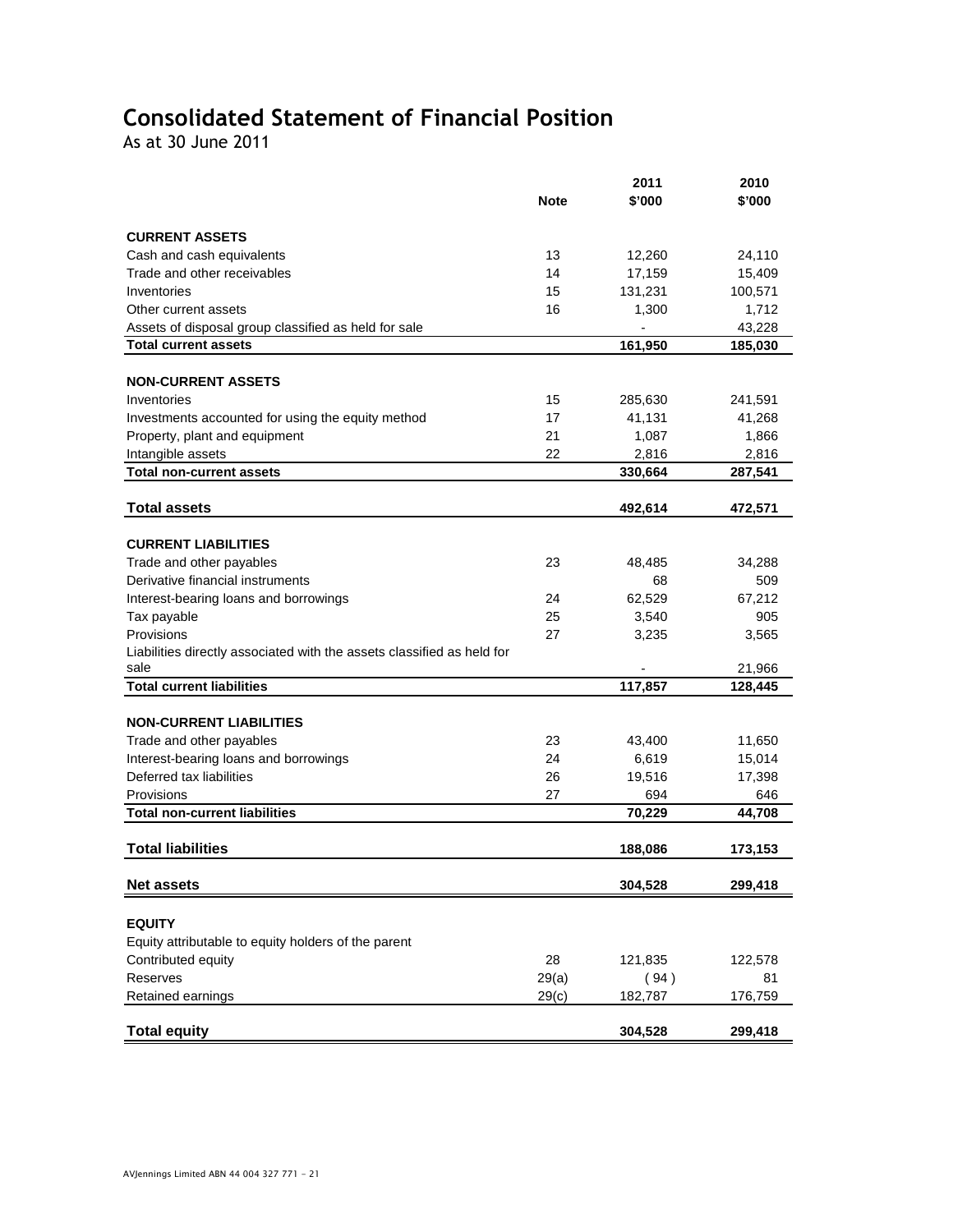# Consolidated Statement of Financial Position

As at 30 June 2011

| | Note | 2011 $'000 | 2010 $'000 |
|---|---|---|---|
| **CURRENT ASSETS** | | | |
| Cash and cash equivalents | 13 | 12,260 | 24,110 |
| Trade and other receivables | 14 | 17,159 | 15,409 |
| Inventories | 15 | 131,231 | 100,571 |
| Other current assets | 16 | 1,300 | 1,712 |
| Assets of disposal group classified as held for sale | | - | 43,228 |
| **Total current assets** | | **161,950** | **185,030** |
| **NON-CURRENT ASSETS** | | | |
| Inventories | 15 | 285,630 | 241,591 |
| Investments accounted for using the equity method | 17 | 41,131 | 41,268 |
| Property, plant and equipment | 21 | 1,087 | 1,866 |
| Intangible assets | 22 | 2,816 | 2,816 |
| **Total non-current assets** | | **330,664** | **287,541** |
| **Total assets** | | **492,614** | **472,571** |
| **CURRENT LIABILITIES** | | | |
| Trade and other payables | 23 | 48,485 | 34,288 |
| Derivative financial instruments | | 68 | 509 |
| Interest-bearing loans and borrowings | 24 | 62,529 | 67,212 |
| Tax payable | 25 | 3,540 | 905 |
| Provisions | 27 | 3,235 | 3,565 |
| Liabilities directly associated with the assets classified as held for sale | | - | 21,966 |
| **Total current liabilities** | | **117,857** | **128,445** |
| **NON-CURRENT LIABILITIES** | | | |
| Trade and other payables | 23 | 43,400 | 11,650 |
| Interest-bearing loans and borrowings | 24 | 6,619 | 15,014 |
| Deferred tax liabilities | 26 | 19,516 | 17,398 |
| Provisions | 27 | 694 | 646 |
| **Total non-current liabilities** | | **70,229** | **44,708** |
| **Total liabilities** | | **188,086** | **173,153** |
| **Net assets** | | **304,528** | **299,418** |
| **EQUITY** | | | |
| Equity attributable to equity holders of the parent | | | |
| Contributed equity | 28 | 121,835 | 122,578 |
| Reserves | 29(a) | ( 94 ) | 81 |
| Retained earnings | 29(c) | 182,787 | 176,759 |
| **Total equity** | | **304,528** | **299,418** |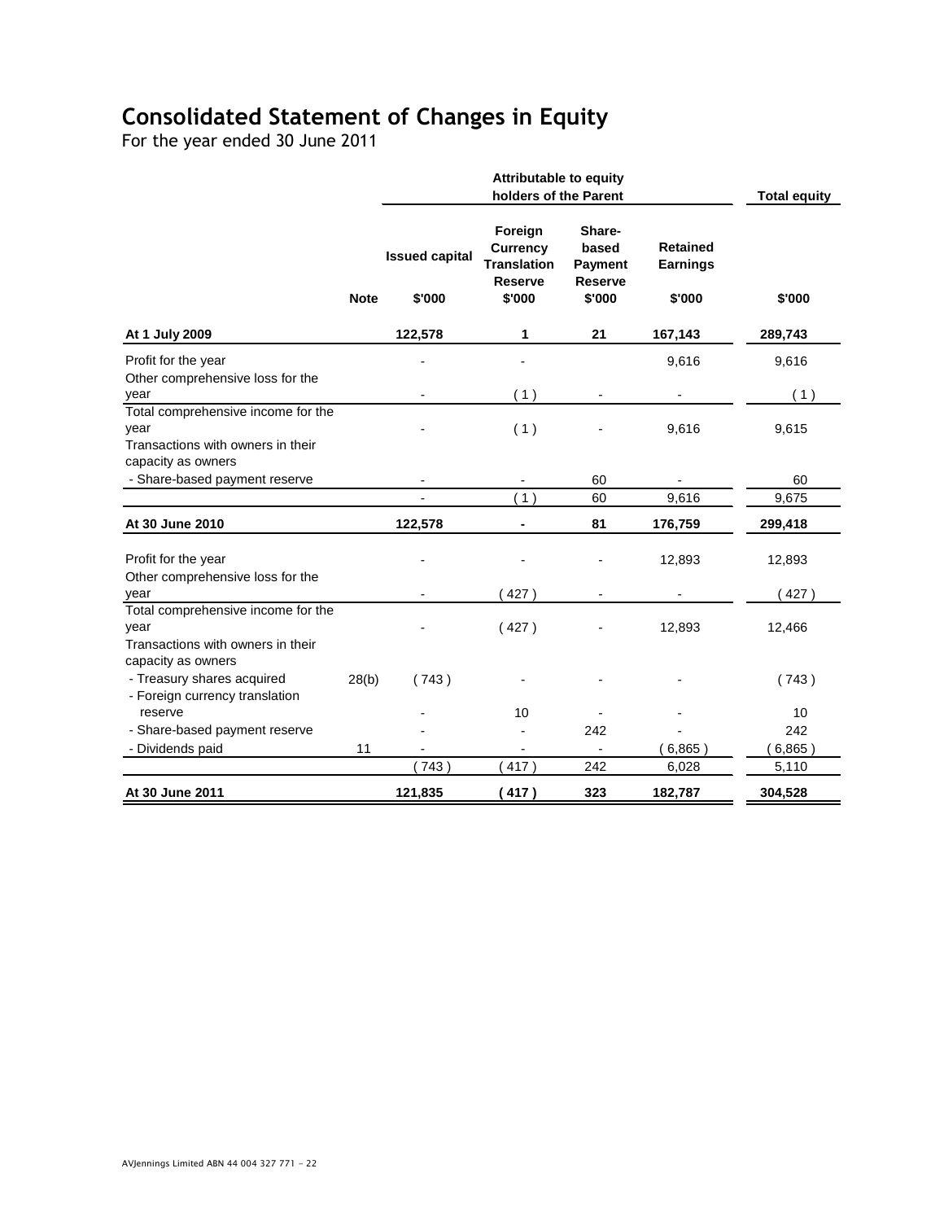# Consolidated Statement of Changes in Equity

For the year ended 30 June 2011

| | | Attributable to equity holders of the Parent | | | | Total equity |
|---|---|---|---|---|---|---|
| | | Issued capital | Foreign Currency Translation Reserve | Share-based Payment Reserve | Retained Earnings | |
| | Note | $'000 | $'000 | $'000 | $'000 | $'000 |
| **At 1 July 2009** | | **122,578** | **1** | **21** | **167,143** | **289,743** |
| Profit for the year | | - | - | | 9,616 | 9,616 |
| Other comprehensive loss for the year | | - | ( 1 ) | - | - | ( 1 ) |
| Total comprehensive income for the year | | - | ( 1 ) | - | 9,616 | 9,615 |
| Transactions with owners in their capacity as owners | | | | | | |
| - Share-based payment reserve | | - | - | 60 | - | 60 |
| | | - | ( 1 ) | 60 | 9,616 | 9,675 |
| **At 30 June 2010** | | **122,578** | **-** | **81** | **176,759** | **299,418** |
| Profit for the year | | - | - | - | 12,893 | 12,893 |
| Other comprehensive loss for the year | | - | ( 427 ) | - | - | ( 427 ) |
| Total comprehensive income for the year | | - | ( 427 ) | - | 12,893 | 12,466 |
| Transactions with owners in their capacity as owners | | | | | | |
| - Treasury shares acquired | 28(b) | ( 743 ) | - | - | - | ( 743 ) |
| - Foreign currency translation reserve | | - | 10 | - | - | 10 |
| - Share-based payment reserve | | - | - | 242 | - | 242 |
| - Dividends paid | 11 | - | - | - | ( 6,865 ) | ( 6,865 ) |
| | | ( 743 ) | ( 417 ) | 242 | 6,028 | 5,110 |
| **At 30 June 2011** | | **121,835** | **( 417 )** | **323** | **182,787** | **304,528** |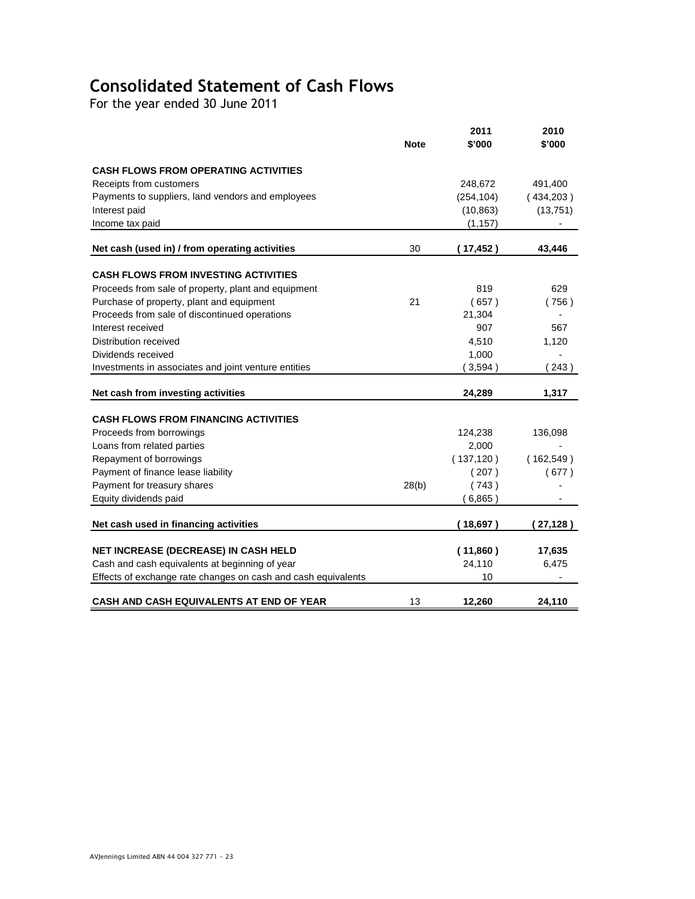# Consolidated Statement of Cash Flows

For the year ended 30 June 2011

| | Note | 2011 $'000 | 2010 $'000 |
|---|---|---|---|
| **CASH FLOWS FROM OPERATING ACTIVITIES** | | | |
| Receipts from customers | | 248,672 | 491,400 |
| Payments to suppliers, land vendors and employees | | (254,104) | ( 434,203 ) |
| Interest paid | | (10,863) | (13,751) |
| Income tax paid | | (1,157) | - |
| **Net cash (used in) / from operating activities** | 30 | **( 17,452 )** | **43,446** |
| **CASH FLOWS FROM INVESTING ACTIVITIES** | | | |
| Proceeds from sale of property, plant and equipment | | 819 | 629 |
| Purchase of property, plant and equipment | 21 | ( 657 ) | ( 756 ) |
| Proceeds from sale of discontinued operations | | 21,304 | - |
| Interest received | | 907 | 567 |
| Distribution received | | 4,510 | 1,120 |
| Dividends received | | 1,000 | - |
| Investments in associates and joint venture entities | | ( 3,594 ) | ( 243 ) |
| **Net cash from investing activities** | | **24,289** | **1,317** |
| **CASH FLOWS FROM FINANCING ACTIVITIES** | | | |
| Proceeds from borrowings | | 124,238 | 136,098 |
| Loans from related parties | | 2,000 | - |
| Repayment of borrowings | | ( 137,120 ) | ( 162,549 ) |
| Payment of finance lease liability | | ( 207 ) | ( 677 ) |
| Payment for treasury shares | 28(b) | ( 743 ) | - |
| Equity dividends paid | | ( 6,865 ) | - |
| **Net cash used in financing activities** | | **( 18,697 )** | **( 27,128 )** |
| **NET INCREASE (DECREASE) IN CASH HELD** | | **( 11,860 )** | **17,635** |
| Cash and cash equivalents at beginning of year | | 24,110 | 6,475 |
| Effects of exchange rate changes on cash and cash equivalents | | 10 | - |
| **CASH AND CASH EQUIVALENTS AT END OF YEAR** | 13 | **12,260** | **24,110** |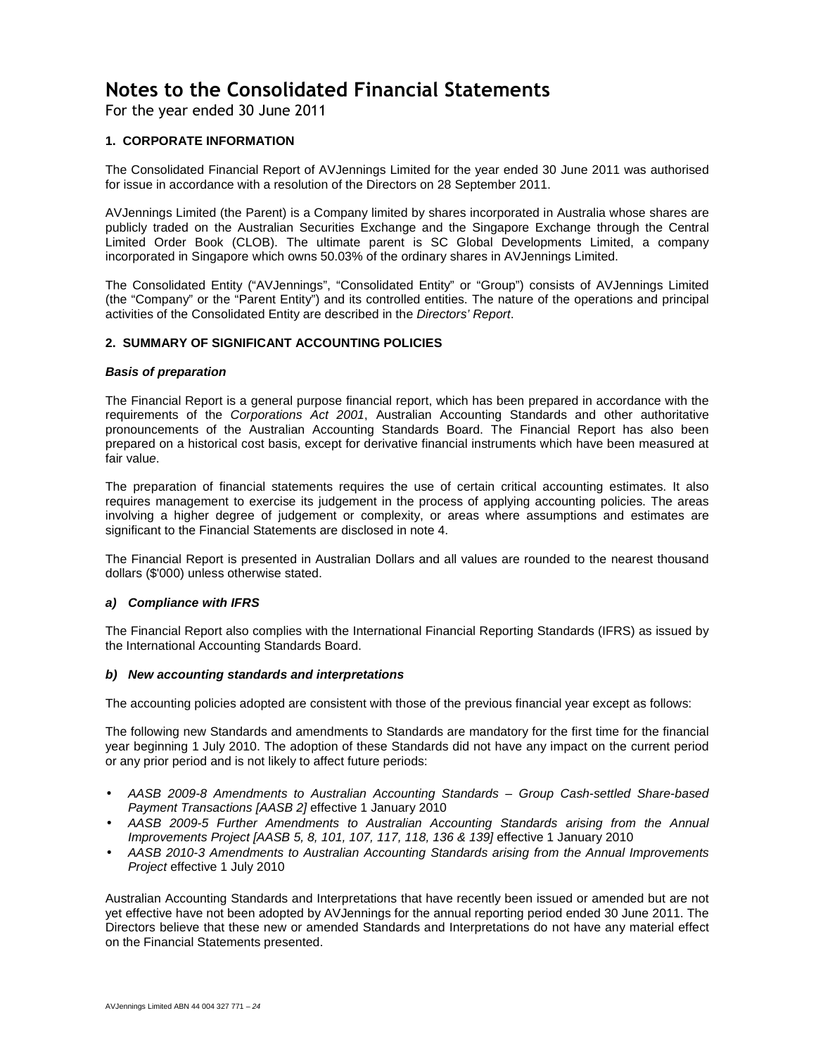# Notes to the Consolidated Financial Statements

For the year ended 30 June 2011

### 1. CORPORATE INFORMATION

The Consolidated Financial Report of AVJennings Limited for the year ended 30 June 2011 was authorised for issue in accordance with a resolution of the Directors on 28 September 2011.

AVJennings Limited (the Parent) is a Company limited by shares incorporated in Australia whose shares are publicly traded on the Australian Securities Exchange and the Singapore Exchange through the Central Limited Order Book (CLOB). The ultimate parent is SC Global Developments Limited, a company incorporated in Singapore which owns 50.03% of the ordinary shares in AVJennings Limited.

The Consolidated Entity ("AVJennings", "Consolidated Entity" or "Group") consists of AVJennings Limited (the "Company" or the "Parent Entity") and its controlled entities. The nature of the operations and principal activities of the Consolidated Entity are described in the *Directors' Report*.

### 2. SUMMARY OF SIGNIFICANT ACCOUNTING POLICIES

***Basis of preparation***

The Financial Report is a general purpose financial report, which has been prepared in accordance with the requirements of the *Corporations Act 2001*, Australian Accounting Standards and other authoritative pronouncements of the Australian Accounting Standards Board. The Financial Report has also been prepared on a historical cost basis, except for derivative financial instruments which have been measured at fair value.

The preparation of financial statements requires the use of certain critical accounting estimates. It also requires management to exercise its judgement in the process of applying accounting policies. The areas involving a higher degree of judgement or complexity, or areas where assumptions and estimates are significant to the Financial Statements are disclosed in note 4.

The Financial Report is presented in Australian Dollars and all values are rounded to the nearest thousand dollars ($'000) unless otherwise stated.

***a) Compliance with IFRS***

The Financial Report also complies with the International Financial Reporting Standards (IFRS) as issued by the International Accounting Standards Board.

***b) New accounting standards and interpretations***

The accounting policies adopted are consistent with those of the previous financial year except as follows:

The following new Standards and amendments to Standards are mandatory for the first time for the financial year beginning 1 July 2010. The adoption of these Standards did not have any impact on the current period or any prior period and is not likely to affect future periods:

- *AASB 2009-8 Amendments to Australian Accounting Standards – Group Cash-settled Share-based Payment Transactions [AASB 2]* effective 1 January 2010
- *AASB 2009-5 Further Amendments to Australian Accounting Standards arising from the Annual Improvements Project [AASB 5, 8, 101, 107, 117, 118, 136 & 139]* effective 1 January 2010
- *AASB 2010-3 Amendments to Australian Accounting Standards arising from the Annual Improvements Project* effective 1 July 2010

Australian Accounting Standards and Interpretations that have recently been issued or amended but are not yet effective have not been adopted by AVJennings for the annual reporting period ended 30 June 2011. The Directors believe that these new or amended Standards and Interpretations do not have any material effect on the Financial Statements presented.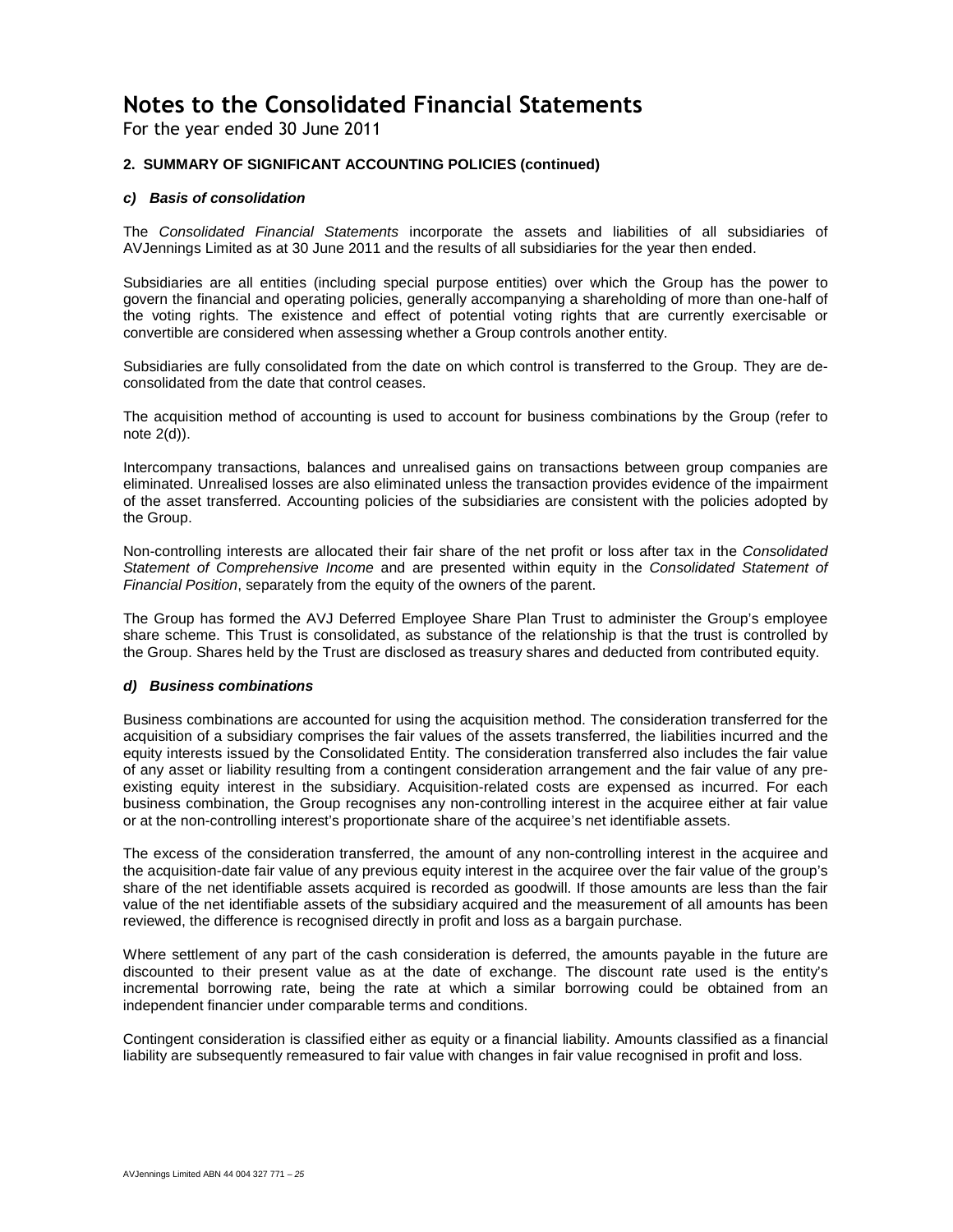# Notes to the Consolidated Financial Statements

For the year ended 30 June 2011

## 2. SUMMARY OF SIGNIFICANT ACCOUNTING POLICIES (continued)

### *c) Basis of consolidation*

The *Consolidated Financial Statements* incorporate the assets and liabilities of all subsidiaries of AVJennings Limited as at 30 June 2011 and the results of all subsidiaries for the year then ended.

Subsidiaries are all entities (including special purpose entities) over which the Group has the power to govern the financial and operating policies, generally accompanying a shareholding of more than one-half of the voting rights. The existence and effect of potential voting rights that are currently exercisable or convertible are considered when assessing whether a Group controls another entity.

Subsidiaries are fully consolidated from the date on which control is transferred to the Group. They are de-consolidated from the date that control ceases.

The acquisition method of accounting is used to account for business combinations by the Group (refer to note 2(d)).

Intercompany transactions, balances and unrealised gains on transactions between group companies are eliminated. Unrealised losses are also eliminated unless the transaction provides evidence of the impairment of the asset transferred. Accounting policies of the subsidiaries are consistent with the policies adopted by the Group.

Non-controlling interests are allocated their fair share of the net profit or loss after tax in the *Consolidated Statement of Comprehensive Income* and are presented within equity in the *Consolidated Statement of Financial Position*, separately from the equity of the owners of the parent.

The Group has formed the AVJ Deferred Employee Share Plan Trust to administer the Group's employee share scheme. This Trust is consolidated, as substance of the relationship is that the trust is controlled by the Group. Shares held by the Trust are disclosed as treasury shares and deducted from contributed equity.

### *d) Business combinations*

Business combinations are accounted for using the acquisition method. The consideration transferred for the acquisition of a subsidiary comprises the fair values of the assets transferred, the liabilities incurred and the equity interests issued by the Consolidated Entity. The consideration transferred also includes the fair value of any asset or liability resulting from a contingent consideration arrangement and the fair value of any pre-existing equity interest in the subsidiary. Acquisition-related costs are expensed as incurred. For each business combination, the Group recognises any non-controlling interest in the acquiree either at fair value or at the non-controlling interest's proportionate share of the acquiree's net identifiable assets.

The excess of the consideration transferred, the amount of any non-controlling interest in the acquiree and the acquisition-date fair value of any previous equity interest in the acquiree over the fair value of the group's share of the net identifiable assets acquired is recorded as goodwill. If those amounts are less than the fair value of the net identifiable assets of the subsidiary acquired and the measurement of all amounts has been reviewed, the difference is recognised directly in profit and loss as a bargain purchase.

Where settlement of any part of the cash consideration is deferred, the amounts payable in the future are discounted to their present value as at the date of exchange. The discount rate used is the entity's incremental borrowing rate, being the rate at which a similar borrowing could be obtained from an independent financier under comparable terms and conditions.

Contingent consideration is classified either as equity or a financial liability. Amounts classified as a financial liability are subsequently remeasured to fair value with changes in fair value recognised in profit and loss.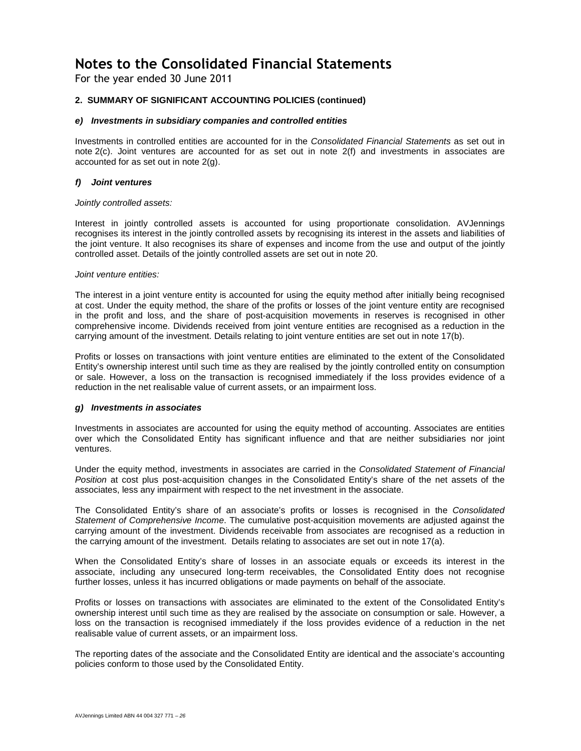# Notes to the Consolidated Financial Statements

For the year ended 30 June 2011

### 2. SUMMARY OF SIGNIFICANT ACCOUNTING POLICIES (continued)

#### *e) Investments in subsidiary companies and controlled entities*

Investments in controlled entities are accounted for in the *Consolidated Financial Statements* as set out in note 2(c). Joint ventures are accounted for as set out in note 2(f) and investments in associates are accounted for as set out in note 2(g).

#### *f) Joint ventures*

*Jointly controlled assets:*

Interest in jointly controlled assets is accounted for using proportionate consolidation. AVJennings recognises its interest in the jointly controlled assets by recognising its interest in the assets and liabilities of the joint venture. It also recognises its share of expenses and income from the use and output of the jointly controlled asset. Details of the jointly controlled assets are set out in note 20.

*Joint venture entities:*

The interest in a joint venture entity is accounted for using the equity method after initially being recognised at cost. Under the equity method, the share of the profits or losses of the joint venture entity are recognised in the profit and loss, and the share of post-acquisition movements in reserves is recognised in other comprehensive income. Dividends received from joint venture entities are recognised as a reduction in the carrying amount of the investment. Details relating to joint venture entities are set out in note 17(b).

Profits or losses on transactions with joint venture entities are eliminated to the extent of the Consolidated Entity's ownership interest until such time as they are realised by the jointly controlled entity on consumption or sale. However, a loss on the transaction is recognised immediately if the loss provides evidence of a reduction in the net realisable value of current assets, or an impairment loss.

#### *g) Investments in associates*

Investments in associates are accounted for using the equity method of accounting. Associates are entities over which the Consolidated Entity has significant influence and that are neither subsidiaries nor joint ventures.

Under the equity method, investments in associates are carried in the *Consolidated Statement of Financial Position* at cost plus post-acquisition changes in the Consolidated Entity's share of the net assets of the associates, less any impairment with respect to the net investment in the associate.

The Consolidated Entity's share of an associate's profits or losses is recognised in the *Consolidated Statement of Comprehensive Income*. The cumulative post-acquisition movements are adjusted against the carrying amount of the investment. Dividends receivable from associates are recognised as a reduction in the carrying amount of the investment. Details relating to associates are set out in note 17(a).

When the Consolidated Entity's share of losses in an associate equals or exceeds its interest in the associate, including any unsecured long-term receivables, the Consolidated Entity does not recognise further losses, unless it has incurred obligations or made payments on behalf of the associate.

Profits or losses on transactions with associates are eliminated to the extent of the Consolidated Entity's ownership interest until such time as they are realised by the associate on consumption or sale. However, a loss on the transaction is recognised immediately if the loss provides evidence of a reduction in the net realisable value of current assets, or an impairment loss.

The reporting dates of the associate and the Consolidated Entity are identical and the associate's accounting policies conform to those used by the Consolidated Entity.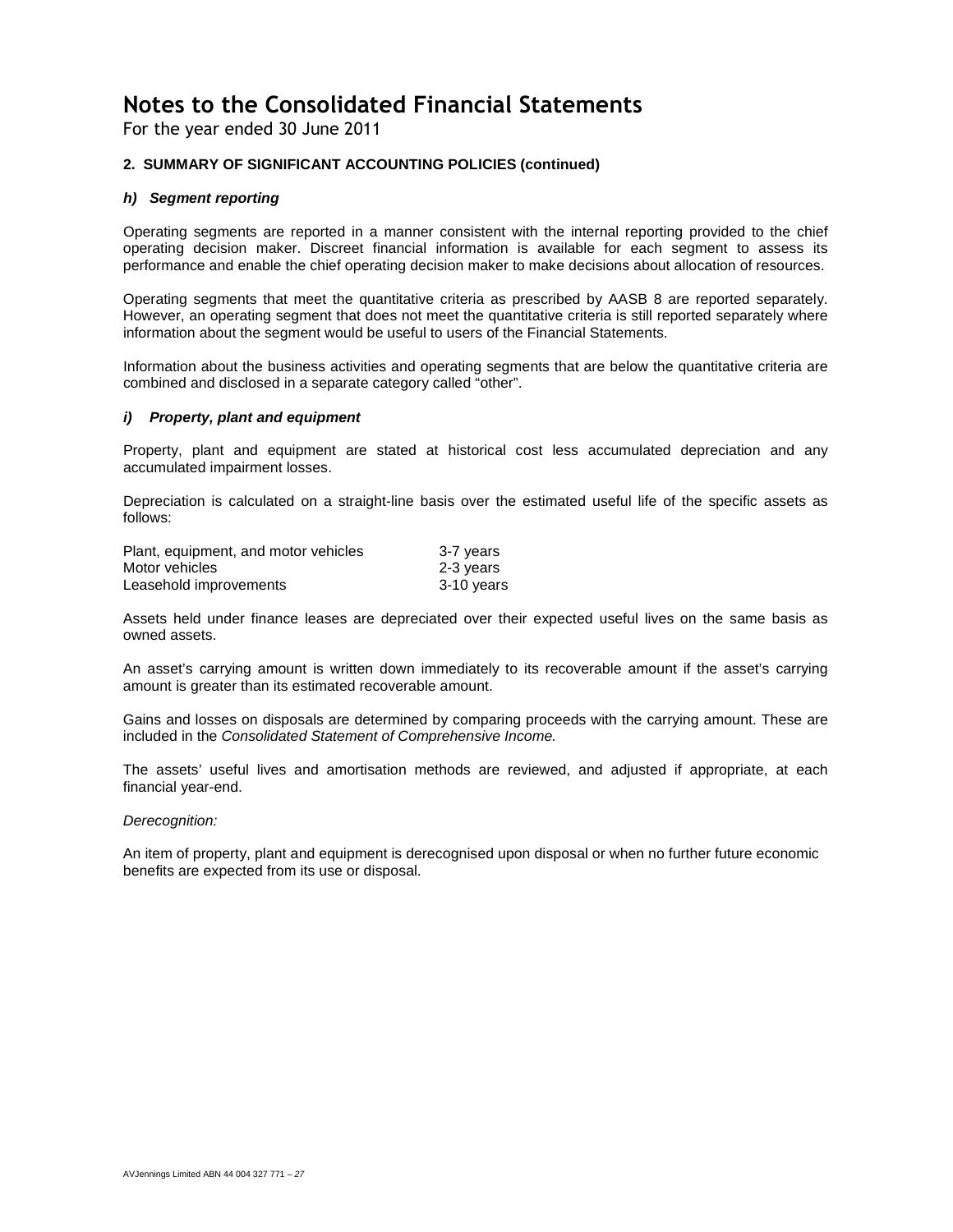# Notes to the Consolidated Financial Statements

For the year ended 30 June 2011

**2. SUMMARY OF SIGNIFICANT ACCOUNTING POLICIES (continued)**

***h) Segment reporting***

Operating segments are reported in a manner consistent with the internal reporting provided to the chief operating decision maker. Discreet financial information is available for each segment to assess its performance and enable the chief operating decision maker to make decisions about allocation of resources.

Operating segments that meet the quantitative criteria as prescribed by AASB 8 are reported separately. However, an operating segment that does not meet the quantitative criteria is still reported separately where information about the segment would be useful to users of the Financial Statements.

Information about the business activities and operating segments that are below the quantitative criteria are combined and disclosed in a separate category called "other".

***i) Property, plant and equipment***

Property, plant and equipment are stated at historical cost less accumulated depreciation and any accumulated impairment losses.

Depreciation is calculated on a straight-line basis over the estimated useful life of the specific assets as follows:

| | |
|---|---|
| Plant, equipment, and motor vehicles | 3-7 years |
| Motor vehicles | 2-3 years |
| Leasehold improvements | 3-10 years |

Assets held under finance leases are depreciated over their expected useful lives on the same basis as owned assets.

An asset's carrying amount is written down immediately to its recoverable amount if the asset's carrying amount is greater than its estimated recoverable amount.

Gains and losses on disposals are determined by comparing proceeds with the carrying amount. These are included in the *Consolidated Statement of Comprehensive Income.*

The assets' useful lives and amortisation methods are reviewed, and adjusted if appropriate, at each financial year-end.

*Derecognition:*

An item of property, plant and equipment is derecognised upon disposal or when no further future economic benefits are expected from its use or disposal.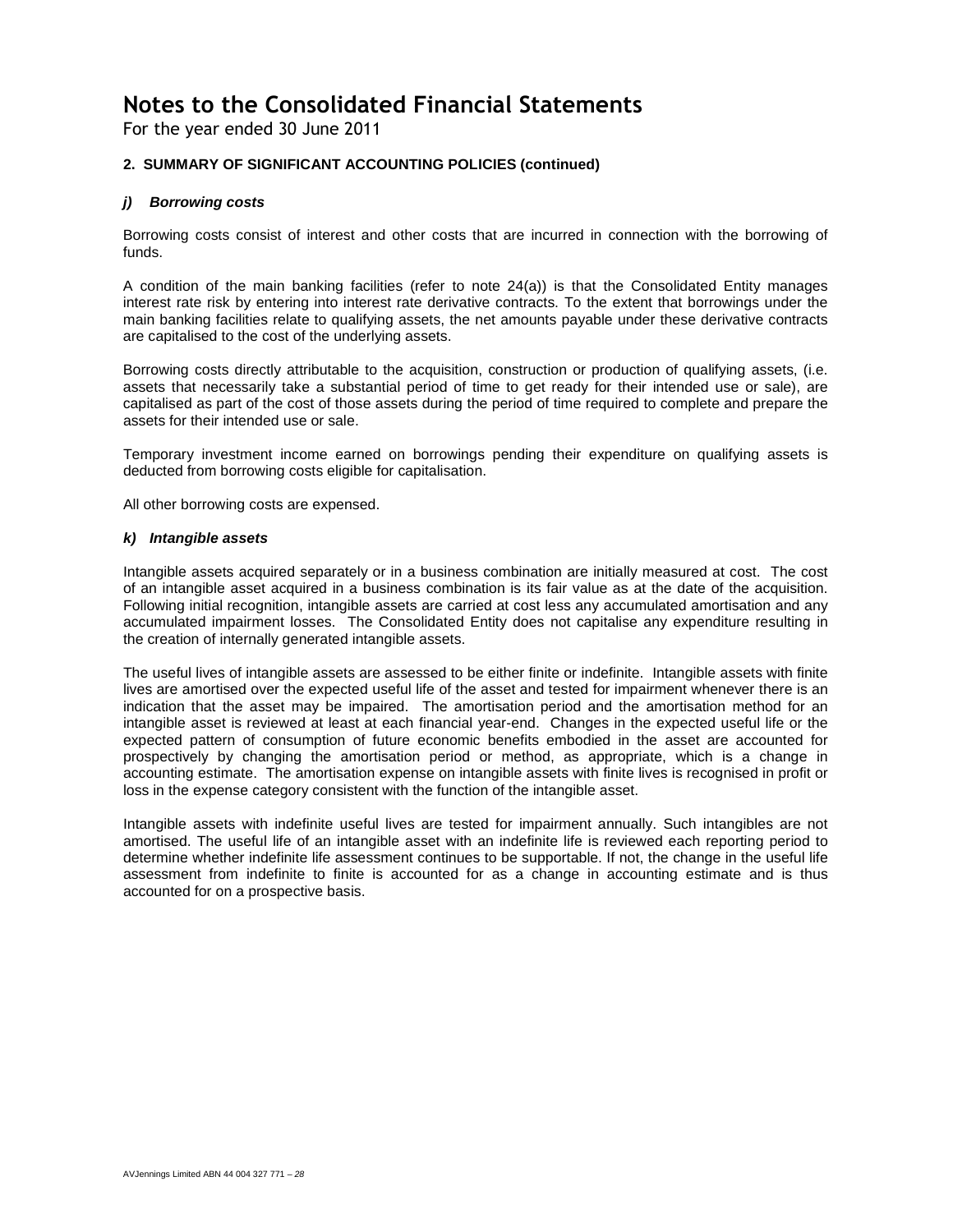# Notes to the Consolidated Financial Statements

For the year ended 30 June 2011

## 2. SUMMARY OF SIGNIFICANT ACCOUNTING POLICIES (continued)

### *j) Borrowing costs*

Borrowing costs consist of interest and other costs that are incurred in connection with the borrowing of funds.

A condition of the main banking facilities (refer to note 24(a)) is that the Consolidated Entity manages interest rate risk by entering into interest rate derivative contracts. To the extent that borrowings under the main banking facilities relate to qualifying assets, the net amounts payable under these derivative contracts are capitalised to the cost of the underlying assets.

Borrowing costs directly attributable to the acquisition, construction or production of qualifying assets, (i.e. assets that necessarily take a substantial period of time to get ready for their intended use or sale), are capitalised as part of the cost of those assets during the period of time required to complete and prepare the assets for their intended use or sale.

Temporary investment income earned on borrowings pending their expenditure on qualifying assets is deducted from borrowing costs eligible for capitalisation.

All other borrowing costs are expensed.

### *k) Intangible assets*

Intangible assets acquired separately or in a business combination are initially measured at cost. The cost of an intangible asset acquired in a business combination is its fair value as at the date of the acquisition. Following initial recognition, intangible assets are carried at cost less any accumulated amortisation and any accumulated impairment losses. The Consolidated Entity does not capitalise any expenditure resulting in the creation of internally generated intangible assets.

The useful lives of intangible assets are assessed to be either finite or indefinite. Intangible assets with finite lives are amortised over the expected useful life of the asset and tested for impairment whenever there is an indication that the asset may be impaired. The amortisation period and the amortisation method for an intangible asset is reviewed at least at each financial year-end. Changes in the expected useful life or the expected pattern of consumption of future economic benefits embodied in the asset are accounted for prospectively by changing the amortisation period or method, as appropriate, which is a change in accounting estimate. The amortisation expense on intangible assets with finite lives is recognised in profit or loss in the expense category consistent with the function of the intangible asset.

Intangible assets with indefinite useful lives are tested for impairment annually. Such intangibles are not amortised. The useful life of an intangible asset with an indefinite life is reviewed each reporting period to determine whether indefinite life assessment continues to be supportable. If not, the change in the useful life assessment from indefinite to finite is accounted for as a change in accounting estimate and is thus accounted for on a prospective basis.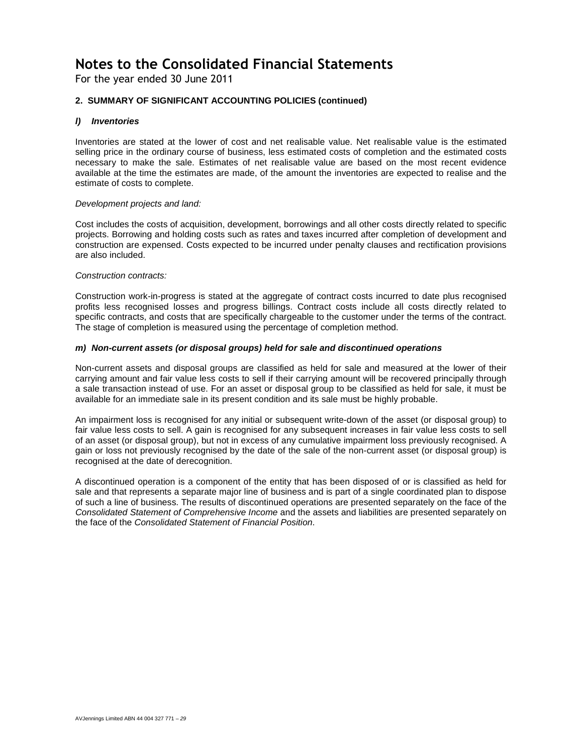# Notes to the Consolidated Financial Statements

For the year ended 30 June 2011

## 2. SUMMARY OF SIGNIFICANT ACCOUNTING POLICIES (continued)

### *l) Inventories*

Inventories are stated at the lower of cost and net realisable value. Net realisable value is the estimated selling price in the ordinary course of business, less estimated costs of completion and the estimated costs necessary to make the sale. Estimates of net realisable value are based on the most recent evidence available at the time the estimates are made, of the amount the inventories are expected to realise and the estimate of costs to complete.

*Development projects and land:*

Cost includes the costs of acquisition, development, borrowings and all other costs directly related to specific projects. Borrowing and holding costs such as rates and taxes incurred after completion of development and construction are expensed. Costs expected to be incurred under penalty clauses and rectification provisions are also included.

*Construction contracts:*

Construction work-in-progress is stated at the aggregate of contract costs incurred to date plus recognised profits less recognised losses and progress billings. Contract costs include all costs directly related to specific contracts, and costs that are specifically chargeable to the customer under the terms of the contract. The stage of completion is measured using the percentage of completion method.

### *m) Non-current assets (or disposal groups) held for sale and discontinued operations*

Non-current assets and disposal groups are classified as held for sale and measured at the lower of their carrying amount and fair value less costs to sell if their carrying amount will be recovered principally through a sale transaction instead of use. For an asset or disposal group to be classified as held for sale, it must be available for an immediate sale in its present condition and its sale must be highly probable.

An impairment loss is recognised for any initial or subsequent write-down of the asset (or disposal group) to fair value less costs to sell. A gain is recognised for any subsequent increases in fair value less costs to sell of an asset (or disposal group), but not in excess of any cumulative impairment loss previously recognised. A gain or loss not previously recognised by the date of the sale of the non-current asset (or disposal group) is recognised at the date of derecognition.

A discontinued operation is a component of the entity that has been disposed of or is classified as held for sale and that represents a separate major line of business and is part of a single coordinated plan to dispose of such a line of business. The results of discontinued operations are presented separately on the face of the *Consolidated Statement of Comprehensive Income* and the assets and liabilities are presented separately on the face of the *Consolidated Statement of Financial Position*.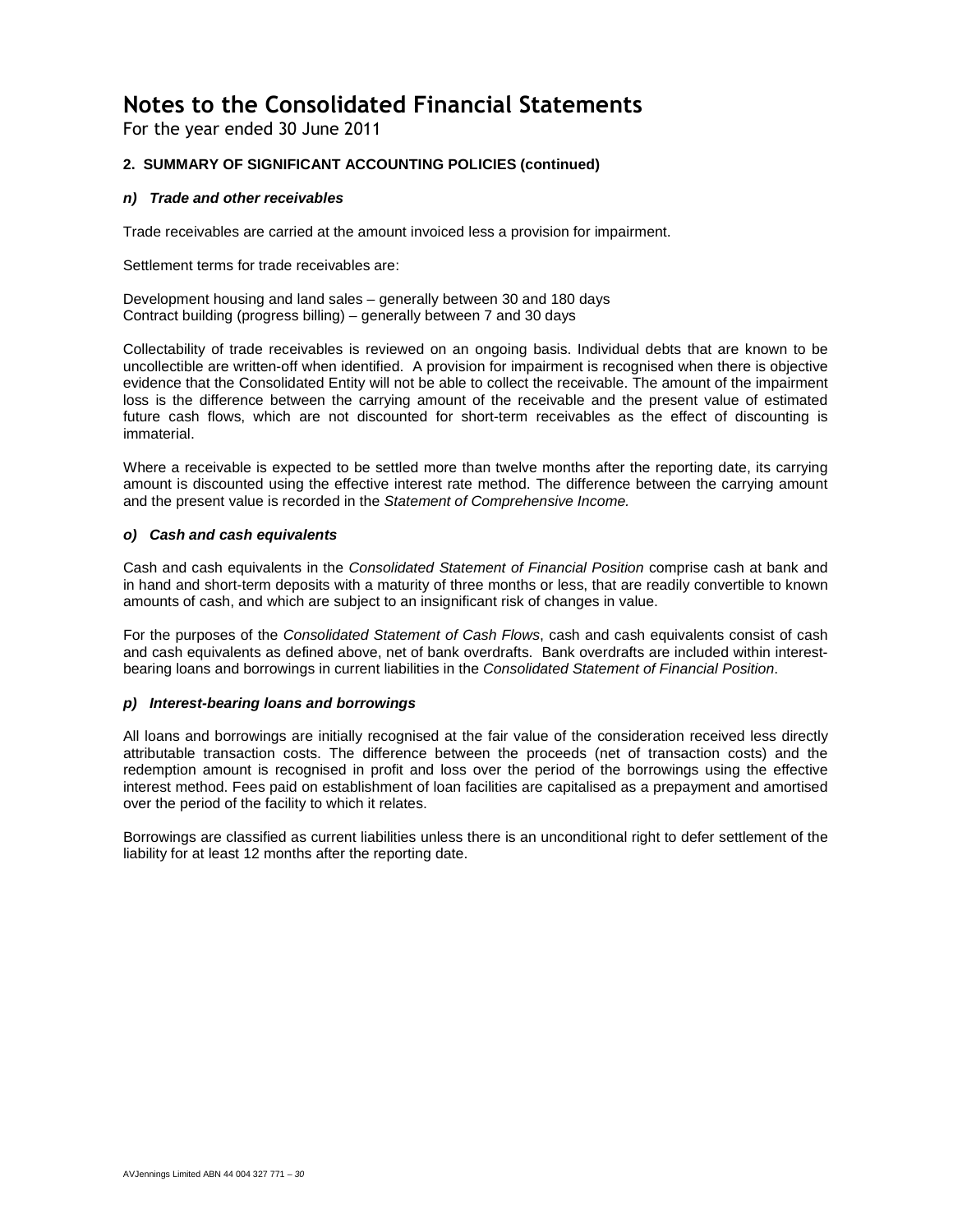# Notes to the Consolidated Financial Statements

For the year ended 30 June 2011

## 2. SUMMARY OF SIGNIFICANT ACCOUNTING POLICIES (continued)

### *n) Trade and other receivables*

Trade receivables are carried at the amount invoiced less a provision for impairment.

Settlement terms for trade receivables are:

Development housing and land sales – generally between 30 and 180 days
Contract building (progress billing) – generally between 7 and 30 days

Collectability of trade receivables is reviewed on an ongoing basis. Individual debts that are known to be uncollectible are written-off when identified. A provision for impairment is recognised when there is objective evidence that the Consolidated Entity will not be able to collect the receivable. The amount of the impairment loss is the difference between the carrying amount of the receivable and the present value of estimated future cash flows, which are not discounted for short-term receivables as the effect of discounting is immaterial.

Where a receivable is expected to be settled more than twelve months after the reporting date, its carrying amount is discounted using the effective interest rate method. The difference between the carrying amount and the present value is recorded in the *Statement of Comprehensive Income.*

### *o) Cash and cash equivalents*

Cash and cash equivalents in the *Consolidated Statement of Financial Position* comprise cash at bank and in hand and short-term deposits with a maturity of three months or less, that are readily convertible to known amounts of cash, and which are subject to an insignificant risk of changes in value.

For the purposes of the *Consolidated Statement of Cash Flows*, cash and cash equivalents consist of cash and cash equivalents as defined above, net of bank overdrafts. Bank overdrafts are included within interest-bearing loans and borrowings in current liabilities in the *Consolidated Statement of Financial Position*.

### *p) Interest-bearing loans and borrowings*

All loans and borrowings are initially recognised at the fair value of the consideration received less directly attributable transaction costs. The difference between the proceeds (net of transaction costs) and the redemption amount is recognised in profit and loss over the period of the borrowings using the effective interest method. Fees paid on establishment of loan facilities are capitalised as a prepayment and amortised over the period of the facility to which it relates.

Borrowings are classified as current liabilities unless there is an unconditional right to defer settlement of the liability for at least 12 months after the reporting date.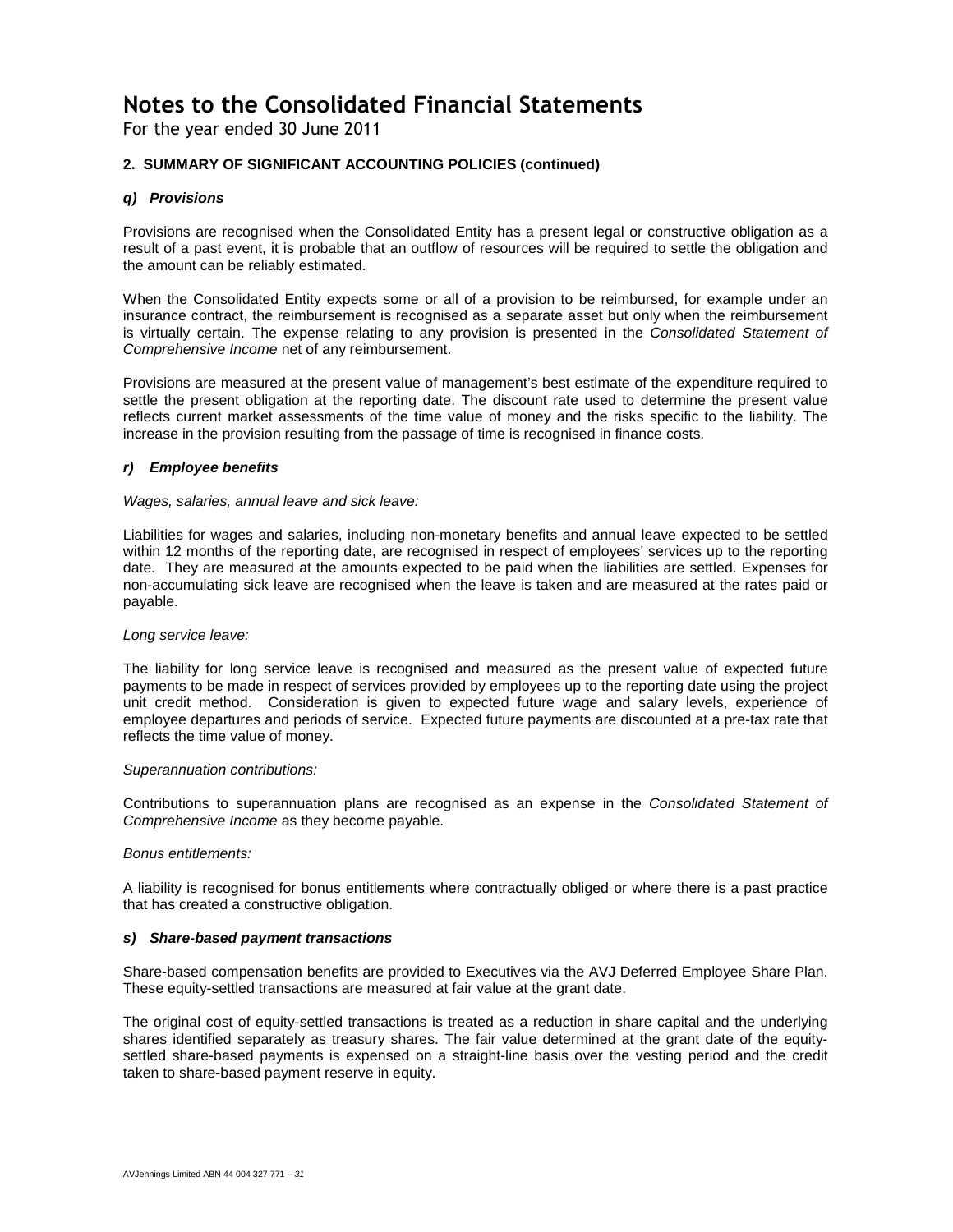# Notes to the Consolidated Financial Statements

For the year ended 30 June 2011

### 2. SUMMARY OF SIGNIFICANT ACCOUNTING POLICIES (continued)

#### *q) Provisions*

Provisions are recognised when the Consolidated Entity has a present legal or constructive obligation as a result of a past event, it is probable that an outflow of resources will be required to settle the obligation and the amount can be reliably estimated.

When the Consolidated Entity expects some or all of a provision to be reimbursed, for example under an insurance contract, the reimbursement is recognised as a separate asset but only when the reimbursement is virtually certain. The expense relating to any provision is presented in the *Consolidated Statement of Comprehensive Income* net of any reimbursement.

Provisions are measured at the present value of management's best estimate of the expenditure required to settle the present obligation at the reporting date. The discount rate used to determine the present value reflects current market assessments of the time value of money and the risks specific to the liability. The increase in the provision resulting from the passage of time is recognised in finance costs.

#### *r) Employee benefits*

*Wages, salaries, annual leave and sick leave:*

Liabilities for wages and salaries, including non-monetary benefits and annual leave expected to be settled within 12 months of the reporting date, are recognised in respect of employees' services up to the reporting date. They are measured at the amounts expected to be paid when the liabilities are settled. Expenses for non-accumulating sick leave are recognised when the leave is taken and are measured at the rates paid or payable.

*Long service leave:*

The liability for long service leave is recognised and measured as the present value of expected future payments to be made in respect of services provided by employees up to the reporting date using the project unit credit method. Consideration is given to expected future wage and salary levels, experience of employee departures and periods of service. Expected future payments are discounted at a pre-tax rate that reflects the time value of money.

*Superannuation contributions:*

Contributions to superannuation plans are recognised as an expense in the *Consolidated Statement of Comprehensive Income* as they become payable.

*Bonus entitlements:*

A liability is recognised for bonus entitlements where contractually obliged or where there is a past practice that has created a constructive obligation.

#### *s) Share-based payment transactions*

Share-based compensation benefits are provided to Executives via the AVJ Deferred Employee Share Plan. These equity-settled transactions are measured at fair value at the grant date.

The original cost of equity-settled transactions is treated as a reduction in share capital and the underlying shares identified separately as treasury shares. The fair value determined at the grant date of the equity-settled share-based payments is expensed on a straight-line basis over the vesting period and the credit taken to share-based payment reserve in equity.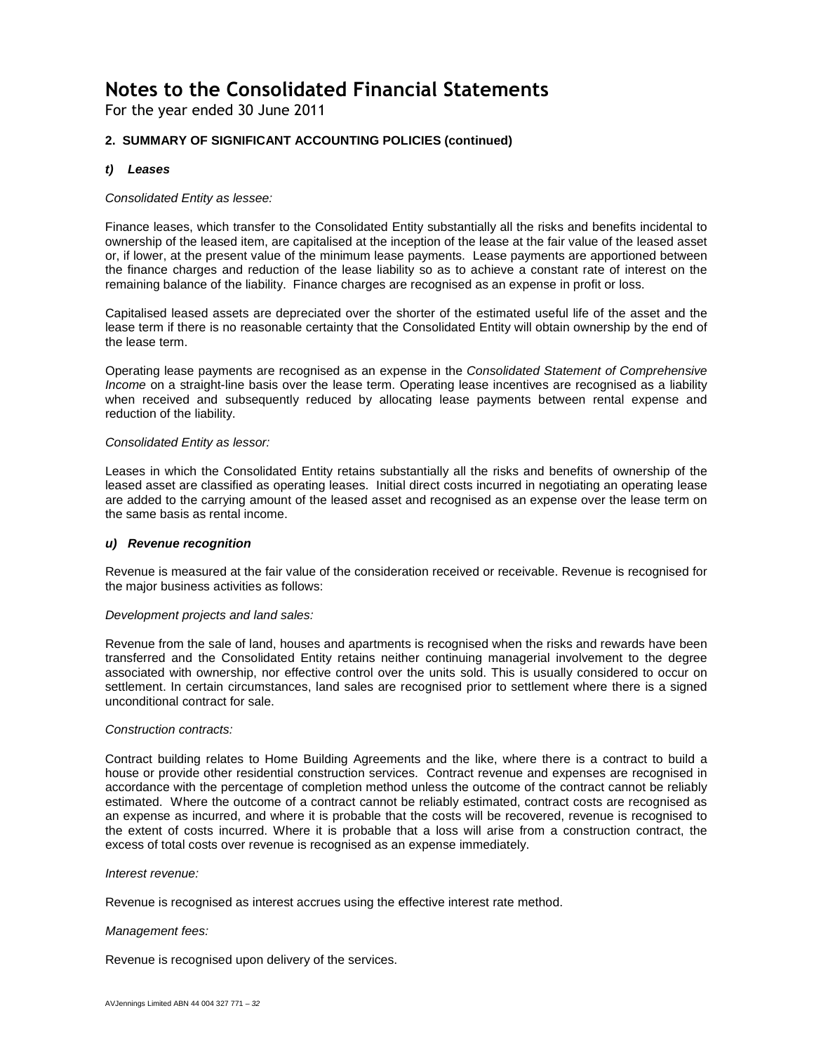# Notes to the Consolidated Financial Statements

For the year ended 30 June 2011

## 2. SUMMARY OF SIGNIFICANT ACCOUNTING POLICIES (continued)

### *t) Leases*

*Consolidated Entity as lessee:*

Finance leases, which transfer to the Consolidated Entity substantially all the risks and benefits incidental to ownership of the leased item, are capitalised at the inception of the lease at the fair value of the leased asset or, if lower, at the present value of the minimum lease payments. Lease payments are apportioned between the finance charges and reduction of the lease liability so as to achieve a constant rate of interest on the remaining balance of the liability. Finance charges are recognised as an expense in profit or loss.

Capitalised leased assets are depreciated over the shorter of the estimated useful life of the asset and the lease term if there is no reasonable certainty that the Consolidated Entity will obtain ownership by the end of the lease term.

Operating lease payments are recognised as an expense in the *Consolidated Statement of Comprehensive Income* on a straight-line basis over the lease term. Operating lease incentives are recognised as a liability when received and subsequently reduced by allocating lease payments between rental expense and reduction of the liability.

*Consolidated Entity as lessor:*

Leases in which the Consolidated Entity retains substantially all the risks and benefits of ownership of the leased asset are classified as operating leases. Initial direct costs incurred in negotiating an operating lease are added to the carrying amount of the leased asset and recognised as an expense over the lease term on the same basis as rental income.

### *u) Revenue recognition*

Revenue is measured at the fair value of the consideration received or receivable. Revenue is recognised for the major business activities as follows:

*Development projects and land sales:*

Revenue from the sale of land, houses and apartments is recognised when the risks and rewards have been transferred and the Consolidated Entity retains neither continuing managerial involvement to the degree associated with ownership, nor effective control over the units sold. This is usually considered to occur on settlement. In certain circumstances, land sales are recognised prior to settlement where there is a signed unconditional contract for sale.

*Construction contracts:*

Contract building relates to Home Building Agreements and the like, where there is a contract to build a house or provide other residential construction services. Contract revenue and expenses are recognised in accordance with the percentage of completion method unless the outcome of the contract cannot be reliably estimated. Where the outcome of a contract cannot be reliably estimated, contract costs are recognised as an expense as incurred, and where it is probable that the costs will be recovered, revenue is recognised to the extent of costs incurred. Where it is probable that a loss will arise from a construction contract, the excess of total costs over revenue is recognised as an expense immediately.

*Interest revenue:*

Revenue is recognised as interest accrues using the effective interest rate method.

*Management fees:*

Revenue is recognised upon delivery of the services.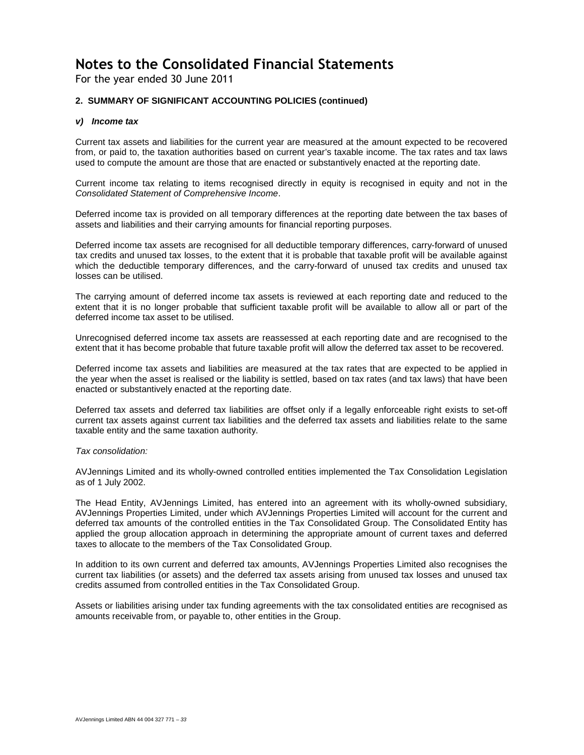# Notes to the Consolidated Financial Statements

For the year ended 30 June 2011

## 2. SUMMARY OF SIGNIFICANT ACCOUNTING POLICIES (continued)

### *v) Income tax*

Current tax assets and liabilities for the current year are measured at the amount expected to be recovered from, or paid to, the taxation authorities based on current year's taxable income. The tax rates and tax laws used to compute the amount are those that are enacted or substantively enacted at the reporting date.

Current income tax relating to items recognised directly in equity is recognised in equity and not in the *Consolidated Statement of Comprehensive Income*.

Deferred income tax is provided on all temporary differences at the reporting date between the tax bases of assets and liabilities and their carrying amounts for financial reporting purposes.

Deferred income tax assets are recognised for all deductible temporary differences, carry-forward of unused tax credits and unused tax losses, to the extent that it is probable that taxable profit will be available against which the deductible temporary differences, and the carry-forward of unused tax credits and unused tax losses can be utilised.

The carrying amount of deferred income tax assets is reviewed at each reporting date and reduced to the extent that it is no longer probable that sufficient taxable profit will be available to allow all or part of the deferred income tax asset to be utilised.

Unrecognised deferred income tax assets are reassessed at each reporting date and are recognised to the extent that it has become probable that future taxable profit will allow the deferred tax asset to be recovered.

Deferred income tax assets and liabilities are measured at the tax rates that are expected to be applied in the year when the asset is realised or the liability is settled, based on tax rates (and tax laws) that have been enacted or substantively enacted at the reporting date.

Deferred tax assets and deferred tax liabilities are offset only if a legally enforceable right exists to set-off current tax assets against current tax liabilities and the deferred tax assets and liabilities relate to the same taxable entity and the same taxation authority.

*Tax consolidation:*

AVJennings Limited and its wholly-owned controlled entities implemented the Tax Consolidation Legislation as of 1 July 2002.

The Head Entity, AVJennings Limited, has entered into an agreement with its wholly-owned subsidiary, AVJennings Properties Limited, under which AVJennings Properties Limited will account for the current and deferred tax amounts of the controlled entities in the Tax Consolidated Group. The Consolidated Entity has applied the group allocation approach in determining the appropriate amount of current taxes and deferred taxes to allocate to the members of the Tax Consolidated Group.

In addition to its own current and deferred tax amounts, AVJennings Properties Limited also recognises the current tax liabilities (or assets) and the deferred tax assets arising from unused tax losses and unused tax credits assumed from controlled entities in the Tax Consolidated Group.

Assets or liabilities arising under tax funding agreements with the tax consolidated entities are recognised as amounts receivable from, or payable to, other entities in the Group.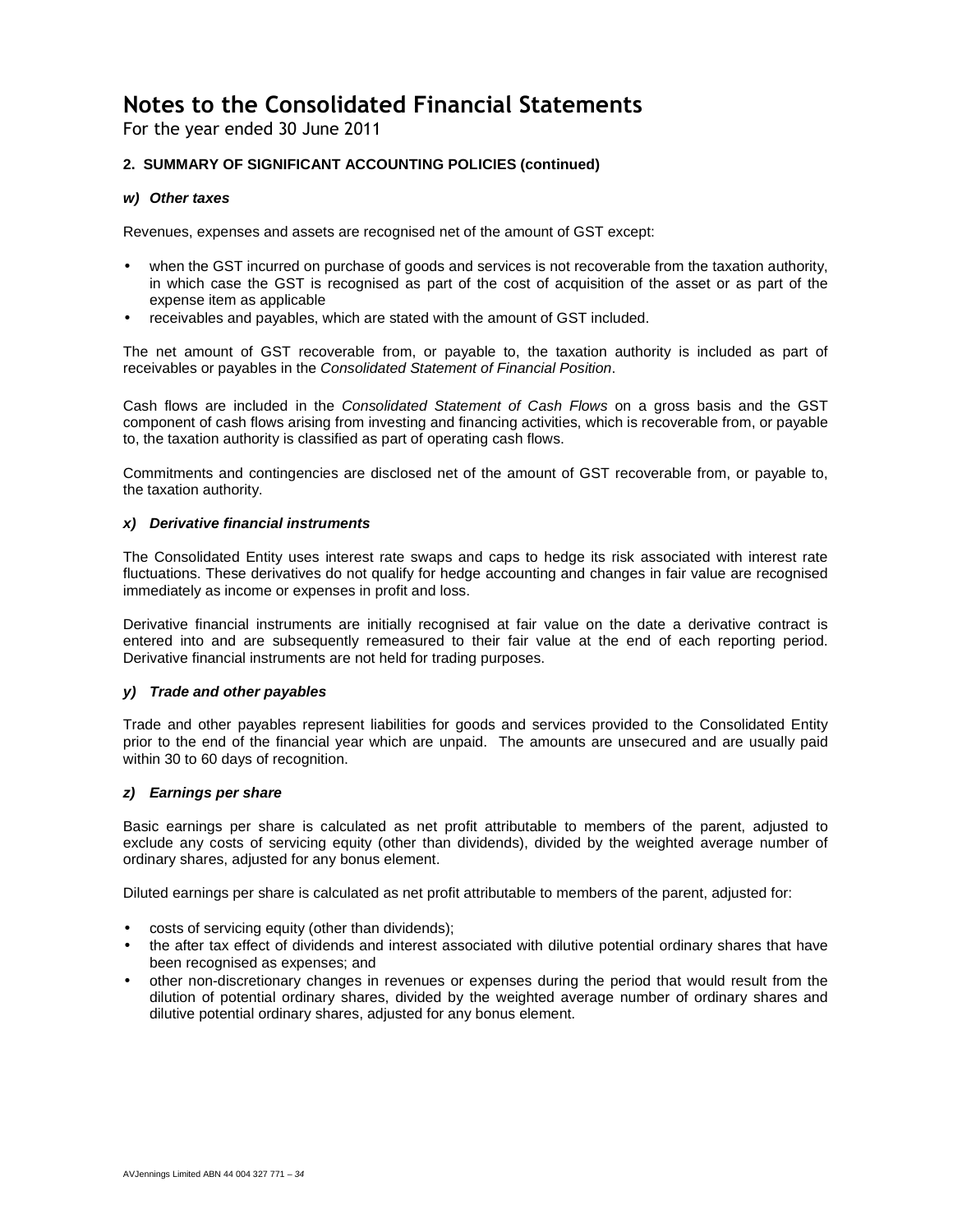# Notes to the Consolidated Financial Statements

For the year ended 30 June 2011

## 2. SUMMARY OF SIGNIFICANT ACCOUNTING POLICIES (continued)

### *w) Other taxes*

Revenues, expenses and assets are recognised net of the amount of GST except:

- when the GST incurred on purchase of goods and services is not recoverable from the taxation authority, in which case the GST is recognised as part of the cost of acquisition of the asset or as part of the expense item as applicable
- receivables and payables, which are stated with the amount of GST included.

The net amount of GST recoverable from, or payable to, the taxation authority is included as part of receivables or payables in the *Consolidated Statement of Financial Position*.

Cash flows are included in the *Consolidated Statement of Cash Flows* on a gross basis and the GST component of cash flows arising from investing and financing activities, which is recoverable from, or payable to, the taxation authority is classified as part of operating cash flows.

Commitments and contingencies are disclosed net of the amount of GST recoverable from, or payable to, the taxation authority.

### *x) Derivative financial instruments*

The Consolidated Entity uses interest rate swaps and caps to hedge its risk associated with interest rate fluctuations. These derivatives do not qualify for hedge accounting and changes in fair value are recognised immediately as income or expenses in profit and loss.

Derivative financial instruments are initially recognised at fair value on the date a derivative contract is entered into and are subsequently remeasured to their fair value at the end of each reporting period. Derivative financial instruments are not held for trading purposes.

### *y) Trade and other payables*

Trade and other payables represent liabilities for goods and services provided to the Consolidated Entity prior to the end of the financial year which are unpaid. The amounts are unsecured and are usually paid within 30 to 60 days of recognition.

### *z) Earnings per share*

Basic earnings per share is calculated as net profit attributable to members of the parent, adjusted to exclude any costs of servicing equity (other than dividends), divided by the weighted average number of ordinary shares, adjusted for any bonus element.

Diluted earnings per share is calculated as net profit attributable to members of the parent, adjusted for:

- costs of servicing equity (other than dividends);
- the after tax effect of dividends and interest associated with dilutive potential ordinary shares that have been recognised as expenses; and
- other non-discretionary changes in revenues or expenses during the period that would result from the dilution of potential ordinary shares, divided by the weighted average number of ordinary shares and dilutive potential ordinary shares, adjusted for any bonus element.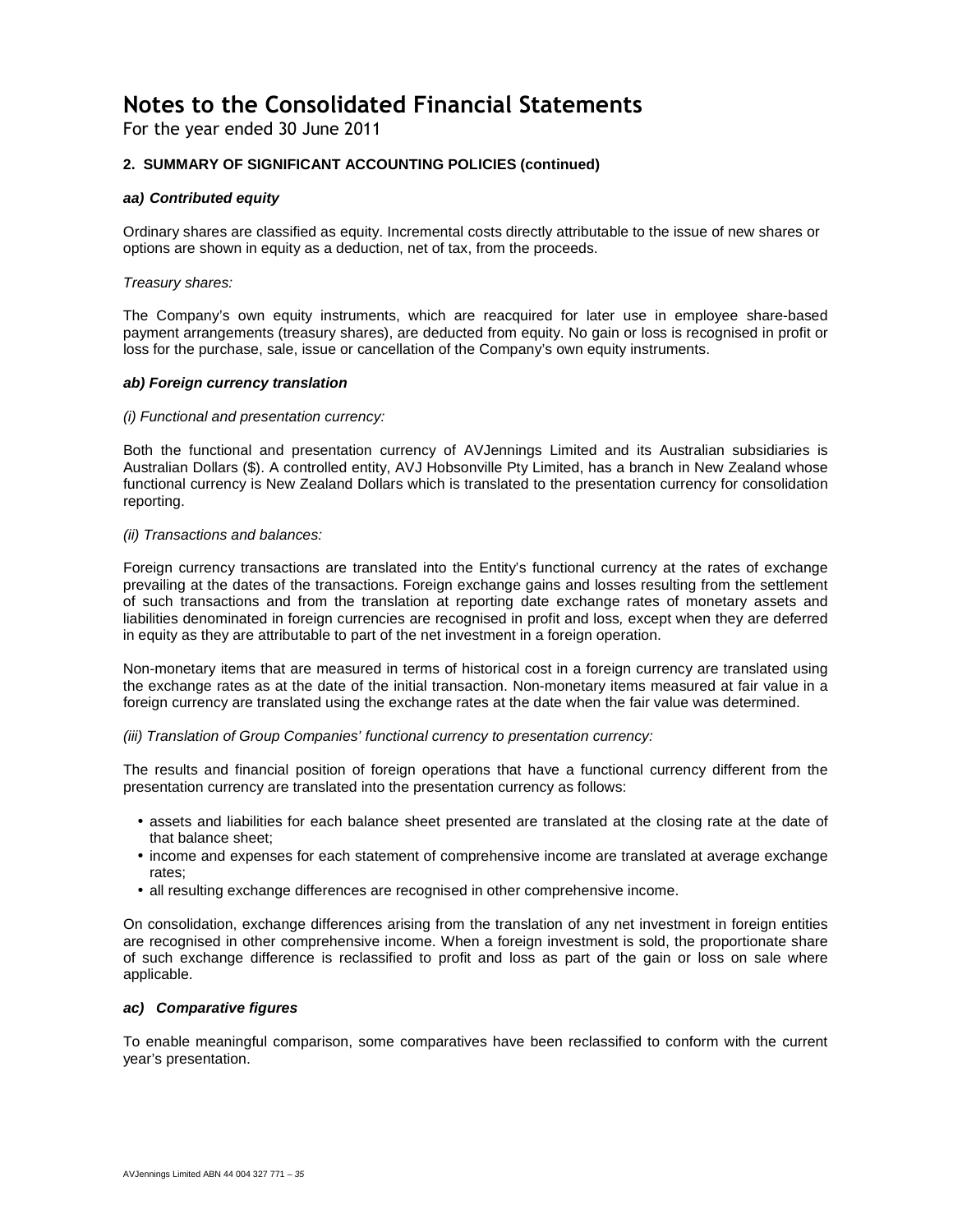# Notes to the Consolidated Financial Statements

For the year ended 30 June 2011

## 2. SUMMARY OF SIGNIFICANT ACCOUNTING POLICIES (continued)

### *aa) Contributed equity*

Ordinary shares are classified as equity. Incremental costs directly attributable to the issue of new shares or options are shown in equity as a deduction, net of tax, from the proceeds.

*Treasury shares:*

The Company's own equity instruments, which are reacquired for later use in employee share-based payment arrangements (treasury shares), are deducted from equity. No gain or loss is recognised in profit or loss for the purchase, sale, issue or cancellation of the Company's own equity instruments.

### *ab) Foreign currency translation*

*(i) Functional and presentation currency:*

Both the functional and presentation currency of AVJennings Limited and its Australian subsidiaries is Australian Dollars ($). A controlled entity, AVJ Hobsonville Pty Limited, has a branch in New Zealand whose functional currency is New Zealand Dollars which is translated to the presentation currency for consolidation reporting.

*(ii) Transactions and balances:*

Foreign currency transactions are translated into the Entity's functional currency at the rates of exchange prevailing at the dates of the transactions. Foreign exchange gains and losses resulting from the settlement of such transactions and from the translation at reporting date exchange rates of monetary assets and liabilities denominated in foreign currencies are recognised in profit and loss, except when they are deferred in equity as they are attributable to part of the net investment in a foreign operation.

Non-monetary items that are measured in terms of historical cost in a foreign currency are translated using the exchange rates as at the date of the initial transaction. Non-monetary items measured at fair value in a foreign currency are translated using the exchange rates at the date when the fair value was determined.

*(iii) Translation of Group Companies' functional currency to presentation currency:*

The results and financial position of foreign operations that have a functional currency different from the presentation currency are translated into the presentation currency as follows:

- assets and liabilities for each balance sheet presented are translated at the closing rate at the date of that balance sheet;
- income and expenses for each statement of comprehensive income are translated at average exchange rates;
- all resulting exchange differences are recognised in other comprehensive income.

On consolidation, exchange differences arising from the translation of any net investment in foreign entities are recognised in other comprehensive income. When a foreign investment is sold, the proportionate share of such exchange difference is reclassified to profit and loss as part of the gain or loss on sale where applicable.

### *ac) Comparative figures*

To enable meaningful comparison, some comparatives have been reclassified to conform with the current year's presentation.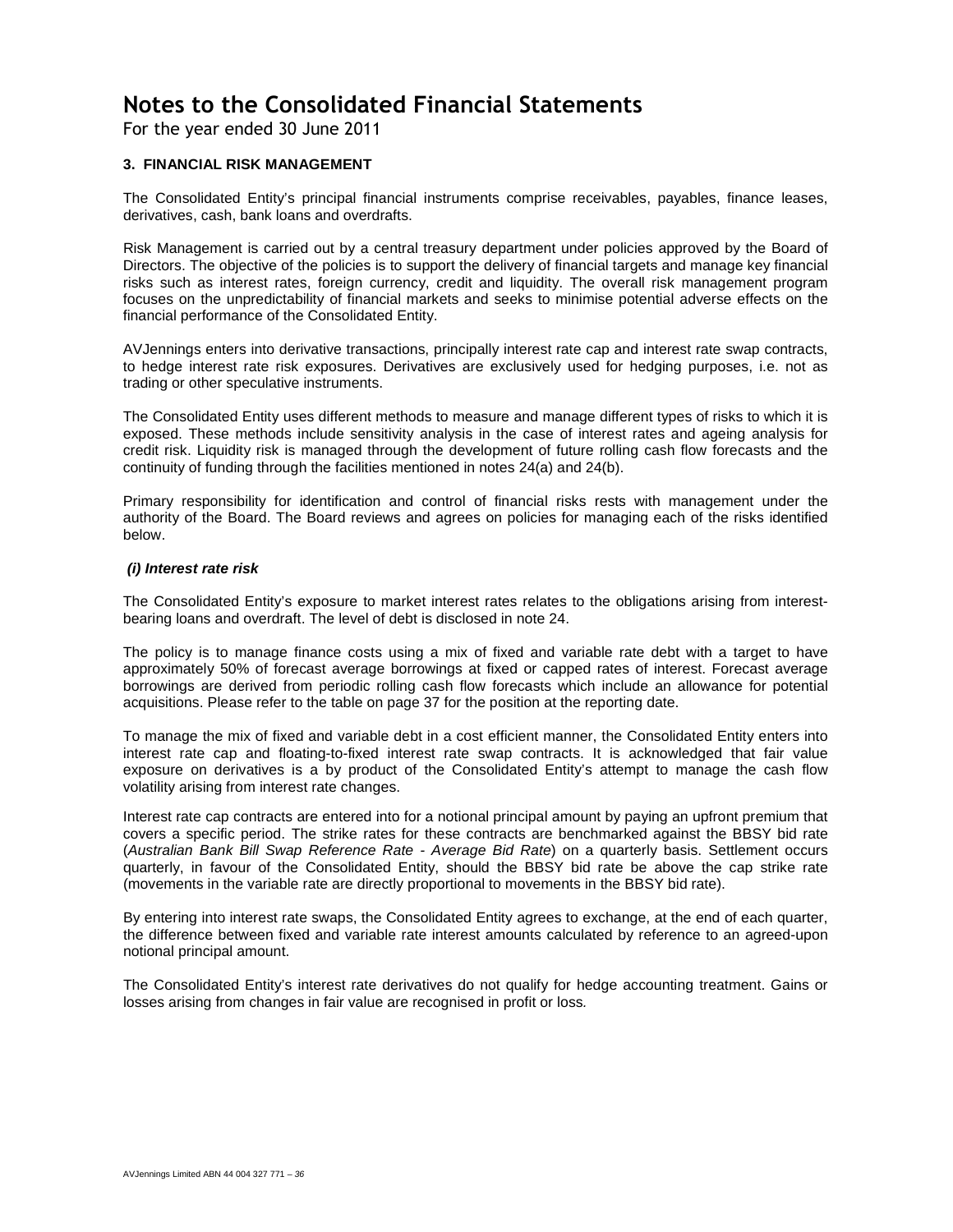# Notes to the Consolidated Financial Statements

For the year ended 30 June 2011

### 3. FINANCIAL RISK MANAGEMENT

The Consolidated Entity's principal financial instruments comprise receivables, payables, finance leases, derivatives, cash, bank loans and overdrafts.

Risk Management is carried out by a central treasury department under policies approved by the Board of Directors. The objective of the policies is to support the delivery of financial targets and manage key financial risks such as interest rates, foreign currency, credit and liquidity. The overall risk management program focuses on the unpredictability of financial markets and seeks to minimise potential adverse effects on the financial performance of the Consolidated Entity.

AVJennings enters into derivative transactions, principally interest rate cap and interest rate swap contracts, to hedge interest rate risk exposures. Derivatives are exclusively used for hedging purposes, i.e. not as trading or other speculative instruments.

The Consolidated Entity uses different methods to measure and manage different types of risks to which it is exposed. These methods include sensitivity analysis in the case of interest rates and ageing analysis for credit risk. Liquidity risk is managed through the development of future rolling cash flow forecasts and the continuity of funding through the facilities mentioned in notes 24(a) and 24(b).

Primary responsibility for identification and control of financial risks rests with management under the authority of the Board. The Board reviews and agrees on policies for managing each of the risks identified below.

***(i) Interest rate risk***

The Consolidated Entity's exposure to market interest rates relates to the obligations arising from interest-bearing loans and overdraft. The level of debt is disclosed in note 24.

The policy is to manage finance costs using a mix of fixed and variable rate debt with a target to have approximately 50% of forecast average borrowings at fixed or capped rates of interest. Forecast average borrowings are derived from periodic rolling cash flow forecasts which include an allowance for potential acquisitions. Please refer to the table on page 37 for the position at the reporting date.

To manage the mix of fixed and variable debt in a cost efficient manner, the Consolidated Entity enters into interest rate cap and floating-to-fixed interest rate swap contracts. It is acknowledged that fair value exposure on derivatives is a by product of the Consolidated Entity's attempt to manage the cash flow volatility arising from interest rate changes.

Interest rate cap contracts are entered into for a notional principal amount by paying an upfront premium that covers a specific period. The strike rates for these contracts are benchmarked against the BBSY bid rate (*Australian Bank Bill Swap Reference Rate - Average Bid Rate*) on a quarterly basis. Settlement occurs quarterly, in favour of the Consolidated Entity, should the BBSY bid rate be above the cap strike rate (movements in the variable rate are directly proportional to movements in the BBSY bid rate).

By entering into interest rate swaps, the Consolidated Entity agrees to exchange, at the end of each quarter, the difference between fixed and variable rate interest amounts calculated by reference to an agreed-upon notional principal amount.

The Consolidated Entity's interest rate derivatives do not qualify for hedge accounting treatment. Gains or losses arising from changes in fair value are recognised in profit or loss.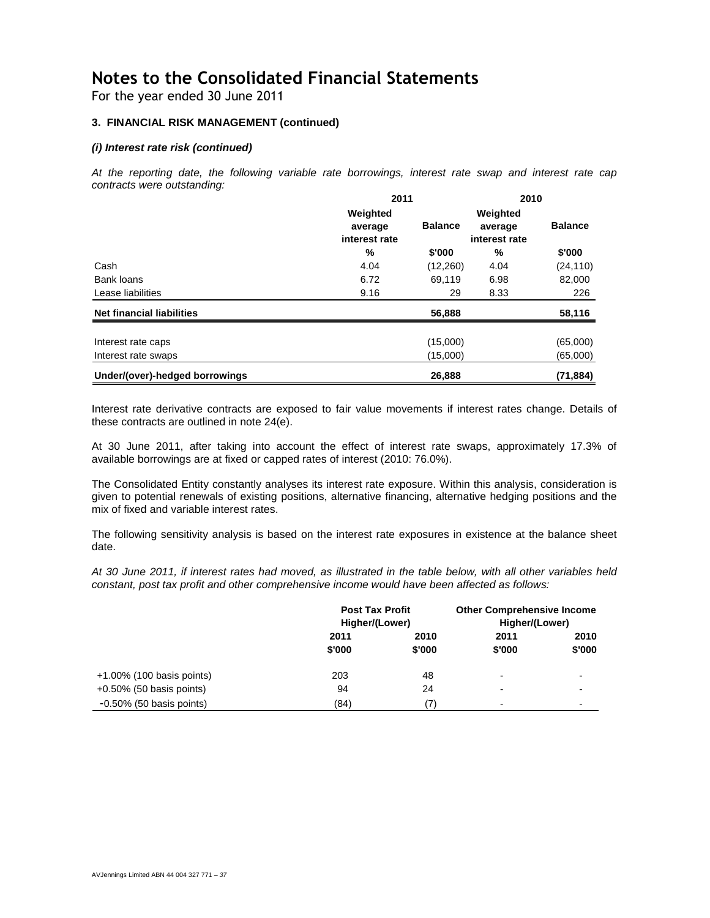# Notes to the Consolidated Financial Statements

For the year ended 30 June 2011

### 3. FINANCIAL RISK MANAGEMENT (continued)

#### *(i) Interest rate risk (continued)*

*At the reporting date, the following variable rate borrowings, interest rate swap and interest rate cap contracts were outstanding:*

| | 2011 | | 2010 | |
|---|---|---|---|---|
| | Weighted average interest rate | Balance | Weighted average interest rate | Balance |
| | % | $'000 | % | $'000 |
| Cash | 4.04 | (12,260) | 4.04 | (24,110) |
| Bank loans | 6.72 | 69,119 | 6.98 | 82,000 |
| Lease liabilities | 9.16 | 29 | 8.33 | 226 |
| **Net financial liabilities** | | **56,888** | | **58,116** |
| Interest rate caps | | (15,000) | | (65,000) |
| Interest rate swaps | | (15,000) | | (65,000) |
| **Under/(over)-hedged borrowings** | | **26,888** | | **(71,884)** |

Interest rate derivative contracts are exposed to fair value movements if interest rates change. Details of these contracts are outlined in note 24(e).

At 30 June 2011, after taking into account the effect of interest rate swaps, approximately 17.3% of available borrowings are at fixed or capped rates of interest (2010: 76.0%).

The Consolidated Entity constantly analyses its interest rate exposure. Within this analysis, consideration is given to potential renewals of existing positions, alternative financing, alternative hedging positions and the mix of fixed and variable interest rates.

The following sensitivity analysis is based on the interest rate exposures in existence at the balance sheet date.

*At 30 June 2011, if interest rates had moved, as illustrated in the table below, with all other variables held constant, post tax profit and other comprehensive income would have been affected as follows:*

| | Post Tax Profit Higher/(Lower) | | Other Comprehensive Income Higher/(Lower) | |
|---|---|---|---|---|
| | 2011 | 2010 | 2011 | 2010 |
| | $'000 | $'000 | $'000 | $'000 |
| +1.00% (100 basis points) | 203 | 48 | - | - |
| +0.50% (50 basis points) | 94 | 24 | - | - |
| -0.50% (50 basis points) | (84) | (7) | - | - |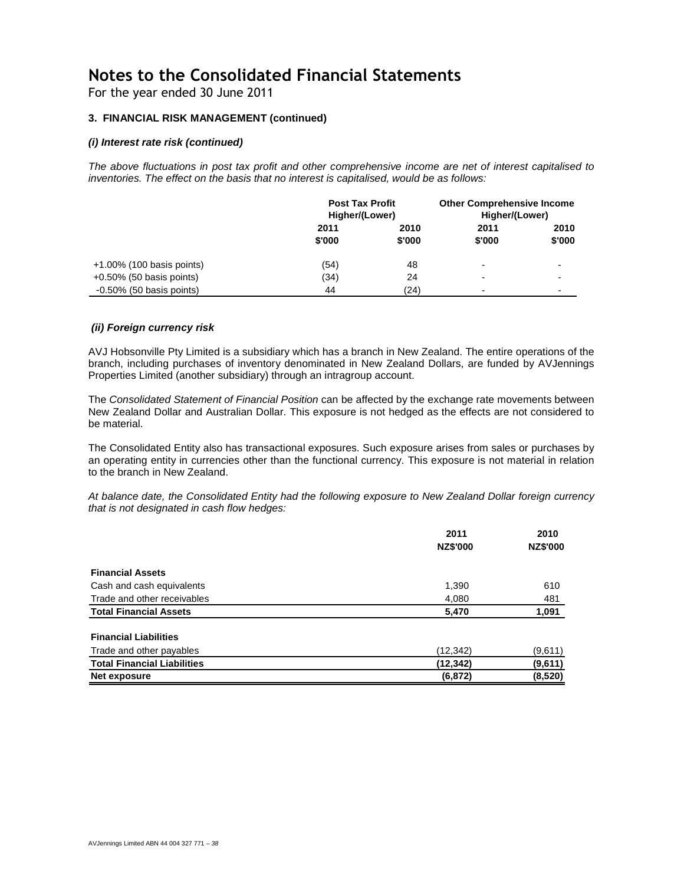# Notes to the Consolidated Financial Statements

For the year ended 30 June 2011

### 3. FINANCIAL RISK MANAGEMENT (continued)

#### *(i) Interest rate risk (continued)*

*The above fluctuations in post tax profit and other comprehensive income are net of interest capitalised to inventories. The effect on the basis that no interest is capitalised, would be as follows:*

| | Post Tax Profit Higher/(Lower) | | Other Comprehensive Income Higher/(Lower) | |
|---|---|---|---|---|
| | 2011 | 2010 | 2011 | 2010 |
| | $'000 | $'000 | $'000 | $'000 |
| +1.00% (100 basis points) | (54) | 48 | - | - |
| +0.50% (50 basis points) | (34) | 24 | - | - |
| -0.50% (50 basis points) | 44 | (24) | - | - |

#### *(ii) Foreign currency risk*

AVJ Hobsonville Pty Limited is a subsidiary which has a branch in New Zealand. The entire operations of the branch, including purchases of inventory denominated in New Zealand Dollars, are funded by AVJennings Properties Limited (another subsidiary) through an intragroup account.

The *Consolidated Statement of Financial Position* can be affected by the exchange rate movements between New Zealand Dollar and Australian Dollar. This exposure is not hedged as the effects are not considered to be material.

The Consolidated Entity also has transactional exposures. Such exposure arises from sales or purchases by an operating entity in currencies other than the functional currency. This exposure is not material in relation to the branch in New Zealand.

*At balance date, the Consolidated Entity had the following exposure to New Zealand Dollar foreign currency that is not designated in cash flow hedges:*

| | 2011 | 2010 |
|---|---|---|
| | NZ$'000 | NZ$'000 |
| **Financial Assets** | | |
| Cash and cash equivalents | 1,390 | 610 |
| Trade and other receivables | 4,080 | 481 |
| **Total Financial Assets** | **5,470** | **1,091** |
| **Financial Liabilities** | | |
| Trade and other payables | (12,342) | (9,611) |
| **Total Financial Liabilities** | **(12,342)** | **(9,611)** |
| **Net exposure** | **(6,872)** | **(8,520)** |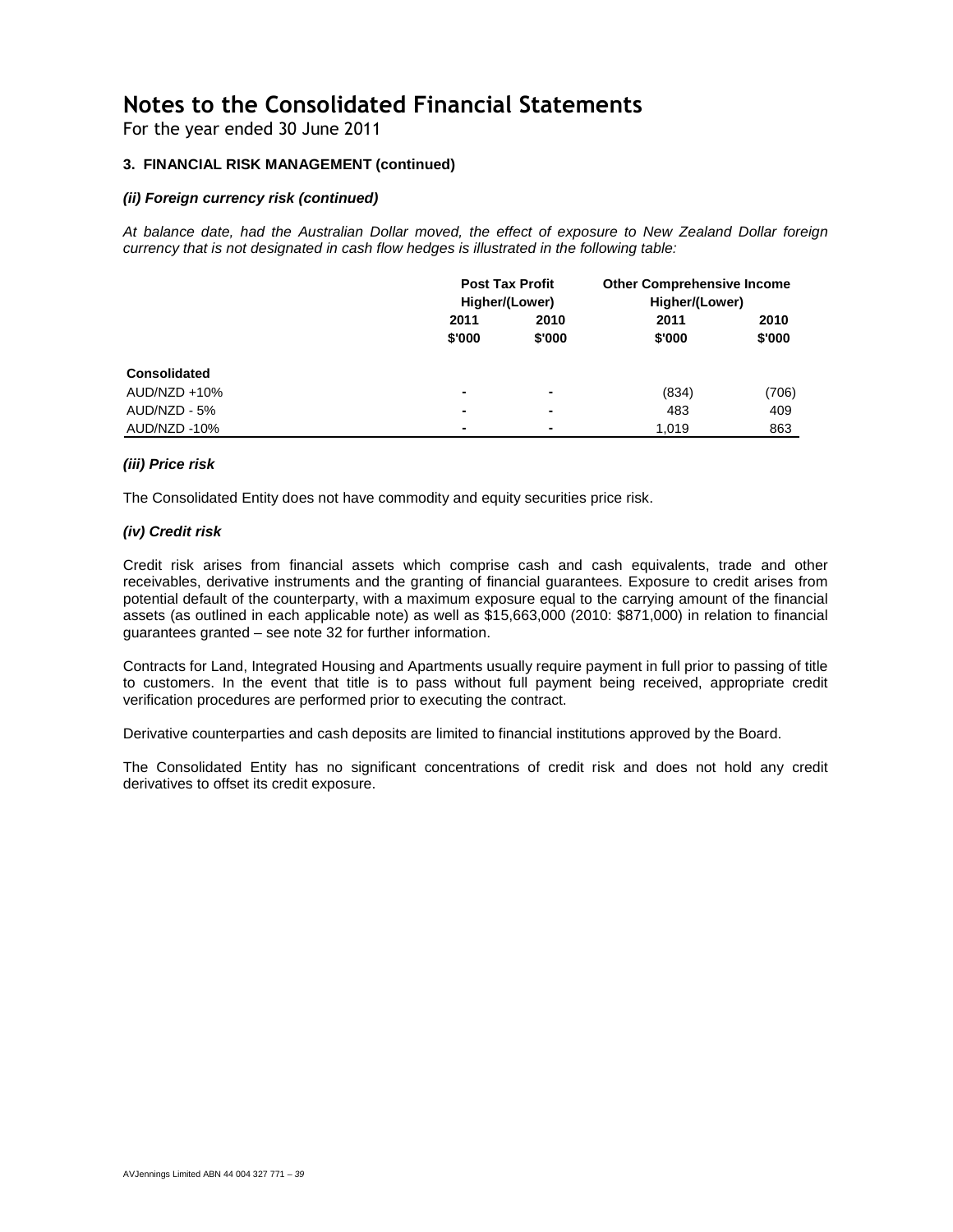# Notes to the Consolidated Financial Statements

For the year ended 30 June 2011

### 3. FINANCIAL RISK MANAGEMENT (continued)

#### *(ii) Foreign currency risk (continued)*

*At balance date, had the Australian Dollar moved, the effect of exposure to New Zealand Dollar foreign currency that is not designated in cash flow hedges is illustrated in the following table:*

| | Post Tax Profit Higher/(Lower) | | Other Comprehensive Income Higher/(Lower) | |
|---|---|---|---|---|
| | 2011 $'000 | 2010 $'000 | 2011 $'000 | 2010 $'000 |
| **Consolidated** | | | | |
| AUD/NZD +10% | - | - | (834) | (706) |
| AUD/NZD - 5% | - | - | 483 | 409 |
| AUD/NZD -10% | - | - | 1,019 | 863 |

#### *(iii) Price risk*

The Consolidated Entity does not have commodity and equity securities price risk.

#### *(iv) Credit risk*

Credit risk arises from financial assets which comprise cash and cash equivalents, trade and other receivables, derivative instruments and the granting of financial guarantees. Exposure to credit arises from potential default of the counterparty, with a maximum exposure equal to the carrying amount of the financial assets (as outlined in each applicable note) as well as $15,663,000 (2010: $871,000) in relation to financial guarantees granted – see note 32 for further information.

Contracts for Land, Integrated Housing and Apartments usually require payment in full prior to passing of title to customers. In the event that title is to pass without full payment being received, appropriate credit verification procedures are performed prior to executing the contract.

Derivative counterparties and cash deposits are limited to financial institutions approved by the Board.

The Consolidated Entity has no significant concentrations of credit risk and does not hold any credit derivatives to offset its credit exposure.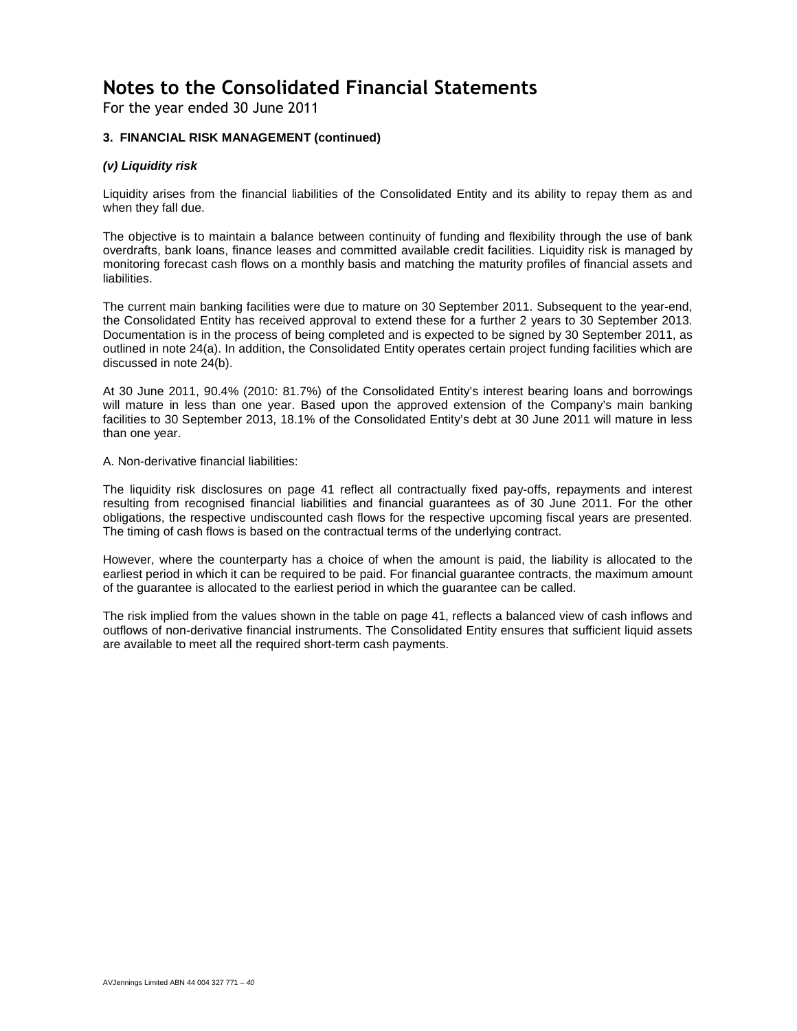# Notes to the Consolidated Financial Statements

For the year ended 30 June 2011

### 3. FINANCIAL RISK MANAGEMENT (continued)

#### *(v) Liquidity risk*

Liquidity arises from the financial liabilities of the Consolidated Entity and its ability to repay them as and when they fall due.

The objective is to maintain a balance between continuity of funding and flexibility through the use of bank overdrafts, bank loans, finance leases and committed available credit facilities. Liquidity risk is managed by monitoring forecast cash flows on a monthly basis and matching the maturity profiles of financial assets and liabilities.

The current main banking facilities were due to mature on 30 September 2011. Subsequent to the year-end, the Consolidated Entity has received approval to extend these for a further 2 years to 30 September 2013. Documentation is in the process of being completed and is expected to be signed by 30 September 2011, as outlined in note 24(a). In addition, the Consolidated Entity operates certain project funding facilities which are discussed in note 24(b).

At 30 June 2011, 90.4% (2010: 81.7%) of the Consolidated Entity's interest bearing loans and borrowings will mature in less than one year. Based upon the approved extension of the Company's main banking facilities to 30 September 2013, 18.1% of the Consolidated Entity's debt at 30 June 2011 will mature in less than one year.

A. Non-derivative financial liabilities:

The liquidity risk disclosures on page 41 reflect all contractually fixed pay-offs, repayments and interest resulting from recognised financial liabilities and financial guarantees as of 30 June 2011. For the other obligations, the respective undiscounted cash flows for the respective upcoming fiscal years are presented. The timing of cash flows is based on the contractual terms of the underlying contract.

However, where the counterparty has a choice of when the amount is paid, the liability is allocated to the earliest period in which it can be required to be paid. For financial guarantee contracts, the maximum amount of the guarantee is allocated to the earliest period in which the guarantee can be called.

The risk implied from the values shown in the table on page 41, reflects a balanced view of cash inflows and outflows of non-derivative financial instruments. The Consolidated Entity ensures that sufficient liquid assets are available to meet all the required short-term cash payments.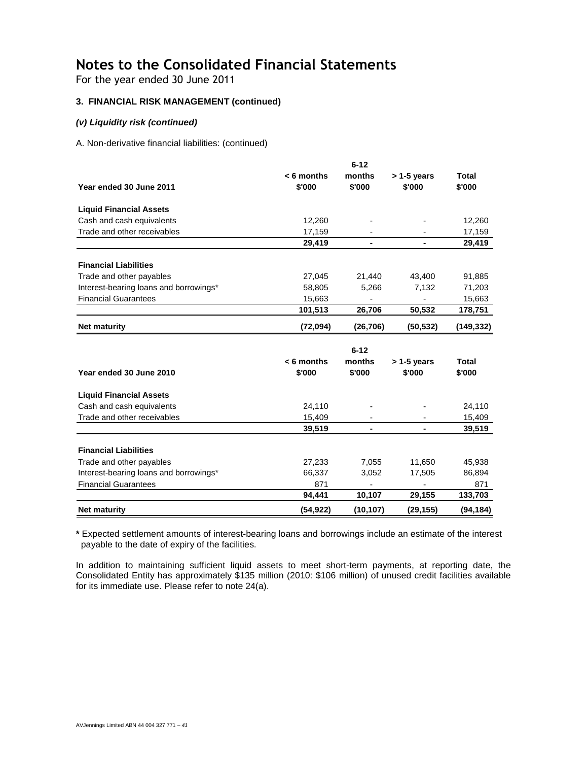# Notes to the Consolidated Financial Statements

For the year ended 30 June 2011

### 3. FINANCIAL RISK MANAGEMENT (continued)

***(v) Liquidity risk (continued)***

A. Non-derivative financial liabilities: (continued)

| Year ended 30 June 2011 | < 6 months $'000 | 6-12 months $'000 | > 1-5 years $'000 | Total $'000 |
|---|---|---|---|---|
| **Liquid Financial Assets** | | | | |
| Cash and cash equivalents | 12,260 | - | - | 12,260 |
| Trade and other receivables | 17,159 | - | - | 17,159 |
| | **29,419** | **-** | **-** | **29,419** |
| **Financial Liabilities** | | | | |
| Trade and other payables | 27,045 | 21,440 | 43,400 | 91,885 |
| Interest-bearing loans and borrowings* | 58,805 | 5,266 | 7,132 | 71,203 |
| Financial Guarantees | 15,663 | - | - | 15,663 |
| | **101,513** | **26,706** | **50,532** | **178,751** |
| **Net maturity** | **(72,094)** | **(26,706)** | **(50,532)** | **(149,332)** |

| Year ended 30 June 2010 | < 6 months $'000 | 6-12 months $'000 | > 1-5 years $'000 | Total $'000 |
|---|---|---|---|---|
| **Liquid Financial Assets** | | | | |
| Cash and cash equivalents | 24,110 | - | - | 24,110 |
| Trade and other receivables | 15,409 | - | - | 15,409 |
| | **39,519** | **-** | **-** | **39,519** |
| **Financial Liabilities** | | | | |
| Trade and other payables | 27,233 | 7,055 | 11,650 | 45,938 |
| Interest-bearing loans and borrowings* | 66,337 | 3,052 | 17,505 | 86,894 |
| Financial Guarantees | 871 | - | - | 871 |
| | **94,441** | **10,107** | **29,155** | **133,703** |
| **Net maturity** | **(54,922)** | **(10,107)** | **(29,155)** | **(94,184)** |

**\*** Expected settlement amounts of interest-bearing loans and borrowings include an estimate of the interest payable to the date of expiry of the facilities.

In addition to maintaining sufficient liquid assets to meet short-term payments, at reporting date, the Consolidated Entity has approximately $135 million (2010: $106 million) of unused credit facilities available for its immediate use. Please refer to note 24(a).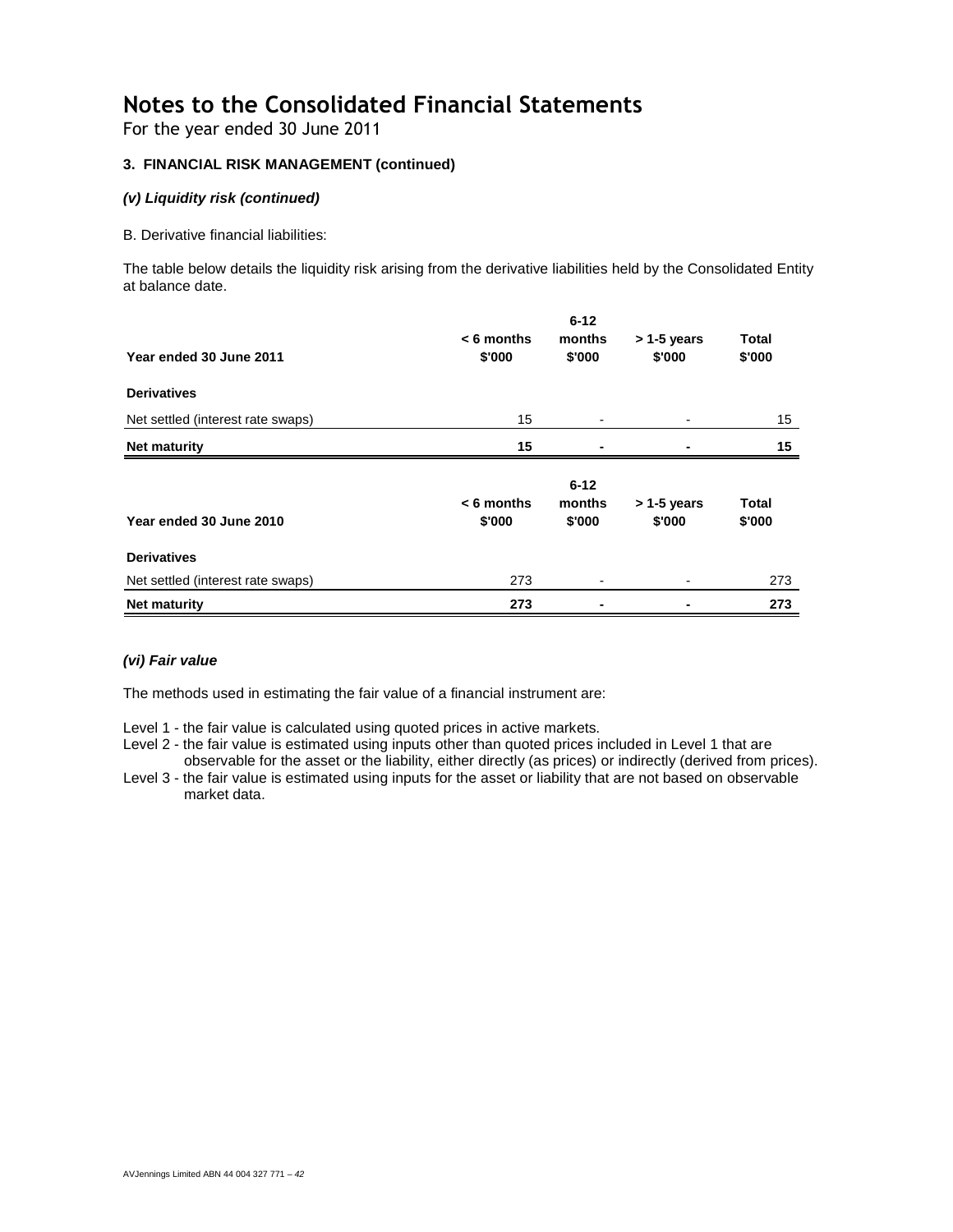# Notes to the Consolidated Financial Statements

For the year ended 30 June 2011

### 3. FINANCIAL RISK MANAGEMENT (continued)

#### *(v) Liquidity risk (continued)*

B. Derivative financial liabilities:

The table below details the liquidity risk arising from the derivative liabilities held by the Consolidated Entity at balance date.

| Year ended 30 June 2011 | < 6 months $'000 | 6-12 months $'000 | > 1-5 years $'000 | Total $'000 |
|---|---|---|---|---|
| **Derivatives** | | | | |
| Net settled (interest rate swaps) | 15 | - | - | 15 |
| **Net maturity** | **15** | **-** | **-** | **15** |

| Year ended 30 June 2010 | < 6 months $'000 | 6-12 months $'000 | > 1-5 years $'000 | Total $'000 |
|---|---|---|---|---|
| **Derivatives** | | | | |
| Net settled (interest rate swaps) | 273 | - | - | 273 |
| **Net maturity** | **273** | **-** | **-** | **273** |

#### *(vi) Fair value*

The methods used in estimating the fair value of a financial instrument are:

Level 1 - the fair value is calculated using quoted prices in active markets.

Level 2 - the fair value is estimated using inputs other than quoted prices included in Level 1 that are observable for the asset or the liability, either directly (as prices) or indirectly (derived from prices).

Level 3 - the fair value is estimated using inputs for the asset or liability that are not based on observable market data.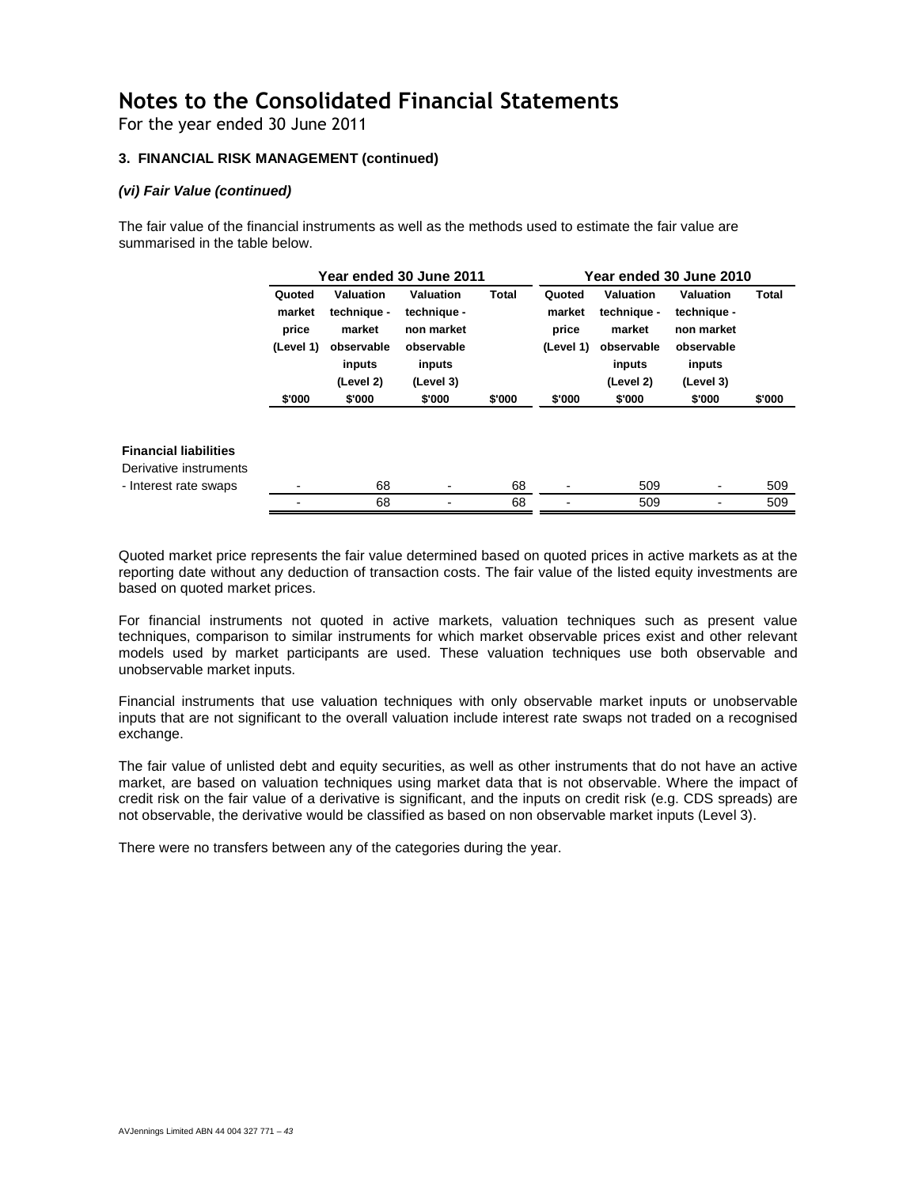# Notes to the Consolidated Financial Statements

For the year ended 30 June 2011

### 3. FINANCIAL RISK MANAGEMENT (continued)

#### *(vi) Fair Value (continued)*

The fair value of the financial instruments as well as the methods used to estimate the fair value are summarised in the table below.

| | Year ended 30 June 2011 | | | | Year ended 30 June 2010 | | | |
|---|---|---|---|---|---|---|---|---|
| | Quoted market price (Level 1) | Valuation technique - market observable inputs (Level 2) | Valuation technique - non market observable inputs (Level 3) | Total | Quoted market price (Level 1) | Valuation technique - market observable inputs (Level 2) | Valuation technique - non market observable inputs (Level 3) | Total |
| | $'000 | $'000 | $'000 | $'000 | $'000 | $'000 | $'000 | $'000 |
| **Financial liabilities** | | | | | | | | |
| Derivative instruments | | | | | | | | |
| - Interest rate swaps | - | 68 | - | 68 | - | 509 | - | 509 |
| | - | 68 | - | 68 | - | 509 | - | 509 |

Quoted market price represents the fair value determined based on quoted prices in active markets as at the reporting date without any deduction of transaction costs. The fair value of the listed equity investments are based on quoted market prices.

For financial instruments not quoted in active markets, valuation techniques such as present value techniques, comparison to similar instruments for which market observable prices exist and other relevant models used by market participants are used. These valuation techniques use both observable and unobservable market inputs.

Financial instruments that use valuation techniques with only observable market inputs or unobservable inputs that are not significant to the overall valuation include interest rate swaps not traded on a recognised exchange.

The fair value of unlisted debt and equity securities, as well as other instruments that do not have an active market, are based on valuation techniques using market data that is not observable. Where the impact of credit risk on the fair value of a derivative is significant, and the inputs on credit risk (e.g. CDS spreads) are not observable, the derivative would be classified as based on non observable market inputs (Level 3).

There were no transfers between any of the categories during the year.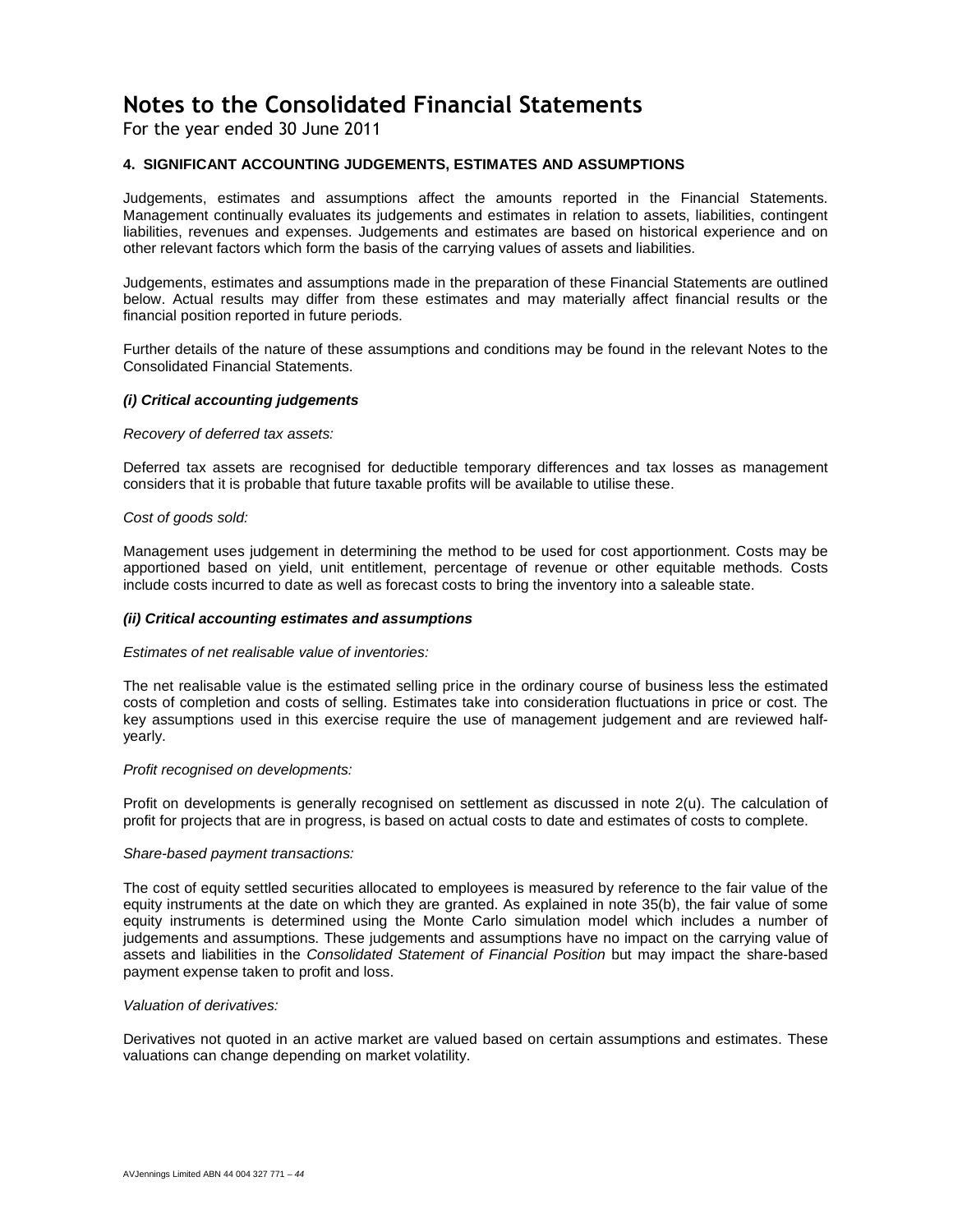# Notes to the Consolidated Financial Statements

For the year ended 30 June 2011

## 4. SIGNIFICANT ACCOUNTING JUDGEMENTS, ESTIMATES AND ASSUMPTIONS

Judgements, estimates and assumptions affect the amounts reported in the Financial Statements. Management continually evaluates its judgements and estimates in relation to assets, liabilities, contingent liabilities, revenues and expenses. Judgements and estimates are based on historical experience and on other relevant factors which form the basis of the carrying values of assets and liabilities.

Judgements, estimates and assumptions made in the preparation of these Financial Statements are outlined below. Actual results may differ from these estimates and may materially affect financial results or the financial position reported in future periods.

Further details of the nature of these assumptions and conditions may be found in the relevant Notes to the Consolidated Financial Statements.

### *(i) Critical accounting judgements*

*Recovery of deferred tax assets:*

Deferred tax assets are recognised for deductible temporary differences and tax losses as management considers that it is probable that future taxable profits will be available to utilise these.

*Cost of goods sold:*

Management uses judgement in determining the method to be used for cost apportionment. Costs may be apportioned based on yield, unit entitlement, percentage of revenue or other equitable methods. Costs include costs incurred to date as well as forecast costs to bring the inventory into a saleable state.

### *(ii) Critical accounting estimates and assumptions*

*Estimates of net realisable value of inventories:*

The net realisable value is the estimated selling price in the ordinary course of business less the estimated costs of completion and costs of selling. Estimates take into consideration fluctuations in price or cost. The key assumptions used in this exercise require the use of management judgement and are reviewed half-yearly.

*Profit recognised on developments:*

Profit on developments is generally recognised on settlement as discussed in note 2(u). The calculation of profit for projects that are in progress, is based on actual costs to date and estimates of costs to complete.

*Share-based payment transactions:*

The cost of equity settled securities allocated to employees is measured by reference to the fair value of the equity instruments at the date on which they are granted. As explained in note 35(b), the fair value of some equity instruments is determined using the Monte Carlo simulation model which includes a number of judgements and assumptions. These judgements and assumptions have no impact on the carrying value of assets and liabilities in the *Consolidated Statement of Financial Position* but may impact the share-based payment expense taken to profit and loss.

*Valuation of derivatives:*

Derivatives not quoted in an active market are valued based on certain assumptions and estimates. These valuations can change depending on market volatility.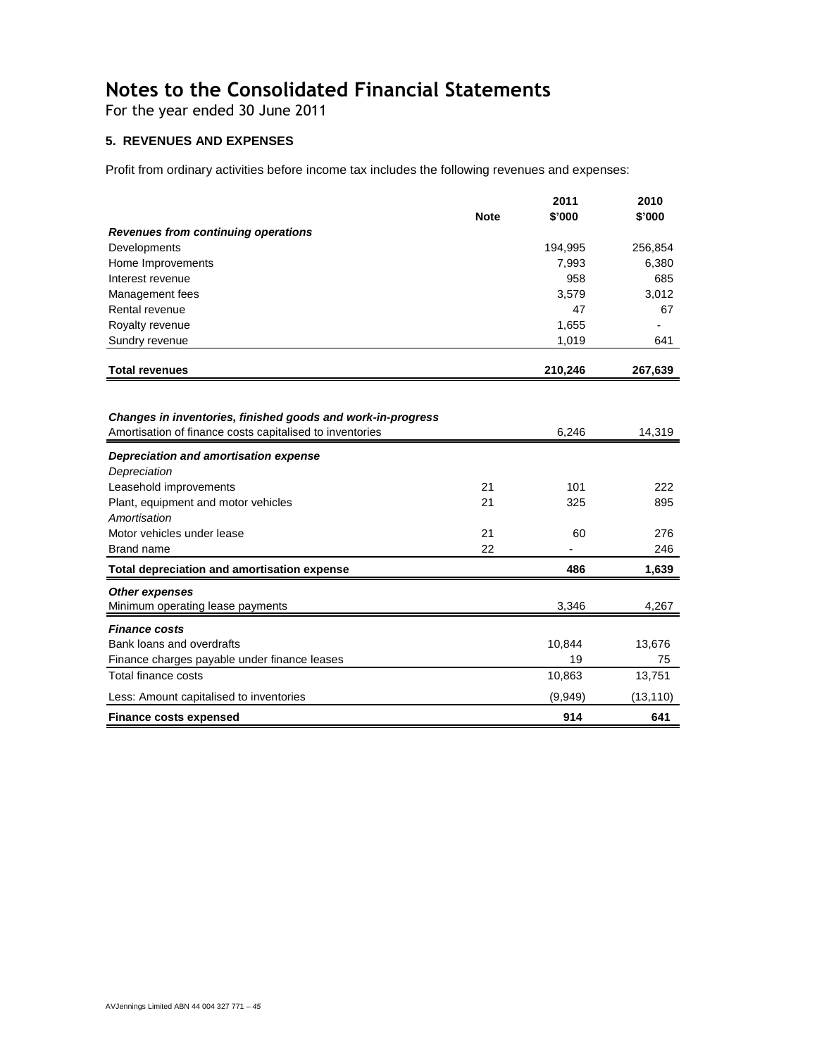# Notes to the Consolidated Financial Statements

For the year ended 30 June 2011

## 5. REVENUES AND EXPENSES

Profit from ordinary activities before income tax includes the following revenues and expenses:

| | Note | 2011 $'000 | 2010 $'000 |
|---|---|---|---|
| ***Revenues from continuing operations*** | | | |
| Developments | | 194,995 | 256,854 |
| Home Improvements | | 7,993 | 6,380 |
| Interest revenue | | 958 | 685 |
| Management fees | | 3,579 | 3,012 |
| Rental revenue | | 47 | 67 |
| Royalty revenue | | 1,655 | - |
| Sundry revenue | | 1,019 | 641 |
| **Total revenues** | | **210,246** | **267,639** |
| | | | |
| ***Changes in inventories, finished goods and work-in-progress*** | | | |
| Amortisation of finance costs capitalised to inventories | | 6,246 | 14,319 |
| ***Depreciation and amortisation expense*** | | | |
| *Depreciation* | | | |
| Leasehold improvements | 21 | 101 | 222 |
| Plant, equipment and motor vehicles | 21 | 325 | 895 |
| *Amortisation* | | | |
| Motor vehicles under lease | 21 | 60 | 276 |
| Brand name | 22 | - | 246 |
| **Total depreciation and amortisation expense** | | **486** | **1,639** |
| ***Other expenses*** | | | |
| Minimum operating lease payments | | 3,346 | 4,267 |
| ***Finance costs*** | | | |
| Bank loans and overdrafts | | 10,844 | 13,676 |
| Finance charges payable under finance leases | | 19 | 75 |
| Total finance costs | | 10,863 | 13,751 |
| Less: Amount capitalised to inventories | | (9,949) | (13,110) |
| **Finance costs expensed** | | **914** | **641** |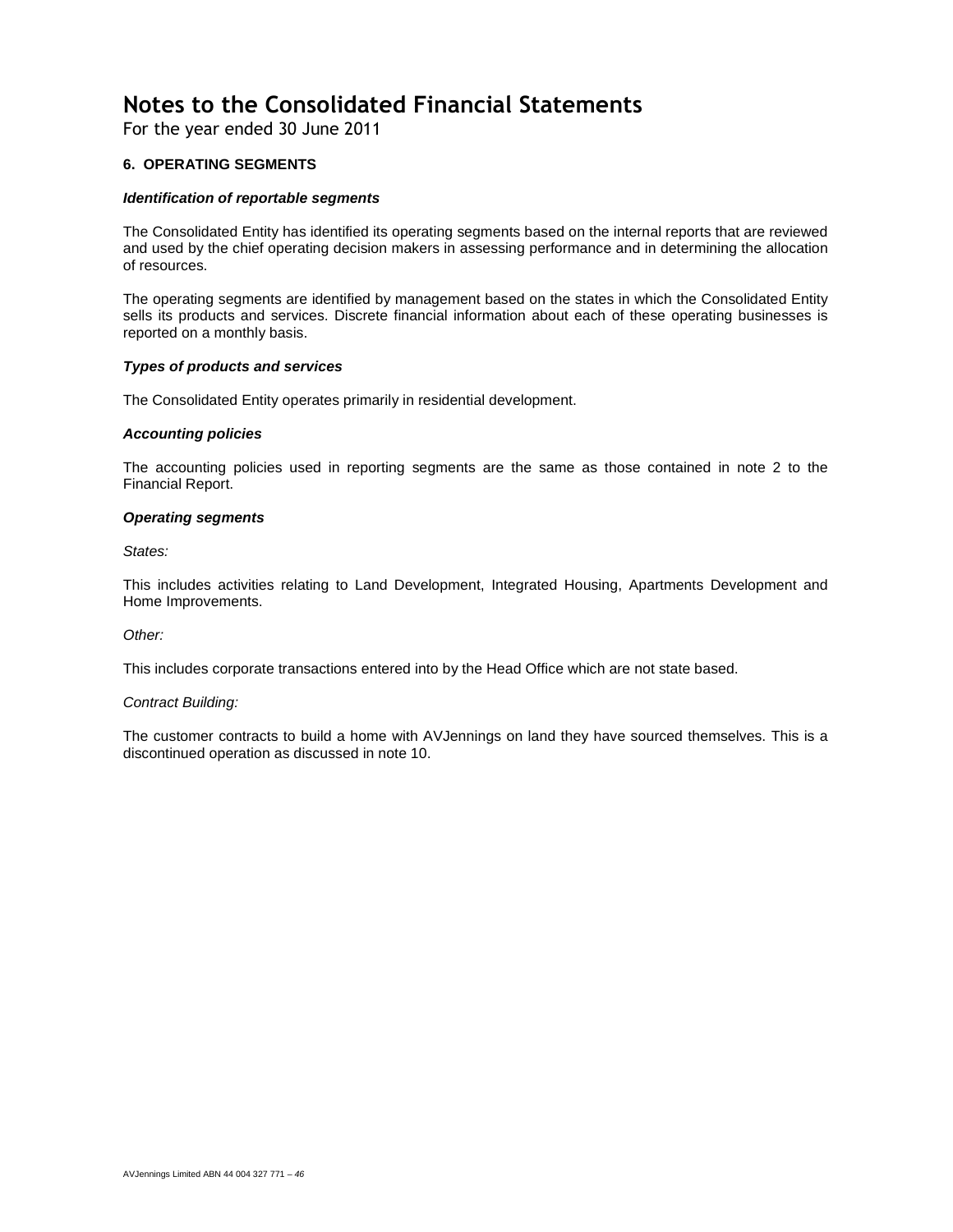# Notes to the Consolidated Financial Statements

For the year ended 30 June 2011

## 6. OPERATING SEGMENTS

### *Identification of reportable segments*

The Consolidated Entity has identified its operating segments based on the internal reports that are reviewed and used by the chief operating decision makers in assessing performance and in determining the allocation of resources.

The operating segments are identified by management based on the states in which the Consolidated Entity sells its products and services. Discrete financial information about each of these operating businesses is reported on a monthly basis.

### *Types of products and services*

The Consolidated Entity operates primarily in residential development.

### *Accounting policies*

The accounting policies used in reporting segments are the same as those contained in note 2 to the Financial Report.

### *Operating segments*

*States:*

This includes activities relating to Land Development, Integrated Housing, Apartments Development and Home Improvements.

*Other:*

This includes corporate transactions entered into by the Head Office which are not state based.

*Contract Building:*

The customer contracts to build a home with AVJennings on land they have sourced themselves. This is a discontinued operation as discussed in note 10.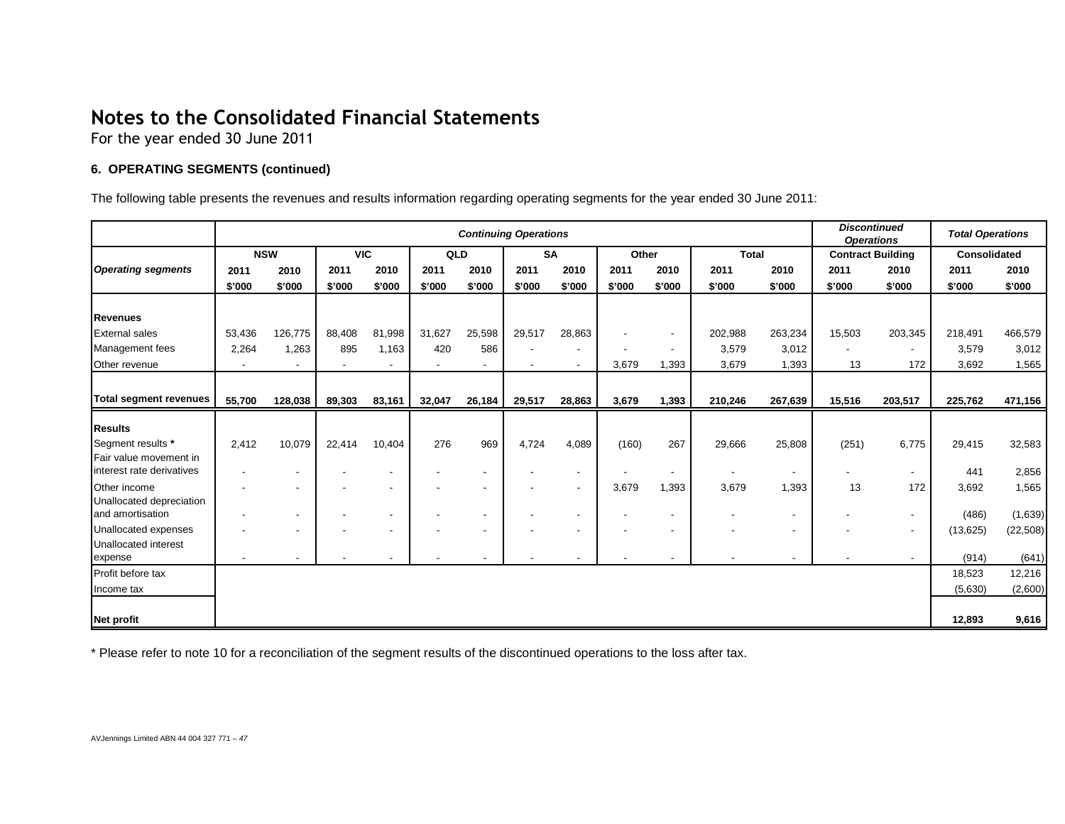# Notes to the Consolidated Financial Statements

For the year ended 30 June 2011

### 6. OPERATING SEGMENTS (continued)

The following table presents the revenues and results information regarding operating segments for the year ended 30 June 2011:

| | *Continuing Operations* | | | | | | | | | | | | *Discontinued Operations* | | *Total Operations* | |
|---|---|---|---|---|---|---|---|---|---|---|---|---|---|---|---|---|
| | **NSW** | | **VIC** | | **QLD** | | **SA** | | **Other** | | **Total** | | **Contract Building** | | **Consolidated** | |
| ***Operating segments*** | **2011** | **2010** | **2011** | **2010** | **2011** | **2010** | **2011** | **2010** | **2011** | **2010** | **2011** | **2010** | **2011** | **2010** | **2011** | **2010** |
| | **$'000** | **$'000** | **$'000** | **$'000** | **$'000** | **$'000** | **$'000** | **$'000** | **$'000** | **$'000** | **$'000** | **$'000** | **$'000** | **$'000** | **$'000** | **$'000** |
| **Revenues** | | | | | | | | | | | | | | | | |
| External sales | 53,436 | 126,775 | 88,408 | 81,998 | 31,627 | 25,598 | 29,517 | 28,863 | - | - | 202,988 | 263,234 | 15,503 | 203,345 | 218,491 | 466,579 |
| Management fees | 2,264 | 1,263 | 895 | 1,163 | 420 | 586 | - | - | - | - | 3,579 | 3,012 | - | - | 3,579 | 3,012 |
| Other revenue | - | - | - | - | - | - | - | - | 3,679 | 1,393 | 3,679 | 1,393 | 13 | 172 | 3,692 | 1,565 |
| **Total segment revenues** | **55,700** | **128,038** | **89,303** | **83,161** | **32,047** | **26,184** | **29,517** | **28,863** | **3,679** | **1,393** | **210,246** | **267,639** | **15,516** | **203,517** | **225,762** | **471,156** |
| **Results** | | | | | | | | | | | | | | | | |
| Segment results **\*** | 2,412 | 10,079 | 22,414 | 10,404 | 276 | 969 | 4,724 | 4,089 | (160) | 267 | 29,666 | 25,808 | (251) | 6,775 | 29,415 | 32,583 |
| Fair value movement in interest rate derivatives | - | - | - | - | - | - | - | - | - | - | - | - | - | - | 441 | 2,856 |
| Other income | - | - | - | - | - | - | - | - | 3,679 | 1,393 | 3,679 | 1,393 | 13 | 172 | 3,692 | 1,565 |
| Unallocated depreciation and amortisation | - | - | - | - | - | - | - | - | - | - | - | - | - | - | (486) | (1,639) |
| Unallocated expenses | - | - | - | - | - | - | - | - | - | - | - | - | - | - | (13,625) | (22,508) |
| Unallocated interest expense | - | - | - | - | - | - | - | - | - | - | - | - | - | - | (914) | (641) |
| Profit before tax | | | | | | | | | | | | | | | 18,523 | 12,216 |
| Income tax | | | | | | | | | | | | | | | (5,630) | (2,600) |
| **Net profit** | | | | | | | | | | | | | | | **12,893** | **9,616** |

\* Please refer to note 10 for a reconciliation of the segment results of the discontinued operations to the loss after tax.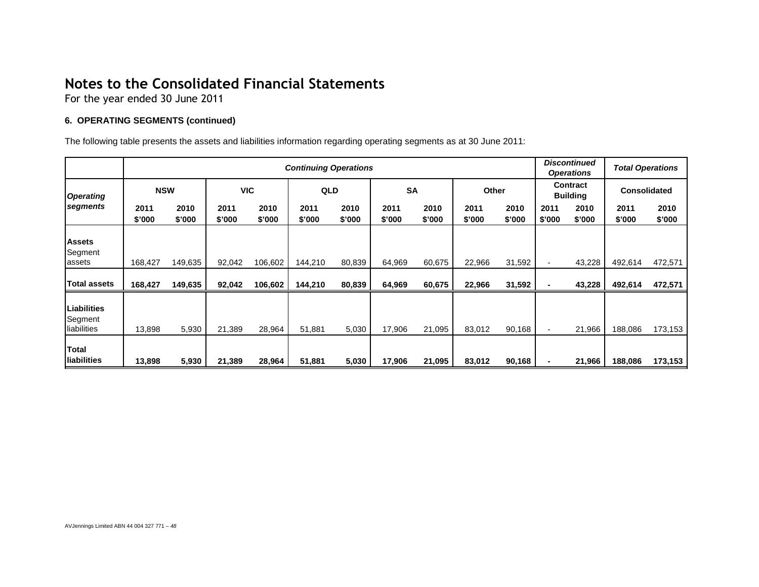# Notes to the Consolidated Financial Statements

For the year ended 30 June 2011

### 6. OPERATING SEGMENTS (continued)

The following table presents the assets and liabilities information regarding operating segments as at 30 June 2011:

| | *Continuing Operations* | | | | | | | | | | *Discontinued Operations* | | *Total Operations* | |
|---|---|---|---|---|---|---|---|---|---|---|---|---|---|---|
| ***Operating segments*** | **NSW** | | **VIC** | | **QLD** | | **SA** | | **Other** | | **Contract Building** | | **Consolidated** | |
| | **2011 \$'000** | **2010 \$'000** | **2011 \$'000** | **2010 \$'000** | **2011 \$'000** | **2010 \$'000** | **2011 \$'000** | **2010 \$'000** | **2011 \$'000** | **2010 \$'000** | **2011 \$'000** | **2010 \$'000** | **2011 \$'000** | **2010 \$'000** |
| **Assets** | | | | | | | | | | | | | | |
| Segment assets | 168,427 | 149,635 | 92,042 | 106,602 | 144,210 | 80,839 | 64,969 | 60,675 | 22,966 | 31,592 | - | 43,228 | 492,614 | 472,571 |
| **Total assets** | **168,427** | **149,635** | **92,042** | **106,602** | **144,210** | **80,839** | **64,969** | **60,675** | **22,966** | **31,592** | **-** | **43,228** | **492,614** | **472,571** |
| **Liabilities** | | | | | | | | | | | | | | |
| Segment liabilities | 13,898 | 5,930 | 21,389 | 28,964 | 51,881 | 5,030 | 17,906 | 21,095 | 83,012 | 90,168 | - | 21,966 | 188,086 | 173,153 |
| **Total liabilities** | **13,898** | **5,930** | **21,389** | **28,964** | **51,881** | **5,030** | **17,906** | **21,095** | **83,012** | **90,168** | **-** | **21,966** | **188,086** | **173,153** |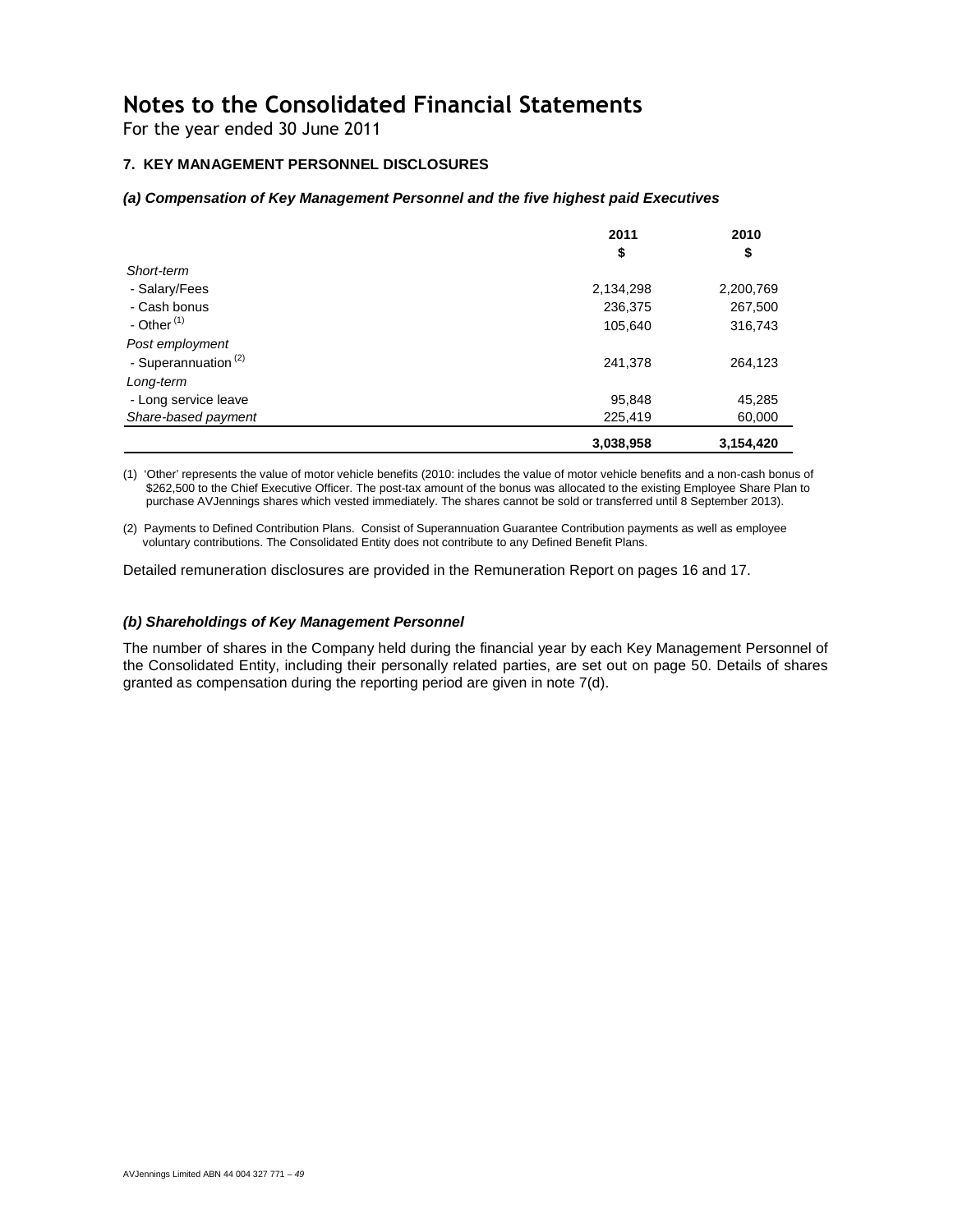# Notes to the Consolidated Financial Statements

For the year ended 30 June 2011

### 7. KEY MANAGEMENT PERSONNEL DISCLOSURES

#### *(a) Compensation of Key Management Personnel and the five highest paid Executives*

| | 2011 | 2010 |
|---|---|---|
| | $ | $ |
| *Short-term* | | |
| - Salary/Fees | 2,134,298 | 2,200,769 |
| - Cash bonus | 236,375 | 267,500 |
| - Other [(1)] | 105,640 | 316,743 |
| *Post employment* | | |
| - Superannuation [(2)] | 241,378 | 264,123 |
| *Long-term* | | |
| - Long service leave | 95,848 | 45,285 |
| *Share-based payment* | 225,419 | 60,000 |
| | **3,038,958** | **3,154,420** |

(1) 'Other' represents the value of motor vehicle benefits (2010: includes the value of motor vehicle benefits and a non-cash bonus of $262,500 to the Chief Executive Officer. The post-tax amount of the bonus was allocated to the existing Employee Share Plan to purchase AVJennings shares which vested immediately. The shares cannot be sold or transferred until 8 September 2013).

(2) Payments to Defined Contribution Plans. Consist of Superannuation Guarantee Contribution payments as well as employee voluntary contributions. The Consolidated Entity does not contribute to any Defined Benefit Plans.

Detailed remuneration disclosures are provided in the Remuneration Report on pages 16 and 17.

#### *(b) Shareholdings of Key Management Personnel*

The number of shares in the Company held during the financial year by each Key Management Personnel of the Consolidated Entity, including their personally related parties, are set out on page 50. Details of shares granted as compensation during the reporting period are given in note 7(d).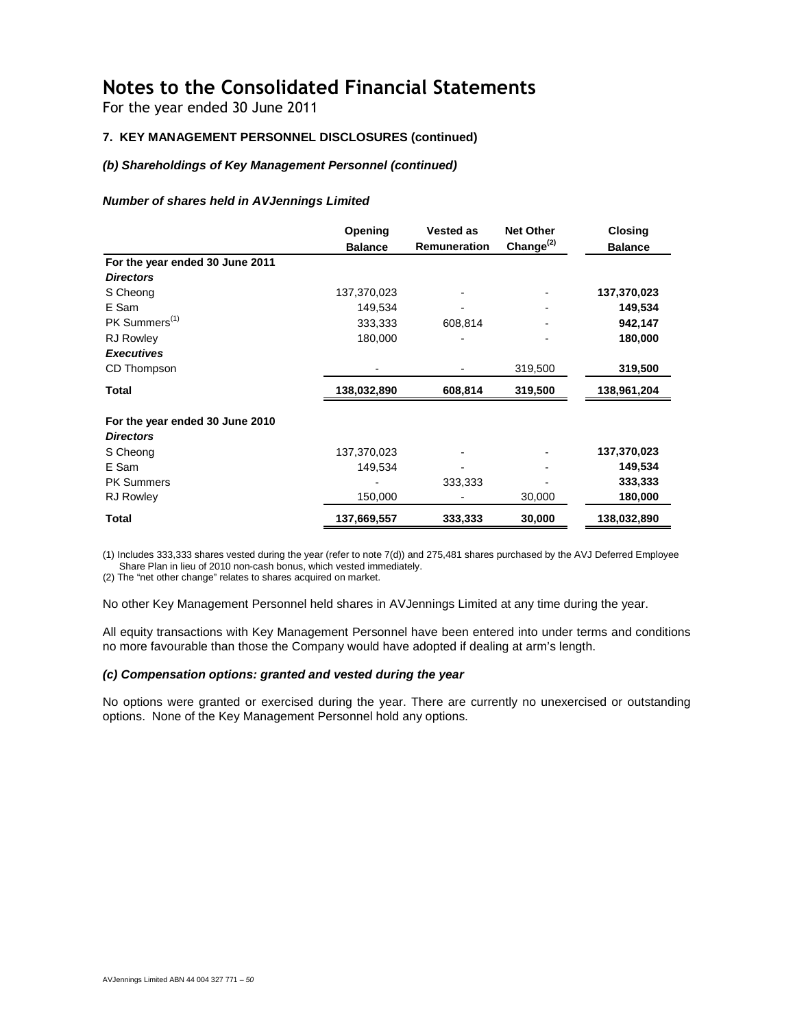# Notes to the Consolidated Financial Statements

For the year ended 30 June 2011

### 7. KEY MANAGEMENT PERSONNEL DISCLOSURES (continued)

#### *(b) Shareholdings of Key Management Personnel (continued)*

***Number of shares held in AVJennings Limited***

| | Opening Balance | Vested as Remuneration | Net Other Change[(2)] | Closing Balance |
|---|---|---|---|---|
| **For the year ended 30 June 2011** | | | | |
| ***Directors*** | | | | |
| S Cheong | 137,370,023 | - | - | **137,370,023** |
| E Sam | 149,534 | - | - | **149,534** |
| PK Summers[(1)] | 333,333 | 608,814 | - | **942,147** |
| RJ Rowley | 180,000 | - | - | **180,000** |
| ***Executives*** | | | | |
| CD Thompson | - | - | 319,500 | **319,500** |
| **Total** | **138,032,890** | **608,814** | **319,500** | **138,961,204** |
| **For the year ended 30 June 2010** | | | | |
| ***Directors*** | | | | |
| S Cheong | 137,370,023 | - | - | **137,370,023** |
| E Sam | 149,534 | - | - | **149,534** |
| PK Summers | - | 333,333 | - | **333,333** |
| RJ Rowley | 150,000 | - | 30,000 | **180,000** |
| **Total** | **137,669,557** | **333,333** | **30,000** | **138,032,890** |

(1) Includes 333,333 shares vested during the year (refer to note 7(d)) and 275,481 shares purchased by the AVJ Deferred Employee Share Plan in lieu of 2010 non-cash bonus, which vested immediately.

(2) The "net other change" relates to shares acquired on market.

No other Key Management Personnel held shares in AVJennings Limited at any time during the year.

All equity transactions with Key Management Personnel have been entered into under terms and conditions no more favourable than those the Company would have adopted if dealing at arm's length.

#### *(c) Compensation options: granted and vested during the year*

No options were granted or exercised during the year. There are currently no unexercised or outstanding options. None of the Key Management Personnel hold any options.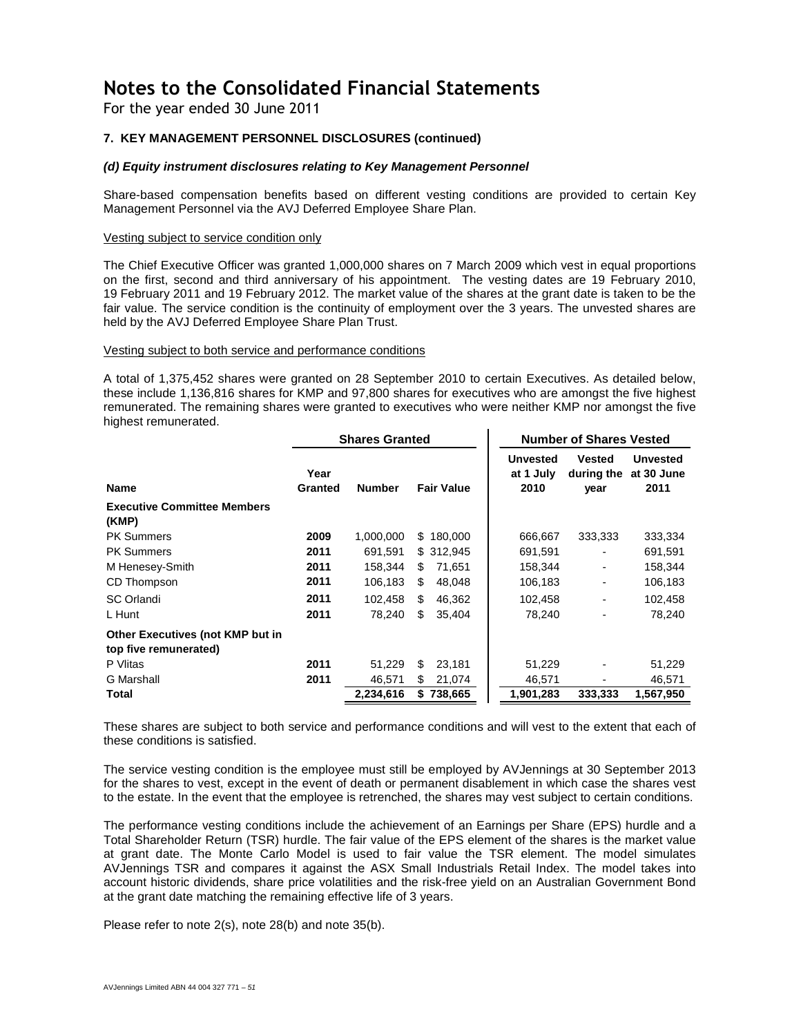# Notes to the Consolidated Financial Statements

For the year ended 30 June 2011

### 7. KEY MANAGEMENT PERSONNEL DISCLOSURES (continued)

#### *(d) Equity instrument disclosures relating to Key Management Personnel*

Share-based compensation benefits based on different vesting conditions are provided to certain Key Management Personnel via the AVJ Deferred Employee Share Plan.

Vesting subject to service condition only

The Chief Executive Officer was granted 1,000,000 shares on 7 March 2009 which vest in equal proportions on the first, second and third anniversary of his appointment. The vesting dates are 19 February 2010, 19 February 2011 and 19 February 2012. The market value of the shares at the grant date is taken to be the fair value. The service condition is the continuity of employment over the 3 years. The unvested shares are held by the AVJ Deferred Employee Share Plan Trust.

Vesting subject to both service and performance conditions

A total of 1,375,452 shares were granted on 28 September 2010 to certain Executives. As detailed below, these include 1,136,816 shares for KMP and 97,800 shares for executives who are amongst the five highest remunerated. The remaining shares were granted to executives who were neither KMP nor amongst the five highest remunerated.

| | Shares Granted | | | Number of Shares Vested | | |
|---|---|---|---|---|---|---|
| **Name** | **Year Granted** | **Number** | **Fair Value** | **Unvested at 1 July 2010** | **Vested during the year** | **Unvested at 30 June 2011** |
| **Executive Committee Members (KMP)** | | | | | | |
| PK Summers | **2009** | 1,000,000 | $ 180,000 | 666,667 | 333,333 | 333,334 |
| PK Summers | **2011** | 691,591 | $ 312,945 | 691,591 | - | 691,591 |
| M Henesey-Smith | **2011** | 158,344 | $ 71,651 | 158,344 | - | 158,344 |
| CD Thompson | **2011** | 106,183 | $ 48,048 | 106,183 | - | 106,183 |
| SC Orlandi | **2011** | 102,458 | $ 46,362 | 102,458 | - | 102,458 |
| L Hunt | **2011** | 78,240 | $ 35,404 | 78,240 | - | 78,240 |
| **Other Executives (not KMP but in top five remunerated)** | | | | | | |
| P Vlitas | **2011** | 51,229 | $ 23,181 | 51,229 | - | 51,229 |
| G Marshall | **2011** | 46,571 | $ 21,074 | 46,571 | - | 46,571 |
| **Total** | | **2,234,616** | **$ 738,665** | **1,901,283** | **333,333** | **1,567,950** |

These shares are subject to both service and performance conditions and will vest to the extent that each of these conditions is satisfied.

The service vesting condition is the employee must still be employed by AVJennings at 30 September 2013 for the shares to vest, except in the event of death or permanent disablement in which case the shares vest to the estate. In the event that the employee is retrenched, the shares may vest subject to certain conditions.

The performance vesting conditions include the achievement of an Earnings per Share (EPS) hurdle and a Total Shareholder Return (TSR) hurdle. The fair value of the EPS element of the shares is the market value at grant date. The Monte Carlo Model is used to fair value the TSR element. The model simulates AVJennings TSR and compares it against the ASX Small Industrials Retail Index. The model takes into account historic dividends, share price volatilities and the risk-free yield on an Australian Government Bond at the grant date matching the remaining effective life of 3 years.

Please refer to note 2(s), note 28(b) and note 35(b).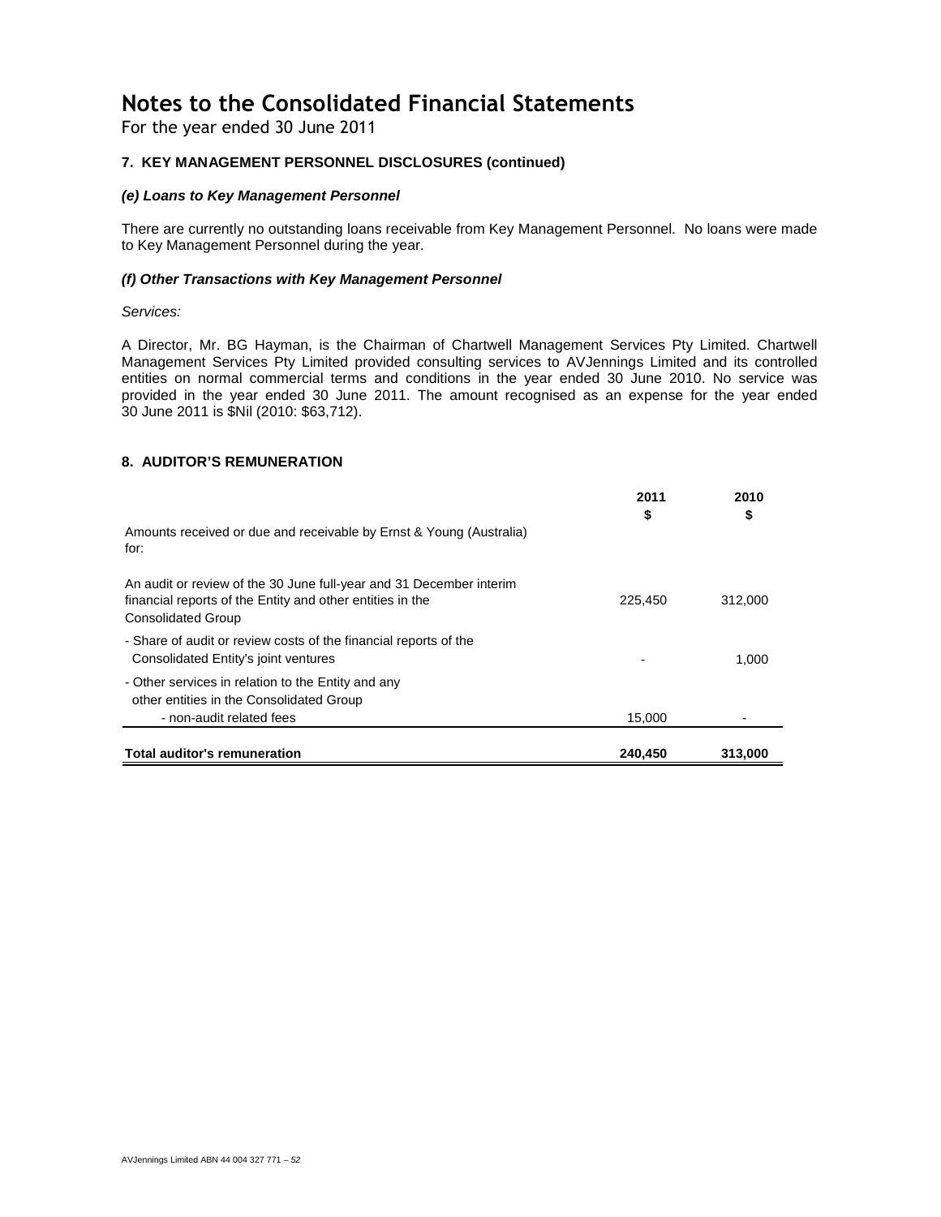# Notes to the Consolidated Financial Statements

For the year ended 30 June 2011

### 7. KEY MANAGEMENT PERSONNEL DISCLOSURES (continued)

#### *(e) Loans to Key Management Personnel*

There are currently no outstanding loans receivable from Key Management Personnel. No loans were made to Key Management Personnel during the year.

#### *(f) Other Transactions with Key Management Personnel*

*Services:*

A Director, Mr. BG Hayman, is the Chairman of Chartwell Management Services Pty Limited. Chartwell Management Services Pty Limited provided consulting services to AVJennings Limited and its controlled entities on normal commercial terms and conditions in the year ended 30 June 2010. No service was provided in the year ended 30 June 2011. The amount recognised as an expense for the year ended 30 June 2011 is $Nil (2010: $63,712).

### 8. AUDITOR'S REMUNERATION

| | 2011<br>$ | 2010<br>$ |
|---|---|---|
| Amounts received or due and receivable by Ernst & Young (Australia) for: | | |
| An audit or review of the 30 June full-year and 31 December interim financial reports of the Entity and other entities in the Consolidated Group | 225,450 | 312,000 |
| - Share of audit or review costs of the financial reports of the Consolidated Entity's joint ventures | - | 1,000 |
| - Other services in relation to the Entity and any other entities in the Consolidated Group | | |
| - non-audit related fees | 15,000 | - |
| **Total auditor's remuneration** | **240,450** | **313,000** |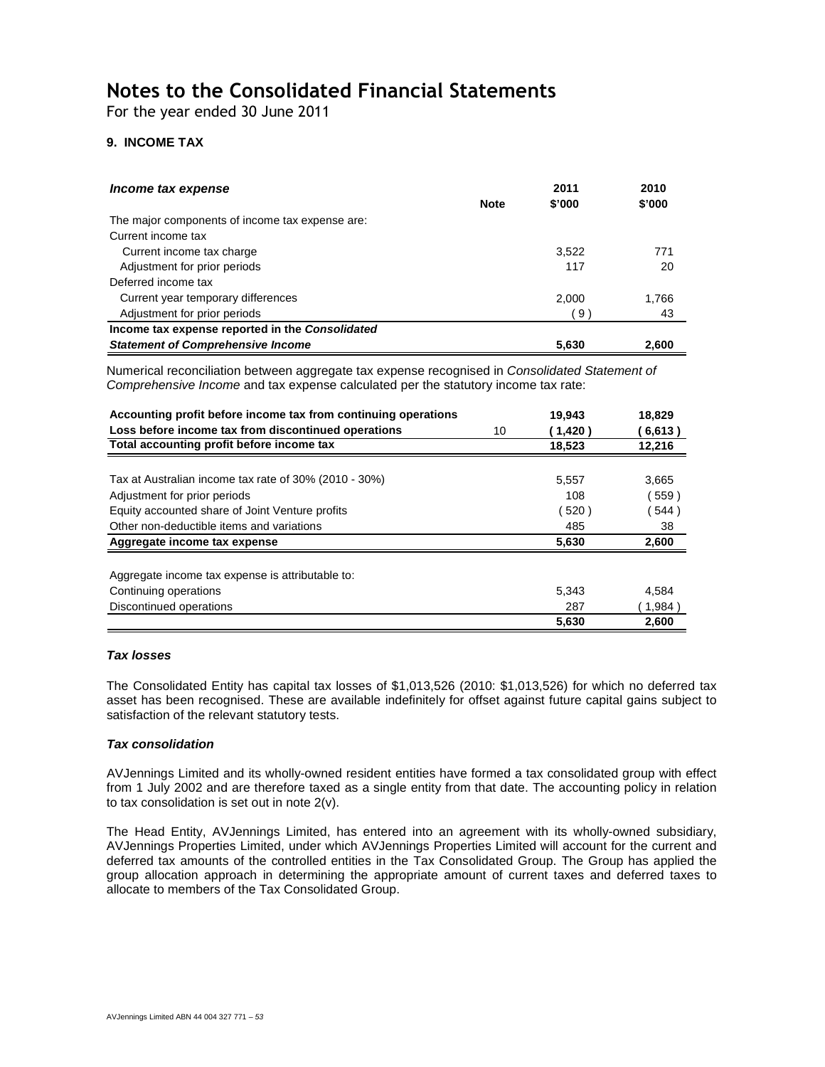# Notes to the Consolidated Financial Statements

For the year ended 30 June 2011

## 9. INCOME TAX

| ***Income tax expense*** | **Note** | **2011 \$'000** | **2010 \$'000** |
|---|---|---|---|
| The major components of income tax expense are: | | | |
| Current income tax | | | |
| Current income tax charge | | 3,522 | 771 |
| Adjustment for prior periods | | 117 | 20 |
| Deferred income tax | | | |
| Current year temporary differences | | 2,000 | 1,766 |
| Adjustment for prior periods | | ( 9 ) | 43 |
| **Income tax expense reported in the *Consolidated Statement of Comprehensive Income*** | | **5,630** | **2,600** |

Numerical reconciliation between aggregate tax expense recognised in *Consolidated Statement of Comprehensive Income* and tax expense calculated per the statutory income tax rate:

| | Note | 2011 \$'000 | 2010 \$'000 |
|---|---|---|---|
| **Accounting profit before income tax from continuing operations** | | **19,943** | **18,829** |
| **Loss before income tax from discontinued operations** | 10 | **( 1,420 )** | **( 6,613 )** |
| **Total accounting profit before income tax** | | **18,523** | **12,216** |
| | | | |
| Tax at Australian income tax rate of 30% (2010 - 30%) | | 5,557 | 3,665 |
| Adjustment for prior periods | | 108 | ( 559 ) |
| Equity accounted share of Joint Venture profits | | ( 520 ) | ( 544 ) |
| Other non-deductible items and variations | | 485 | 38 |
| **Aggregate income tax expense** | | **5,630** | **2,600** |
| | | | |
| Aggregate income tax expense is attributable to: | | | |
| Continuing operations | | 5,343 | 4,584 |
| Discontinued operations | | 287 | ( 1,984 ) |
| | | **5,630** | **2,600** |

### *Tax losses*

The Consolidated Entity has capital tax losses of \$1,013,526 (2010: \$1,013,526) for which no deferred tax asset has been recognised. These are available indefinitely for offset against future capital gains subject to satisfaction of the relevant statutory tests.

### *Tax consolidation*

AVJennings Limited and its wholly-owned resident entities have formed a tax consolidated group with effect from 1 July 2002 and are therefore taxed as a single entity from that date. The accounting policy in relation to tax consolidation is set out in note 2(v).

The Head Entity, AVJennings Limited, has entered into an agreement with its wholly-owned subsidiary, AVJennings Properties Limited, under which AVJennings Properties Limited will account for the current and deferred tax amounts of the controlled entities in the Tax Consolidated Group. The Group has applied the group allocation approach in determining the appropriate amount of current taxes and deferred taxes to allocate to members of the Tax Consolidated Group.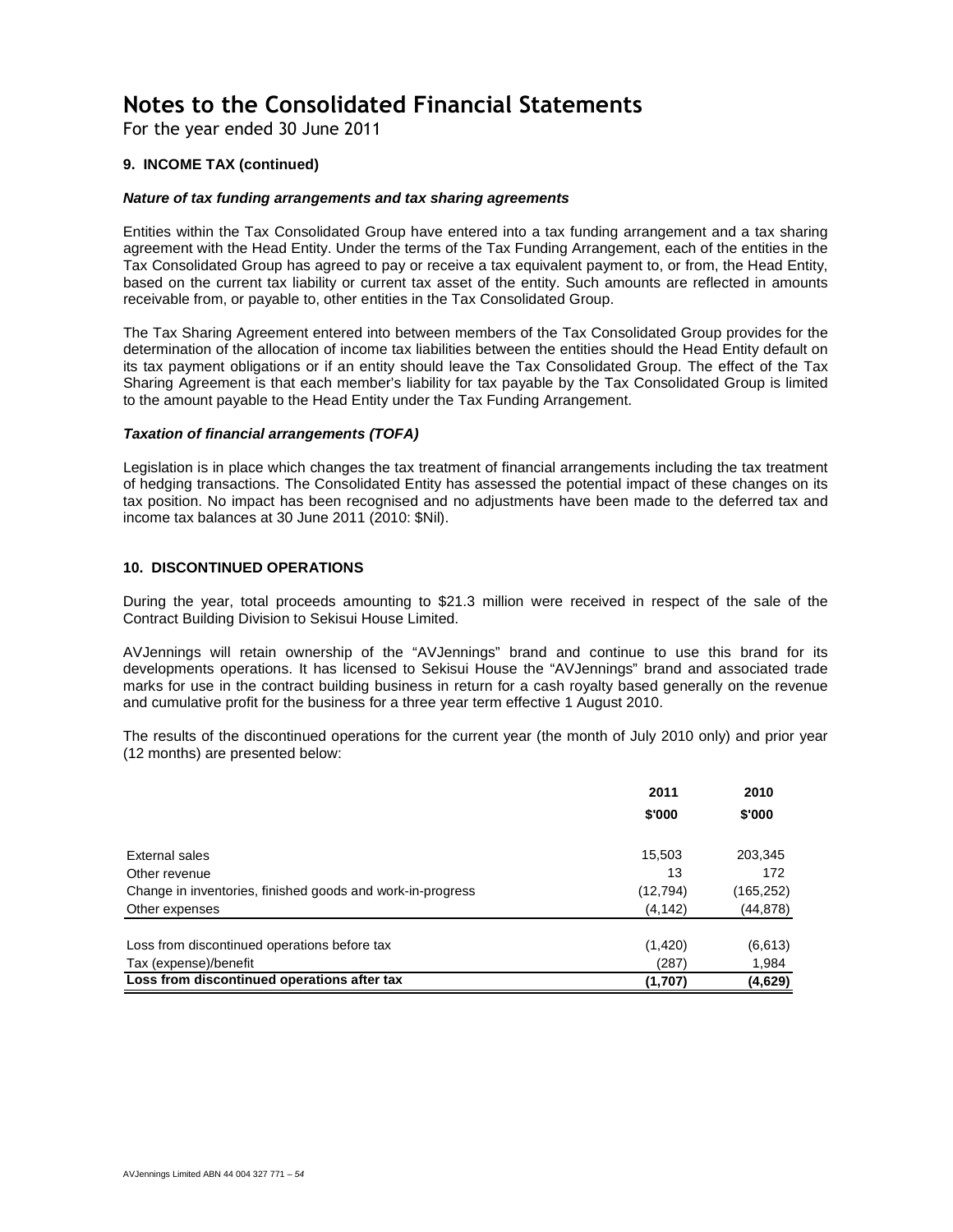# Notes to the Consolidated Financial Statements

For the year ended 30 June 2011

### 9. INCOME TAX (continued)

***Nature of tax funding arrangements and tax sharing agreements***

Entities within the Tax Consolidated Group have entered into a tax funding arrangement and a tax sharing agreement with the Head Entity. Under the terms of the Tax Funding Arrangement, each of the entities in the Tax Consolidated Group has agreed to pay or receive a tax equivalent payment to, or from, the Head Entity, based on the current tax liability or current tax asset of the entity. Such amounts are reflected in amounts receivable from, or payable to, other entities in the Tax Consolidated Group.

The Tax Sharing Agreement entered into between members of the Tax Consolidated Group provides for the determination of the allocation of income tax liabilities between the entities should the Head Entity default on its tax payment obligations or if an entity should leave the Tax Consolidated Group. The effect of the Tax Sharing Agreement is that each member's liability for tax payable by the Tax Consolidated Group is limited to the amount payable to the Head Entity under the Tax Funding Arrangement.

***Taxation of financial arrangements (TOFA)***

Legislation is in place which changes the tax treatment of financial arrangements including the tax treatment of hedging transactions. The Consolidated Entity has assessed the potential impact of these changes on its tax position. No impact has been recognised and no adjustments have been made to the deferred tax and income tax balances at 30 June 2011 (2010: $Nil).

### 10. DISCONTINUED OPERATIONS

During the year, total proceeds amounting to $21.3 million were received in respect of the sale of the Contract Building Division to Sekisui House Limited.

AVJennings will retain ownership of the "AVJennings" brand and continue to use this brand for its developments operations. It has licensed to Sekisui House the "AVJennings" brand and associated trade marks for use in the contract building business in return for a cash royalty based generally on the revenue and cumulative profit for the business for a three year term effective 1 August 2010.

The results of the discontinued operations for the current year (the month of July 2010 only) and prior year (12 months) are presented below:

| | 2011<br>$'000 | 2010<br>$'000 |
|---|---|---|
| External sales | 15,503 | 203,345 |
| Other revenue | 13 | 172 |
| Change in inventories, finished goods and work-in-progress | (12,794) | (165,252) |
| Other expenses | (4,142) | (44,878) |
| Loss from discontinued operations before tax | (1,420) | (6,613) |
| Tax (expense)/benefit | (287) | 1,984 |
| **Loss from discontinued operations after tax** | **(1,707)** | **(4,629)** |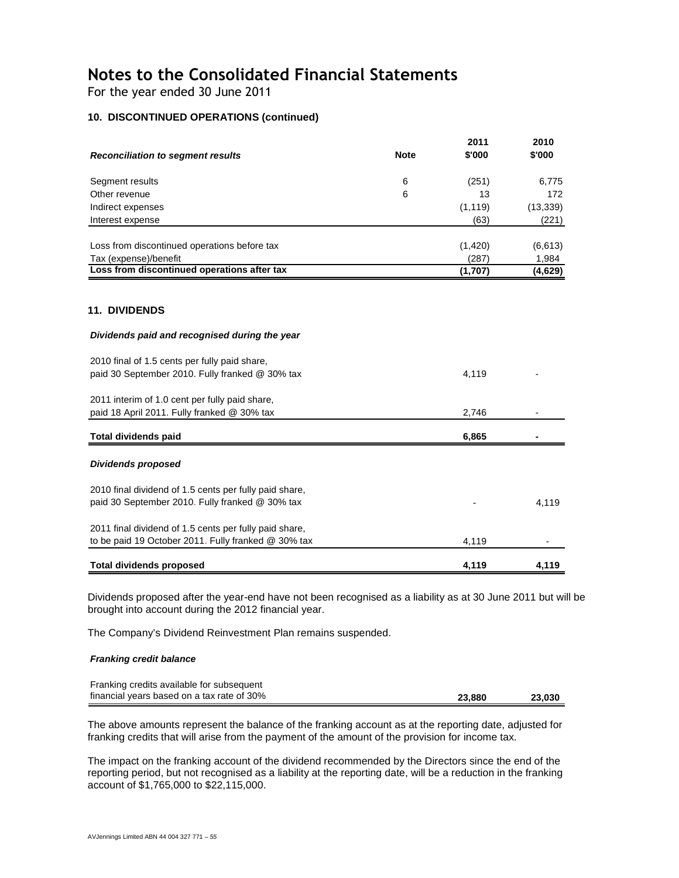# Notes to the Consolidated Financial Statements

For the year ended 30 June 2011

### 10. DISCONTINUED OPERATIONS (continued)

| *Reconciliation to segment results* | Note | 2011 \$'000 | 2010 \$'000 |
|---|---|---|---|
| Segment results | 6 | (251) | 6,775 |
| Other revenue | 6 | 13 | 172 |
| Indirect expenses | | (1,119) | (13,339) |
| Interest expense | | (63) | (221) |
| Loss from discontinued operations before tax | | (1,420) | (6,613) |
| Tax (expense)/benefit | | (287) | 1,984 |
| **Loss from discontinued operations after tax** | | **(1,707)** | **(4,629)** |

### 11. DIVIDENDS

| | 2011 \$'000 | 2010 \$'000 |
|---|---|---|
| ***Dividends paid and recognised during the year*** | | |
| 2010 final of 1.5 cents per fully paid share, paid 30 September 2010. Fully franked @ 30% tax | 4,119 | - |
| 2011 interim of 1.0 cent per fully paid share, paid 18 April 2011. Fully franked @ 30% tax | 2,746 | - |
| **Total dividends paid** | **6,865** | **-** |
| ***Dividends proposed*** | | |
| 2010 final dividend of 1.5 cents per fully paid share, paid 30 September 2010. Fully franked @ 30% tax | - | 4,119 |
| 2011 final dividend of 1.5 cents per fully paid share, to be paid 19 October 2011. Fully franked @ 30% tax | 4,119 | - |
| **Total dividends proposed** | **4,119** | **4,119** |

Dividends proposed after the year-end have not been recognised as a liability as at 30 June 2011 but will be brought into account during the 2012 financial year.

The Company's Dividend Reinvestment Plan remains suspended.

***Franking credit balance***

| | 2011 \$'000 | 2010 \$'000 |
|---|---|---|
| Franking credits available for subsequent financial years based on a tax rate of 30% | **23,880** | **23,030** |

The above amounts represent the balance of the franking account as at the reporting date, adjusted for franking credits that will arise from the payment of the amount of the provision for income tax.

The impact on the franking account of the dividend recommended by the Directors since the end of the reporting period, but not recognised as a liability at the reporting date, will be a reduction in the franking account of $1,765,000 to $22,115,000.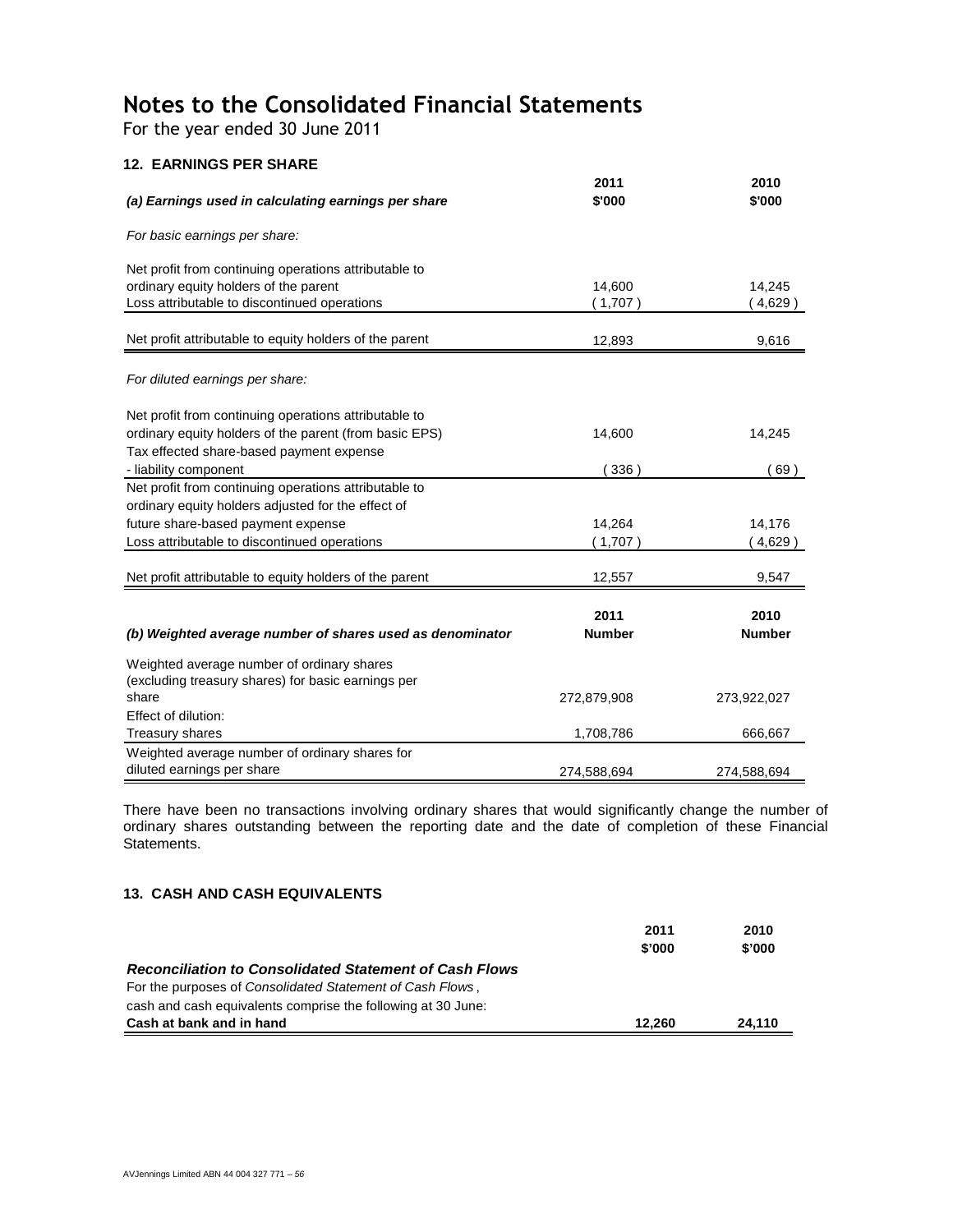# Notes to the Consolidated Financial Statements

For the year ended 30 June 2011

### 12. EARNINGS PER SHARE

| *(a) Earnings used in calculating earnings per share* | 2011 \$'000 | 2010 \$'000 |
|---|---|---|
| *For basic earnings per share:* | | |
| Net profit from continuing operations attributable to ordinary equity holders of the parent | 14,600 | 14,245 |
| Loss attributable to discontinued operations | ( 1,707 ) | ( 4,629 ) |
| Net profit attributable to equity holders of the parent | 12,893 | 9,616 |
| *For diluted earnings per share:* | | |
| Net profit from continuing operations attributable to ordinary equity holders of the parent (from basic EPS) | 14,600 | 14,245 |
| Tax effected share-based payment expense - liability component | ( 336 ) | ( 69 ) |
| Net profit from continuing operations attributable to ordinary equity holders adjusted for the effect of future share-based payment expense | 14,264 | 14,176 |
| Loss attributable to discontinued operations | ( 1,707 ) | ( 4,629 ) |
| Net profit attributable to equity holders of the parent | 12,557 | 9,547 |

| *(b) Weighted average number of shares used as denominator* | 2011 Number | 2010 Number |
|---|---|---|
| Weighted average number of ordinary shares (excluding treasury shares) for basic earnings per share | 272,879,908 | 273,922,027 |
| Effect of dilution: | | |
| Treasury shares | 1,708,786 | 666,667 |
| Weighted average number of ordinary shares for diluted earnings per share | 274,588,694 | 274,588,694 |

There have been no transactions involving ordinary shares that would significantly change the number of ordinary shares outstanding between the reporting date and the date of completion of these Financial Statements.

### 13. CASH AND CASH EQUIVALENTS

| | 2011 \$'000 | 2010 \$'000 |
|---|---|---|
| ***Reconciliation to Consolidated Statement of Cash Flows*** | | |
| For the purposes of *Consolidated Statement of Cash Flows*, cash and cash equivalents comprise the following at 30 June: | | |
| **Cash at bank and in hand** | **12,260** | **24,110** |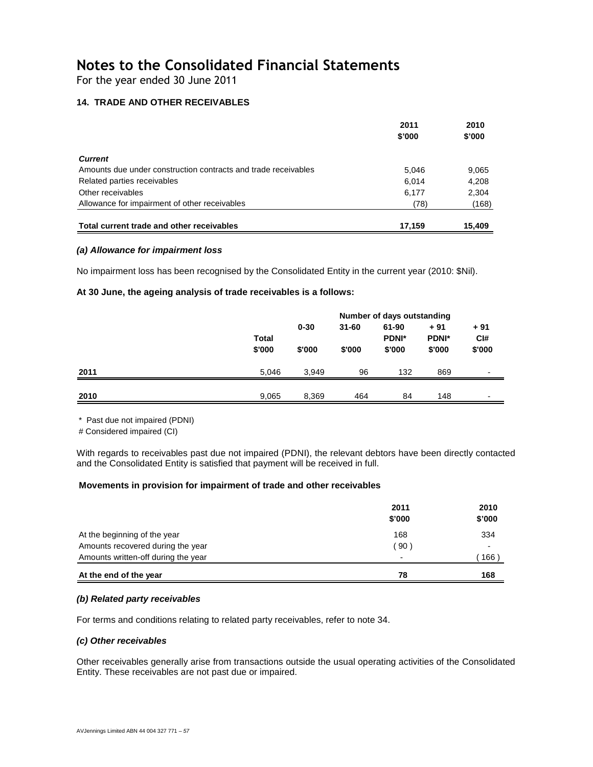# Notes to the Consolidated Financial Statements

For the year ended 30 June 2011

## 14. TRADE AND OTHER RECEIVABLES

| | 2011 $'000 | 2010 $'000 |
|---|---|---|
| ***Current*** | | |
| Amounts due under construction contracts and trade receivables | 5,046 | 9,065 |
| Related parties receivables | 6,014 | 4,208 |
| Other receivables | 6,177 | 2,304 |
| Allowance for impairment of other receivables | (78) | (168) |
| **Total current trade and other receivables** | **17,159** | **15,409** |

### *(a) Allowance for impairment loss*

No impairment loss has been recognised by the Consolidated Entity in the current year (2010: $Nil).

**At 30 June, the ageing analysis of trade receivables is a follows:**

| | | Number of days outstanding | | | | |
|---|---|---|---|---|---|---|
| | Total $'000 | 0-30 $'000 | 31-60 $'000 | 61-90 PDNI* $'000 | + 91 PDNI* $'000 | + 91 CI# $'000 |
| **2011** | 5,046 | 3,949 | 96 | 132 | 869 | - |
| **2010** | 9,065 | 8,369 | 464 | 84 | 148 | - |

\* Past due not impaired (PDNI)

\# Considered impaired (CI)

With regards to receivables past due not impaired (PDNI), the relevant debtors have been directly contacted and the Consolidated Entity is satisfied that payment will be received in full.

**Movements in provision for impairment of trade and other receivables**

| | 2011 $'000 | 2010 $'000 |
|---|---|---|
| At the beginning of the year | 168 | 334 |
| Amounts recovered during the year | ( 90 ) | - |
| Amounts written-off during the year | - | ( 166 ) |
| **At the end of the year** | **78** | **168** |

### *(b) Related party receivables*

For terms and conditions relating to related party receivables, refer to note 34.

### *(c) Other receivables*

Other receivables generally arise from transactions outside the usual operating activities of the Consolidated Entity. These receivables are not past due or impaired.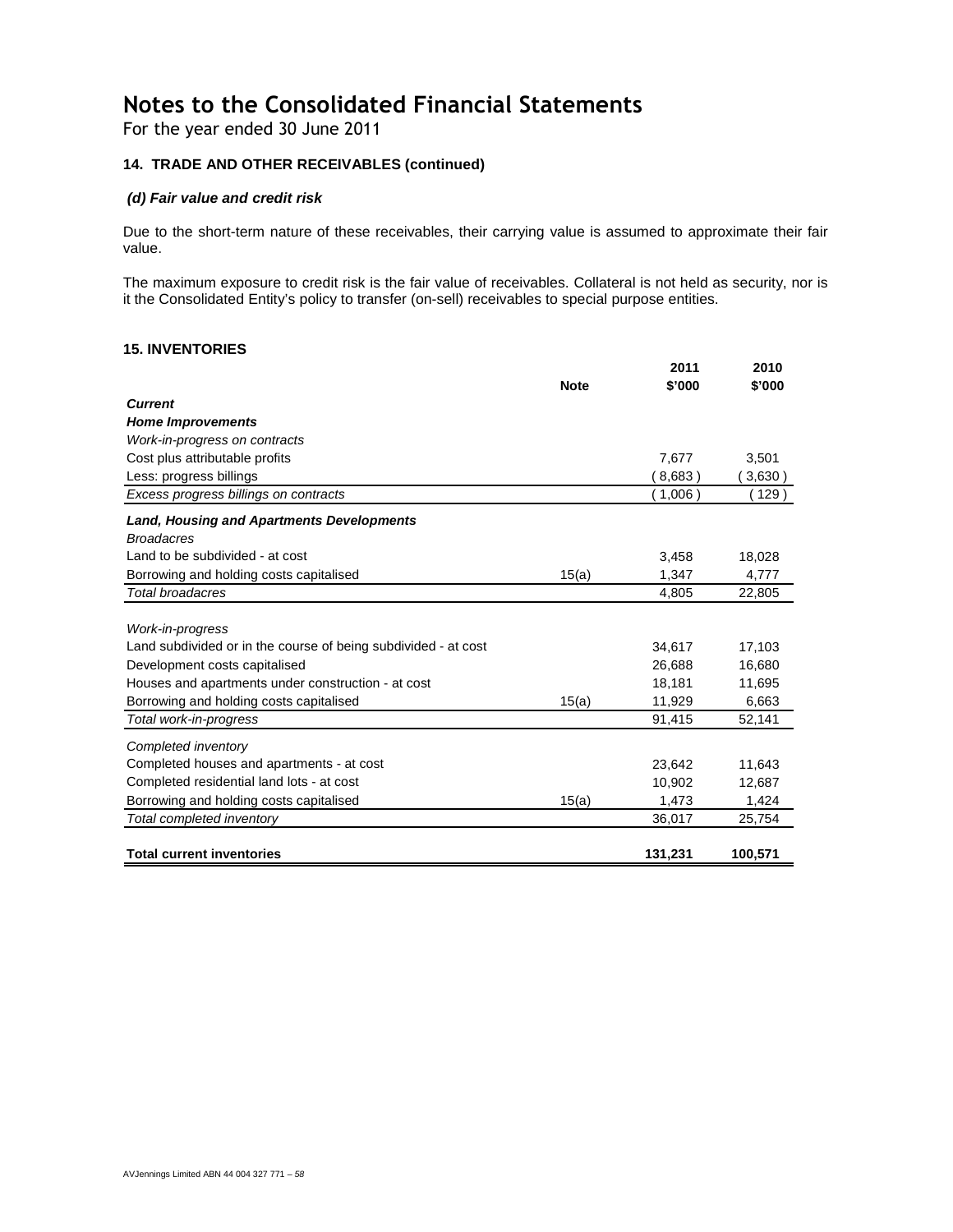# Notes to the Consolidated Financial Statements

For the year ended 30 June 2011

### 14. TRADE AND OTHER RECEIVABLES (continued)

#### *(d) Fair value and credit risk*

Due to the short-term nature of these receivables, their carrying value is assumed to approximate their fair value.

The maximum exposure to credit risk is the fair value of receivables. Collateral is not held as security, nor is it the Consolidated Entity's policy to transfer (on-sell) receivables to special purpose entities.

### 15. INVENTORIES

| | Note | 2011 \$'000 | 2010 \$'000 |
|---|---|---|---|
| ***Current*** | | | |
| ***Home Improvements*** | | | |
| *Work-in-progress on contracts* | | | |
| Cost plus attributable profits | | 7,677 | 3,501 |
| Less: progress billings | | ( 8,683 ) | ( 3,630 ) |
| *Excess progress billings on contracts* | | ( 1,006 ) | ( 129 ) |
| ***Land, Housing and Apartments Developments*** | | | |
| *Broadacres* | | | |
| Land to be subdivided - at cost | | 3,458 | 18,028 |
| Borrowing and holding costs capitalised | 15(a) | 1,347 | 4,777 |
| *Total broadacres* | | 4,805 | 22,805 |
| *Work-in-progress* | | | |
| Land subdivided or in the course of being subdivided - at cost | | 34,617 | 17,103 |
| Development costs capitalised | | 26,688 | 16,680 |
| Houses and apartments under construction - at cost | | 18,181 | 11,695 |
| Borrowing and holding costs capitalised | 15(a) | 11,929 | 6,663 |
| *Total work-in-progress* | | 91,415 | 52,141 |
| *Completed inventory* | | | |
| Completed houses and apartments - at cost | | 23,642 | 11,643 |
| Completed residential land lots - at cost | | 10,902 | 12,687 |
| Borrowing and holding costs capitalised | 15(a) | 1,473 | 1,424 |
| *Total completed inventory* | | 36,017 | 25,754 |
| **Total current inventories** | | **131,231** | **100,571** |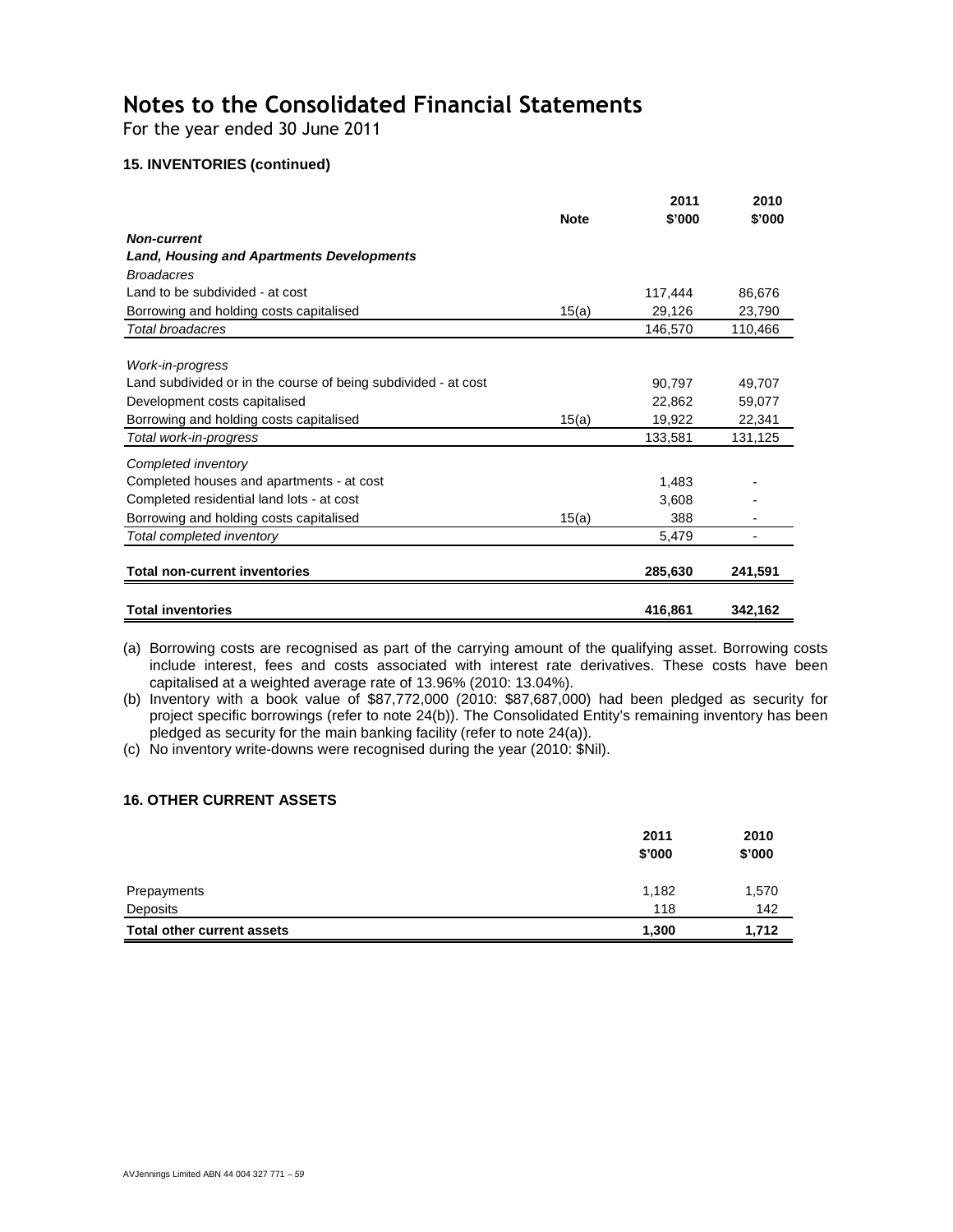# Notes to the Consolidated Financial Statements

For the year ended 30 June 2011

### 15. INVENTORIES (continued)

| | Note | 2011 $'000 | 2010 $'000 |
|---|---|---|---|
| ***Non-current*** | | | |
| ***Land, Housing and Apartments Developments*** | | | |
| *Broadacres* | | | |
| Land to be subdivided - at cost | | 117,444 | 86,676 |
| Borrowing and holding costs capitalised | 15(a) | 29,126 | 23,790 |
| *Total broadacres* | | 146,570 | 110,466 |
| *Work-in-progress* | | | |
| Land subdivided or in the course of being subdivided - at cost | | 90,797 | 49,707 |
| Development costs capitalised | | 22,862 | 59,077 |
| Borrowing and holding costs capitalised | 15(a) | 19,922 | 22,341 |
| *Total work-in-progress* | | 133,581 | 131,125 |
| *Completed inventory* | | | |
| Completed houses and apartments - at cost | | 1,483 | - |
| Completed residential land lots - at cost | | 3,608 | - |
| Borrowing and holding costs capitalised | 15(a) | 388 | - |
| *Total completed inventory* | | 5,479 | - |
| **Total non-current inventories** | | **285,630** | **241,591** |
| **Total inventories** | | **416,861** | **342,162** |

(a) Borrowing costs are recognised as part of the carrying amount of the qualifying asset. Borrowing costs include interest, fees and costs associated with interest rate derivatives. These costs have been capitalised at a weighted average rate of 13.96% (2010: 13.04%).

(b) Inventory with a book value of $87,772,000 (2010: $87,687,000) had been pledged as security for project specific borrowings (refer to note 24(b)). The Consolidated Entity's remaining inventory has been pledged as security for the main banking facility (refer to note 24(a)).

(c) No inventory write-downs were recognised during the year (2010: $Nil).

### 16. OTHER CURRENT ASSETS

| | 2011 $'000 | 2010 $'000 |
|---|---|---|
| Prepayments | 1,182 | 1,570 |
| Deposits | 118 | 142 |
| **Total other current assets** | **1,300** | **1,712** |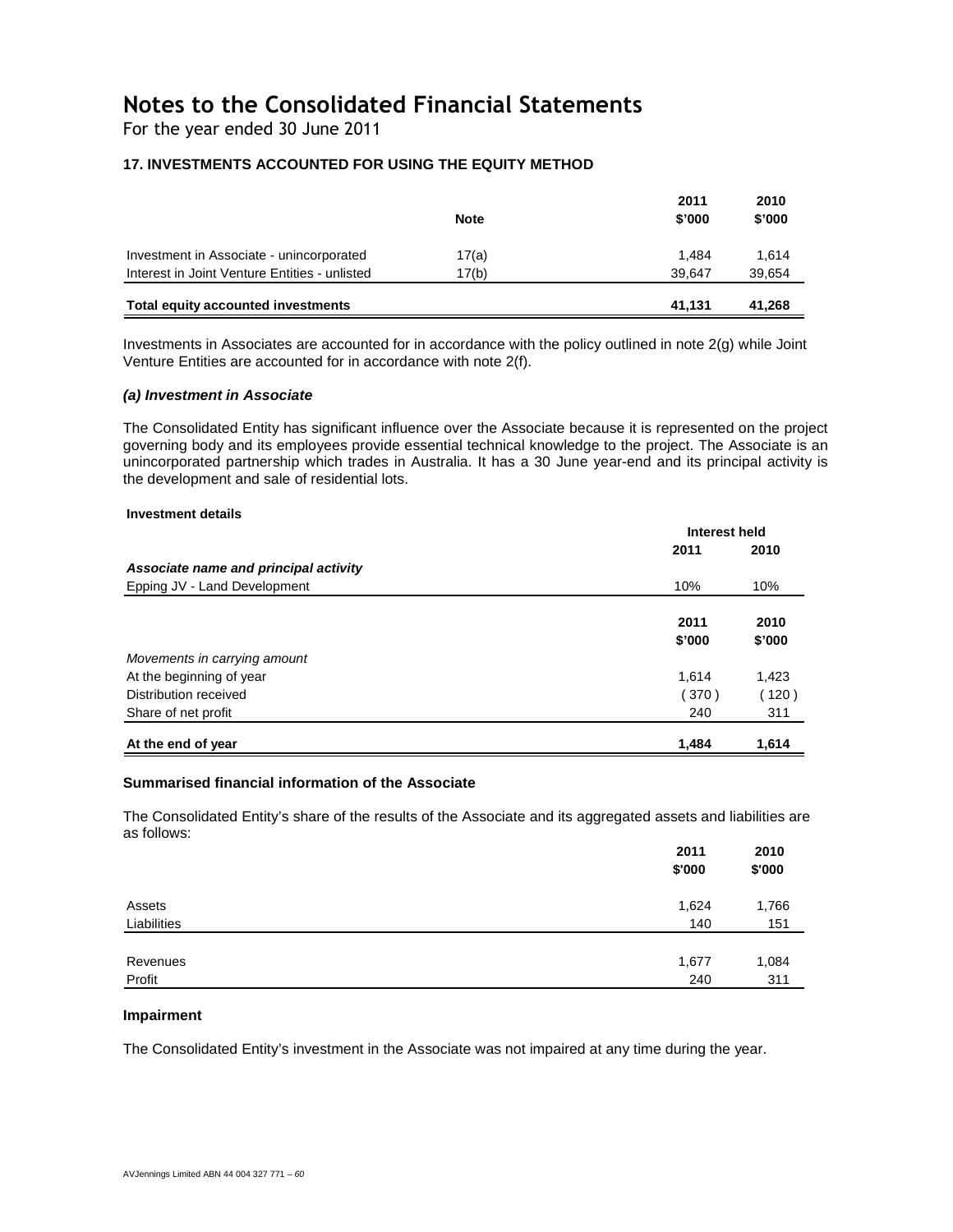# Notes to the Consolidated Financial Statements

For the year ended 30 June 2011

## 17. INVESTMENTS ACCOUNTED FOR USING THE EQUITY METHOD

| | Note | 2011<br>$'000 | 2010<br>$'000 |
|---|---|---|---|
| Investment in Associate - unincorporated | 17(a) | 1,484 | 1,614 |
| Interest in Joint Venture Entities - unlisted | 17(b) | 39,647 | 39,654 |
| **Total equity accounted investments** | | **41,131** | **41,268** |

Investments in Associates are accounted for in accordance with the policy outlined in note 2(g) while Joint Venture Entities are accounted for in accordance with note 2(f).

### *(a) Investment in Associate*

The Consolidated Entity has significant influence over the Associate because it is represented on the project governing body and its employees provide essential technical knowledge to the project. The Associate is an unincorporated partnership which trades in Australia. It has a 30 June year-end and its principal activity is the development and sale of residential lots.

**Investment details**

| | Interest held | |
|---|---|---|
| | 2011 | 2010 |
| ***Associate name and principal activity*** | | |
| Epping JV - Land Development | 10% | 10% |

| | 2011<br>$'000 | 2010<br>$'000 |
|---|---|---|
| *Movements in carrying amount* | | |
| At the beginning of year | 1,614 | 1,423 |
| Distribution received | ( 370 ) | ( 120 ) |
| Share of net profit | 240 | 311 |
| **At the end of year** | **1,484** | **1,614** |

### Summarised financial information of the Associate

The Consolidated Entity's share of the results of the Associate and its aggregated assets and liabilities are as follows:

| | 2011<br>$'000 | 2010<br>$'000 |
|---|---|---|
| Assets | 1,624 | 1,766 |
| Liabilities | 140 | 151 |
| Revenues | 1,677 | 1,084 |
| Profit | 240 | 311 |

### Impairment

The Consolidated Entity's investment in the Associate was not impaired at any time during the year.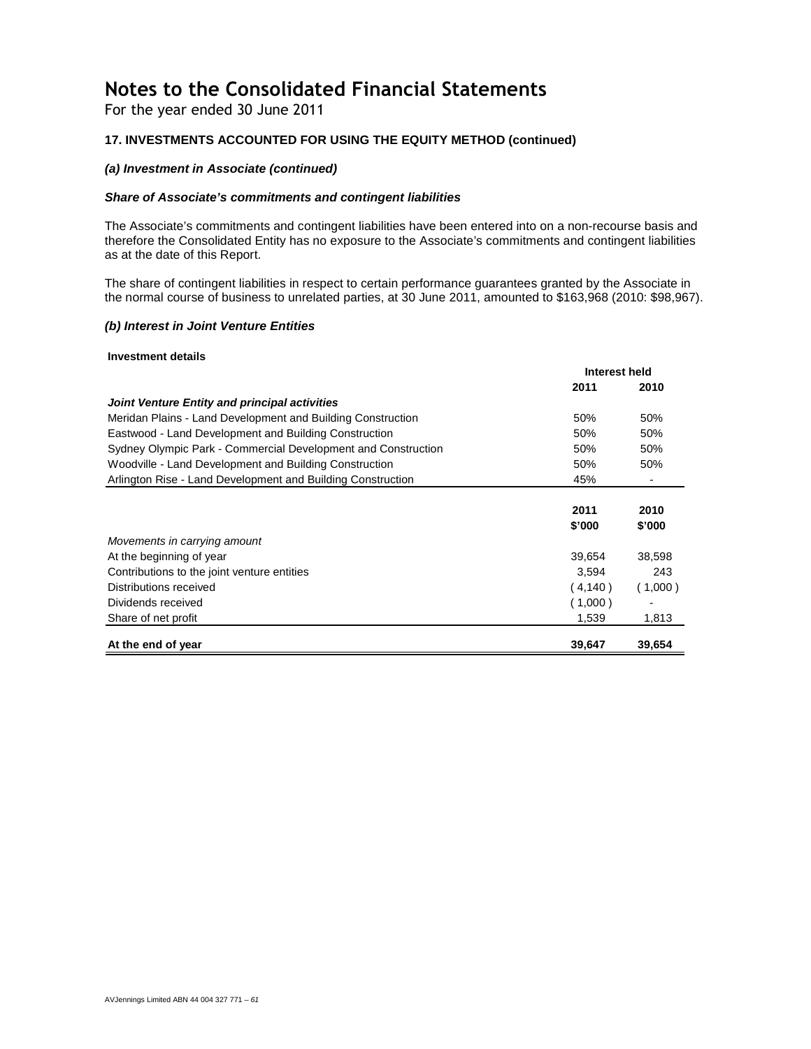# Notes to the Consolidated Financial Statements

For the year ended 30 June 2011

### 17. INVESTMENTS ACCOUNTED FOR USING THE EQUITY METHOD (continued)

#### *(a) Investment in Associate (continued)*

#### *Share of Associate's commitments and contingent liabilities*

The Associate's commitments and contingent liabilities have been entered into on a non-recourse basis and therefore the Consolidated Entity has no exposure to the Associate's commitments and contingent liabilities as at the date of this Report.

The share of contingent liabilities in respect to certain performance guarantees granted by the Associate in the normal course of business to unrelated parties, at 30 June 2011, amounted to $163,968 (2010: $98,967).

#### *(b) Interest in Joint Venture Entities*

**Investment details**

| | Interest held | |
|---|---|---|
| | **2011** | **2010** |
| ***Joint Venture Entity and principal activities*** | | |
| Meridan Plains - Land Development and Building Construction | 50% | 50% |
| Eastwood - Land Development and Building Construction | 50% | 50% |
| Sydney Olympic Park - Commercial Development and Construction | 50% | 50% |
| Woodville - Land Development and Building Construction | 50% | 50% |
| Arlington Rise - Land Development and Building Construction | 45% | - |

| | **2011** | **2010** |
|---|---|---|
| | **$'000** | **$'000** |
| *Movements in carrying amount* | | |
| At the beginning of year | 39,654 | 38,598 |
| Contributions to the joint venture entities | 3,594 | 243 |
| Distributions received | ( 4,140 ) | ( 1,000 ) |
| Dividends received | ( 1,000 ) | - |
| Share of net profit | 1,539 | 1,813 |
| **At the end of year** | **39,647** | **39,654** |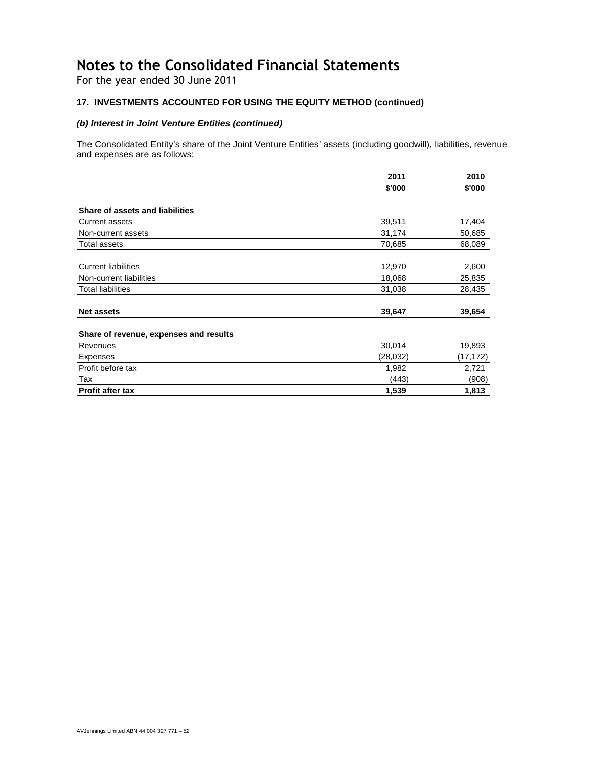# Notes to the Consolidated Financial Statements

For the year ended 30 June 2011

### 17. INVESTMENTS ACCOUNTED FOR USING THE EQUITY METHOD (continued)

#### *(b) Interest in Joint Venture Entities (continued)*

The Consolidated Entity's share of the Joint Venture Entities' assets (including goodwill), liabilities, revenue and expenses are as follows:

| | 2011<br>$'000 | 2010<br>$'000 |
|---|---|---|
| **Share of assets and liabilities** | | |
| Current assets | 39,511 | 17,404 |
| Non-current assets | 31,174 | 50,685 |
| Total assets | 70,685 | 68,089 |
| | | |
| Current liabilities | 12,970 | 2,600 |
| Non-current liabilities | 18,068 | 25,835 |
| Total liabilities | 31,038 | 28,435 |
| | | |
| **Net assets** | **39,647** | **39,654** |
| | | |
| **Share of revenue, expenses and results** | | |
| Revenues | 30,014 | 19,893 |
| Expenses | (28,032) | (17,172) |
| Profit before tax | 1,982 | 2,721 |
| Tax | (443) | (908) |
| **Profit after tax** | **1,539** | **1,813** |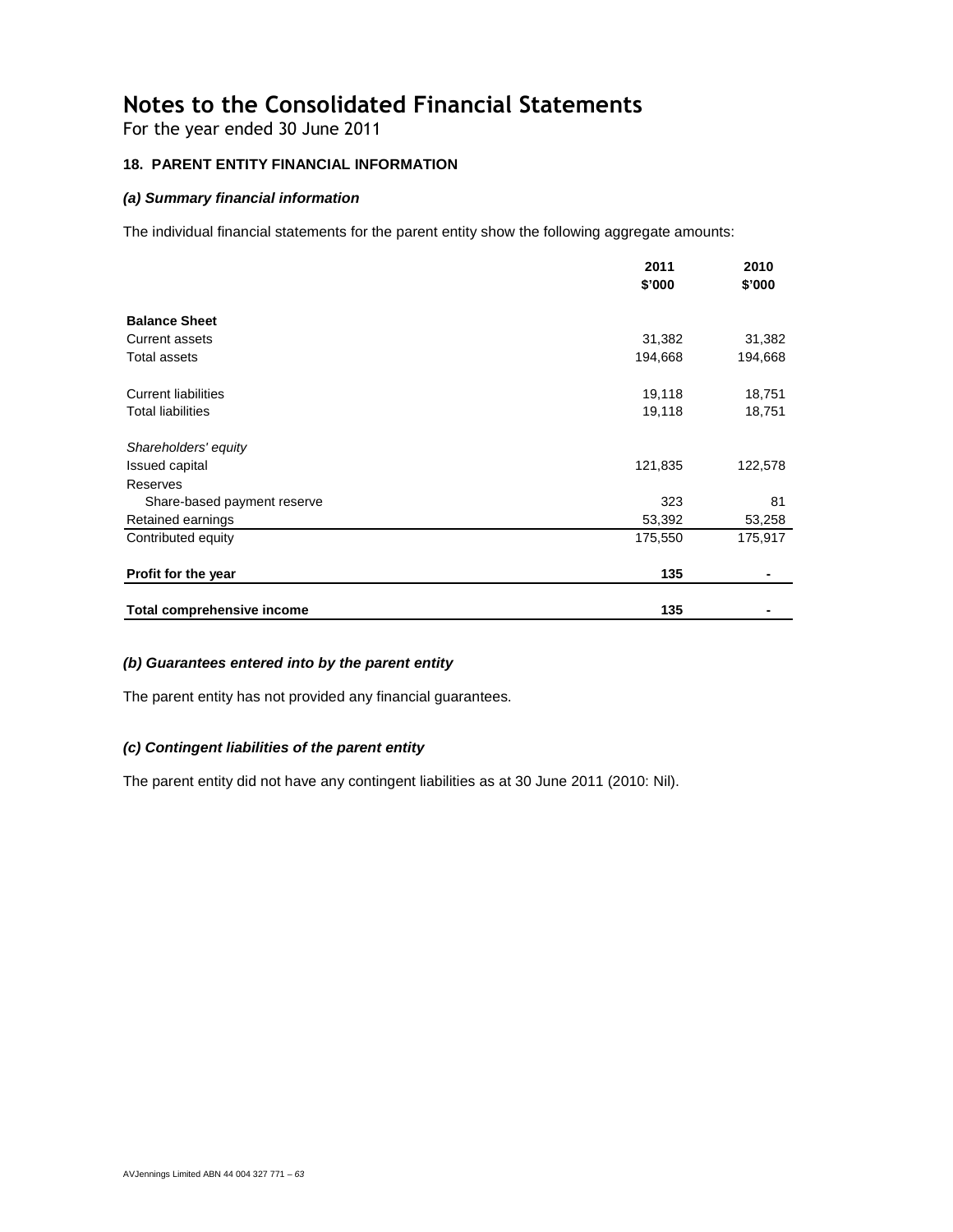# Notes to the Consolidated Financial Statements

For the year ended 30 June 2011

### 18. PARENT ENTITY FINANCIAL INFORMATION

#### *(a) Summary financial information*

The individual financial statements for the parent entity show the following aggregate amounts:

| | 2011 $'000 | 2010 $'000 |
|---|---|---|
| **Balance Sheet** | | |
| Current assets | 31,382 | 31,382 |
| Total assets | 194,668 | 194,668 |
| | | |
| Current liabilities | 19,118 | 18,751 |
| Total liabilities | 19,118 | 18,751 |
| | | |
| *Shareholders' equity* | | |
| Issued capital | 121,835 | 122,578 |
| Reserves | | |
| Share-based payment reserve | 323 | 81 |
| Retained earnings | 53,392 | 53,258 |
| Contributed equity | 175,550 | 175,917 |
| | | |
| **Profit for the year** | **135** | **-** |
| | | |
| **Total comprehensive income** | **135** | **-** |

#### *(b) Guarantees entered into by the parent entity*

The parent entity has not provided any financial guarantees.

#### *(c) Contingent liabilities of the parent entity*

The parent entity did not have any contingent liabilities as at 30 June 2011 (2010: Nil).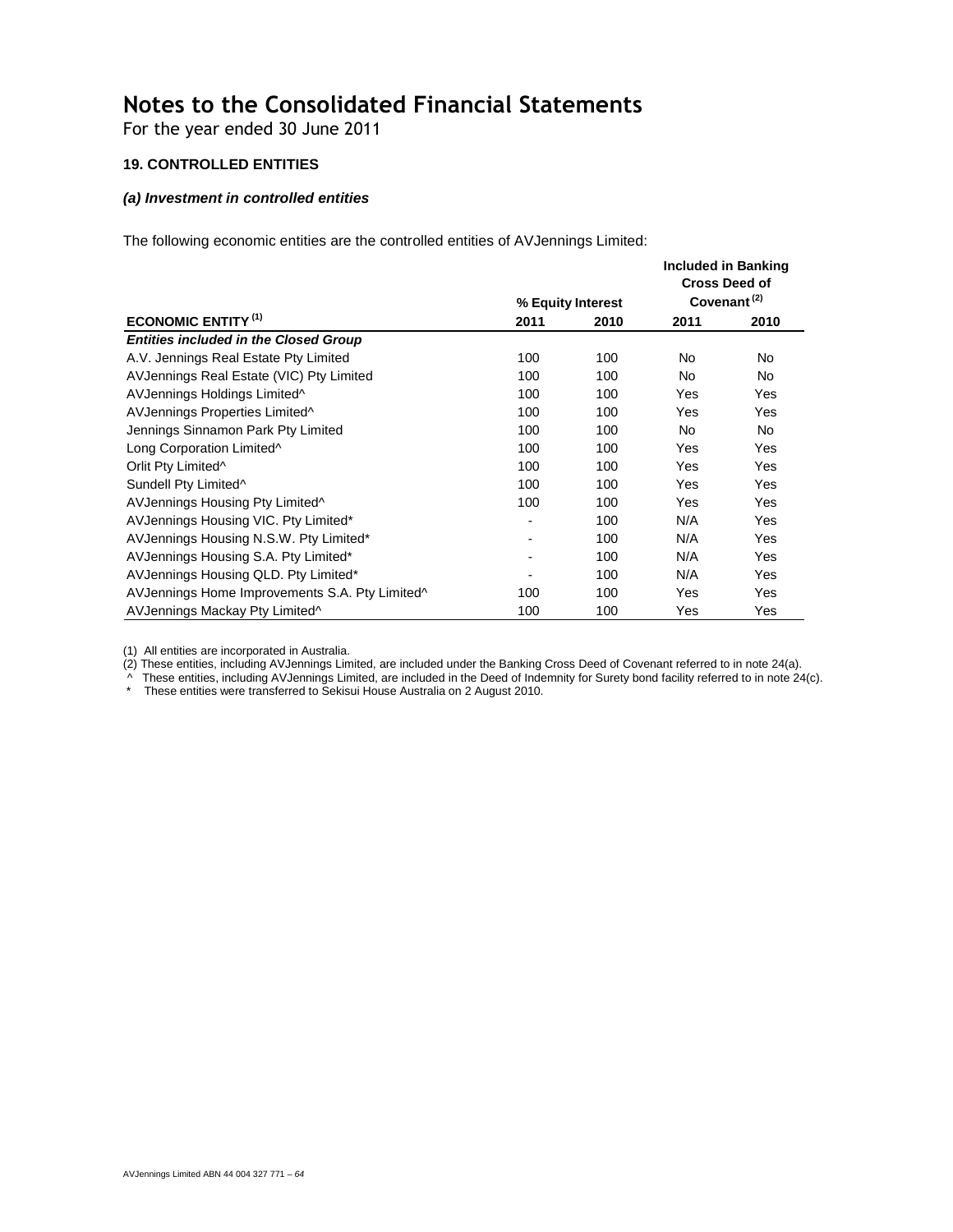# Notes to the Consolidated Financial Statements

For the year ended 30 June 2011

### 19. CONTROLLED ENTITIES

#### *(a) Investment in controlled entities*

The following economic entities are the controlled entities of AVJennings Limited:

| ECONOMIC ENTITY [(1)] | % Equity Interest | | Included in Banking Cross Deed of Covenant [(2)] | |
|---|---|---|---|---|
| | 2011 | 2010 | 2011 | 2010 |
| ***Entities included in the Closed Group*** | | | | |
| A.V. Jennings Real Estate Pty Limited | 100 | 100 | No | No |
| AVJennings Real Estate (VIC) Pty Limited | 100 | 100 | No | No |
| AVJennings Holdings Limited^ | 100 | 100 | Yes | Yes |
| AVJennings Properties Limited^ | 100 | 100 | Yes | Yes |
| Jennings Sinnamon Park Pty Limited | 100 | 100 | No | No |
| Long Corporation Limited^ | 100 | 100 | Yes | Yes |
| Orlit Pty Limited^ | 100 | 100 | Yes | Yes |
| Sundell Pty Limited^ | 100 | 100 | Yes | Yes |
| AVJennings Housing Pty Limited^ | 100 | 100 | Yes | Yes |
| AVJennings Housing VIC. Pty Limited* | - | 100 | N/A | Yes |
| AVJennings Housing N.S.W. Pty Limited* | - | 100 | N/A | Yes |
| AVJennings Housing S.A. Pty Limited* | - | 100 | N/A | Yes |
| AVJennings Housing QLD. Pty Limited* | - | 100 | N/A | Yes |
| AVJennings Home Improvements S.A. Pty Limited^ | 100 | 100 | Yes | Yes |
| AVJennings Mackay Pty Limited^ | 100 | 100 | Yes | Yes |

(1) All entities are incorporated in Australia.

(2) These entities, including AVJennings Limited, are included under the Banking Cross Deed of Covenant referred to in note 24(a).

^ These entities, including AVJennings Limited, are included in the Deed of Indemnity for Surety bond facility referred to in note 24(c).

* These entities were transferred to Sekisui House Australia on 2 August 2010.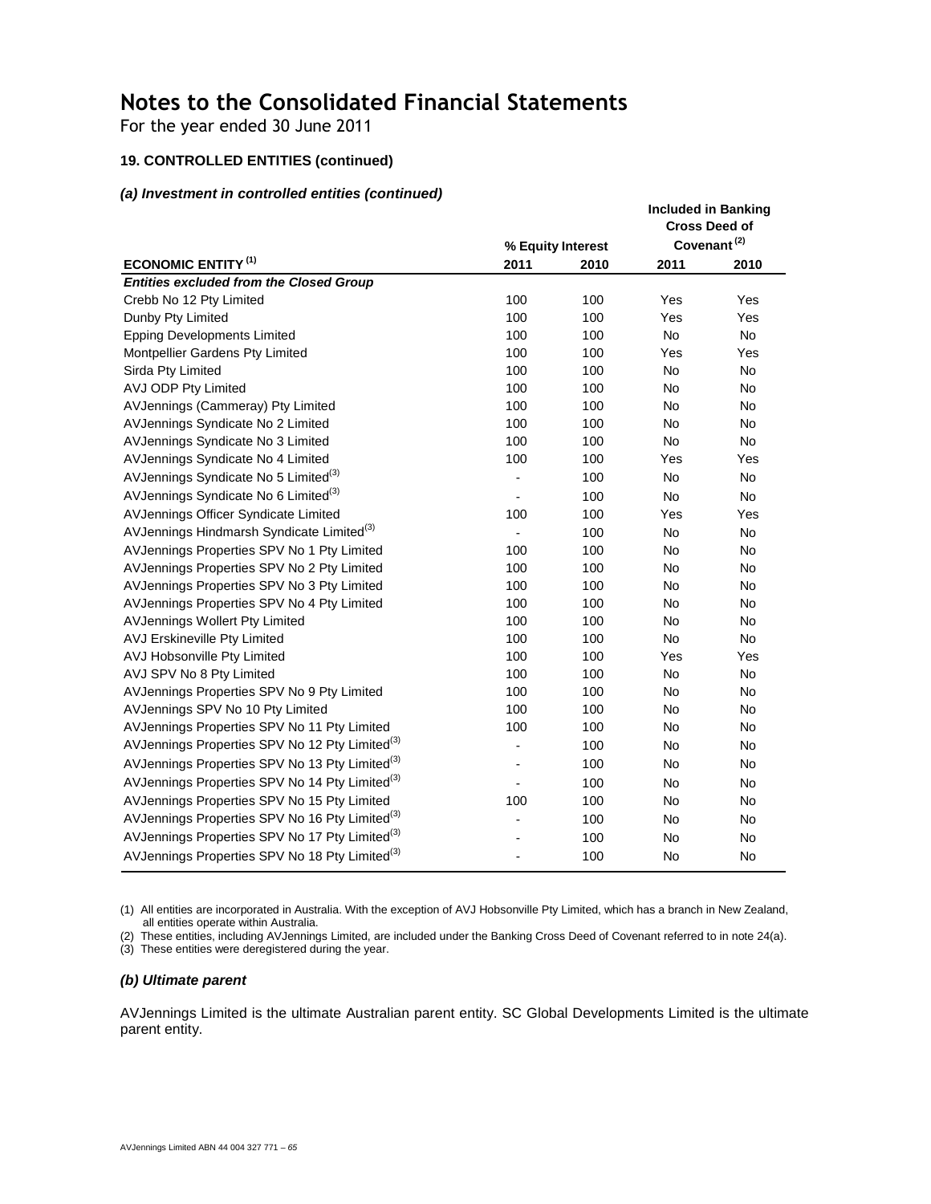# Notes to the Consolidated Financial Statements

For the year ended 30 June 2011

### 19. CONTROLLED ENTITIES (continued)

#### *(a) Investment in controlled entities (continued)*

| ECONOMIC ENTITY [(1)] | % Equity Interest | | Included in Banking Cross Deed of Covenant [(2)] | |
|---|---|---|---|---|
| | 2011 | 2010 | 2011 | 2010 |
| ***Entities excluded from the Closed Group*** | | | | |
| Crebb No 12 Pty Limited | 100 | 100 | Yes | Yes |
| Dunby Pty Limited | 100 | 100 | Yes | Yes |
| Epping Developments Limited | 100 | 100 | No | No |
| Montpellier Gardens Pty Limited | 100 | 100 | Yes | Yes |
| Sirda Pty Limited | 100 | 100 | No | No |
| AVJ ODP Pty Limited | 100 | 100 | No | No |
| AVJennings (Cammeray) Pty Limited | 100 | 100 | No | No |
| AVJennings Syndicate No 2 Limited | 100 | 100 | No | No |
| AVJennings Syndicate No 3 Limited | 100 | 100 | No | No |
| AVJennings Syndicate No 4 Limited | 100 | 100 | Yes | Yes |
| AVJennings Syndicate No 5 Limited[(3)] | - | 100 | No | No |
| AVJennings Syndicate No 6 Limited[(3)] | - | 100 | No | No |
| AVJennings Officer Syndicate Limited | 100 | 100 | Yes | Yes |
| AVJennings Hindmarsh Syndicate Limited[(3)] | - | 100 | No | No |
| AVJennings Properties SPV No 1 Pty Limited | 100 | 100 | No | No |
| AVJennings Properties SPV No 2 Pty Limited | 100 | 100 | No | No |
| AVJennings Properties SPV No 3 Pty Limited | 100 | 100 | No | No |
| AVJennings Properties SPV No 4 Pty Limited | 100 | 100 | No | No |
| AVJennings Wollert Pty Limited | 100 | 100 | No | No |
| AVJ Erskineville Pty Limited | 100 | 100 | No | No |
| AVJ Hobsonville Pty Limited | 100 | 100 | Yes | Yes |
| AVJ SPV No 8 Pty Limited | 100 | 100 | No | No |
| AVJennings Properties SPV No 9 Pty Limited | 100 | 100 | No | No |
| AVJennings SPV No 10 Pty Limited | 100 | 100 | No | No |
| AVJennings Properties SPV No 11 Pty Limited | 100 | 100 | No | No |
| AVJennings Properties SPV No 12 Pty Limited[(3)] | - | 100 | No | No |
| AVJennings Properties SPV No 13 Pty Limited[(3)] | - | 100 | No | No |
| AVJennings Properties SPV No 14 Pty Limited[(3)] | - | 100 | No | No |
| AVJennings Properties SPV No 15 Pty Limited | 100 | 100 | No | No |
| AVJennings Properties SPV No 16 Pty Limited[(3)] | - | 100 | No | No |
| AVJennings Properties SPV No 17 Pty Limited[(3)] | - | 100 | No | No |
| AVJennings Properties SPV No 18 Pty Limited[(3)] | - | 100 | No | No |

(1) All entities are incorporated in Australia. With the exception of AVJ Hobsonville Pty Limited, which has a branch in New Zealand, all entities operate within Australia.

(2) These entities, including AVJennings Limited, are included under the Banking Cross Deed of Covenant referred to in note 24(a).

(3) These entities were deregistered during the year.

#### *(b) Ultimate parent*

AVJennings Limited is the ultimate Australian parent entity. SC Global Developments Limited is the ultimate parent entity.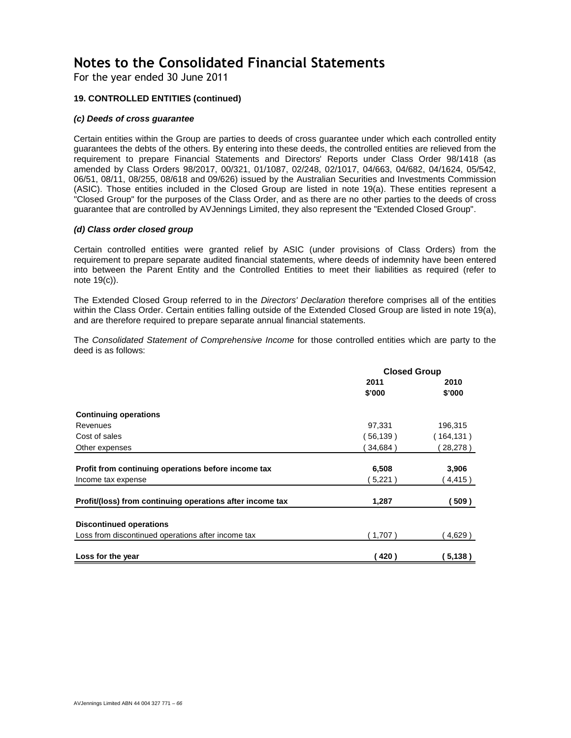# Notes to the Consolidated Financial Statements

For the year ended 30 June 2011

**19. CONTROLLED ENTITIES (continued)**

***(c) Deeds of cross guarantee***

Certain entities within the Group are parties to deeds of cross guarantee under which each controlled entity guarantees the debts of the others. By entering into these deeds, the controlled entities are relieved from the requirement to prepare Financial Statements and Directors' Reports under Class Order 98/1418 (as amended by Class Orders 98/2017, 00/321, 01/1087, 02/248, 02/1017, 04/663, 04/682, 04/1624, 05/542, 06/51, 08/11, 08/255, 08/618 and 09/626) issued by the Australian Securities and Investments Commission (ASIC). Those entities included in the Closed Group are listed in note 19(a). These entities represent a "Closed Group" for the purposes of the Class Order, and as there are no other parties to the deeds of cross guarantee that are controlled by AVJennings Limited, they also represent the "Extended Closed Group".

***(d) Class order closed group***

Certain controlled entities were granted relief by ASIC (under provisions of Class Orders) from the requirement to prepare separate audited financial statements, where deeds of indemnity have been entered into between the Parent Entity and the Controlled Entities to meet their liabilities as required (refer to note 19(c)).

The Extended Closed Group referred to in the *Directors' Declaration* therefore comprises all of the entities within the Class Order. Certain entities falling outside of the Extended Closed Group are listed in note 19(a), and are therefore required to prepare separate annual financial statements.

The *Consolidated Statement of Comprehensive Income* for those controlled entities which are party to the deed is as follows:

| | Closed Group | |
|---|---|---|
| | 2011 | 2010 |
| | $'000 | $'000 |
| **Continuing operations** | | |
| Revenues | 97,331 | 196,315 |
| Cost of sales | ( 56,139 ) | ( 164,131 ) |
| Other expenses | ( 34,684 ) | ( 28,278 ) |
| **Profit from continuing operations before income tax** | **6,508** | **3,906** |
| Income tax expense | ( 5,221 ) | ( 4,415 ) |
| **Profit/(loss) from continuing operations after income tax** | **1,287** | **( 509 )** |
| **Discontinued operations** | | |
| Loss from discontinued operations after income tax | ( 1,707 ) | ( 4,629 ) |
| **Loss for the year** | **( 420 )** | **( 5,138 )** |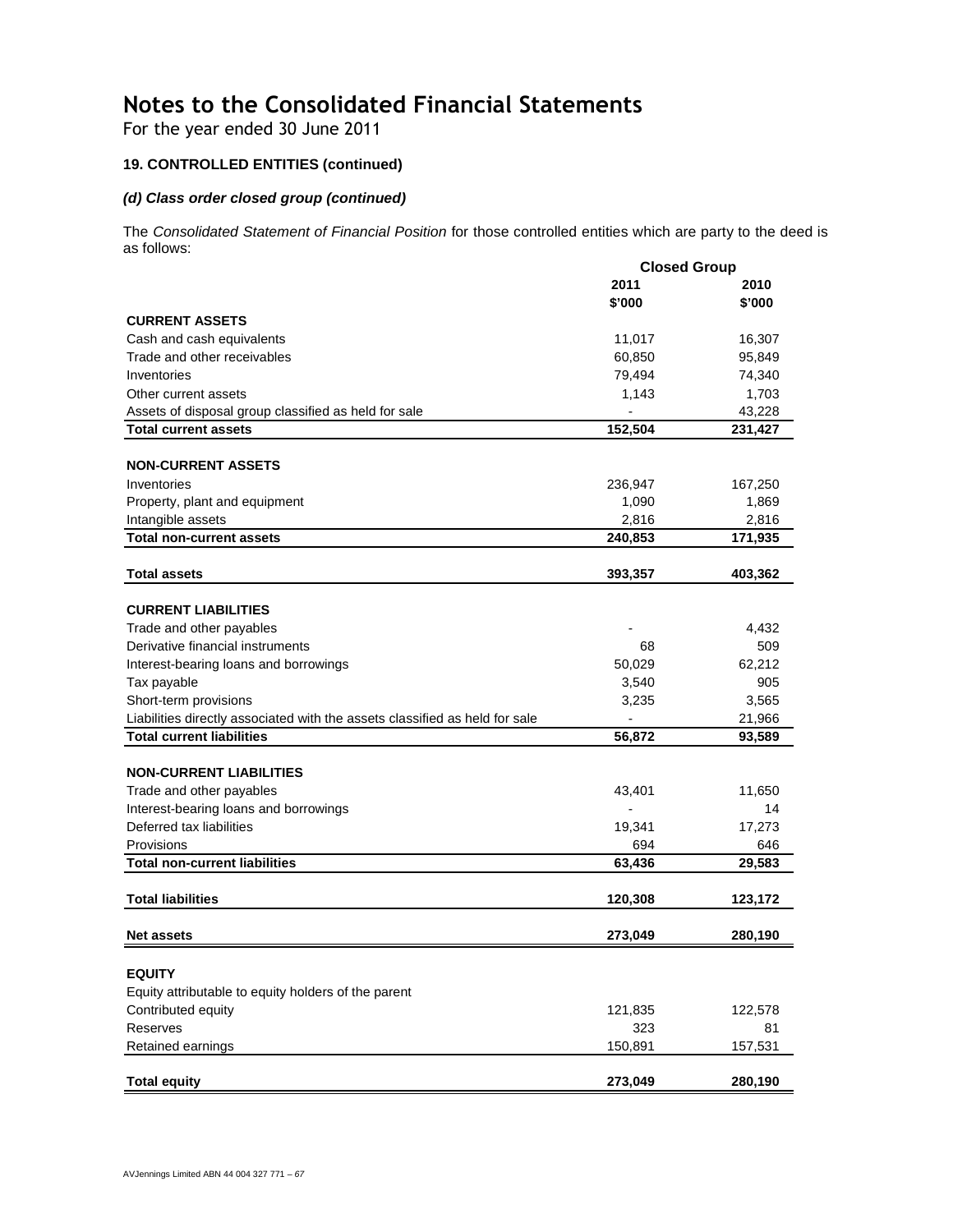# Notes to the Consolidated Financial Statements

For the year ended 30 June 2011

### 19. CONTROLLED ENTITIES (continued)

#### *(d) Class order closed group (continued)*

The *Consolidated Statement of Financial Position* for those controlled entities which are party to the deed is as follows:

| | Closed Group | |
|---|---|---|
| | 2011 | 2010 |
| | $'000 | $'000 |
| **CURRENT ASSETS** | | |
| Cash and cash equivalents | 11,017 | 16,307 |
| Trade and other receivables | 60,850 | 95,849 |
| Inventories | 79,494 | 74,340 |
| Other current assets | 1,143 | 1,703 |
| Assets of disposal group classified as held for sale | - | 43,228 |
| **Total current assets** | **152,504** | **231,427** |
| | | |
| **NON-CURRENT ASSETS** | | |
| Inventories | 236,947 | 167,250 |
| Property, plant and equipment | 1,090 | 1,869 |
| Intangible assets | 2,816 | 2,816 |
| **Total non-current assets** | **240,853** | **171,935** |
| | | |
| **Total assets** | **393,357** | **403,362** |
| | | |
| **CURRENT LIABILITIES** | | |
| Trade and other payables | - | 4,432 |
| Derivative financial instruments | 68 | 509 |
| Interest-bearing loans and borrowings | 50,029 | 62,212 |
| Tax payable | 3,540 | 905 |
| Short-term provisions | 3,235 | 3,565 |
| Liabilities directly associated with the assets classified as held for sale | - | 21,966 |
| **Total current liabilities** | **56,872** | **93,589** |
| | | |
| **NON-CURRENT LIABILITIES** | | |
| Trade and other payables | 43,401 | 11,650 |
| Interest-bearing loans and borrowings | - | 14 |
| Deferred tax liabilities | 19,341 | 17,273 |
| Provisions | 694 | 646 |
| **Total non-current liabilities** | **63,436** | **29,583** |
| | | |
| **Total liabilities** | **120,308** | **123,172** |
| | | |
| **Net assets** | **273,049** | **280,190** |
| | | |
| **EQUITY** | | |
| Equity attributable to equity holders of the parent | | |
| Contributed equity | 121,835 | 122,578 |
| Reserves | 323 | 81 |
| Retained earnings | 150,891 | 157,531 |
| | | |
| **Total equity** | **273,049** | **280,190** |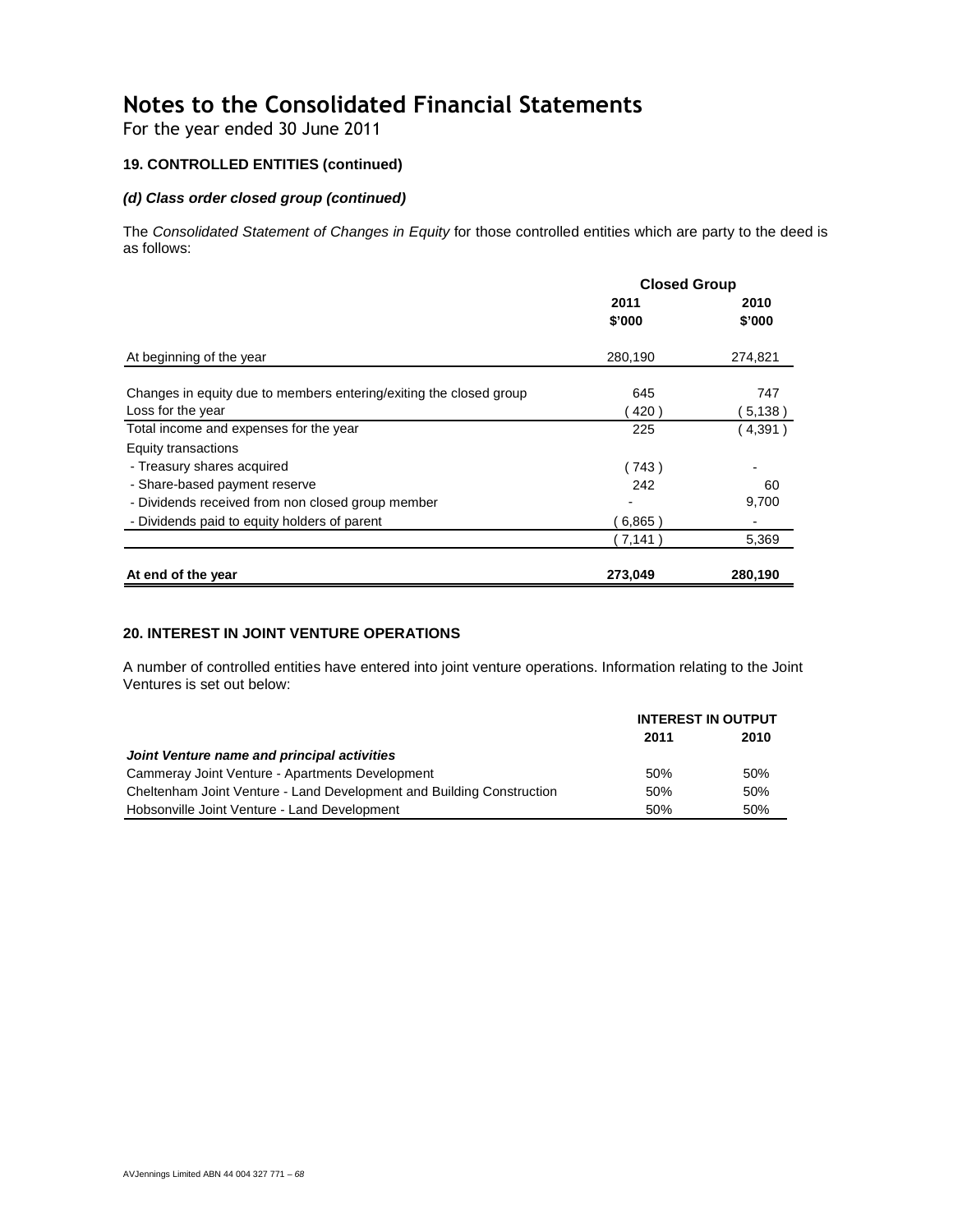# Notes to the Consolidated Financial Statements

For the year ended 30 June 2011

### 19. CONTROLLED ENTITIES (continued)

#### *(d) Class order closed group (continued)*

The *Consolidated Statement of Changes in Equity* for those controlled entities which are party to the deed is as follows:

| | Closed Group | |
|---|---|---|
| | 2011 | 2010 |
| | $'000 | $'000 |
| At beginning of the year | 280,190 | 274,821 |
| Changes in equity due to members entering/exiting the closed group | 645 | 747 |
| Loss for the year | ( 420 ) | ( 5,138 ) |
| Total income and expenses for the year | 225 | ( 4,391 ) |
| Equity transactions | | |
| - Treasury shares acquired | ( 743 ) | - |
| - Share-based payment reserve | 242 | 60 |
| - Dividends received from non closed group member | - | 9,700 |
| - Dividends paid to equity holders of parent | ( 6,865 ) | - |
| | ( 7,141 ) | 5,369 |
| **At end of the year** | **273,049** | **280,190** |

### 20. INTEREST IN JOINT VENTURE OPERATIONS

A number of controlled entities have entered into joint venture operations. Information relating to the Joint Ventures is set out below:

| | INTEREST IN OUTPUT | |
|---|---|---|
| | 2011 | 2010 |
| ***Joint Venture name and principal activities*** | | |
| Cammeray Joint Venture - Apartments Development | 50% | 50% |
| Cheltenham Joint Venture - Land Development and Building Construction | 50% | 50% |
| Hobsonville Joint Venture - Land Development | 50% | 50% |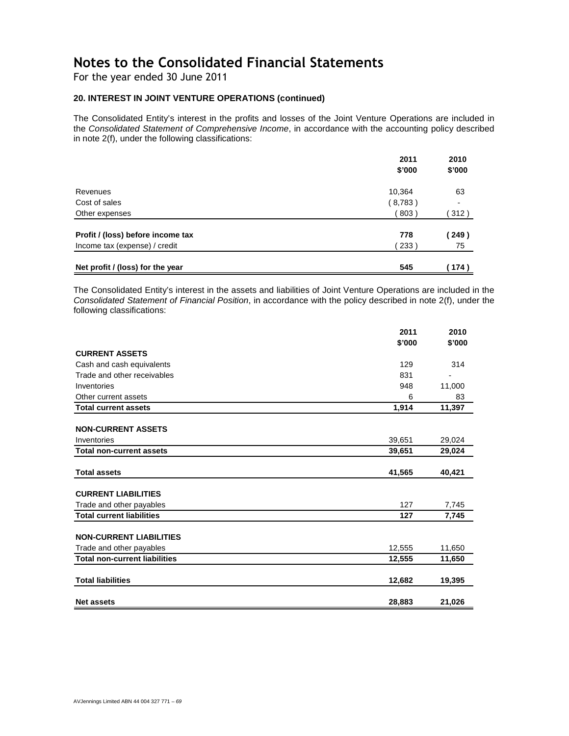# Notes to the Consolidated Financial Statements

For the year ended 30 June 2011

### 20. INTEREST IN JOINT VENTURE OPERATIONS (continued)

The Consolidated Entity's interest in the profits and losses of the Joint Venture Operations are included in the *Consolidated Statement of Comprehensive Income*, in accordance with the accounting policy described in note 2(f), under the following classifications:

| | 2011 $'000 | 2010 $'000 |
|---|---|---|
| Revenues | 10,364 | 63 |
| Cost of sales | ( 8,783 ) | - |
| Other expenses | ( 803 ) | ( 312 ) |
| **Profit / (loss) before income tax** | **778** | **( 249 )** |
| Income tax (expense) / credit | ( 233 ) | 75 |
| **Net profit / (loss) for the year** | **545** | **( 174 )** |

The Consolidated Entity's interest in the assets and liabilities of Joint Venture Operations are included in the *Consolidated Statement of Financial Position*, in accordance with the policy described in note 2(f), under the following classifications:

| | 2011 $'000 | 2010 $'000 |
|---|---|---|
| **CURRENT ASSETS** | | |
| Cash and cash equivalents | 129 | 314 |
| Trade and other receivables | 831 | - |
| Inventories | 948 | 11,000 |
| Other current assets | 6 | 83 |
| **Total current assets** | **1,914** | **11,397** |
| **NON-CURRENT ASSETS** | | |
| Inventories | 39,651 | 29,024 |
| **Total non-current assets** | **39,651** | **29,024** |
| **Total assets** | **41,565** | **40,421** |
| **CURRENT LIABILITIES** | | |
| Trade and other payables | 127 | 7,745 |
| **Total current liabilities** | **127** | **7,745** |
| **NON-CURRENT LIABILITIES** | | |
| Trade and other payables | 12,555 | 11,650 |
| **Total non-current liabilities** | **12,555** | **11,650** |
| **Total liabilities** | **12,682** | **19,395** |
| **Net assets** | **28,883** | **21,026** |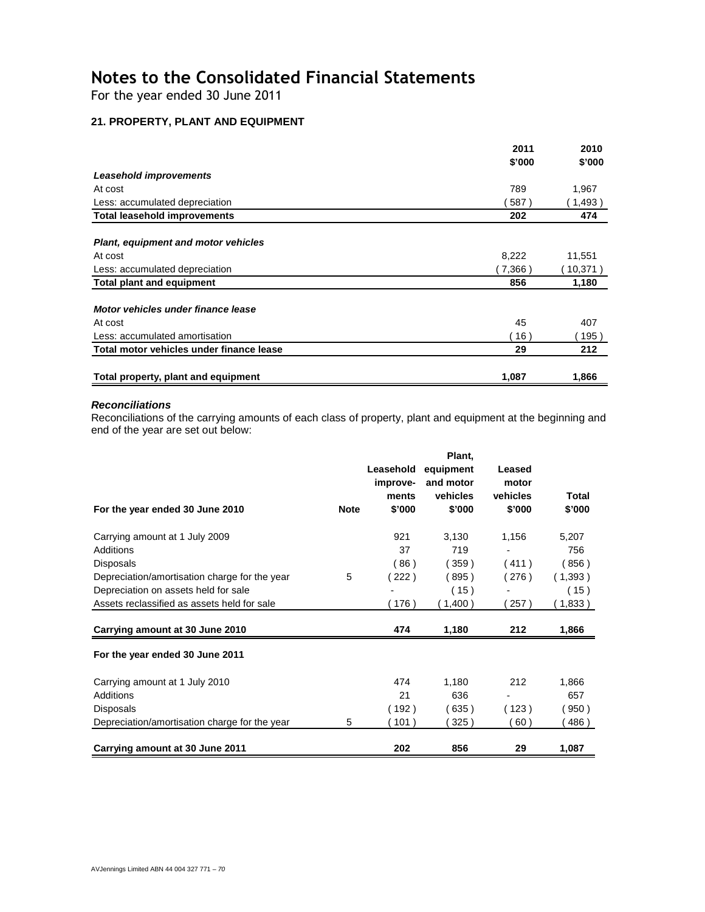# Notes to the Consolidated Financial Statements

For the year ended 30 June 2011

### 21. PROPERTY, PLANT AND EQUIPMENT

| | 2011 $'000 | 2010 $'000 |
|---|---|---|
| ***Leasehold improvements*** | | |
| At cost | 789 | 1,967 |
| Less: accumulated depreciation | ( 587 ) | ( 1,493 ) |
| **Total leasehold improvements** | **202** | **474** |
| ***Plant, equipment and motor vehicles*** | | |
| At cost | 8,222 | 11,551 |
| Less: accumulated depreciation | ( 7,366 ) | ( 10,371 ) |
| **Total plant and equipment** | **856** | **1,180** |
| ***Motor vehicles under finance lease*** | | |
| At cost | 45 | 407 |
| Less: accumulated amortisation | ( 16 ) | ( 195 ) |
| **Total motor vehicles under finance lease** | **29** | **212** |
| **Total property, plant and equipment** | **1,087** | **1,866** |

***Reconciliations***

Reconciliations of the carrying amounts of each class of property, plant and equipment at the beginning and end of the year are set out below:

| For the year ended 30 June 2010 | Note | Leasehold improve-ments $'000 | Plant, equipment and motor vehicles $'000 | Leased motor vehicles $'000 | Total $'000 |
|---|---|---|---|---|---|
| Carrying amount at 1 July 2009 | | 921 | 3,130 | 1,156 | 5,207 |
| Additions | | 37 | 719 | - | 756 |
| Disposals | | ( 86 ) | ( 359 ) | ( 411 ) | ( 856 ) |
| Depreciation/amortisation charge for the year | 5 | ( 222 ) | ( 895 ) | ( 276 ) | ( 1,393 ) |
| Depreciation on assets held for sale | | - | ( 15 ) | - | ( 15 ) |
| Assets reclassified as assets held for sale | | ( 176 ) | ( 1,400 ) | ( 257 ) | ( 1,833 ) |
| **Carrying amount at 30 June 2010** | | **474** | **1,180** | **212** | **1,866** |
| **For the year ended 30 June 2011** | | | | | |
| Carrying amount at 1 July 2010 | | 474 | 1,180 | 212 | 1,866 |
| Additions | | 21 | 636 | - | 657 |
| Disposals | | ( 192 ) | ( 635 ) | ( 123 ) | ( 950 ) |
| Depreciation/amortisation charge for the year | 5 | ( 101 ) | ( 325 ) | ( 60 ) | ( 486 ) |
| **Carrying amount at 30 June 2011** | | **202** | **856** | **29** | **1,087** |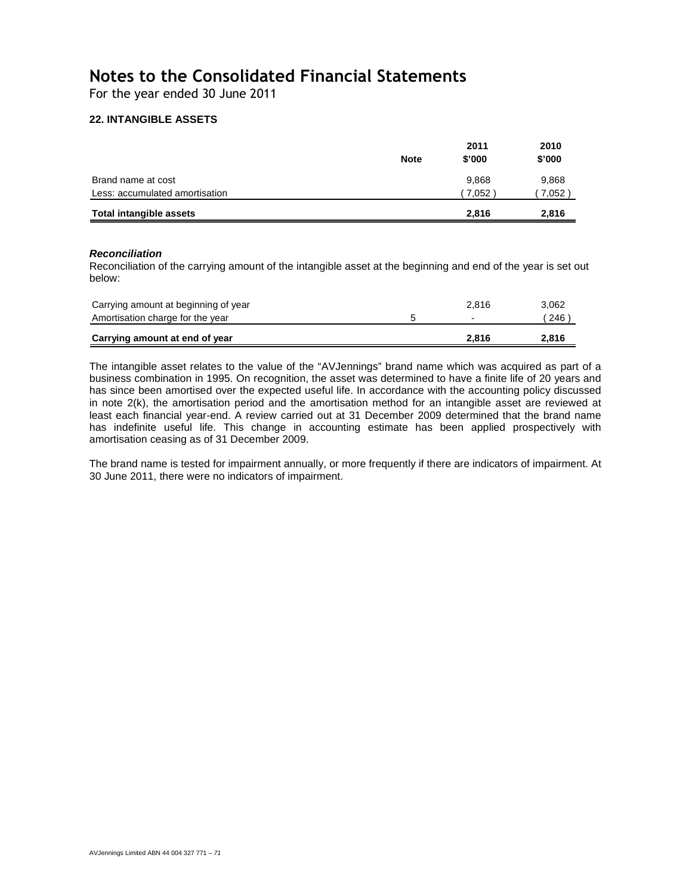# Notes to the Consolidated Financial Statements

For the year ended 30 June 2011

## 22. INTANGIBLE ASSETS

| | Note | 2011 $'000 | 2010 $'000 |
|---|---|---|---|
| Brand name at cost | | 9,868 | 9,868 |
| Less: accumulated amortisation | | ( 7,052 ) | ( 7,052 ) |
| **Total intangible assets** | | **2,816** | **2,816** |

***Reconciliation***

Reconciliation of the carrying amount of the intangible asset at the beginning and end of the year is set out below:

| | Note | 2011 $'000 | 2010 $'000 |
|---|---|---|---|
| Carrying amount at beginning of year | | 2,816 | 3,062 |
| Amortisation charge for the year | 5 | - | ( 246 ) |
| **Carrying amount at end of year** | | **2,816** | **2,816** |

The intangible asset relates to the value of the "AVJennings" brand name which was acquired as part of a business combination in 1995. On recognition, the asset was determined to have a finite life of 20 years and has since been amortised over the expected useful life. In accordance with the accounting policy discussed in note 2(k), the amortisation period and the amortisation method for an intangible asset are reviewed at least each financial year-end. A review carried out at 31 December 2009 determined that the brand name has indefinite useful life. This change in accounting estimate has been applied prospectively with amortisation ceasing as of 31 December 2009.

The brand name is tested for impairment annually, or more frequently if there are indicators of impairment. At 30 June 2011, there were no indicators of impairment.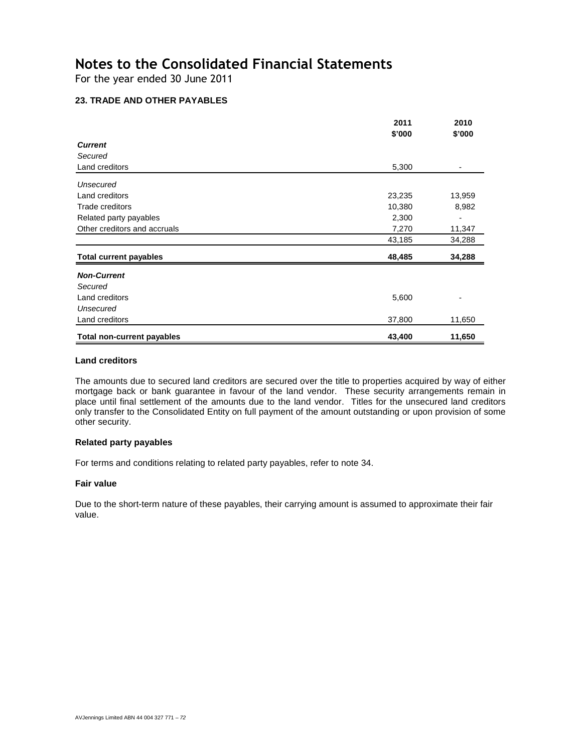# Notes to the Consolidated Financial Statements

For the year ended 30 June 2011

### 23. TRADE AND OTHER PAYABLES

| | 2011<br>\$'000 | 2010<br>\$'000 |
|---|---|---|
| ***Current*** | | |
| *Secured* | | |
| Land creditors | 5,300 | - |
| *Unsecured* | | |
| Land creditors | 23,235 | 13,959 |
| Trade creditors | 10,380 | 8,982 |
| Related party payables | 2,300 | - |
| Other creditors and accruals | 7,270 | 11,347 |
| | 43,185 | 34,288 |
| **Total current payables** | **48,485** | **34,288** |
| ***Non-Current*** | | |
| *Secured* | | |
| Land creditors | 5,600 | - |
| *Unsecured* | | |
| Land creditors | 37,800 | 11,650 |
| **Total non-current payables** | **43,400** | **11,650** |

#### Land creditors

The amounts due to secured land creditors are secured over the title to properties acquired by way of either mortgage back or bank guarantee in favour of the land vendor. These security arrangements remain in place until final settlement of the amounts due to the land vendor. Titles for the unsecured land creditors only transfer to the Consolidated Entity on full payment of the amount outstanding or upon provision of some other security.

#### Related party payables

For terms and conditions relating to related party payables, refer to note 34.

#### Fair value

Due to the short-term nature of these payables, their carrying amount is assumed to approximate their fair value.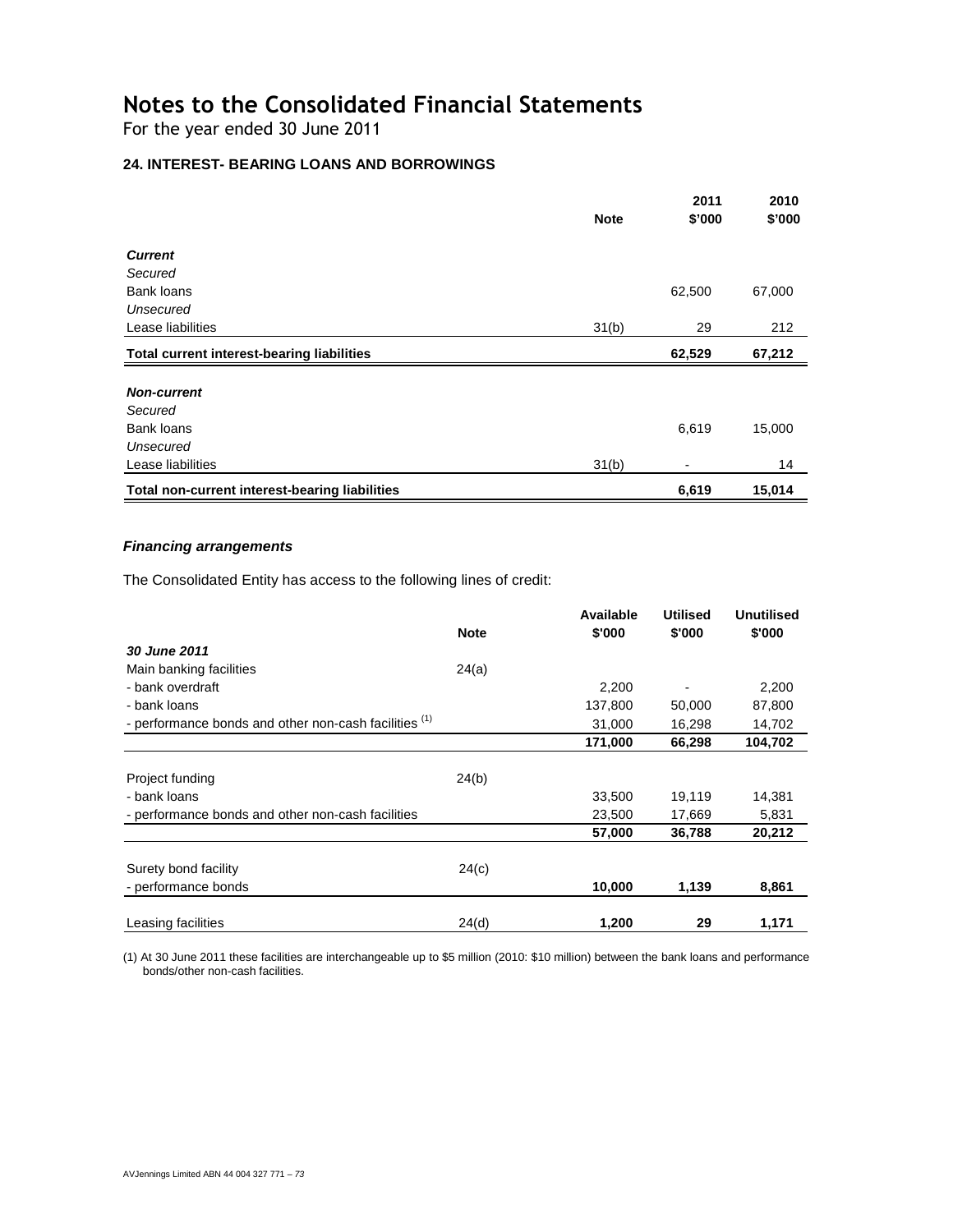# Notes to the Consolidated Financial Statements

For the year ended 30 June 2011

### 24. INTEREST- BEARING LOANS AND BORROWINGS

| | Note | 2011 $'000 | 2010 $'000 |
|---|---|---|---|
| ***Current*** | | | |
| *Secured* | | | |
| Bank loans | | 62,500 | 67,000 |
| *Unsecured* | | | |
| Lease liabilities | 31(b) | 29 | 212 |
| **Total current interest-bearing liabilities** | | **62,529** | **67,212** |
| ***Non-current*** | | | |
| *Secured* | | | |
| Bank loans | | 6,619 | 15,000 |
| *Unsecured* | | | |
| Lease liabilities | 31(b) | - | 14 |
| **Total non-current interest-bearing liabilities** | | **6,619** | **15,014** |

#### *Financing arrangements*

The Consolidated Entity has access to the following lines of credit:

| | Note | Available $'000 | Utilised $'000 | Unutilised $'000 |
|---|---|---|---|---|
| ***30 June 2011*** | | | | |
| Main banking facilities | 24(a) | | | |
| - bank overdraft | | 2,200 | - | 2,200 |
| - bank loans | | 137,800 | 50,000 | 87,800 |
| - performance bonds and other non-cash facilities (1) | | 31,000 | 16,298 | 14,702 |
| | | **171,000** | **66,298** | **104,702** |
| Project funding | 24(b) | | | |
| - bank loans | | 33,500 | 19,119 | 14,381 |
| - performance bonds and other non-cash facilities | | 23,500 | 17,669 | 5,831 |
| | | **57,000** | **36,788** | **20,212** |
| Surety bond facility | 24(c) | | | |
| - performance bonds | | **10,000** | **1,139** | **8,861** |
| Leasing facilities | 24(d) | **1,200** | **29** | **1,171** |

(1) At 30 June 2011 these facilities are interchangeable up to $5 million (2010: $10 million) between the bank loans and performance bonds/other non-cash facilities.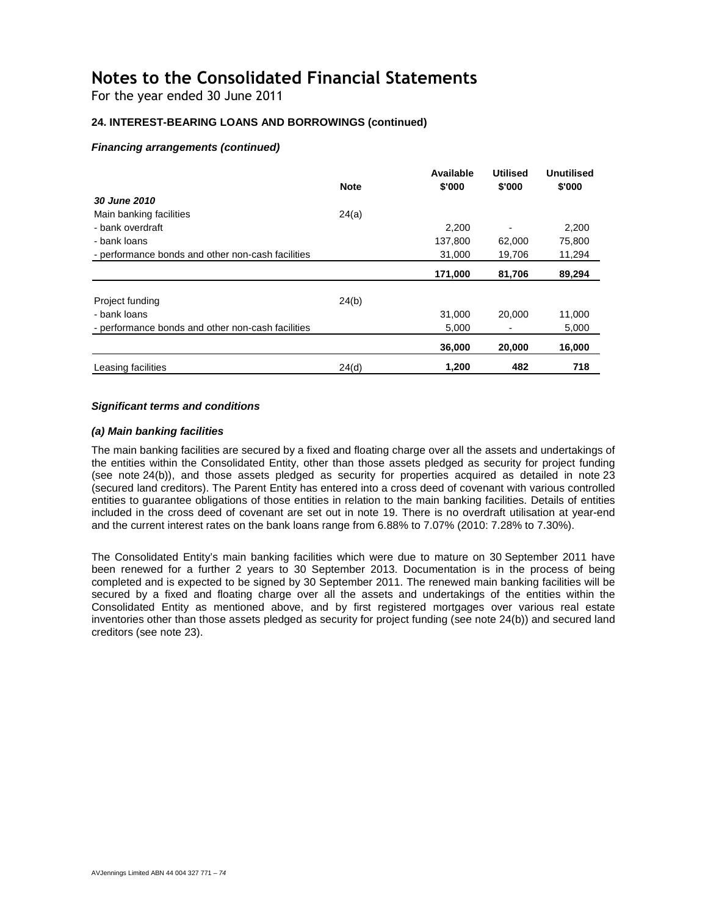# Notes to the Consolidated Financial Statements

For the year ended 30 June 2011

### 24. INTEREST-BEARING LOANS AND BORROWINGS (continued)

***Financing arrangements (continued)***

| | Note | Available $'000 | Utilised $'000 | Unutilised $'000 |
|---|---|---|---|---|
| ***30 June 2010*** | | | | |
| Main banking facilities | 24(a) | | | |
| - bank overdraft | | 2,200 | - | 2,200 |
| - bank loans | | 137,800 | 62,000 | 75,800 |
| - performance bonds and other non-cash facilities | | 31,000 | 19,706 | 11,294 |
| | | **171,000** | **81,706** | **89,294** |
| Project funding | 24(b) | | | |
| - bank loans | | 31,000 | 20,000 | 11,000 |
| - performance bonds and other non-cash facilities | | 5,000 | - | 5,000 |
| | | **36,000** | **20,000** | **16,000** |
| Leasing facilities | 24(d) | **1,200** | **482** | **718** |

***Significant terms and conditions***

***(a) Main banking facilities***

The main banking facilities are secured by a fixed and floating charge over all the assets and undertakings of the entities within the Consolidated Entity, other than those assets pledged as security for project funding (see note 24(b)), and those assets pledged as security for properties acquired as detailed in note 23 (secured land creditors). The Parent Entity has entered into a cross deed of covenant with various controlled entities to guarantee obligations of those entities in relation to the main banking facilities. Details of entities included in the cross deed of covenant are set out in note 19. There is no overdraft utilisation at year-end and the current interest rates on the bank loans range from 6.88% to 7.07% (2010: 7.28% to 7.30%).

The Consolidated Entity's main banking facilities which were due to mature on 30 September 2011 have been renewed for a further 2 years to 30 September 2013. Documentation is in the process of being completed and is expected to be signed by 30 September 2011. The renewed main banking facilities will be secured by a fixed and floating charge over all the assets and undertakings of the entities within the Consolidated Entity as mentioned above, and by first registered mortgages over various real estate inventories other than those assets pledged as security for project funding (see note 24(b)) and secured land creditors (see note 23).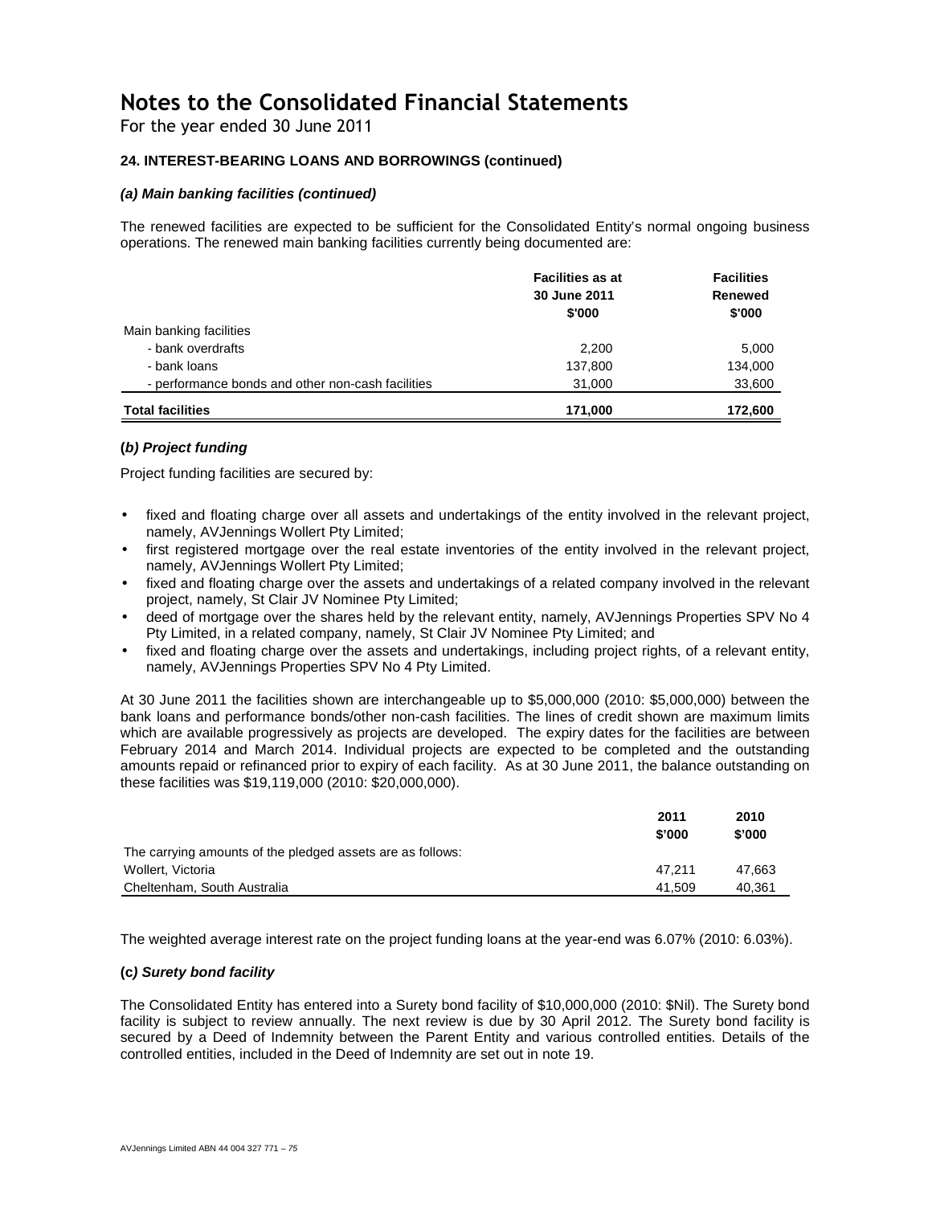# Notes to the Consolidated Financial Statements

For the year ended 30 June 2011

### 24. INTEREST-BEARING LOANS AND BORROWINGS (continued)

#### *(a) Main banking facilities (continued)*

The renewed facilities are expected to be sufficient for the Consolidated Entity's normal ongoing business operations. The renewed main banking facilities currently being documented are:

| | Facilities as at 30 June 2011 $'000 | Facilities Renewed $'000 |
|---|---|---|
| Main banking facilities | | |
| - bank overdrafts | 2,200 | 5,000 |
| - bank loans | 137,800 | 134,000 |
| - performance bonds and other non-cash facilities | 31,000 | 33,600 |
| **Total facilities** | **171,000** | **172,600** |

#### *(b) Project funding*

Project funding facilities are secured by:

- fixed and floating charge over all assets and undertakings of the entity involved in the relevant project, namely, AVJennings Wollert Pty Limited;
- first registered mortgage over the real estate inventories of the entity involved in the relevant project, namely, AVJennings Wollert Pty Limited;
- fixed and floating charge over the assets and undertakings of a related company involved in the relevant project, namely, St Clair JV Nominee Pty Limited;
- deed of mortgage over the shares held by the relevant entity, namely, AVJennings Properties SPV No 4 Pty Limited, in a related company, namely, St Clair JV Nominee Pty Limited; and
- fixed and floating charge over the assets and undertakings, including project rights, of a relevant entity, namely, AVJennings Properties SPV No 4 Pty Limited.

At 30 June 2011 the facilities shown are interchangeable up to $5,000,000 (2010: $5,000,000) between the bank loans and performance bonds/other non-cash facilities. The lines of credit shown are maximum limits which are available progressively as projects are developed. The expiry dates for the facilities are between February 2014 and March 2014. Individual projects are expected to be completed and the outstanding amounts repaid or refinanced prior to expiry of each facility. As at 30 June 2011, the balance outstanding on these facilities was $19,119,000 (2010: $20,000,000).

| | 2011 $'000 | 2010 $'000 |
|---|---|---|
| The carrying amounts of the pledged assets are as follows: | | |
| Wollert, Victoria | 47,211 | 47,663 |
| Cheltenham, South Australia | 41,509 | 40,361 |

The weighted average interest rate on the project funding loans at the year-end was 6.07% (2010: 6.03%).

#### *(c) Surety bond facility*

The Consolidated Entity has entered into a Surety bond facility of $10,000,000 (2010: $Nil). The Surety bond facility is subject to review annually. The next review is due by 30 April 2012. The Surety bond facility is secured by a Deed of Indemnity between the Parent Entity and various controlled entities. Details of the controlled entities, included in the Deed of Indemnity are set out in note 19.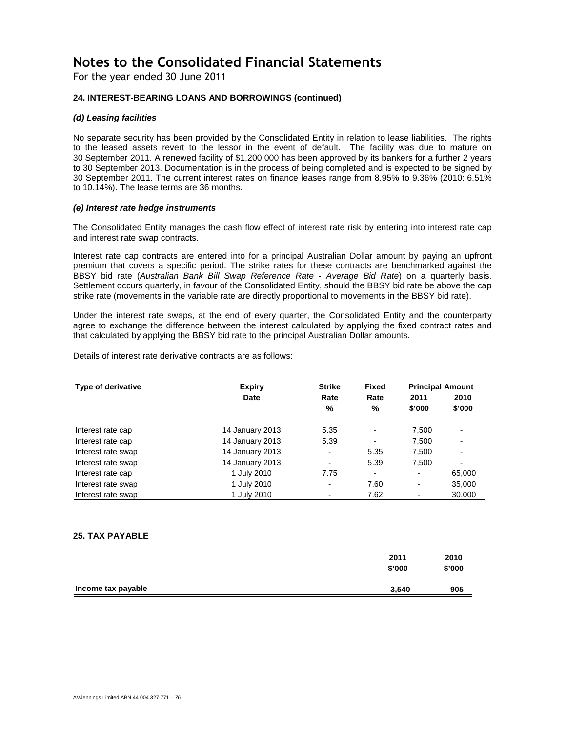# Notes to the Consolidated Financial Statements

For the year ended 30 June 2011

### 24. INTEREST-BEARING LOANS AND BORROWINGS (continued)

#### *(d) Leasing facilities*

No separate security has been provided by the Consolidated Entity in relation to lease liabilities. The rights to the leased assets revert to the lessor in the event of default. The facility was due to mature on 30 September 2011. A renewed facility of $1,200,000 has been approved by its bankers for a further 2 years to 30 September 2013. Documentation is in the process of being completed and is expected to be signed by 30 September 2011. The current interest rates on finance leases range from 8.95% to 9.36% (2010: 6.51% to 10.14%). The lease terms are 36 months.

#### *(e) Interest rate hedge instruments*

The Consolidated Entity manages the cash flow effect of interest rate risk by entering into interest rate cap and interest rate swap contracts.

Interest rate cap contracts are entered into for a principal Australian Dollar amount by paying an upfront premium that covers a specific period. The strike rates for these contracts are benchmarked against the BBSY bid rate (*Australian Bank Bill Swap Reference Rate - Average Bid Rate*) on a quarterly basis. Settlement occurs quarterly, in favour of the Consolidated Entity, should the BBSY bid rate be above the cap strike rate (movements in the variable rate are directly proportional to movements in the BBSY bid rate).

Under the interest rate swaps, at the end of every quarter, the Consolidated Entity and the counterparty agree to exchange the difference between the interest calculated by applying the fixed contract rates and that calculated by applying the BBSY bid rate to the principal Australian Dollar amounts.

Details of interest rate derivative contracts are as follows:

| Type of derivative | Expiry Date | Strike Rate % | Fixed Rate % | Principal Amount 2011 $'000 | Principal Amount 2010 $'000 |
|---|---|---|---|---|---|
| Interest rate cap | 14 January 2013 | 5.35 | - | 7,500 | - |
| Interest rate cap | 14 January 2013 | 5.39 | - | 7,500 | - |
| Interest rate swap | 14 January 2013 | - | 5.35 | 7,500 | - |
| Interest rate swap | 14 January 2013 | - | 5.39 | 7,500 | - |
| Interest rate cap | 1 July 2010 | 7.75 | - | - | 65,000 |
| Interest rate swap | 1 July 2010 | - | 7.60 | - | 35,000 |
| Interest rate swap | 1 July 2010 | - | 7.62 | - | 30,000 |

### 25. TAX PAYABLE

| | 2011 $'000 | 2010 $'000 |
|---|---|---|
| **Income tax payable** | **3,540** | **905** |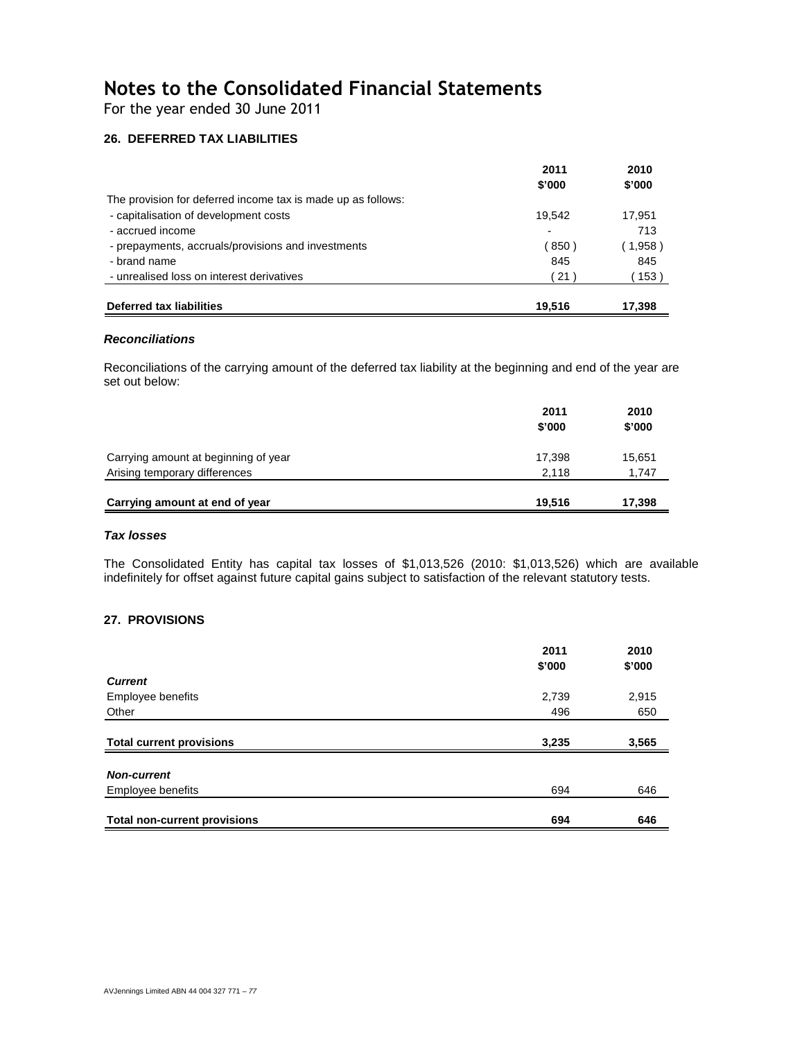# Notes to the Consolidated Financial Statements

For the year ended 30 June 2011

## 26. DEFERRED TAX LIABILITIES

| | 2011<br>$'000 | 2010<br>$'000 |
|---|---|---|
| The provision for deferred income tax is made up as follows: | | |
| - capitalisation of development costs | 19,542 | 17,951 |
| - accrued income | - | 713 |
| - prepayments, accruals/provisions and investments | ( 850 ) | ( 1,958 ) |
| - brand name | 845 | 845 |
| - unrealised loss on interest derivatives | ( 21 ) | ( 153 ) |
| **Deferred tax liabilities** | **19,516** | **17,398** |

### *Reconciliations*

Reconciliations of the carrying amount of the deferred tax liability at the beginning and end of the year are set out below:

| | 2011<br>$'000 | 2010<br>$'000 |
|---|---|---|
| Carrying amount at beginning of year | 17,398 | 15,651 |
| Arising temporary differences | 2,118 | 1,747 |
| **Carrying amount at end of year** | **19,516** | **17,398** |

### *Tax losses*

The Consolidated Entity has capital tax losses of $1,013,526 (2010: $1,013,526) which are available indefinitely for offset against future capital gains subject to satisfaction of the relevant statutory tests.

## 27. PROVISIONS

| | 2011<br>$'000 | 2010<br>$'000 |
|---|---|---|
| ***Current*** | | |
| Employee benefits | 2,739 | 2,915 |
| Other | 496 | 650 |
| **Total current provisions** | **3,235** | **3,565** |
| ***Non-current*** | | |
| Employee benefits | 694 | 646 |
| **Total non-current provisions** | **694** | **646** |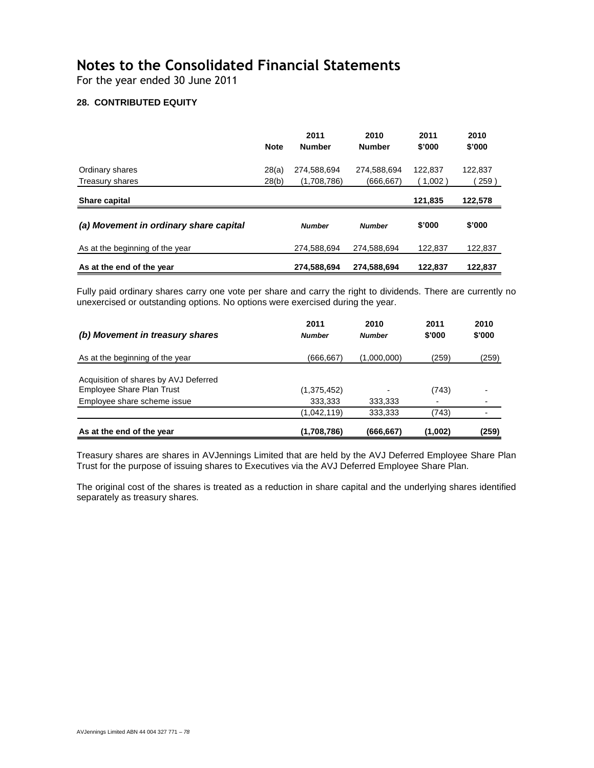# Notes to the Consolidated Financial Statements

For the year ended 30 June 2011

### 28. CONTRIBUTED EQUITY

| | Note | 2011 Number | 2010 Number | 2011 $'000 | 2010 $'000 |
|---|---|---|---|---|---|
| Ordinary shares | 28(a) | 274,588,694 | 274,588,694 | 122,837 | 122,837 |
| Treasury shares | 28(b) | (1,708,786) | (666,667) | ( 1,002 ) | ( 259 ) |
| **Share capital** | | | | **121,835** | **122,578** |

| ***(a) Movement in ordinary share capital*** | *Number* | *Number* | $'000 | $'000 |
|---|---|---|---|---|
| As at the beginning of the year | 274,588,694 | 274,588,694 | 122,837 | 122,837 |
| **As at the end of the year** | **274,588,694** | **274,588,694** | **122,837** | **122,837** |

Fully paid ordinary shares carry one vote per share and carry the right to dividends. There are currently no unexercised or outstanding options. No options were exercised during the year.

| ***(b) Movement in treasury shares*** | 2011 *Number* | 2010 *Number* | 2011 $'000 | 2010 $'000 |
|---|---|---|---|---|
| As at the beginning of the year | (666,667) | (1,000,000) | (259) | (259) |
| Acquisition of shares by AVJ Deferred Employee Share Plan Trust | (1,375,452) | - | (743) | - |
| Employee share scheme issue | 333,333 | 333,333 | - | - |
| | (1,042,119) | 333,333 | (743) | - |
| **As at the end of the year** | **(1,708,786)** | **(666,667)** | **(1,002)** | **(259)** |

Treasury shares are shares in AVJennings Limited that are held by the AVJ Deferred Employee Share Plan Trust for the purpose of issuing shares to Executives via the AVJ Deferred Employee Share Plan.

The original cost of the shares is treated as a reduction in share capital and the underlying shares identified separately as treasury shares.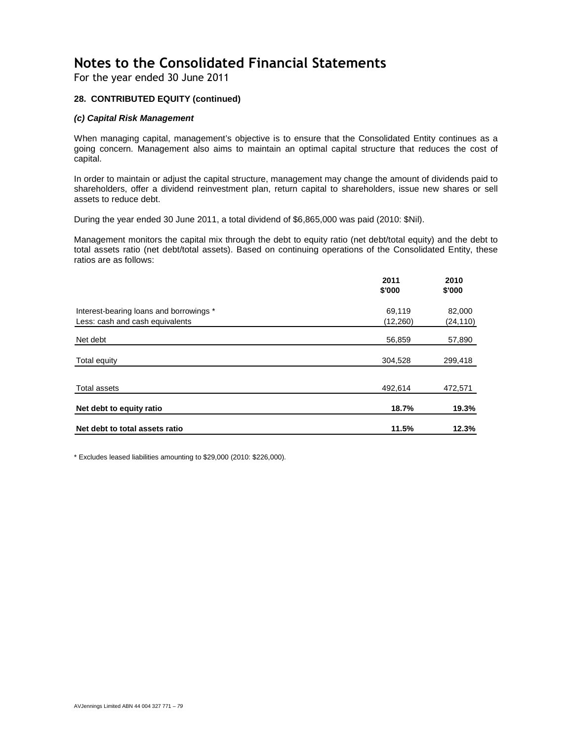# Notes to the Consolidated Financial Statements

For the year ended 30 June 2011

### 28. CONTRIBUTED EQUITY (continued)

#### *(c) Capital Risk Management*

When managing capital, management's objective is to ensure that the Consolidated Entity continues as a going concern. Management also aims to maintain an optimal capital structure that reduces the cost of capital.

In order to maintain or adjust the capital structure, management may change the amount of dividends paid to shareholders, offer a dividend reinvestment plan, return capital to shareholders, issue new shares or sell assets to reduce debt.

During the year ended 30 June 2011, a total dividend of $6,865,000 was paid (2010: $Nil).

Management monitors the capital mix through the debt to equity ratio (net debt/total equity) and the debt to total assets ratio (net debt/total assets). Based on continuing operations of the Consolidated Entity, these ratios are as follows:

| | 2011 $'000 | 2010 $'000 |
|---|---|---|
| Interest-bearing loans and borrowings * | 69,119 | 82,000 |
| Less: cash and cash equivalents | (12,260) | (24,110) |
| Net debt | 56,859 | 57,890 |
| Total equity | 304,528 | 299,418 |
| Total assets | 492,614 | 472,571 |
| **Net debt to equity ratio** | **18.7%** | **19.3%** |
| **Net debt to total assets ratio** | **11.5%** | **12.3%** |

* Excludes leased liabilities amounting to $29,000 (2010: $226,000).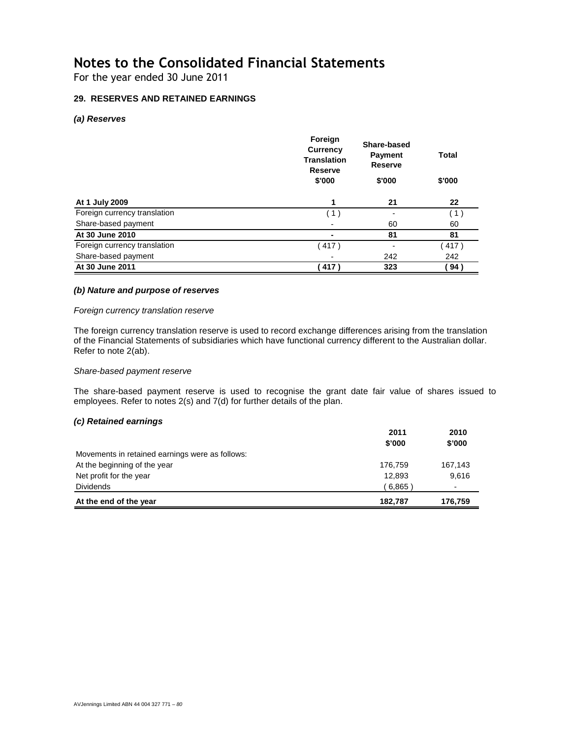# Notes to the Consolidated Financial Statements

For the year ended 30 June 2011

### 29. RESERVES AND RETAINED EARNINGS

#### *(a) Reserves*

| | Foreign Currency Translation Reserve | Share-based Payment Reserve | Total |
|---|---|---|---|
| | $'000 | $'000 | $'000 |
| **At 1 July 2009** | **1** | **21** | **22** |
| Foreign currency translation | ( 1 ) | - | ( 1 ) |
| Share-based payment | - | 60 | 60 |
| **At 30 June 2010** | **-** | **81** | **81** |
| Foreign currency translation | ( 417 ) | - | ( 417 ) |
| Share-based payment | - | 242 | 242 |
| **At 30 June 2011** | **( 417 )** | **323** | **( 94 )** |

#### *(b) Nature and purpose of reserves*

*Foreign currency translation reserve*

The foreign currency translation reserve is used to record exchange differences arising from the translation of the Financial Statements of subsidiaries which have functional currency different to the Australian dollar. Refer to note 2(ab).

*Share-based payment reserve*

The share-based payment reserve is used to recognise the grant date fair value of shares issued to employees. Refer to notes 2(s) and 7(d) for further details of the plan.

#### *(c) Retained earnings*

| | 2011 | 2010 |
|---|---|---|
| | $'000 | $'000 |
| Movements in retained earnings were as follows: | | |
| At the beginning of the year | 176,759 | 167,143 |
| Net profit for the year | 12,893 | 9,616 |
| Dividends | ( 6,865 ) | - |
| **At the end of the year** | **182,787** | **176,759** |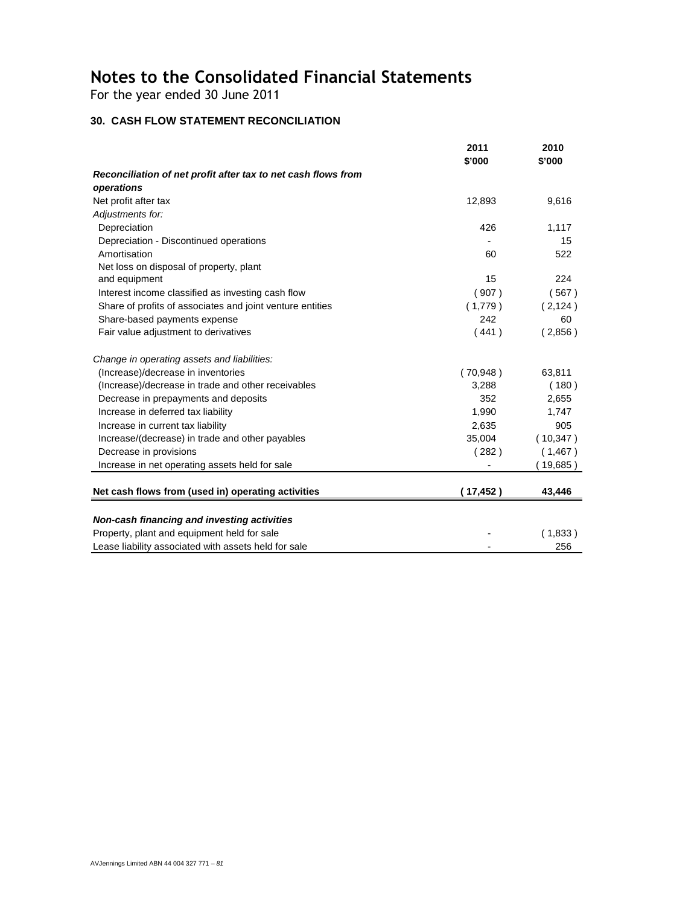# Notes to the Consolidated Financial Statements

For the year ended 30 June 2011

### 30. CASH FLOW STATEMENT RECONCILIATION

| | 2011 $'000 | 2010 $'000 |
|---|---|---|
| ***Reconciliation of net profit after tax to net cash flows from operations*** | | |
| Net profit after tax | 12,893 | 9,616 |
| *Adjustments for:* | | |
| Depreciation | 426 | 1,117 |
| Depreciation - Discontinued operations | - | 15 |
| Amortisation | 60 | 522 |
| Net loss on disposal of property, plant and equipment | 15 | 224 |
| Interest income classified as investing cash flow | ( 907 ) | ( 567 ) |
| Share of profits of associates and joint venture entities | ( 1,779 ) | ( 2,124 ) |
| Share-based payments expense | 242 | 60 |
| Fair value adjustment to derivatives | ( 441 ) | ( 2,856 ) |
| *Change in operating assets and liabilities:* | | |
| (Increase)/decrease in inventories | ( 70,948 ) | 63,811 |
| (Increase)/decrease in trade and other receivables | 3,288 | ( 180 ) |
| Decrease in prepayments and deposits | 352 | 2,655 |
| Increase in deferred tax liability | 1,990 | 1,747 |
| Increase in current tax liability | 2,635 | 905 |
| Increase/(decrease) in trade and other payables | 35,004 | ( 10,347 ) |
| Decrease in provisions | ( 282 ) | ( 1,467 ) |
| Increase in net operating assets held for sale | - | ( 19,685 ) |
| **Net cash flows from (used in) operating activities** | **( 17,452 )** | **43,446** |
| ***Non-cash financing and investing activities*** | | |
| Property, plant and equipment held for sale | - | ( 1,833 ) |
| Lease liability associated with assets held for sale | - | 256 |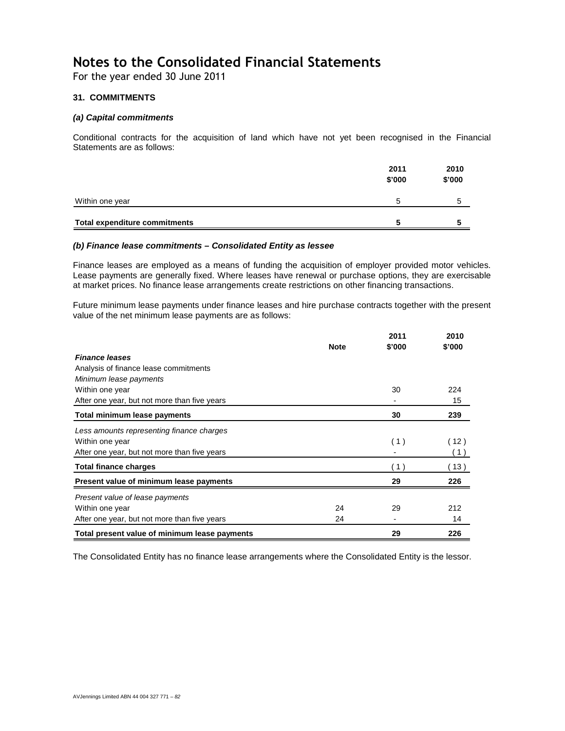# Notes to the Consolidated Financial Statements

For the year ended 30 June 2011

## 31. COMMITMENTS

### *(a) Capital commitments*

Conditional contracts for the acquisition of land which have not yet been recognised in the Financial Statements are as follows:

| | 2011 $'000 | 2010 $'000 |
|---|---|---|
| Within one year | 5 | 5 |
| **Total expenditure commitments** | **5** | **5** |

### *(b) Finance lease commitments – Consolidated Entity as lessee*

Finance leases are employed as a means of funding the acquisition of employer provided motor vehicles. Lease payments are generally fixed. Where leases have renewal or purchase options, they are exercisable at market prices. No finance lease arrangements create restrictions on other financing transactions.

Future minimum lease payments under finance leases and hire purchase contracts together with the present value of the net minimum lease payments are as follows:

| | Note | 2011 $'000 | 2010 $'000 |
|---|---|---|---|
| ***Finance leases*** | | | |
| Analysis of finance lease commitments | | | |
| *Minimum lease payments* | | | |
| Within one year | | 30 | 224 |
| After one year, but not more than five years | | - | 15 |
| **Total minimum lease payments** | | **30** | **239** |
| *Less amounts representing finance charges* | | | |
| Within one year | | ( 1 ) | ( 12 ) |
| After one year, but not more than five years | | - | ( 1 ) |
| **Total finance charges** | | ( 1 ) | ( 13 ) |
| **Present value of minimum lease payments** | | **29** | **226** |
| *Present value of lease payments* | | | |
| Within one year | 24 | 29 | 212 |
| After one year, but not more than five years | 24 | - | 14 |
| **Total present value of minimum lease payments** | | **29** | **226** |

The Consolidated Entity has no finance lease arrangements where the Consolidated Entity is the lessor.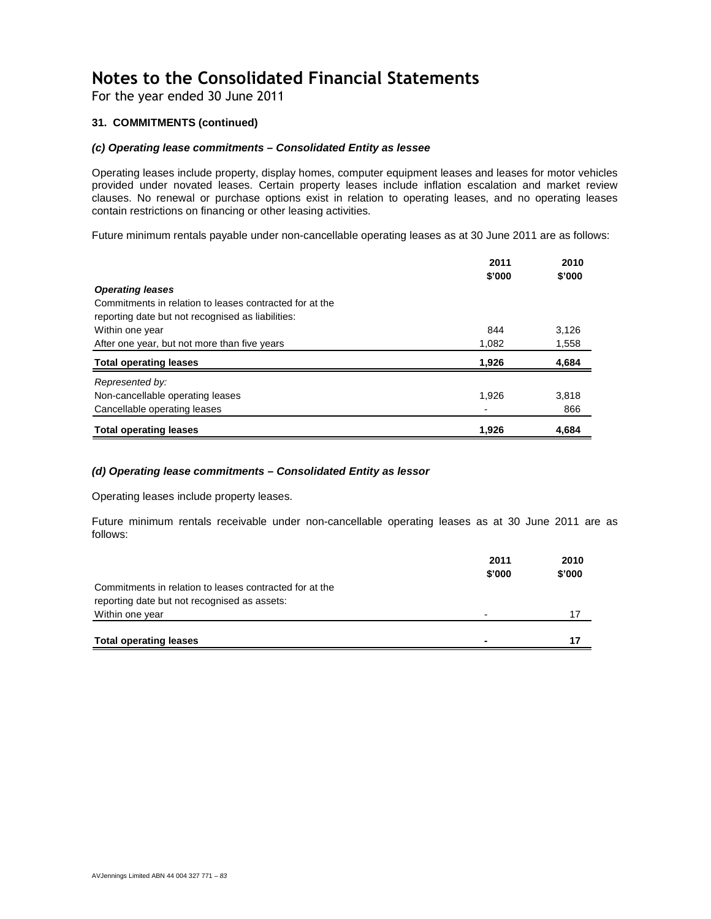# Notes to the Consolidated Financial Statements

For the year ended 30 June 2011

### 31. COMMITMENTS (continued)

#### *(c) Operating lease commitments – Consolidated Entity as lessee*

Operating leases include property, display homes, computer equipment leases and leases for motor vehicles provided under novated leases. Certain property leases include inflation escalation and market review clauses. No renewal or purchase options exist in relation to operating leases, and no operating leases contain restrictions on financing or other leasing activities.

Future minimum rentals payable under non-cancellable operating leases as at 30 June 2011 are as follows:

| | 2011<br>$'000 | 2010<br>$'000 |
|---|---|---|
| ***Operating leases*** | | |
| Commitments in relation to leases contracted for at the reporting date but not recognised as liabilities: | | |
| Within one year | 844 | 3,126 |
| After one year, but not more than five years | 1,082 | 1,558 |
| **Total operating leases** | **1,926** | **4,684** |
| *Represented by:* | | |
| Non-cancellable operating leases | 1,926 | 3,818 |
| Cancellable operating leases | - | 866 |
| **Total operating leases** | **1,926** | **4,684** |

#### *(d) Operating lease commitments – Consolidated Entity as lessor*

Operating leases include property leases.

Future minimum rentals receivable under non-cancellable operating leases as at 30 June 2011 are as follows:

| | 2011<br>$'000 | 2010<br>$'000 |
|---|---|---|
| Commitments in relation to leases contracted for at the reporting date but not recognised as assets: | | |
| Within one year | - | 17 |
| **Total operating leases** | **-** | **17** |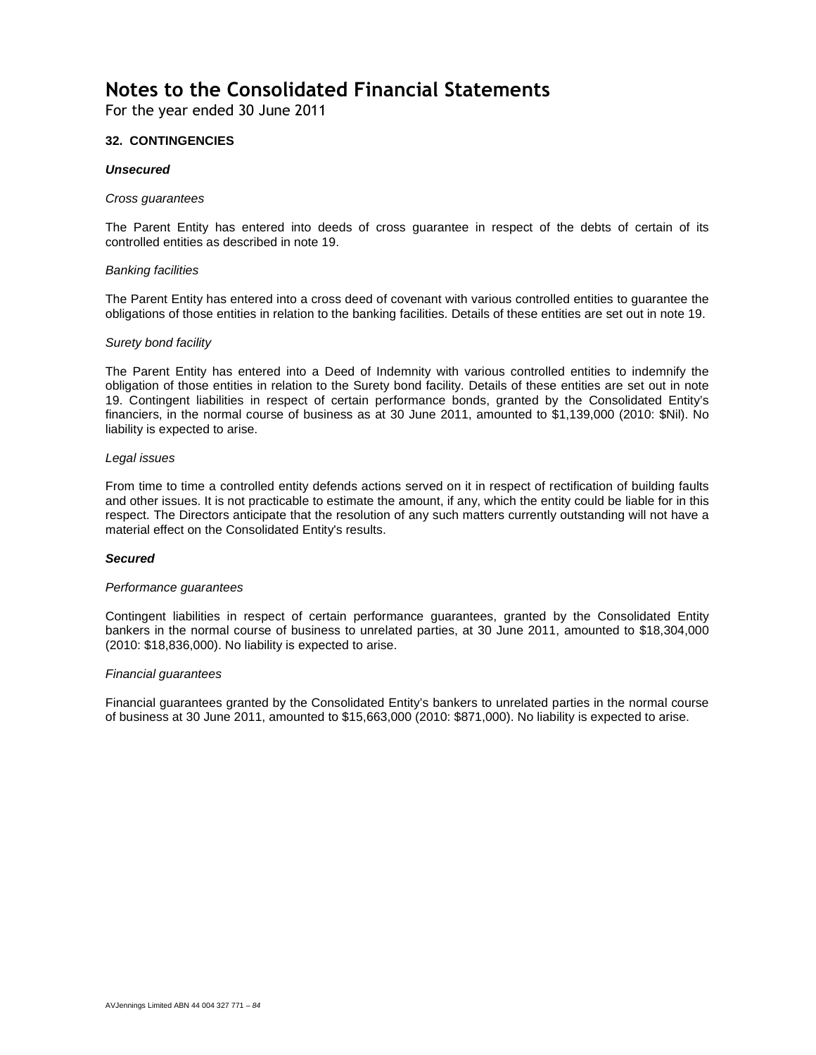# Notes to the Consolidated Financial Statements

For the year ended 30 June 2011

## 32. CONTINGENCIES

### *Unsecured*

*Cross guarantees*

The Parent Entity has entered into deeds of cross guarantee in respect of the debts of certain of its controlled entities as described in note 19.

*Banking facilities*

The Parent Entity has entered into a cross deed of covenant with various controlled entities to guarantee the obligations of those entities in relation to the banking facilities. Details of these entities are set out in note 19.

*Surety bond facility*

The Parent Entity has entered into a Deed of Indemnity with various controlled entities to indemnify the obligation of those entities in relation to the Surety bond facility. Details of these entities are set out in note 19. Contingent liabilities in respect of certain performance bonds, granted by the Consolidated Entity's financiers, in the normal course of business as at 30 June 2011, amounted to $1,139,000 (2010: $Nil). No liability is expected to arise.

*Legal issues*

From time to time a controlled entity defends actions served on it in respect of rectification of building faults and other issues. It is not practicable to estimate the amount, if any, which the entity could be liable for in this respect. The Directors anticipate that the resolution of any such matters currently outstanding will not have a material effect on the Consolidated Entity's results.

### *Secured*

*Performance guarantees*

Contingent liabilities in respect of certain performance guarantees, granted by the Consolidated Entity bankers in the normal course of business to unrelated parties, at 30 June 2011, amounted to $18,304,000 (2010: $18,836,000). No liability is expected to arise.

*Financial guarantees*

Financial guarantees granted by the Consolidated Entity's bankers to unrelated parties in the normal course of business at 30 June 2011, amounted to $15,663,000 (2010: $871,000). No liability is expected to arise.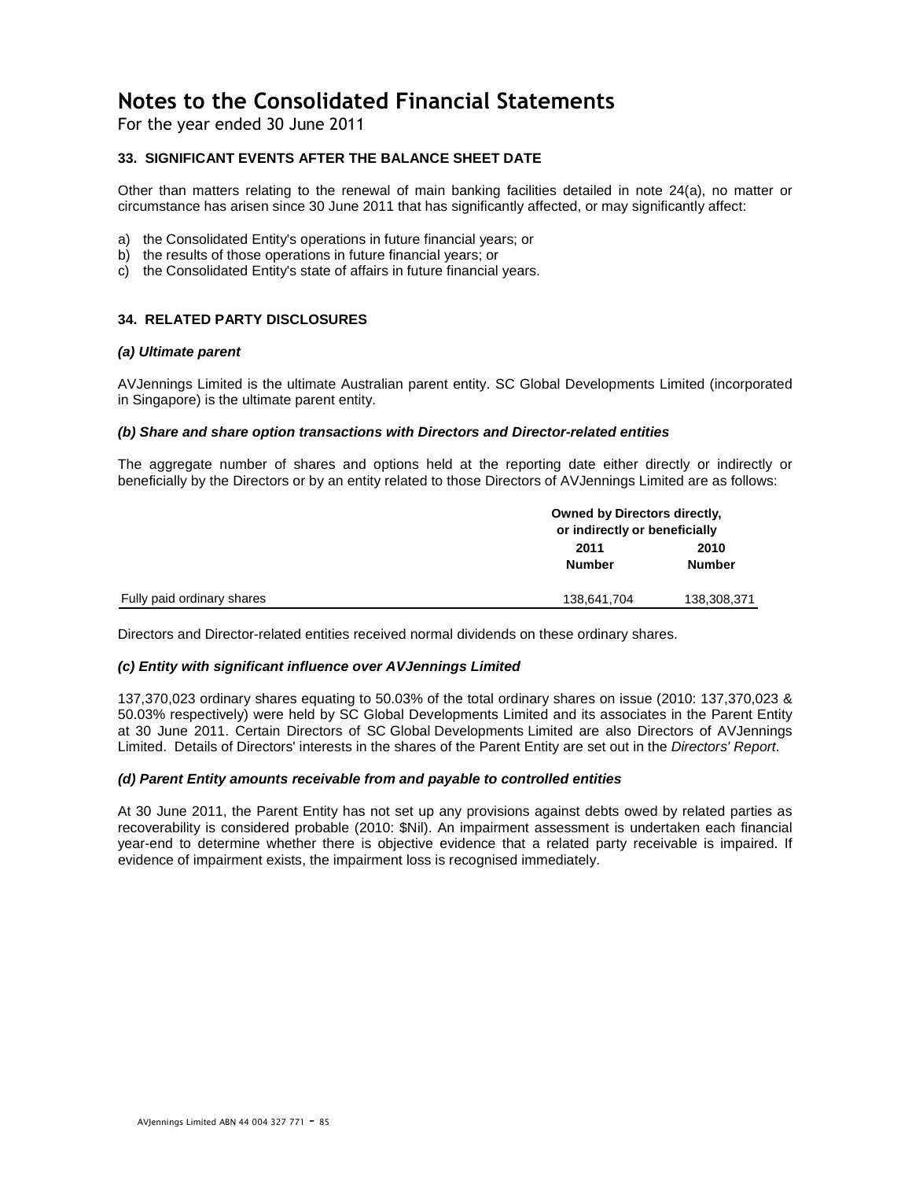# Notes to the Consolidated Financial Statements

For the year ended 30 June 2011

## 33. SIGNIFICANT EVENTS AFTER THE BALANCE SHEET DATE

Other than matters relating to the renewal of main banking facilities detailed in note 24(a), no matter or circumstance has arisen since 30 June 2011 that has significantly affected, or may significantly affect:

a) the Consolidated Entity's operations in future financial years; or
b) the results of those operations in future financial years; or
c) the Consolidated Entity's state of affairs in future financial years.

## 34. RELATED PARTY DISCLOSURES

### *(a) Ultimate parent*

AVJennings Limited is the ultimate Australian parent entity. SC Global Developments Limited (incorporated in Singapore) is the ultimate parent entity.

### *(b) Share and share option transactions with Directors and Director-related entities*

The aggregate number of shares and options held at the reporting date either directly or indirectly or beneficially by the Directors or by an entity related to those Directors of AVJennings Limited are as follows:

| | Owned by Directors directly, or indirectly or beneficially | |
|---|---|---|
| | **2011 Number** | **2010 Number** |
| Fully paid ordinary shares | 138,641,704 | 138,308,371 |

Directors and Director-related entities received normal dividends on these ordinary shares.

### *(c) Entity with significant influence over AVJennings Limited*

137,370,023 ordinary shares equating to 50.03% of the total ordinary shares on issue (2010: 137,370,023 & 50.03% respectively) were held by SC Global Developments Limited and its associates in the Parent Entity at 30 June 2011. Certain Directors of SC Global Developments Limited are also Directors of AVJennings Limited. Details of Directors' interests in the shares of the Parent Entity are set out in the *Directors' Report*.

### *(d) Parent Entity amounts receivable from and payable to controlled entities*

At 30 June 2011, the Parent Entity has not set up any provisions against debts owed by related parties as recoverability is considered probable (2010: $Nil). An impairment assessment is undertaken each financial year-end to determine whether there is objective evidence that a related party receivable is impaired. If evidence of impairment exists, the impairment loss is recognised immediately.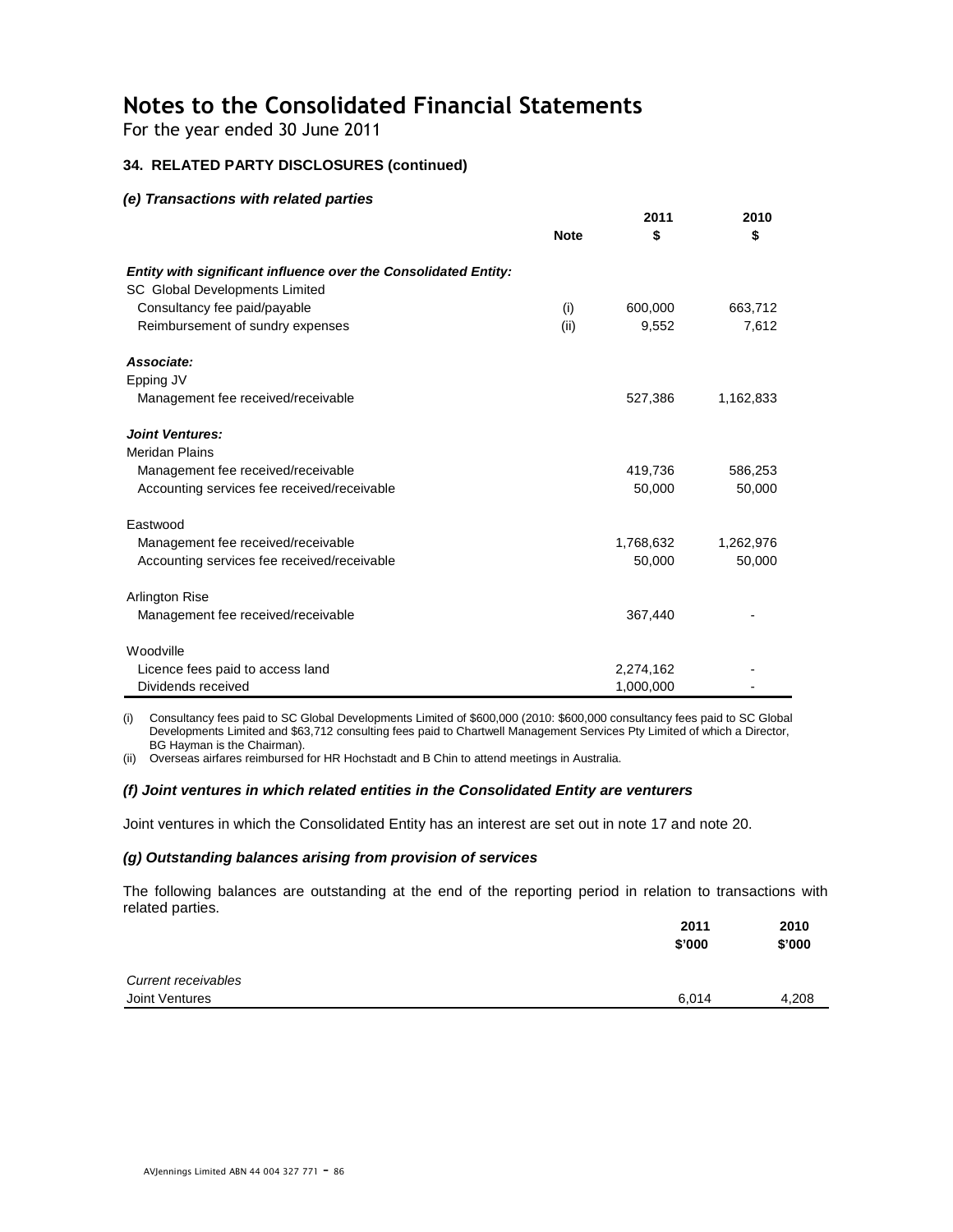# Notes to the Consolidated Financial Statements

For the year ended 30 June 2011

### 34. RELATED PARTY DISCLOSURES (continued)

#### *(e) Transactions with related parties*

| | Note | 2011 $ | 2010 $ |
|---|---|---|---|
| ***Entity with significant influence over the Consolidated Entity:*** | | | |
| SC Global Developments Limited | | | |
| Consultancy fee paid/payable | (i) | 600,000 | 663,712 |
| Reimbursement of sundry expenses | (ii) | 9,552 | 7,612 |
| ***Associate:*** | | | |
| Epping JV | | | |
| Management fee received/receivable | | 527,386 | 1,162,833 |
| ***Joint Ventures:*** | | | |
| Meridan Plains | | | |
| Management fee received/receivable | | 419,736 | 586,253 |
| Accounting services fee received/receivable | | 50,000 | 50,000 |
| Eastwood | | | |
| Management fee received/receivable | | 1,768,632 | 1,262,976 |
| Accounting services fee received/receivable | | 50,000 | 50,000 |
| Arlington Rise | | | |
| Management fee received/receivable | | 367,440 | - |
| Woodville | | | |
| Licence fees paid to access land | | 2,274,162 | - |
| Dividends received | | 1,000,000 | - |

(i) Consultancy fees paid to SC Global Developments Limited of $600,000 (2010: $600,000 consultancy fees paid to SC Global Developments Limited and $63,712 consulting fees paid to Chartwell Management Services Pty Limited of which a Director, BG Hayman is the Chairman).

(ii) Overseas airfares reimbursed for HR Hochstadt and B Chin to attend meetings in Australia.

#### *(f) Joint ventures in which related entities in the Consolidated Entity are venturers*

Joint ventures in which the Consolidated Entity has an interest are set out in note 17 and note 20.

#### *(g) Outstanding balances arising from provision of services*

The following balances are outstanding at the end of the reporting period in relation to transactions with related parties.

| | 2011 $'000 | 2010 $'000 |
|---|---|---|
| *Current receivables* | | |
| Joint Ventures | 6,014 | 4,208 |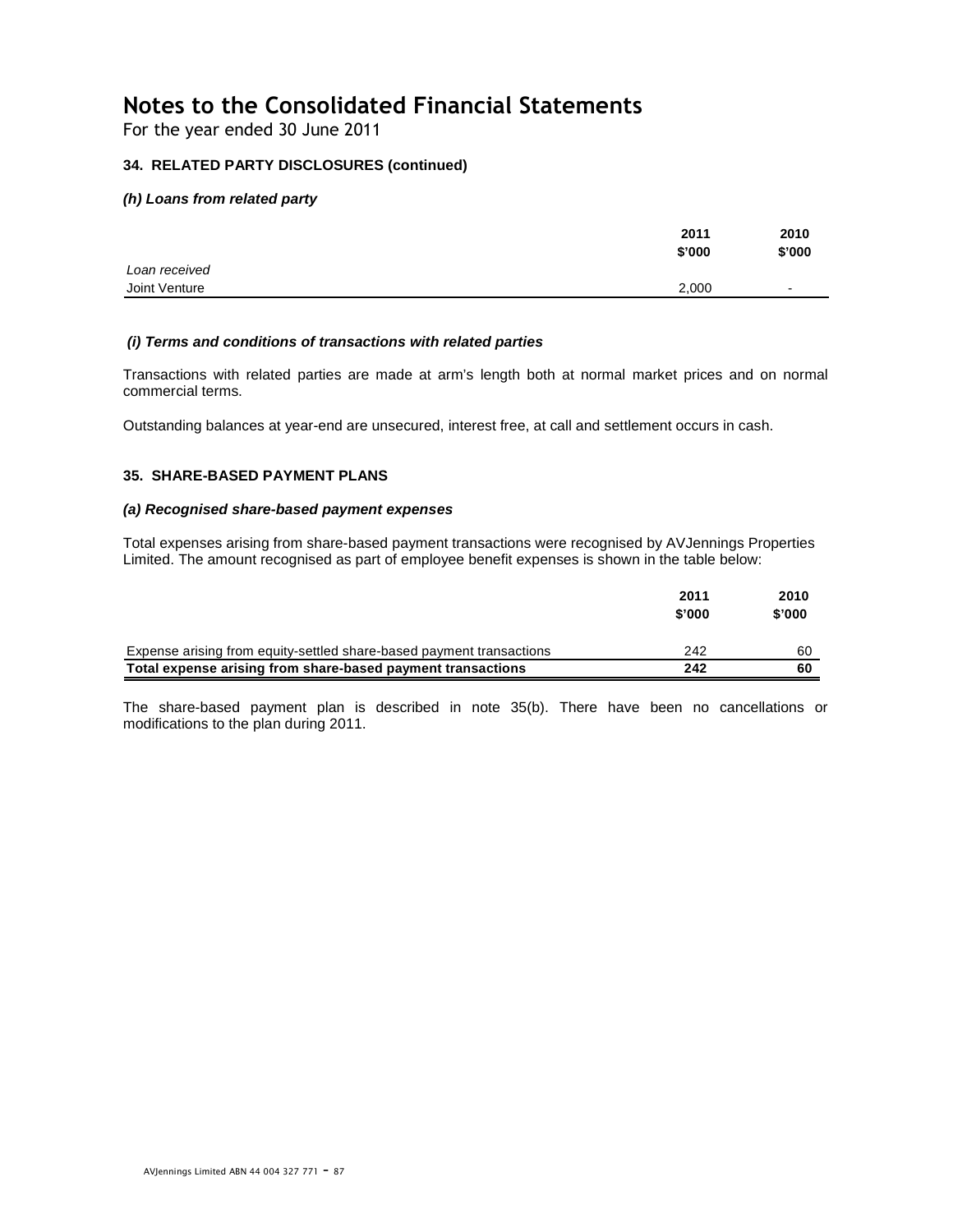# Notes to the Consolidated Financial Statements

For the year ended 30 June 2011

### 34. RELATED PARTY DISCLOSURES (continued)

#### *(h) Loans from related party*

| | 2011<br>\$'000 | 2010<br>\$'000 |
|---|---|---|
| *Loan received* | | |
| Joint Venture | 2,000 | - |

#### *(i) Terms and conditions of transactions with related parties*

Transactions with related parties are made at arm's length both at normal market prices and on normal commercial terms.

Outstanding balances at year-end are unsecured, interest free, at call and settlement occurs in cash.

### 35. SHARE-BASED PAYMENT PLANS

#### *(a) Recognised share-based payment expenses*

Total expenses arising from share-based payment transactions were recognised by AVJennings Properties Limited. The amount recognised as part of employee benefit expenses is shown in the table below:

| | 2011<br>\$'000 | 2010<br>\$'000 |
|---|---|---|
| Expense arising from equity-settled share-based payment transactions | 242 | 60 |
| **Total expense arising from share-based payment transactions** | **242** | **60** |

The share-based payment plan is described in note 35(b). There have been no cancellations or modifications to the plan during 2011.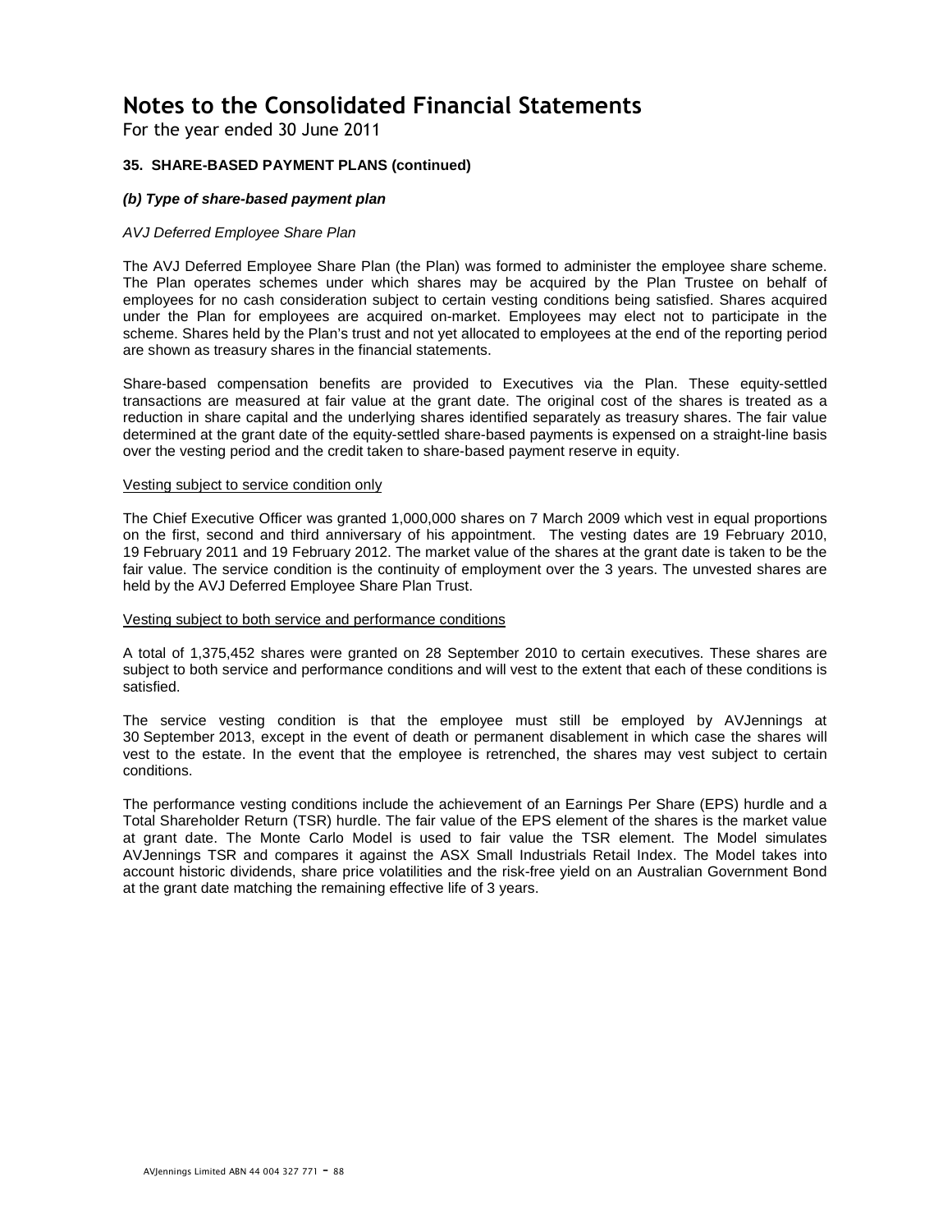# Notes to the Consolidated Financial Statements

For the year ended 30 June 2011

### 35. SHARE-BASED PAYMENT PLANS (continued)

#### *(b) Type of share-based payment plan*

*AVJ Deferred Employee Share Plan*

The AVJ Deferred Employee Share Plan (the Plan) was formed to administer the employee share scheme. The Plan operates schemes under which shares may be acquired by the Plan Trustee on behalf of employees for no cash consideration subject to certain vesting conditions being satisfied. Shares acquired under the Plan for employees are acquired on-market. Employees may elect not to participate in the scheme. Shares held by the Plan's trust and not yet allocated to employees at the end of the reporting period are shown as treasury shares in the financial statements.

Share-based compensation benefits are provided to Executives via the Plan. These equity-settled transactions are measured at fair value at the grant date. The original cost of the shares is treated as a reduction in share capital and the underlying shares identified separately as treasury shares. The fair value determined at the grant date of the equity-settled share-based payments is expensed on a straight-line basis over the vesting period and the credit taken to share-based payment reserve in equity.

<u>Vesting subject to service condition only</u>

The Chief Executive Officer was granted 1,000,000 shares on 7 March 2009 which vest in equal proportions on the first, second and third anniversary of his appointment. The vesting dates are 19 February 2010, 19 February 2011 and 19 February 2012. The market value of the shares at the grant date is taken to be the fair value. The service condition is the continuity of employment over the 3 years. The unvested shares are held by the AVJ Deferred Employee Share Plan Trust.

<u>Vesting subject to both service and performance conditions</u>

A total of 1,375,452 shares were granted on 28 September 2010 to certain executives. These shares are subject to both service and performance conditions and will vest to the extent that each of these conditions is satisfied.

The service vesting condition is that the employee must still be employed by AVJennings at 30 September 2013, except in the event of death or permanent disablement in which case the shares will vest to the estate. In the event that the employee is retrenched, the shares may vest subject to certain conditions.

The performance vesting conditions include the achievement of an Earnings Per Share (EPS) hurdle and a Total Shareholder Return (TSR) hurdle. The fair value of the EPS element of the shares is the market value at grant date. The Monte Carlo Model is used to fair value the TSR element. The Model simulates AVJennings TSR and compares it against the ASX Small Industrials Retail Index. The Model takes into account historic dividends, share price volatilities and the risk-free yield on an Australian Government Bond at the grant date matching the remaining effective life of 3 years.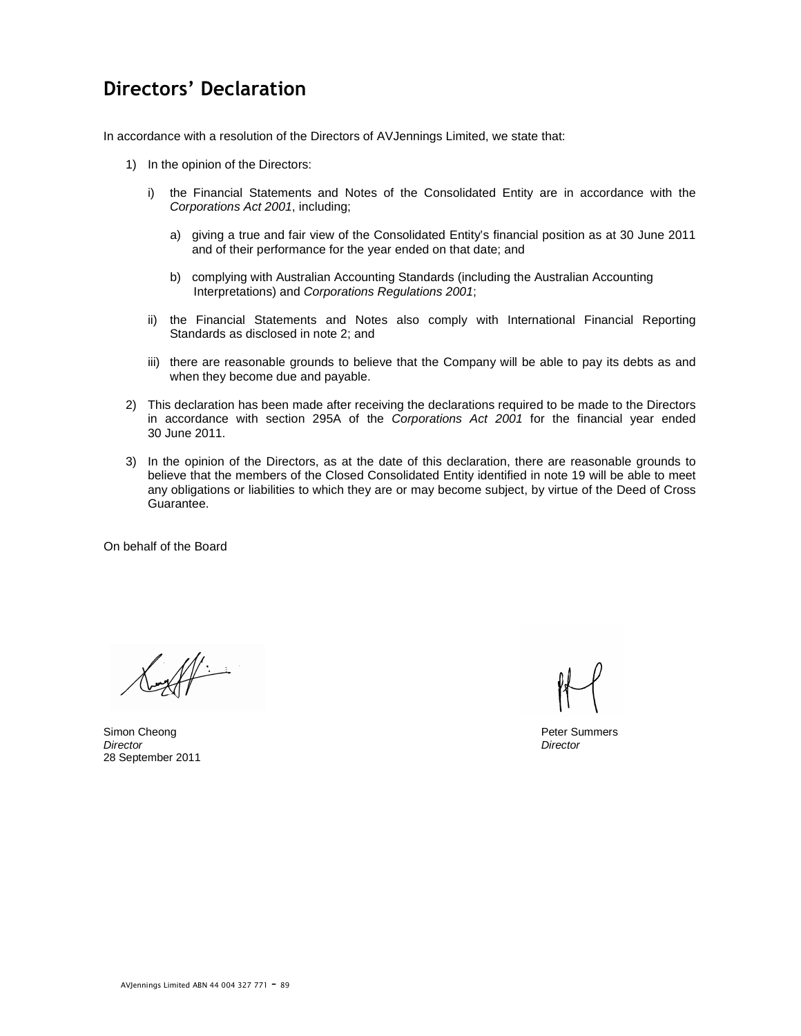# Directors' Declaration

In accordance with a resolution of the Directors of AVJennings Limited, we state that:

1) In the opinion of the Directors:

   i) the Financial Statements and Notes of the Consolidated Entity are in accordance with the *Corporations Act 2001*, including;

      a) giving a true and fair view of the Consolidated Entity's financial position as at 30 June 2011 and of their performance for the year ended on that date; and

      b) complying with Australian Accounting Standards (including the Australian Accounting Interpretations) and *Corporations Regulations 2001*;

   ii) the Financial Statements and Notes also comply with International Financial Reporting Standards as disclosed in note 2; and

   iii) there are reasonable grounds to believe that the Company will be able to pay its debts as and when they become due and payable.

2) This declaration has been made after receiving the declarations required to be made to the Directors in accordance with section 295A of the *Corporations Act 2001* for the financial year ended 30 June 2011.

3) In the opinion of the Directors, as at the date of this declaration, there are reasonable grounds to believe that the members of the Closed Consolidated Entity identified in note 19 will be able to meet any obligations or liabilities to which they are or may become subject, by virtue of the Deed of Cross Guarantee.

On behalf of the Board

Simon Cheong
*Director*
28 September 2011

Peter Summers
*Director*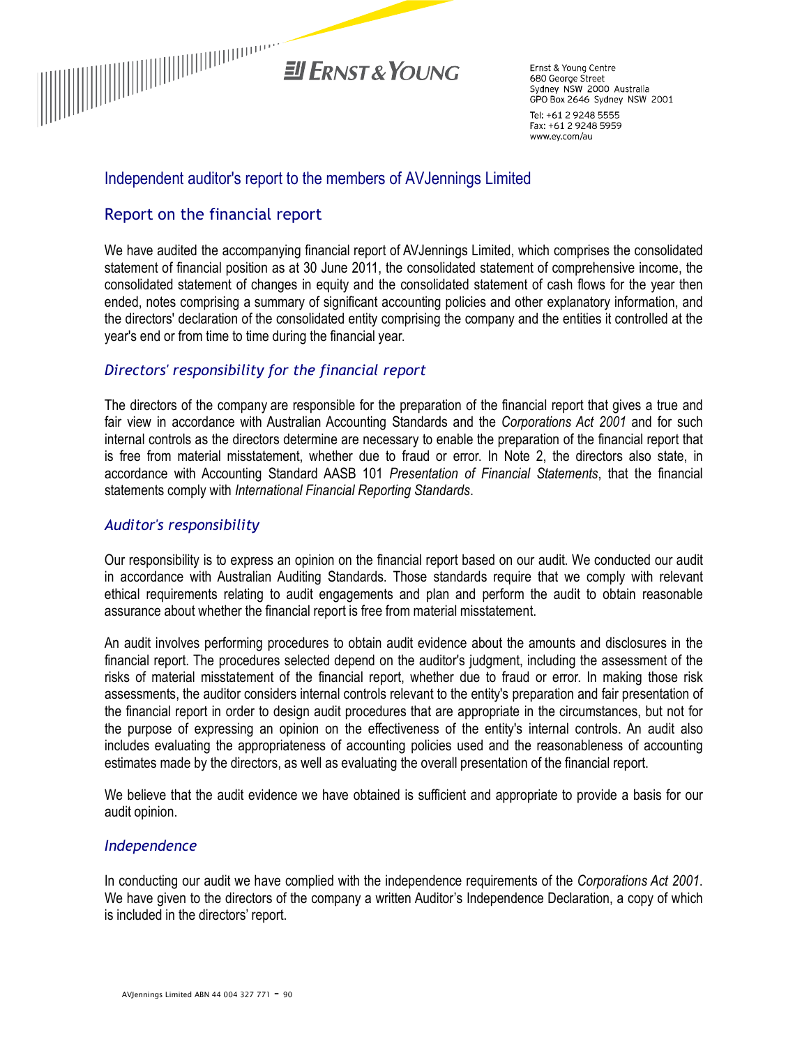Ernst & Young Centre
680 George Street
Sydney NSW 2000 Australia
GPO Box 2646 Sydney NSW 2001

Tel: +61 2 9248 5555
Fax: +61 2 9248 5959
www.ey.com/au

# Independent auditor's report to the members of AVJennings Limited

## Report on the financial report

We have audited the accompanying financial report of AVJennings Limited, which comprises the consolidated statement of financial position as at 30 June 2011, the consolidated statement of comprehensive income, the consolidated statement of changes in equity and the consolidated statement of cash flows for the year then ended, notes comprising a summary of significant accounting policies and other explanatory information, and the directors' declaration of the consolidated entity comprising the company and the entities it controlled at the year's end or from time to time during the financial year.

### *Directors' responsibility for the financial report*

The directors of the company are responsible for the preparation of the financial report that gives a true and fair view in accordance with Australian Accounting Standards and the *Corporations Act 2001* and for such internal controls as the directors determine are necessary to enable the preparation of the financial report that is free from material misstatement, whether due to fraud or error. In Note 2, the directors also state, in accordance with Accounting Standard AASB 101 *Presentation of Financial Statements*, that the financial statements comply with *International Financial Reporting Standards*.

### *Auditor's responsibility*

Our responsibility is to express an opinion on the financial report based on our audit. We conducted our audit in accordance with Australian Auditing Standards. Those standards require that we comply with relevant ethical requirements relating to audit engagements and plan and perform the audit to obtain reasonable assurance about whether the financial report is free from material misstatement.

An audit involves performing procedures to obtain audit evidence about the amounts and disclosures in the financial report. The procedures selected depend on the auditor's judgment, including the assessment of the risks of material misstatement of the financial report, whether due to fraud or error. In making those risk assessments, the auditor considers internal controls relevant to the entity's preparation and fair presentation of the financial report in order to design audit procedures that are appropriate in the circumstances, but not for the purpose of expressing an opinion on the effectiveness of the entity's internal controls. An audit also includes evaluating the appropriateness of accounting policies used and the reasonableness of accounting estimates made by the directors, as well as evaluating the overall presentation of the financial report.

We believe that the audit evidence we have obtained is sufficient and appropriate to provide a basis for our audit opinion.

### *Independence*

In conducting our audit we have complied with the independence requirements of the *Corporations Act 2001*. We have given to the directors of the company a written Auditor's Independence Declaration, a copy of which is included in the directors' report.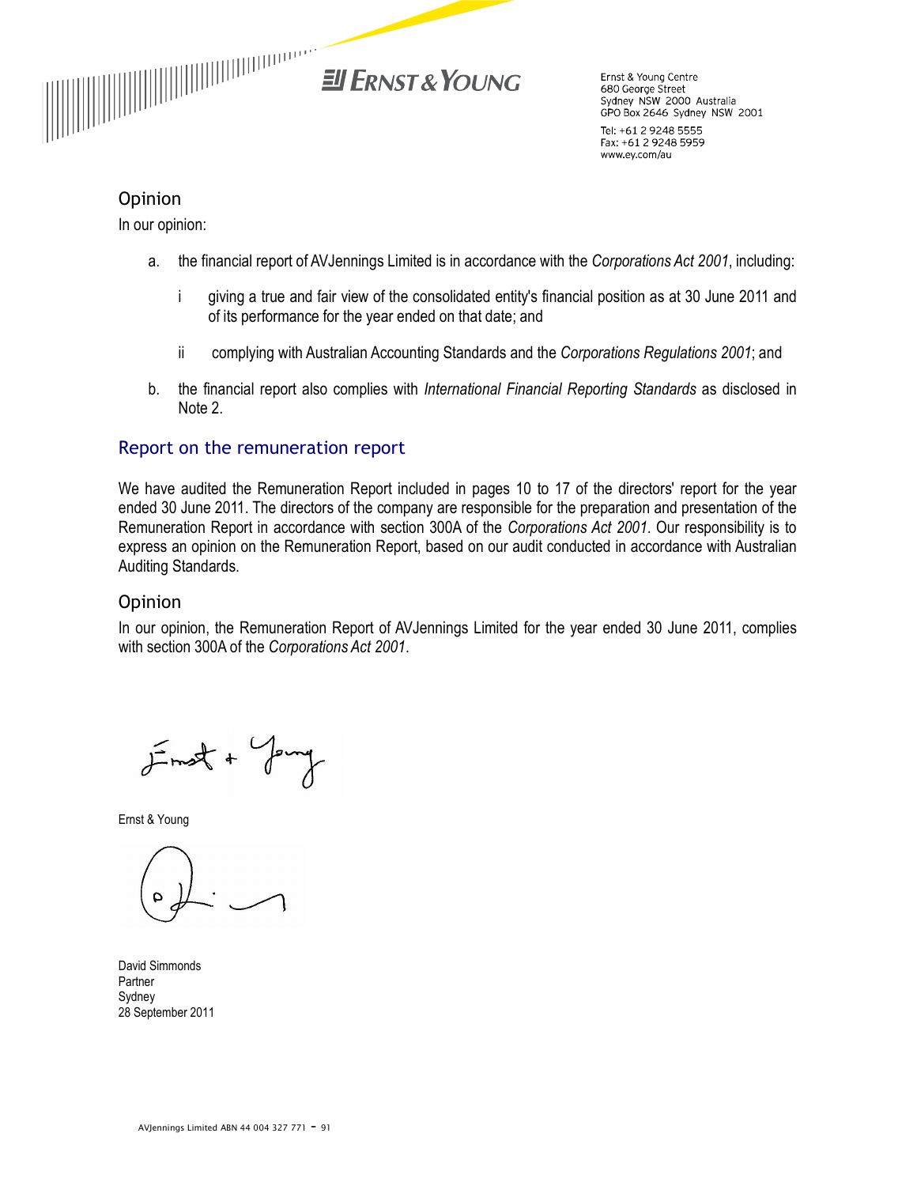Ernst & Young Centre
680 George Street
Sydney NSW 2000 Australia
GPO Box 2646 Sydney NSW 2001

Tel: +61 2 9248 5555
Fax: +61 2 9248 5959
www.ey.com/au

## Opinion

In our opinion:

a. the financial report of AVJennings Limited is in accordance with the *Corporations Act 2001*, including:

   i giving a true and fair view of the consolidated entity's financial position as at 30 June 2011 and of its performance for the year ended on that date; and

   ii complying with Australian Accounting Standards and the *Corporations Regulations 2001*; and

b. the financial report also complies with *International Financial Reporting Standards* as disclosed in Note 2.

## Report on the remuneration report

We have audited the Remuneration Report included in pages 10 to 17 of the directors' report for the year ended 30 June 2011. The directors of the company are responsible for the preparation and presentation of the Remuneration Report in accordance with section 300A of the *Corporations Act 2001*. Our responsibility is to express an opinion on the Remuneration Report, based on our audit conducted in accordance with Australian Auditing Standards.

## Opinion

In our opinion, the Remuneration Report of AVJennings Limited for the year ended 30 June 2011, complies with section 300A of the *Corporations Act 2001*.

Ernst & Young

David Simmonds
Partner
Sydney
28 September 2011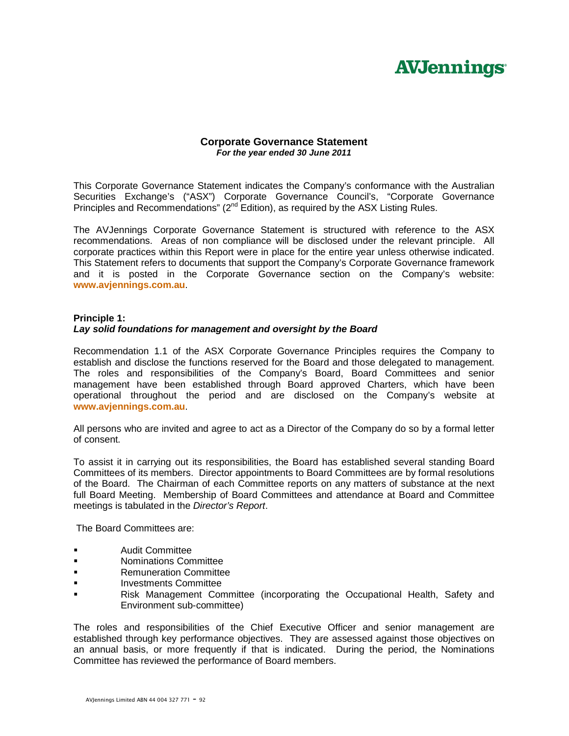AVJennings

# Corporate Governance Statement

***For the year ended 30 June 2011***

This Corporate Governance Statement indicates the Company's conformance with the Australian Securities Exchange's ("ASX") Corporate Governance Council's, "Corporate Governance Principles and Recommendations" (2nd Edition), as required by the ASX Listing Rules.

The AVJennings Corporate Governance Statement is structured with reference to the ASX recommendations. Areas of non compliance will be disclosed under the relevant principle. All corporate practices within this Report were in place for the entire year unless otherwise indicated. This Statement refers to documents that support the Company's Corporate Governance framework and it is posted in the Corporate Governance section on the Company's website: **www.avjennings.com.au**.

## Principle 1:
### *Lay solid foundations for management and oversight by the Board*

Recommendation 1.1 of the ASX Corporate Governance Principles requires the Company to establish and disclose the functions reserved for the Board and those delegated to management. The roles and responsibilities of the Company's Board, Board Committees and senior management have been established through Board approved Charters, which have been operational throughout the period and are disclosed on the Company's website at **www.avjennings.com.au**.

All persons who are invited and agree to act as a Director of the Company do so by a formal letter of consent.

To assist it in carrying out its responsibilities, the Board has established several standing Board Committees of its members. Director appointments to Board Committees are by formal resolutions of the Board. The Chairman of each Committee reports on any matters of substance at the next full Board Meeting. Membership of Board Committees and attendance at Board and Committee meetings is tabulated in the *Director's Report*.

The Board Committees are:

- Audit Committee
- Nominations Committee
- Remuneration Committee
- Investments Committee
- Risk Management Committee (incorporating the Occupational Health, Safety and Environment sub-committee)

The roles and responsibilities of the Chief Executive Officer and senior management are established through key performance objectives. They are assessed against those objectives on an annual basis, or more frequently if that is indicated. During the period, the Nominations Committee has reviewed the performance of Board members.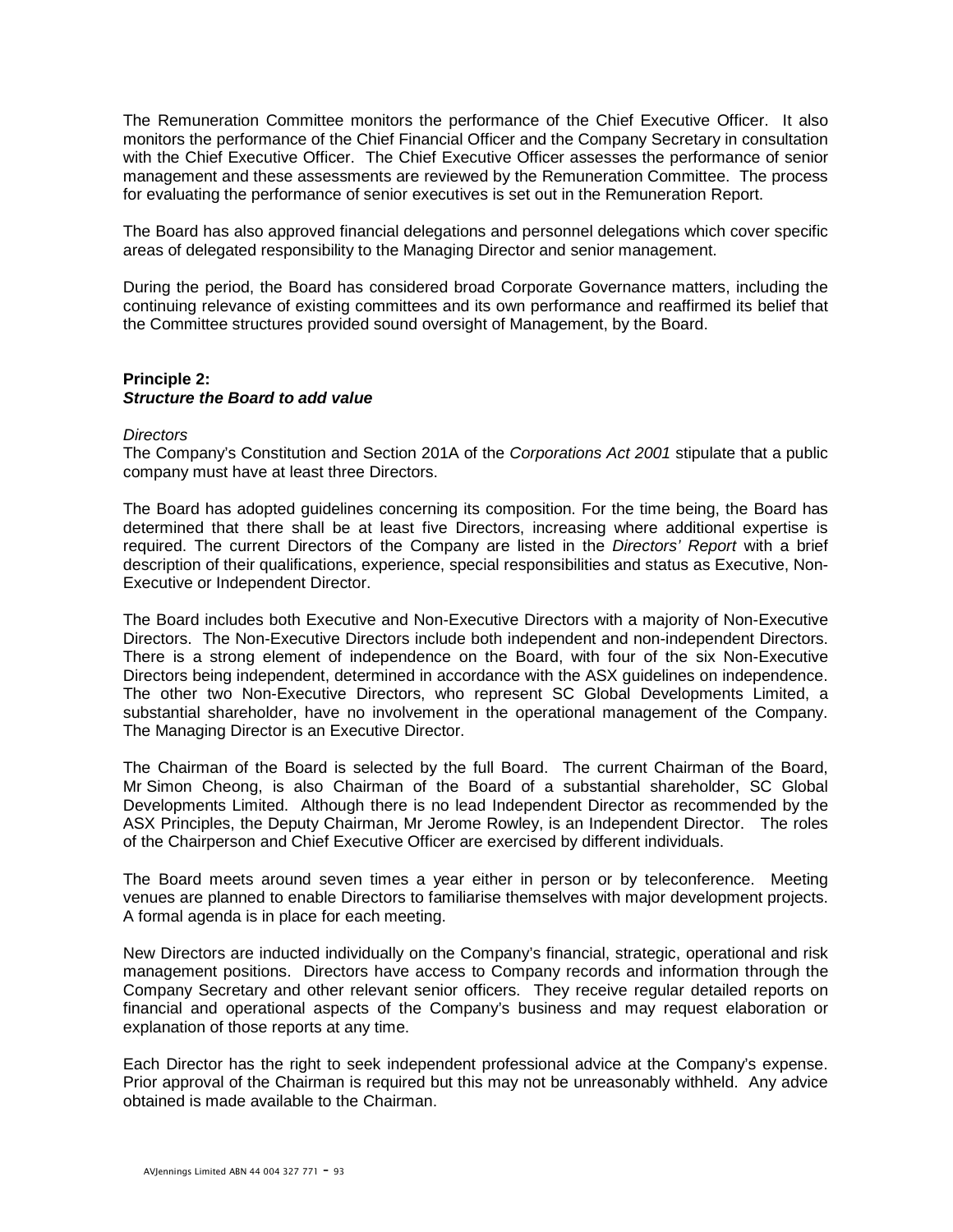The Remuneration Committee monitors the performance of the Chief Executive Officer. It also monitors the performance of the Chief Financial Officer and the Company Secretary in consultation with the Chief Executive Officer. The Chief Executive Officer assesses the performance of senior management and these assessments are reviewed by the Remuneration Committee. The process for evaluating the performance of senior executives is set out in the Remuneration Report.

The Board has also approved financial delegations and personnel delegations which cover specific areas of delegated responsibility to the Managing Director and senior management.

During the period, the Board has considered broad Corporate Governance matters, including the continuing relevance of existing committees and its own performance and reaffirmed its belief that the Committee structures provided sound oversight of Management, by the Board.

**Principle 2:**
***Structure the Board to add value***

*Directors*
The Company's Constitution and Section 201A of the *Corporations Act 2001* stipulate that a public company must have at least three Directors.

The Board has adopted guidelines concerning its composition. For the time being, the Board has determined that there shall be at least five Directors, increasing where additional expertise is required. The current Directors of the Company are listed in the *Directors' Report* with a brief description of their qualifications, experience, special responsibilities and status as Executive, Non-Executive or Independent Director.

The Board includes both Executive and Non-Executive Directors with a majority of Non-Executive Directors. The Non-Executive Directors include both independent and non-independent Directors. There is a strong element of independence on the Board, with four of the six Non-Executive Directors being independent, determined in accordance with the ASX guidelines on independence. The other two Non-Executive Directors, who represent SC Global Developments Limited, a substantial shareholder, have no involvement in the operational management of the Company. The Managing Director is an Executive Director.

The Chairman of the Board is selected by the full Board. The current Chairman of the Board, Mr Simon Cheong, is also Chairman of the Board of a substantial shareholder, SC Global Developments Limited. Although there is no lead Independent Director as recommended by the ASX Principles, the Deputy Chairman, Mr Jerome Rowley, is an Independent Director. The roles of the Chairperson and Chief Executive Officer are exercised by different individuals.

The Board meets around seven times a year either in person or by teleconference. Meeting venues are planned to enable Directors to familiarise themselves with major development projects. A formal agenda is in place for each meeting.

New Directors are inducted individually on the Company's financial, strategic, operational and risk management positions. Directors have access to Company records and information through the Company Secretary and other relevant senior officers. They receive regular detailed reports on financial and operational aspects of the Company's business and may request elaboration or explanation of those reports at any time.

Each Director has the right to seek independent professional advice at the Company's expense. Prior approval of the Chairman is required but this may not be unreasonably withheld. Any advice obtained is made available to the Chairman.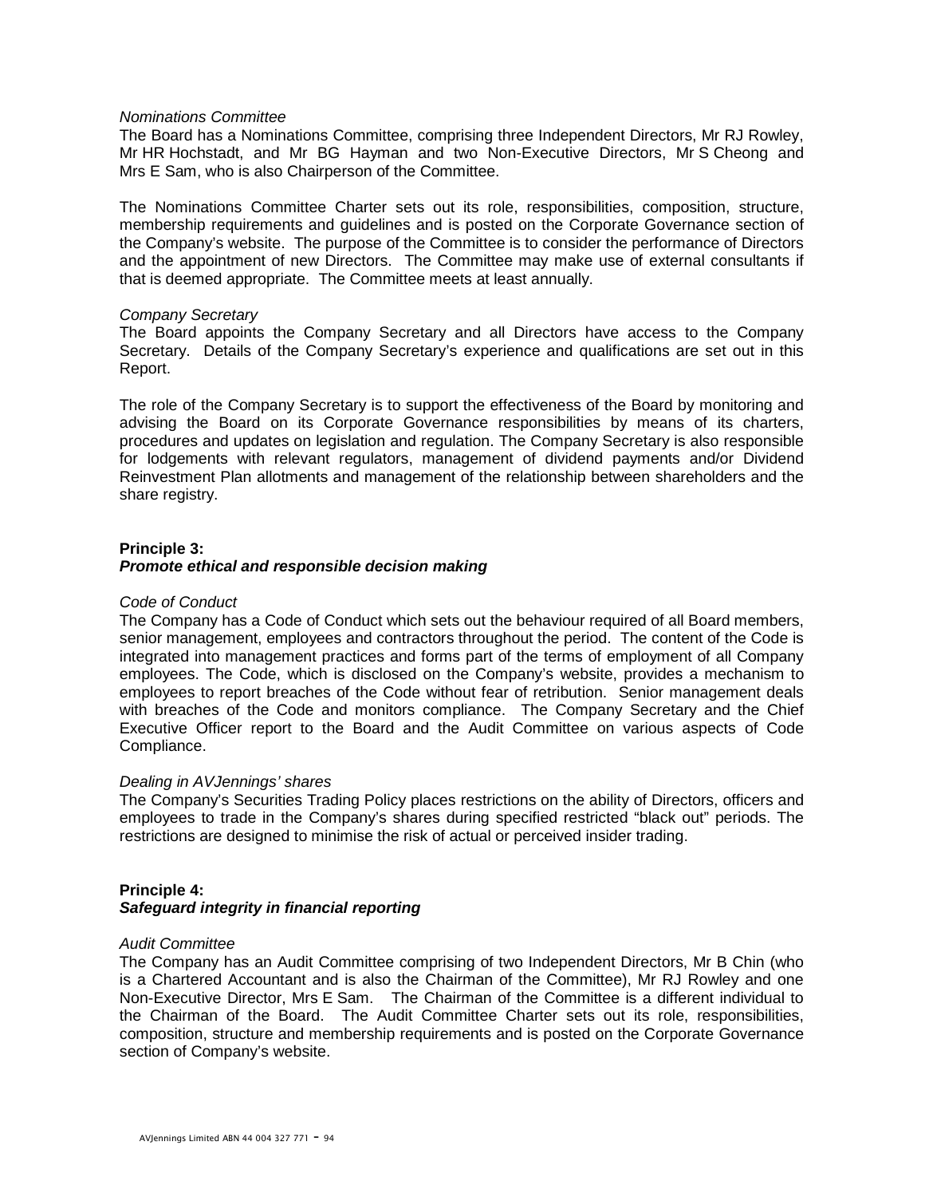*Nominations Committee*

The Board has a Nominations Committee, comprising three Independent Directors, Mr RJ Rowley, Mr HR Hochstadt, and Mr BG Hayman and two Non-Executive Directors, Mr S Cheong and Mrs E Sam, who is also Chairperson of the Committee.

The Nominations Committee Charter sets out its role, responsibilities, composition, structure, membership requirements and guidelines and is posted on the Corporate Governance section of the Company's website. The purpose of the Committee is to consider the performance of Directors and the appointment of new Directors. The Committee may make use of external consultants if that is deemed appropriate. The Committee meets at least annually.

*Company Secretary*

The Board appoints the Company Secretary and all Directors have access to the Company Secretary. Details of the Company Secretary's experience and qualifications are set out in this Report.

The role of the Company Secretary is to support the effectiveness of the Board by monitoring and advising the Board on its Corporate Governance responsibilities by means of its charters, procedures and updates on legislation and regulation. The Company Secretary is also responsible for lodgements with relevant regulators, management of dividend payments and/or Dividend Reinvestment Plan allotments and management of the relationship between shareholders and the share registry.

**Principle 3:**
***Promote ethical and responsible decision making***

*Code of Conduct*

The Company has a Code of Conduct which sets out the behaviour required of all Board members, senior management, employees and contractors throughout the period. The content of the Code is integrated into management practices and forms part of the terms of employment of all Company employees. The Code, which is disclosed on the Company's website, provides a mechanism to employees to report breaches of the Code without fear of retribution. Senior management deals with breaches of the Code and monitors compliance. The Company Secretary and the Chief Executive Officer report to the Board and the Audit Committee on various aspects of Code Compliance.

*Dealing in AVJennings' shares*

The Company's Securities Trading Policy places restrictions on the ability of Directors, officers and employees to trade in the Company's shares during specified restricted "black out" periods. The restrictions are designed to minimise the risk of actual or perceived insider trading.

**Principle 4:**
***Safeguard integrity in financial reporting***

*Audit Committee*

The Company has an Audit Committee comprising of two Independent Directors, Mr B Chin (who is a Chartered Accountant and is also the Chairman of the Committee), Mr RJ Rowley and one Non-Executive Director, Mrs E Sam. The Chairman of the Committee is a different individual to the Chairman of the Board. The Audit Committee Charter sets out its role, responsibilities, composition, structure and membership requirements and is posted on the Corporate Governance section of Company's website.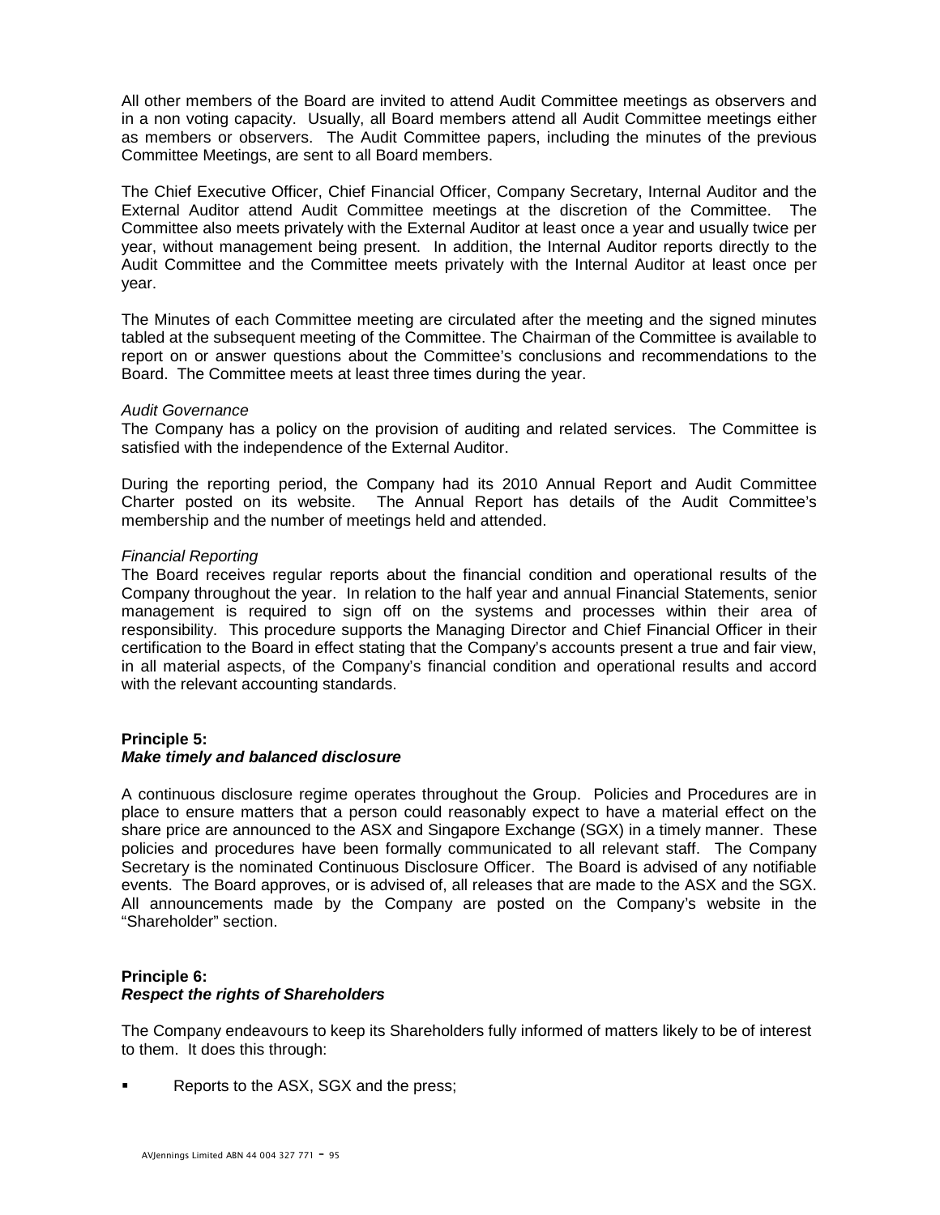All other members of the Board are invited to attend Audit Committee meetings as observers and in a non voting capacity. Usually, all Board members attend all Audit Committee meetings either as members or observers. The Audit Committee papers, including the minutes of the previous Committee Meetings, are sent to all Board members.

The Chief Executive Officer, Chief Financial Officer, Company Secretary, Internal Auditor and the External Auditor attend Audit Committee meetings at the discretion of the Committee. The Committee also meets privately with the External Auditor at least once a year and usually twice per year, without management being present. In addition, the Internal Auditor reports directly to the Audit Committee and the Committee meets privately with the Internal Auditor at least once per year.

The Minutes of each Committee meeting are circulated after the meeting and the signed minutes tabled at the subsequent meeting of the Committee. The Chairman of the Committee is available to report on or answer questions about the Committee's conclusions and recommendations to the Board. The Committee meets at least three times during the year.

*Audit Governance*
The Company has a policy on the provision of auditing and related services. The Committee is satisfied with the independence of the External Auditor.

During the reporting period, the Company had its 2010 Annual Report and Audit Committee Charter posted on its website. The Annual Report has details of the Audit Committee's membership and the number of meetings held and attended.

*Financial Reporting*
The Board receives regular reports about the financial condition and operational results of the Company throughout the year. In relation to the half year and annual Financial Statements, senior management is required to sign off on the systems and processes within their area of responsibility. This procedure supports the Managing Director and Chief Financial Officer in their certification to the Board in effect stating that the Company's accounts present a true and fair view, in all material aspects, of the Company's financial condition and operational results and accord with the relevant accounting standards.

**Principle 5:**
***Make timely and balanced disclosure***

A continuous disclosure regime operates throughout the Group. Policies and Procedures are in place to ensure matters that a person could reasonably expect to have a material effect on the share price are announced to the ASX and Singapore Exchange (SGX) in a timely manner. These policies and procedures have been formally communicated to all relevant staff. The Company Secretary is the nominated Continuous Disclosure Officer. The Board is advised of any notifiable events. The Board approves, or is advised of, all releases that are made to the ASX and the SGX. All announcements made by the Company are posted on the Company's website in the "Shareholder" section.

**Principle 6:**
***Respect the rights of Shareholders***

The Company endeavours to keep its Shareholders fully informed of matters likely to be of interest to them. It does this through:

- Reports to the ASX, SGX and the press;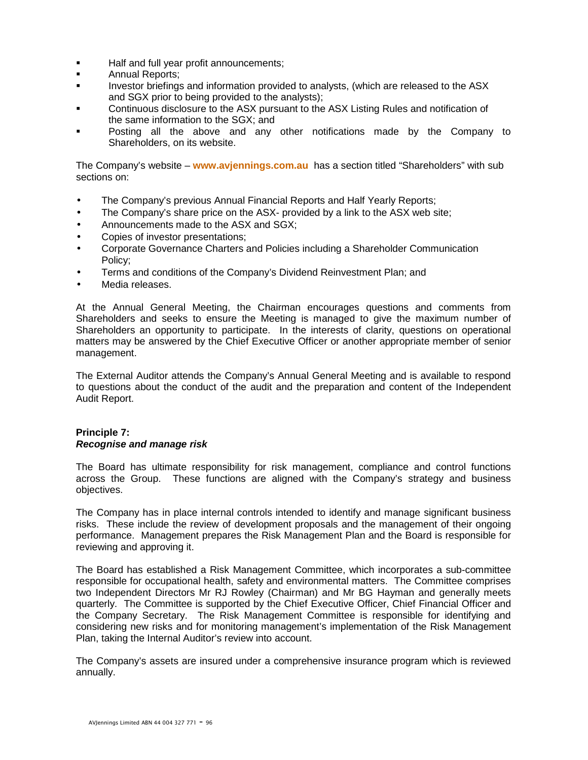- Half and full year profit announcements;
- Annual Reports;
- Investor briefings and information provided to analysts, (which are released to the ASX and SGX prior to being provided to the analysts);
- Continuous disclosure to the ASX pursuant to the ASX Listing Rules and notification of the same information to the SGX; and
- Posting all the above and any other notifications made by the Company to Shareholders, on its website.

The Company's website – **www.avjennings.com.au** has a section titled "Shareholders" with sub sections on:

- The Company's previous Annual Financial Reports and Half Yearly Reports;
- The Company's share price on the ASX- provided by a link to the ASX web site;
- Announcements made to the ASX and SGX;
- Copies of investor presentations;
- Corporate Governance Charters and Policies including a Shareholder Communication Policy;
- Terms and conditions of the Company's Dividend Reinvestment Plan; and
- Media releases.

At the Annual General Meeting, the Chairman encourages questions and comments from Shareholders and seeks to ensure the Meeting is managed to give the maximum number of Shareholders an opportunity to participate. In the interests of clarity, questions on operational matters may be answered by the Chief Executive Officer or another appropriate member of senior management.

The External Auditor attends the Company's Annual General Meeting and is available to respond to questions about the conduct of the audit and the preparation and content of the Independent Audit Report.

**Principle 7:**
***Recognise and manage risk***

The Board has ultimate responsibility for risk management, compliance and control functions across the Group. These functions are aligned with the Company's strategy and business objectives.

The Company has in place internal controls intended to identify and manage significant business risks. These include the review of development proposals and the management of their ongoing performance. Management prepares the Risk Management Plan and the Board is responsible for reviewing and approving it.

The Board has established a Risk Management Committee, which incorporates a sub-committee responsible for occupational health, safety and environmental matters. The Committee comprises two Independent Directors Mr RJ Rowley (Chairman) and Mr BG Hayman and generally meets quarterly. The Committee is supported by the Chief Executive Officer, Chief Financial Officer and the Company Secretary. The Risk Management Committee is responsible for identifying and considering new risks and for monitoring management's implementation of the Risk Management Plan, taking the Internal Auditor's review into account.

The Company's assets are insured under a comprehensive insurance program which is reviewed annually.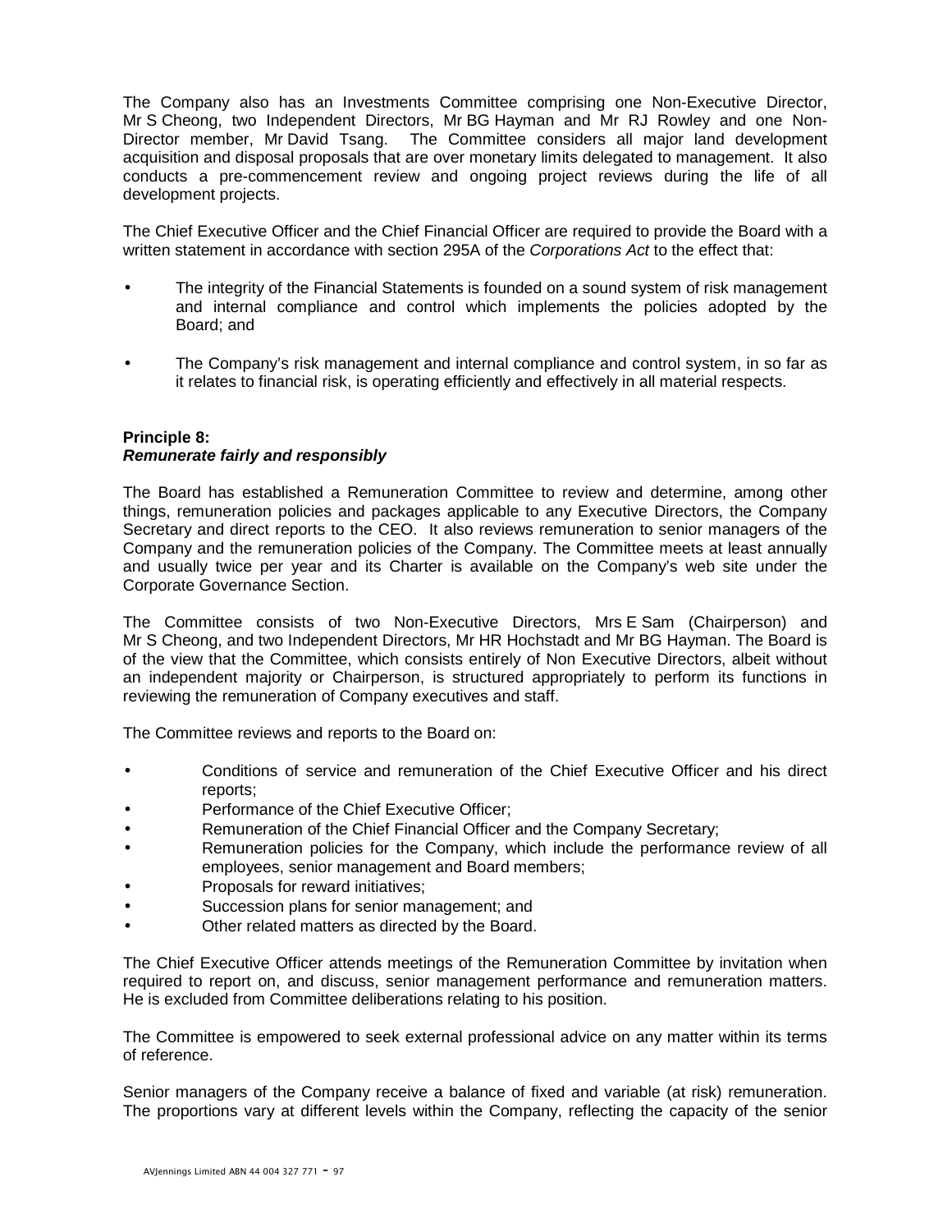The Company also has an Investments Committee comprising one Non-Executive Director, Mr S Cheong, two Independent Directors, Mr BG Hayman and Mr RJ Rowley and one Non-Director member, Mr David Tsang. The Committee considers all major land development acquisition and disposal proposals that are over monetary limits delegated to management. It also conducts a pre-commencement review and ongoing project reviews during the life of all development projects.

The Chief Executive Officer and the Chief Financial Officer are required to provide the Board with a written statement in accordance with section 295A of the *Corporations Act* to the effect that:

- The integrity of the Financial Statements is founded on a sound system of risk management and internal compliance and control which implements the policies adopted by the Board; and
- The Company's risk management and internal compliance and control system, in so far as it relates to financial risk, is operating efficiently and effectively in all material respects.

**Principle 8:**
***Remunerate fairly and responsibly***

The Board has established a Remuneration Committee to review and determine, among other things, remuneration policies and packages applicable to any Executive Directors, the Company Secretary and direct reports to the CEO. It also reviews remuneration to senior managers of the Company and the remuneration policies of the Company. The Committee meets at least annually and usually twice per year and its Charter is available on the Company's web site under the Corporate Governance Section.

The Committee consists of two Non-Executive Directors, Mrs E Sam (Chairperson) and Mr S Cheong, and two Independent Directors, Mr HR Hochstadt and Mr BG Hayman. The Board is of the view that the Committee, which consists entirely of Non Executive Directors, albeit without an independent majority or Chairperson, is structured appropriately to perform its functions in reviewing the remuneration of Company executives and staff.

The Committee reviews and reports to the Board on:

- Conditions of service and remuneration of the Chief Executive Officer and his direct reports;
- Performance of the Chief Executive Officer;
- Remuneration of the Chief Financial Officer and the Company Secretary;
- Remuneration policies for the Company, which include the performance review of all employees, senior management and Board members;
- Proposals for reward initiatives;
- Succession plans for senior management; and
- Other related matters as directed by the Board.

The Chief Executive Officer attends meetings of the Remuneration Committee by invitation when required to report on, and discuss, senior management performance and remuneration matters. He is excluded from Committee deliberations relating to his position.

The Committee is empowered to seek external professional advice on any matter within its terms of reference.

Senior managers of the Company receive a balance of fixed and variable (at risk) remuneration. The proportions vary at different levels within the Company, reflecting the capacity of the senior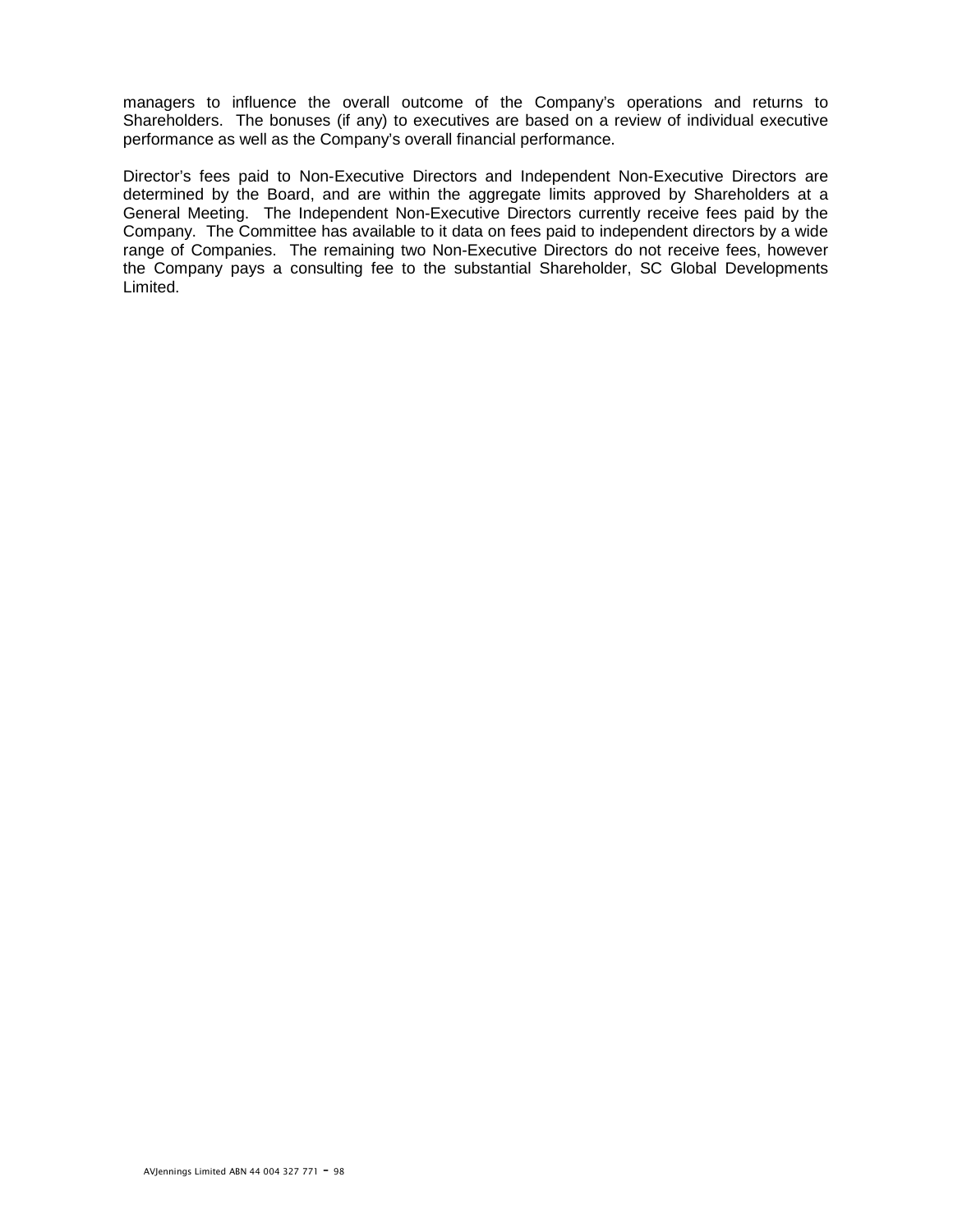managers to influence the overall outcome of the Company's operations and returns to Shareholders. The bonuses (if any) to executives are based on a review of individual executive performance as well as the Company's overall financial performance.

Director's fees paid to Non-Executive Directors and Independent Non-Executive Directors are determined by the Board, and are within the aggregate limits approved by Shareholders at a General Meeting. The Independent Non-Executive Directors currently receive fees paid by the Company. The Committee has available to it data on fees paid to independent directors by a wide range of Companies. The remaining two Non-Executive Directors do not receive fees, however the Company pays a consulting fee to the substantial Shareholder, SC Global Developments Limited.